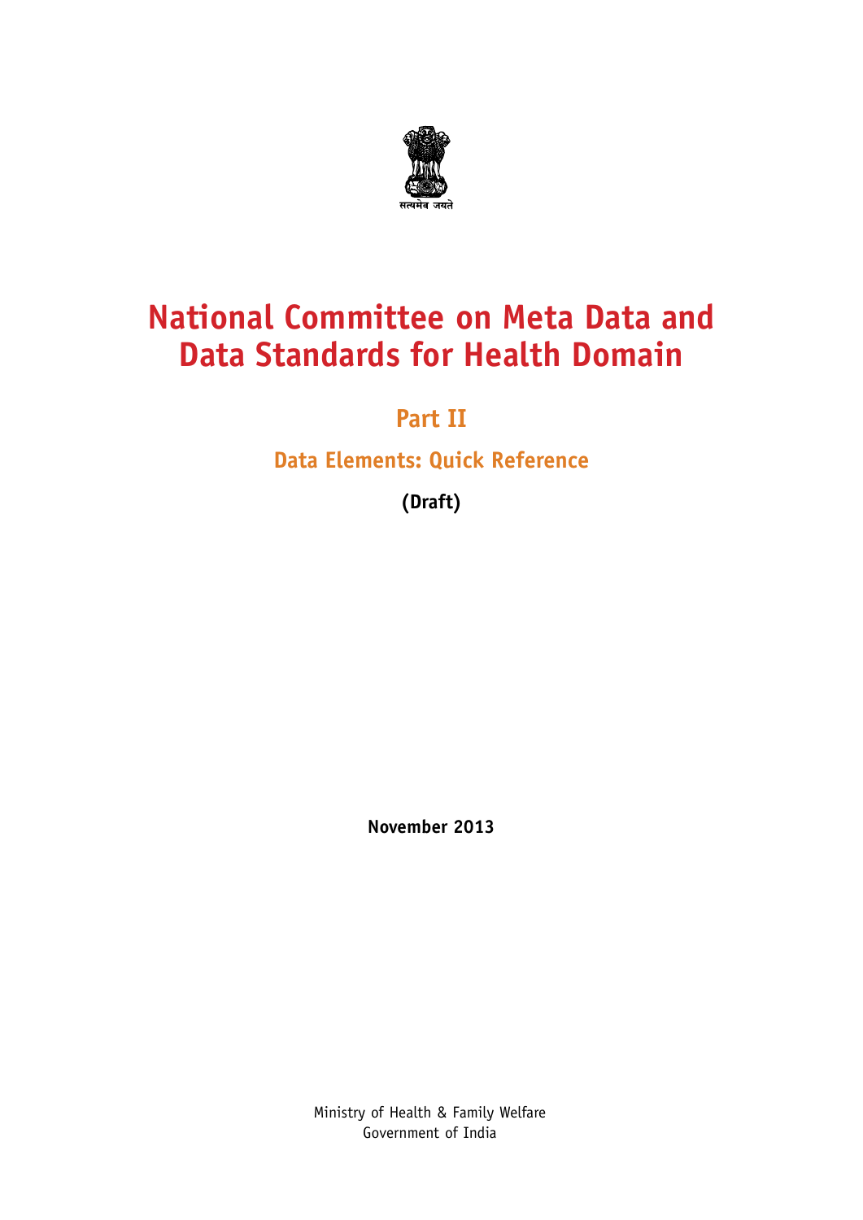सत्यमेव जयते

# National Committee on Meta Data and Data Standards for Health Domain

## Part II

### Data Elements: Quick Reference

**(Draft)**

**November 2013**

Ministry of Health & Family Welfare
Government of India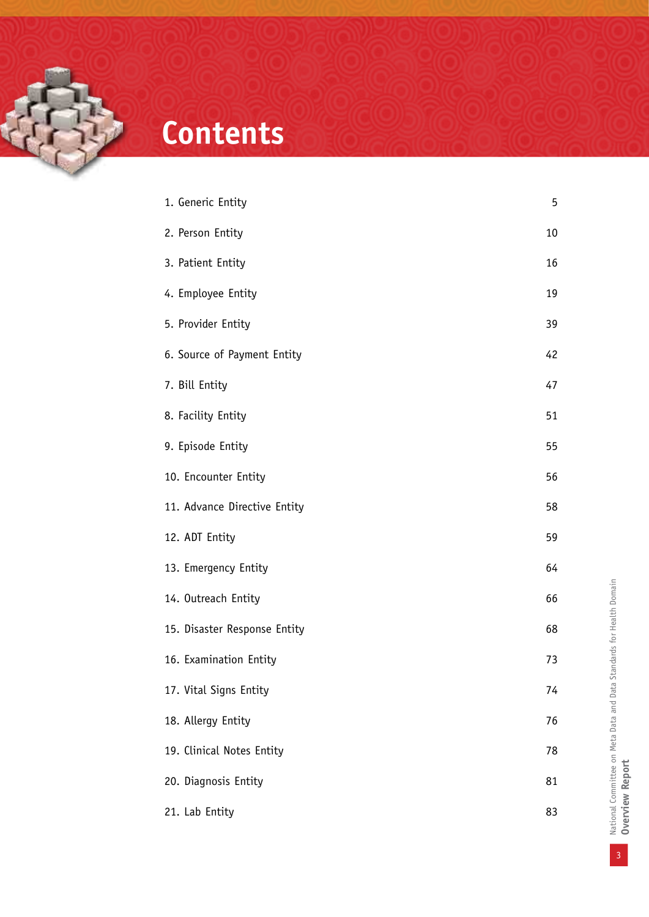# Contents

| | |
|---|---|
| 1. Generic Entity | 5 |
| 2. Person Entity | 10 |
| 3. Patient Entity | 16 |
| 4. Employee Entity | 19 |
| 5. Provider Entity | 39 |
| 6. Source of Payment Entity | 42 |
| 7. Bill Entity | 47 |
| 8. Facility Entity | 51 |
| 9. Episode Entity | 55 |
| 10. Encounter Entity | 56 |
| 11. Advance Directive Entity | 58 |
| 12. ADT Entity | 59 |
| 13. Emergency Entity | 64 |
| 14. Outreach Entity | 66 |
| 15. Disaster Response Entity | 68 |
| 16. Examination Entity | 73 |
| 17. Vital Signs Entity | 74 |
| 18. Allergy Entity | 76 |
| 19. Clinical Notes Entity | 78 |
| 20. Diagnosis Entity | 81 |
| 21. Lab Entity | 83 |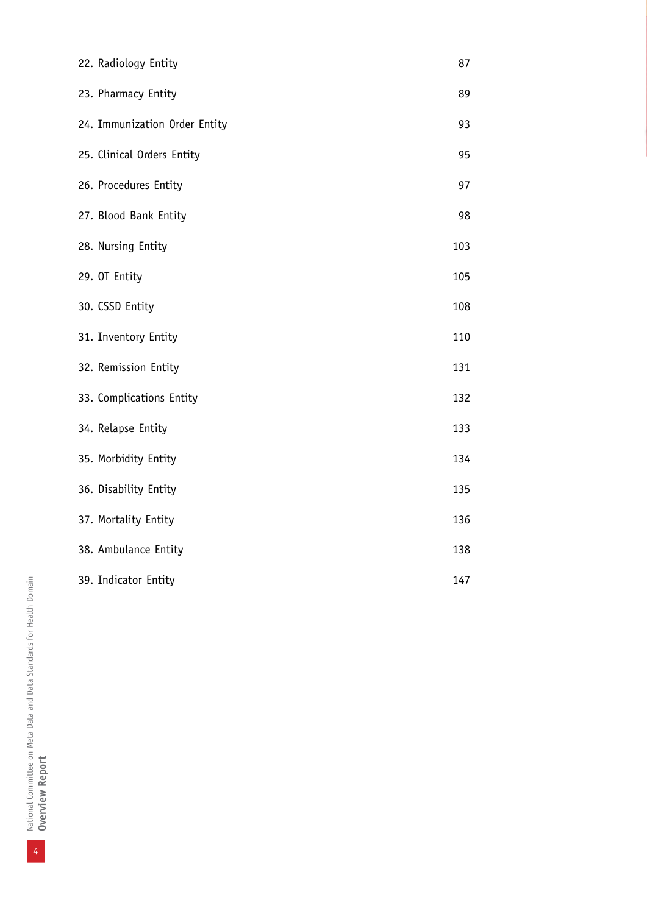| | |
|---|---|
| 22. Radiology Entity | 87 |
| 23. Pharmacy Entity | 89 |
| 24. Immunization Order Entity | 93 |
| 25. Clinical Orders Entity | 95 |
| 26. Procedures Entity | 97 |
| 27. Blood Bank Entity | 98 |
| 28. Nursing Entity | 103 |
| 29. OT Entity | 105 |
| 30. CSSD Entity | 108 |
| 31. Inventory Entity | 110 |
| 32. Remission Entity | 131 |
| 33. Complications Entity | 132 |
| 34. Relapse Entity | 133 |
| 35. Morbidity Entity | 134 |
| 36. Disability Entity | 135 |
| 37. Mortality Entity | 136 |
| 38. Ambulance Entity | 138 |
| 39. Indicator Entity | 147 |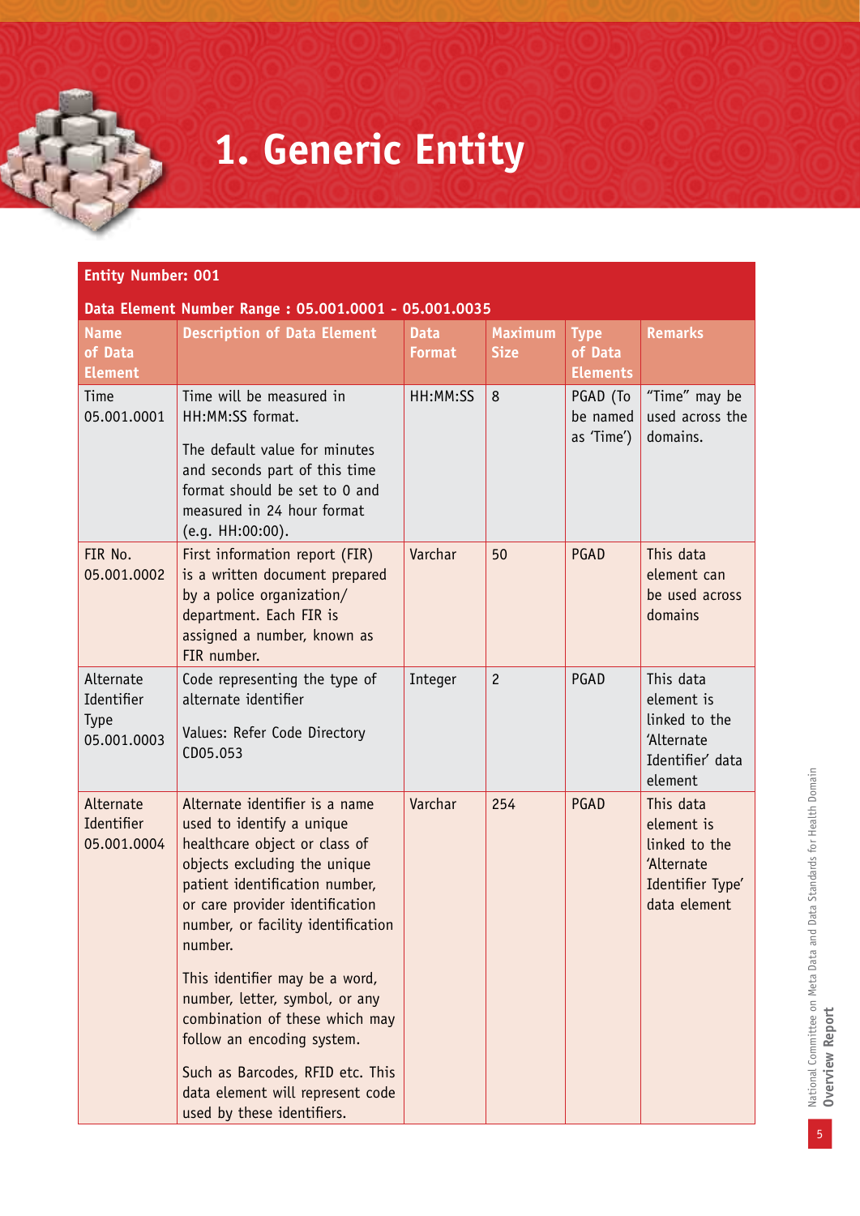# 1. Generic Entity

**Entity Number: 001**

**Data Element Number Range : 05.001.0001 - 05.001.0035**

| Name of Data Element | Description of Data Element | Data Format | Maximum Size | Type of Data Elements | Remarks |
|---|---|---|---|---|---|
| Time 05.001.0001 | Time will be measured in HH:MM:SS format. The default value for minutes and seconds part of this time format should be set to 0 and measured in 24 hour format (e.g. HH:00:00). | HH:MM:SS | 8 | PGAD (To be named as 'Time') | "Time" may be used across the domains. |
| FIR No. 05.001.0002 | First information report (FIR) is a written document prepared by a police organization/ department. Each FIR is assigned a number, known as FIR number. | Varchar | 50 | PGAD | This data element can be used across domains |
| Alternate Identifier Type 05.001.0003 | Code representing the type of alternate identifier<br><br>Values: Refer Code Directory CD05.053 | Integer | 2 | PGAD | This data element is linked to the 'Alternate Identifier' data element |
| Alternate Identifier 05.001.0004 | Alternate identifier is a name used to identify a unique healthcare object or class of objects excluding the unique patient identification number, or care provider identification number, or facility identification number.<br><br>This identifier may be a word, number, letter, symbol, or any combination of these which may follow an encoding system.<br><br>Such as Barcodes, RFID etc. This data element will represent code used by these identifiers. | Varchar | 254 | PGAD | This data element is linked to the 'Alternate Identifier Type' data element |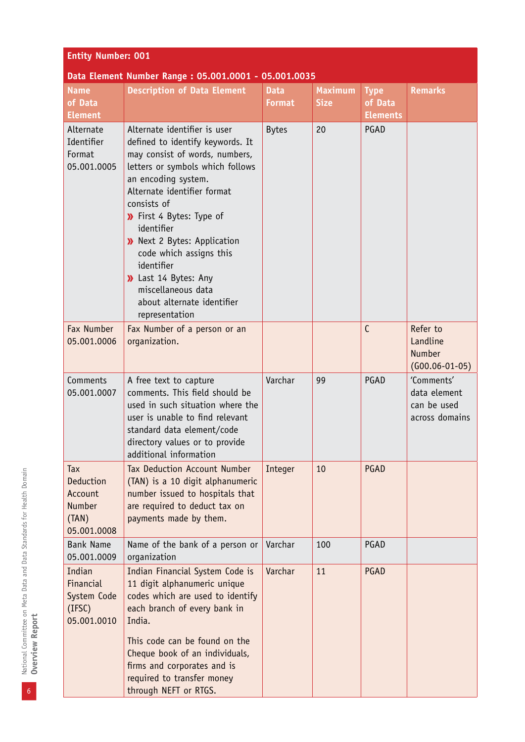| Entity Number: 001 | | | | | |
|---|---|---|---|---|---|
| **Data Element Number Range : 05.001.0001 - 05.001.0035** | | | | | |
| **Name of Data Element** | **Description of Data Element** | **Data Format** | **Maximum Size** | **Type of Data Elements** | **Remarks** |
| Alternate Identifier Format 05.001.0005 | Alternate identifier is user defined to identify keywords. It may consist of words, numbers, letters or symbols which follows an encoding system. Alternate identifier format consists of <br>» First 4 Bytes: Type of identifier <br>» Next 2 Bytes: Application code which assigns this identifier <br>» Last 14 Bytes: Any miscellaneous data about alternate identifier representation | Bytes | 20 | PGAD | |
| Fax Number 05.001.0006 | Fax Number of a person or an organization. | | | C | Refer to Landline Number (G00.06-01-05) |
| Comments 05.001.0007 | A free text to capture comments. This field should be used in such situation where the user is unable to find relevant standard data element/code directory values or to provide additional information | Varchar | 99 | PGAD | 'Comments' data element can be used across domains |
| Tax Deduction Account Number (TAN) 05.001.0008 | Tax Deduction Account Number (TAN) is a 10 digit alphanumeric number issued to hospitals that are required to deduct tax on payments made by them. | Integer | 10 | PGAD | |
| Bank Name 05.001.0009 | Name of the bank of a person or organization | Varchar | 100 | PGAD | |
| Indian Financial System Code (IFSC) 05.001.0010 | Indian Financial System Code is 11 digit alphanumeric unique codes which are used to identify each branch of every bank in India. <br><br>This code can be found on the Cheque book of an individuals, firms and corporates and is required to transfer money through NEFT or RTGS. | Varchar | 11 | PGAD | |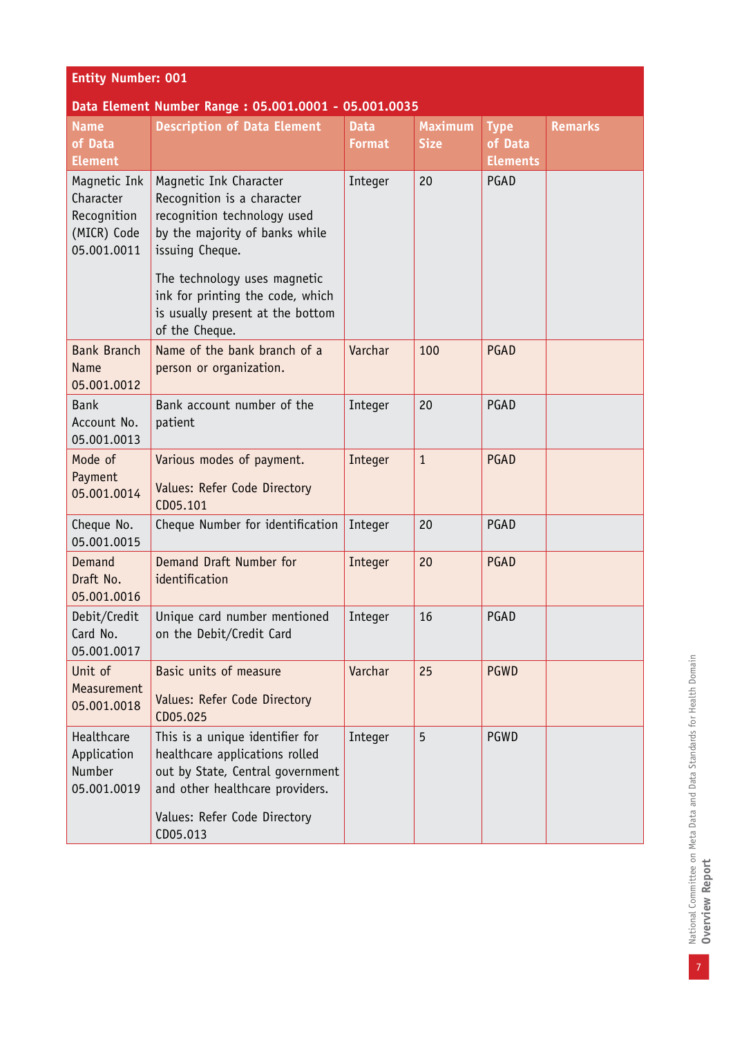**Entity Number: 001**

**Data Element Number Range : 05.001.0001 - 05.001.0035**

| Name of Data Element | Description of Data Element | Data Format | Maximum Size | Type of Data Elements | Remarks |
|---|---|---|---|---|---|
| Magnetic Ink Character Recognition (MICR) Code 05.001.0011 | Magnetic Ink Character Recognition is a character recognition technology used by the majority of banks while issuing Cheque. The technology uses magnetic ink for printing the code, which is usually present at the bottom of the Cheque. | Integer | 20 | PGAD | |
| Bank Branch Name 05.001.0012 | Name of the bank branch of a person or organization. | Varchar | 100 | PGAD | |
| Bank Account No. 05.001.0013 | Bank account number of the patient | Integer | 20 | PGAD | |
| Mode of Payment 05.001.0014 | Various modes of payment. Values: Refer Code Directory CD05.101 | Integer | 1 | PGAD | |
| Cheque No. 05.001.0015 | Cheque Number for identification | Integer | 20 | PGAD | |
| Demand Draft No. 05.001.0016 | Demand Draft Number for identification | Integer | 20 | PGAD | |
| Debit/Credit Card No. 05.001.0017 | Unique card number mentioned on the Debit/Credit Card | Integer | 16 | PGAD | |
| Unit of Measurement 05.001.0018 | Basic units of measure Values: Refer Code Directory CD05.025 | Varchar | 25 | PGWD | |
| Healthcare Application Number 05.001.0019 | This is a unique identifier for healthcare applications rolled out by State, Central government and other healthcare providers. Values: Refer Code Directory CD05.013 | Integer | 5 | PGWD | |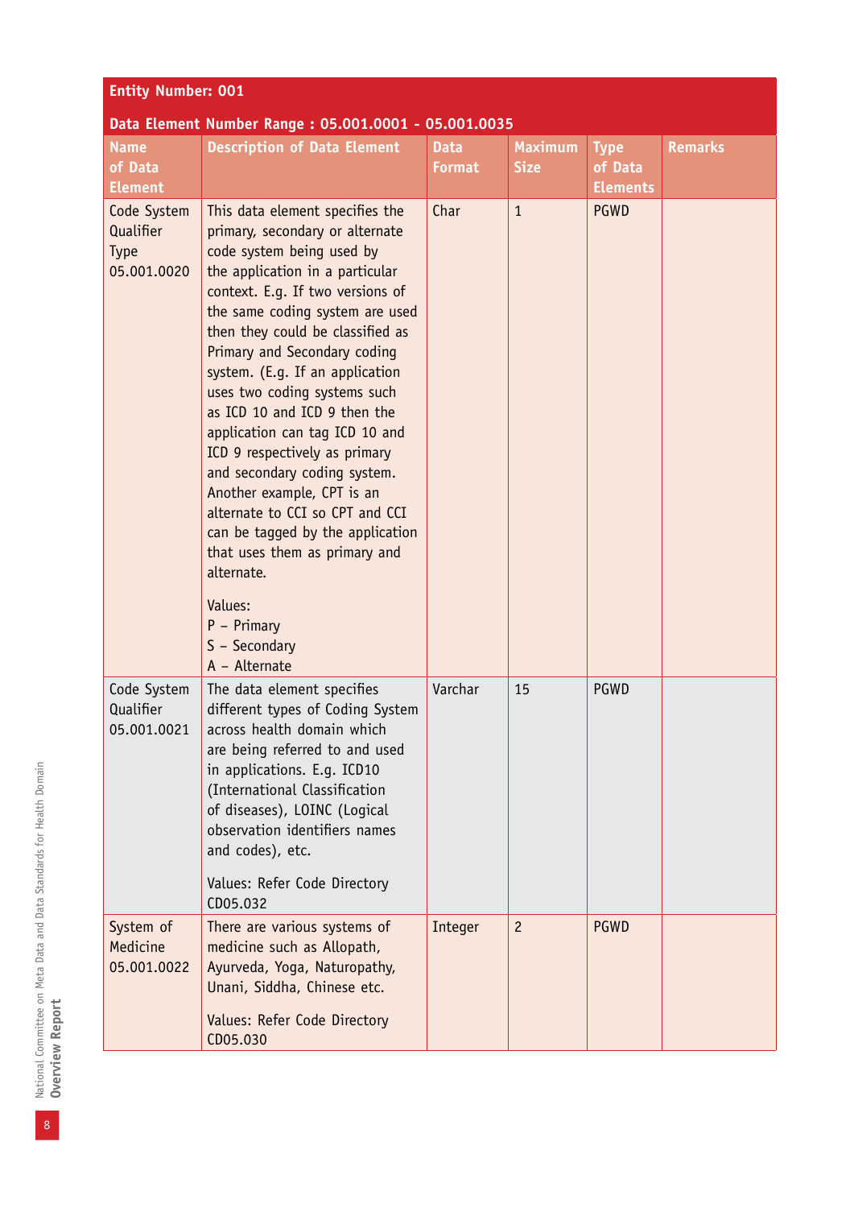**Entity Number: 001**

**Data Element Number Range : 05.001.0001 - 05.001.0035**

| Name of Data Element | Description of Data Element | Data Format | Maximum Size | Type of Data Elements | Remarks |
|---|---|---|---|---|---|
| Code System Qualifier Type 05.001.0020 | This data element specifies the primary, secondary or alternate code system being used by the application in a particular context. E.g. If two versions of the same coding system are used then they could be classified as Primary and Secondary coding system. (E.g. If an application uses two coding systems such as ICD 10 and ICD 9 then the application can tag ICD 10 and ICD 9 respectively as primary and secondary coding system. Another example, CPT is an alternate to CCI so CPT and CCI can be tagged by the application that uses them as primary and alternate.<br><br>Values:<br>P – Primary<br>S – Secondary<br>A – Alternate | Char | 1 | PGWD | |
| Code System Qualifier 05.001.0021 | The data element specifies different types of Coding System across health domain which are being referred to and used in applications. E.g. ICD10 (International Classification of diseases), LOINC (Logical observation identifiers names and codes), etc.<br><br>Values: Refer Code Directory CD05.032 | Varchar | 15 | PGWD | |
| System of Medicine 05.001.0022 | There are various systems of medicine such as Allopath, Ayurveda, Yoga, Naturopathy, Unani, Siddha, Chinese etc.<br><br>Values: Refer Code Directory CD05.030 | Integer | 2 | PGWD | |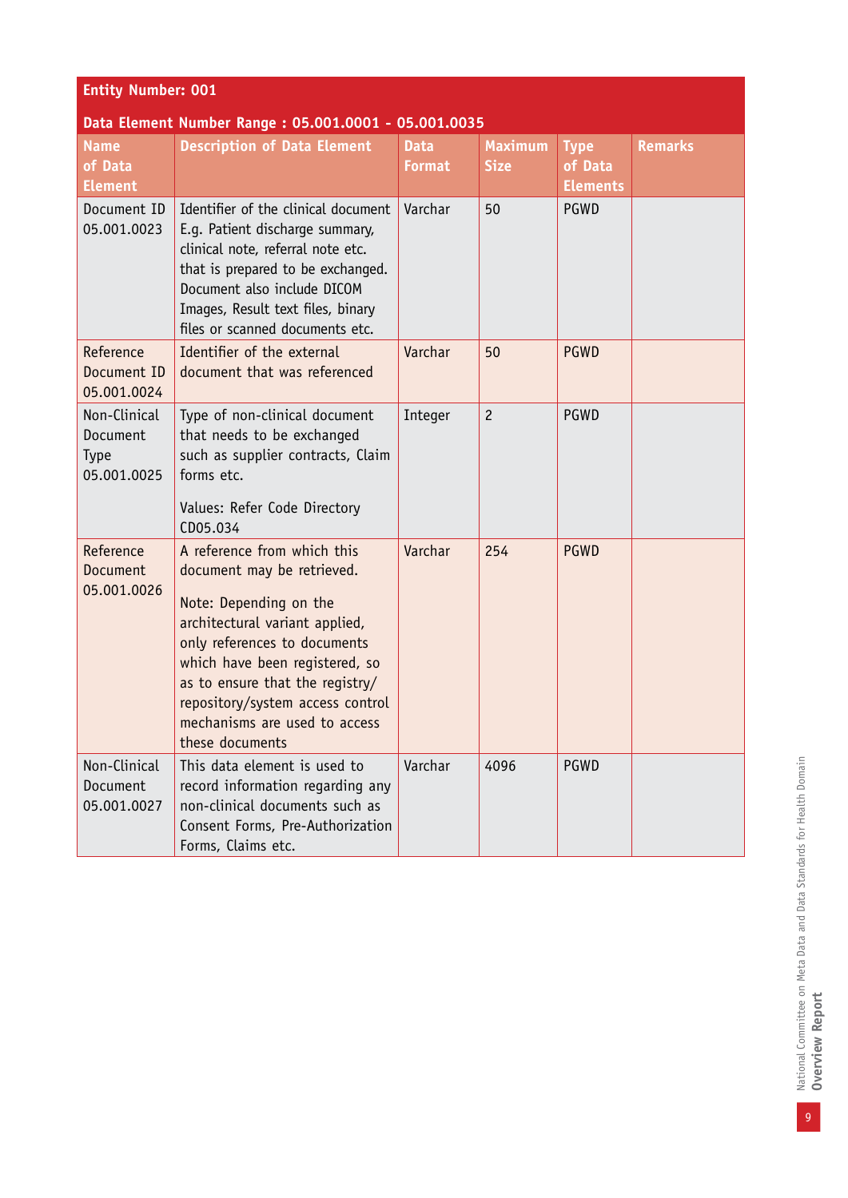| Entity Number: 001 | | | | | |
|---|---|---|---|---|---|
| **Data Element Number Range : 05.001.0001 - 05.001.0035** | | | | | |
| **Name of Data Element** | **Description of Data Element** | **Data Format** | **Maximum Size** | **Type of Data Elements** | **Remarks** |
| Document ID 05.001.0023 | Identifier of the clinical document E.g. Patient discharge summary, clinical note, referral note etc. that is prepared to be exchanged. Document also include DICOM Images, Result text files, binary files or scanned documents etc. | Varchar | 50 | PGWD | |
| Reference Document ID 05.001.0024 | Identifier of the external document that was referenced | Varchar | 50 | PGWD | |
| Non-Clinical Document Type 05.001.0025 | Type of non-clinical document that needs to be exchanged such as supplier contracts, Claim forms etc.<br><br>Values: Refer Code Directory CD05.034 | Integer | 2 | PGWD | |
| Reference Document 05.001.0026 | A reference from which this document may be retrieved.<br><br>Note: Depending on the architectural variant applied, only references to documents which have been registered, so as to ensure that the registry/ repository/system access control mechanisms are used to access these documents | Varchar | 254 | PGWD | |
| Non-Clinical Document 05.001.0027 | This data element is used to record information regarding any non-clinical documents such as Consent Forms, Pre-Authorization Forms, Claims etc. | Varchar | 4096 | PGWD | |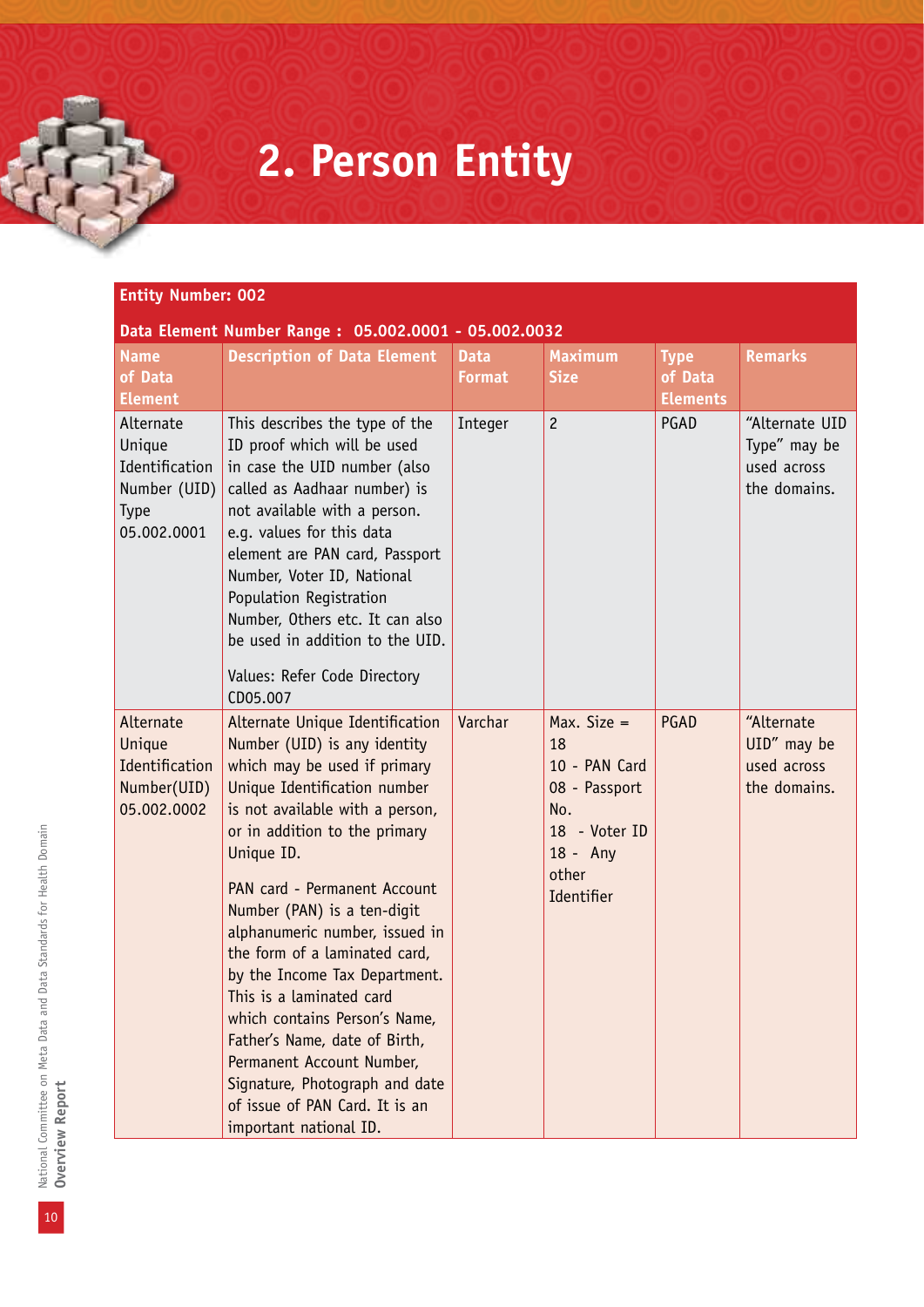# 2. Person Entity

**Entity Number: 002**

**Data Element Number Range : 05.002.0001 - 05.002.0032**

| Name of Data Element | Description of Data Element | Data Format | Maximum Size | Type of Data Elements | Remarks |
|---|---|---|---|---|---|
| Alternate Unique Identification Number (UID) Type 05.002.0001 | This describes the type of the ID proof which will be used in case the UID number (also called as Aadhaar number) is not available with a person. e.g. values for this data element are PAN card, Passport Number, Voter ID, National Population Registration Number, Others etc. It can also be used in addition to the UID.<br><br>Values: Refer Code Directory CD05.007 | Integer | 2 | PGAD | "Alternate UID Type" may be used across the domains. |
| Alternate Unique Identification Number(UID) 05.002.0002 | Alternate Unique Identification Number (UID) is any identity which may be used if primary Unique Identification number is not available with a person, or in addition to the primary Unique ID.<br><br>PAN card - Permanent Account Number (PAN) is a ten-digit alphanumeric number, issued in the form of a laminated card, by the Income Tax Department. This is a laminated card which contains Person's Name, Father's Name, date of Birth, Permanent Account Number, Signature, Photograph and date of issue of PAN Card. It is an important national ID. | Varchar | Max. Size = 18<br>10 - PAN Card<br>08 - Passport No.<br>18 - Voter ID<br>18 - Any other Identifier | PGAD | "Alternate UID" may be used across the domains. |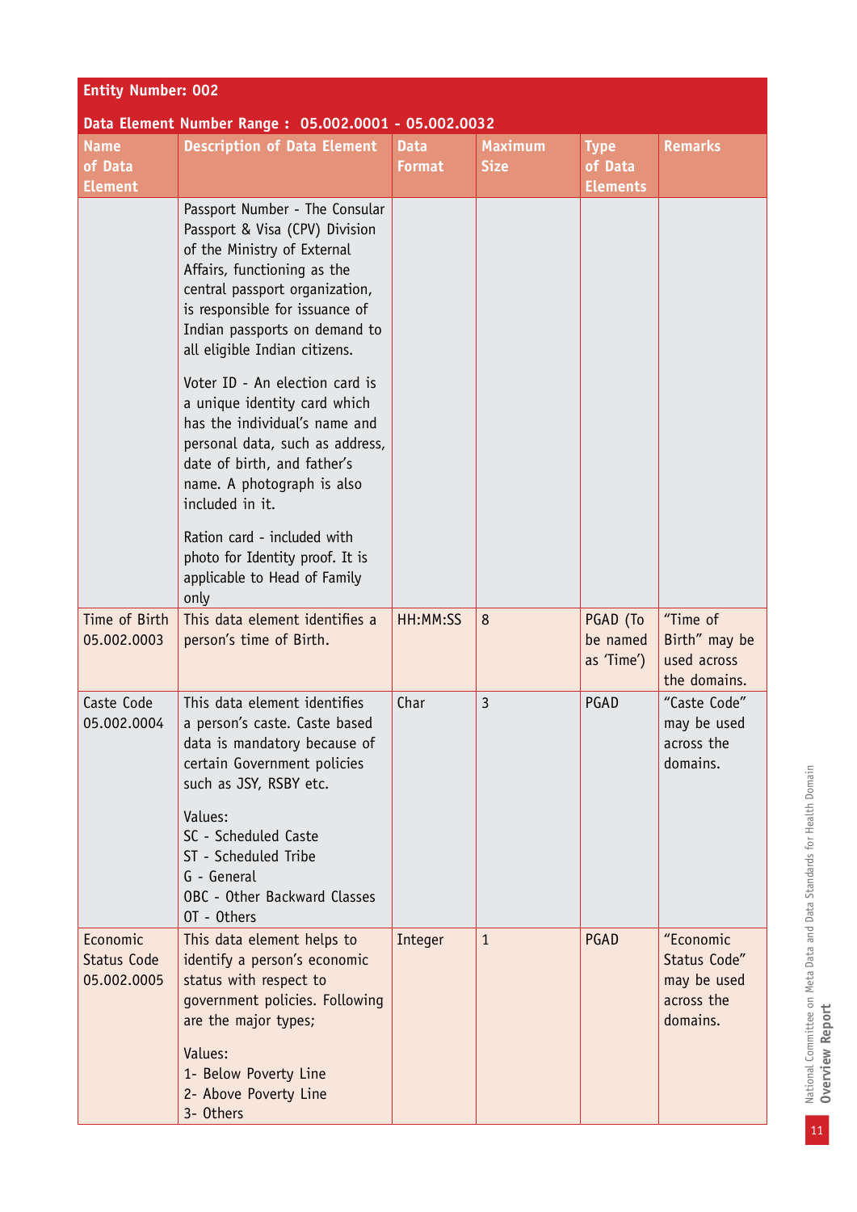**Entity Number: 002**

**Data Element Number Range : 05.002.0001 - 05.002.0032**

| Name of Data Element | Description of Data Element | Data Format | Maximum Size | Type of Data Elements | Remarks |
|---|---|---|---|---|---|
| | Passport Number - The Consular Passport & Visa (CPV) Division of the Ministry of External Affairs, functioning as the central passport organization, is responsible for issuance of Indian passports on demand to all eligible Indian citizens.<br><br>Voter ID - An election card is a unique identity card which has the individual's name and personal data, such as address, date of birth, and father's name. A photograph is also included in it.<br><br>Ration card - included with photo for Identity proof. It is applicable to Head of Family only | | | | |
| Time of Birth 05.002.0003 | This data element identifies a person's time of Birth. | HH:MM:SS | 8 | PGAD (To be named as 'Time') | "Time of Birth" may be used across the domains. |
| Caste Code 05.002.0004 | This data element identifies a person's caste. Caste based data is mandatory because of certain Government policies such as JSY, RSBY etc.<br><br>Values:<br>SC - Scheduled Caste<br>ST - Scheduled Tribe<br>G - General<br>OBC - Other Backward Classes<br>OT - Others | Char | 3 | PGAD | "Caste Code" may be used across the domains. |
| Economic Status Code 05.002.0005 | This data element helps to identify a person's economic status with respect to government policies. Following are the major types;<br><br>Values:<br>1- Below Poverty Line<br>2- Above Poverty Line<br>3- Others | Integer | 1 | PGAD | "Economic Status Code" may be used across the domains. |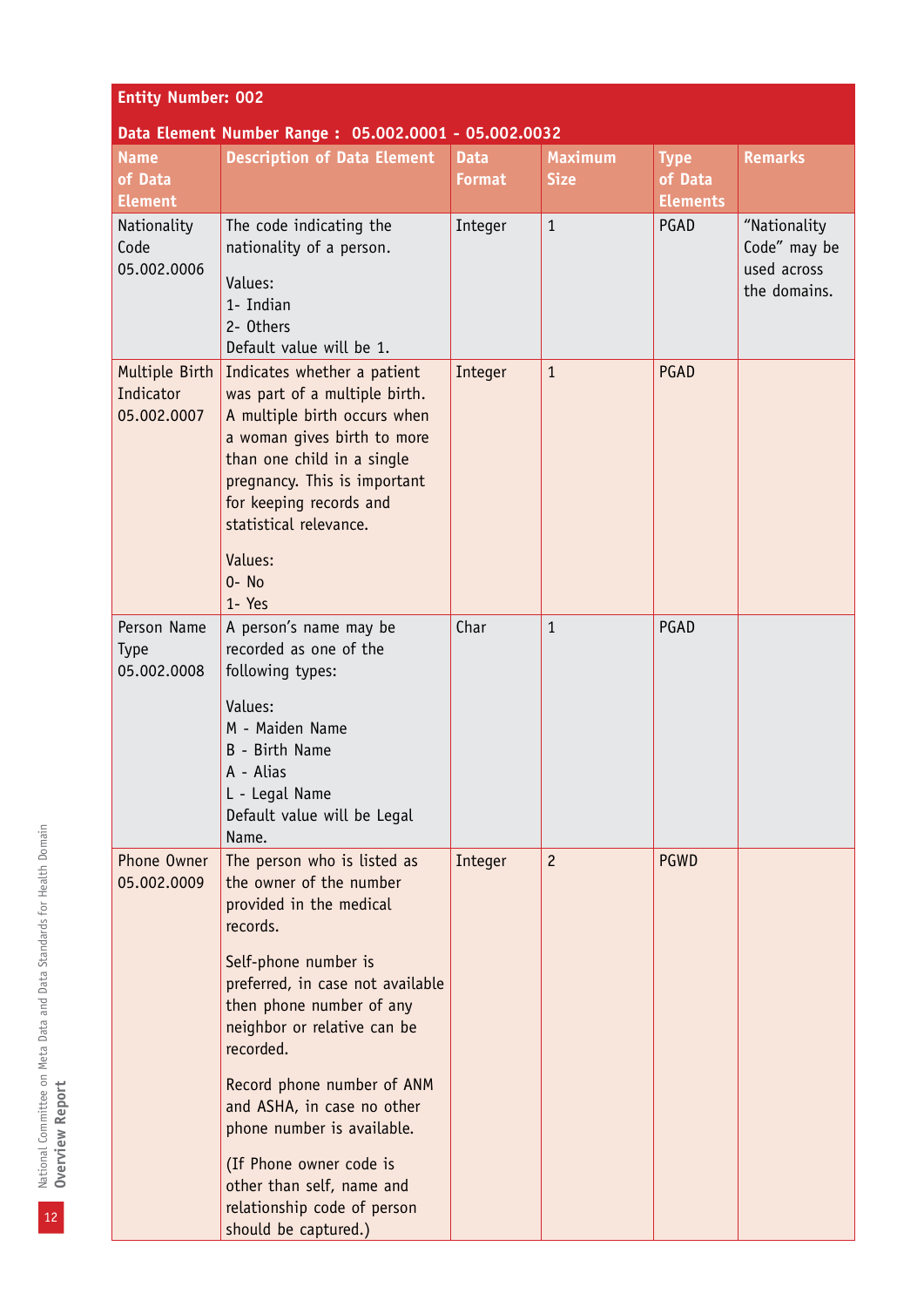**Entity Number: 002**

**Data Element Number Range : 05.002.0001 - 05.002.0032**

| Name of Data Element | Description of Data Element | Data Format | Maximum Size | Type of Data Elements | Remarks |
|---|---|---|---|---|---|
| Nationality Code 05.002.0006 | The code indicating the nationality of a person.<br><br>Values:<br>1- Indian<br>2- Others<br>Default value will be 1. | Integer | 1 | PGAD | "Nationality Code" may be used across the domains. |
| Multiple Birth Indicator 05.002.0007 | Indicates whether a patient was part of a multiple birth. A multiple birth occurs when a woman gives birth to more than one child in a single pregnancy. This is important for keeping records and statistical relevance.<br><br>Values:<br>0- No<br>1- Yes | Integer | 1 | PGAD | |
| Person Name Type 05.002.0008 | A person's name may be recorded as one of the following types:<br><br>Values:<br>M - Maiden Name<br>B - Birth Name<br>A - Alias<br>L - Legal Name<br>Default value will be Legal Name. | Char | 1 | PGAD | |
| Phone Owner 05.002.0009 | The person who is listed as the owner of the number provided in the medical records.<br><br>Self-phone number is preferred, in case not available then phone number of any neighbor or relative can be recorded.<br><br>Record phone number of ANM and ASHA, in case no other phone number is available.<br><br>(If Phone owner code is other than self, name and relationship code of person should be captured.) | Integer | 2 | PGWD | |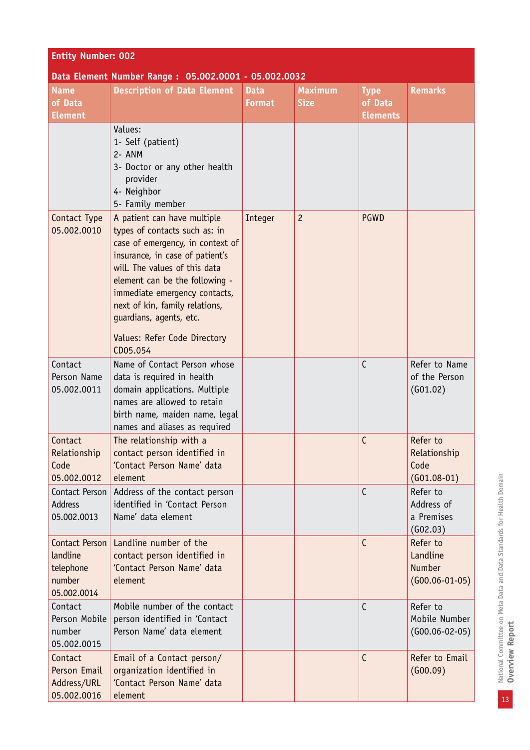**Entity Number: 002**

**Data Element Number Range : 05.002.0001 - 05.002.0032**

| Name of Data Element | Description of Data Element | Data Format | Maximum Size | Type of Data Elements | Remarks |
|---|---|---|---|---|---|
| | Values:<br>1- Self (patient)<br>2- ANM<br>3- Doctor or any other health provider<br>4- Neighbor<br>5- Family member | | | | |
| Contact Type 05.002.0010 | A patient can have multiple types of contacts such as: in case of emergency, in context of insurance, in case of patient's will. The values of this data element can be the following - immediate emergency contacts, next of kin, family relations, guardians, agents, etc.<br><br>Values: Refer Code Directory CD05.054 | Integer | 2 | PGWD | |
| Contact Person Name 05.002.0011 | Name of Contact Person whose data is required in health domain applications. Multiple names are allowed to retain birth name, maiden name, legal names and aliases as required | | | C | Refer to Name of the Person (G01.02) |
| Contact Relationship Code 05.002.0012 | The relationship with a contact person identified in 'Contact Person Name' data element | | | C | Refer to Relationship Code (G01.08-01) |
| Contact Person Address 05.002.0013 | Address of the contact person identified in 'Contact Person Name' data element | | | C | Refer to Address of a Premises (G02.03) |
| Contact Person landline telephone number 05.002.0014 | Landline number of the contact person identified in 'Contact Person Name' data element | | | C | Refer to Landline Number (G00.06-01-05) |
| Contact Person Mobile number 05.002.0015 | Mobile number of the contact person identified in 'Contact Person Name' data element | | | C | Refer to Mobile Number (G00.06-02-05) |
| Contact Person Email Address/URL 05.002.0016 | Email of a Contact person/ organization identified in 'Contact Person Name' data element | | | C | Refer to Email (G00.09) |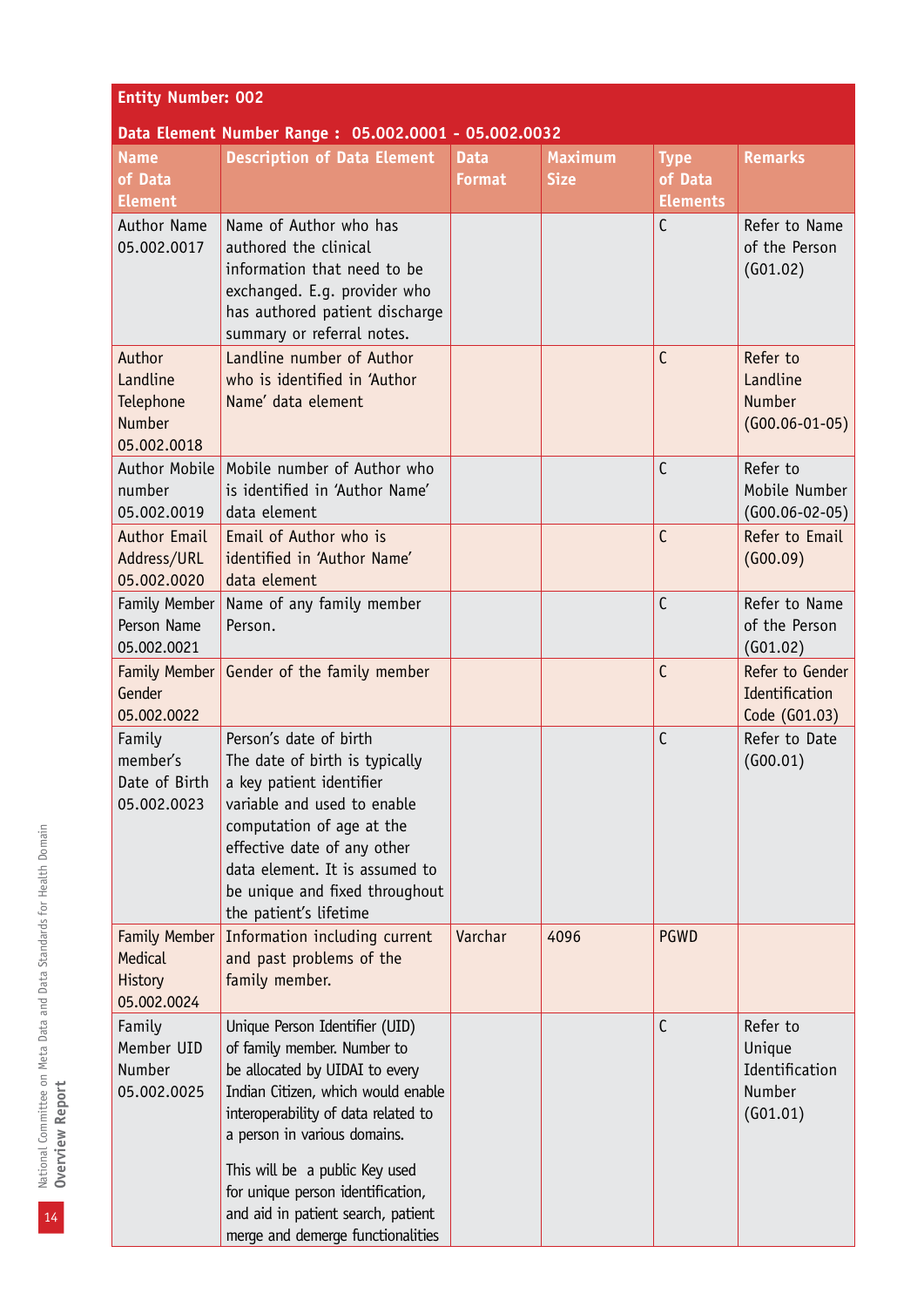| Entity Number: 002 | | | | | |
|---|---|---|---|---|---|
| **Data Element Number Range : 05.002.0001 - 05.002.0032** | | | | | |
| **Name of Data Element** | **Description of Data Element** | **Data Format** | **Maximum Size** | **Type of Data Elements** | **Remarks** |
| Author Name 05.002.0017 | Name of Author who has authored the clinical information that need to be exchanged. E.g. provider who has authored patient discharge summary or referral notes. | | | C | Refer to Name of the Person (G01.02) |
| Author Landline Telephone Number 05.002.0018 | Landline number of Author who is identified in 'Author Name' data element | | | C | Refer to Landline Number (G00.06-01-05) |
| Author Mobile number 05.002.0019 | Mobile number of Author who is identified in 'Author Name' data element | | | C | Refer to Mobile Number (G00.06-02-05) |
| Author Email Address/URL 05.002.0020 | Email of Author who is identified in 'Author Name' data element | | | C | Refer to Email (G00.09) |
| Family Member Person Name 05.002.0021 | Name of any family member Person. | | | C | Refer to Name of the Person (G01.02) |
| Family Member Gender 05.002.0022 | Gender of the family member | | | C | Refer to Gender Identification Code (G01.03) |
| Family member's Date of Birth 05.002.0023 | Person's date of birth The date of birth is typically a key patient identifier variable and used to enable computation of age at the effective date of any other data element. It is assumed to be unique and fixed throughout the patient's lifetime | | | C | Refer to Date (G00.01) |
| Family Member Medical History 05.002.0024 | Information including current and past problems of the family member. | Varchar | 4096 | PGWD | |
| Family Member UID Number 05.002.0025 | Unique Person Identifier (UID) of family member. Number to be allocated by UIDAI to every Indian Citizen, which would enable interoperability of data related to a person in various domains. This will be a public Key used for unique person identification, and aid in patient search, patient merge and demerge functionalities | | | C | Refer to Unique Identification Number (G01.01) |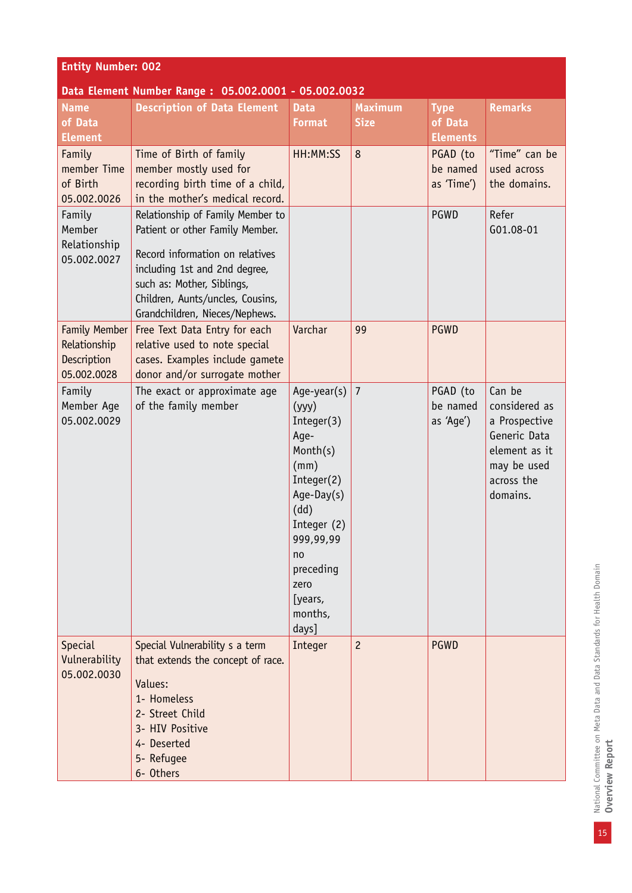| Entity Number: 002 | | | | | |
|---|---|---|---|---|---|
| **Data Element Number Range : 05.002.0001 - 05.002.0032** | | | | | |
| **Name of Data Element** | **Description of Data Element** | **Data Format** | **Maximum Size** | **Type of Data Elements** | **Remarks** |
| Family member Time of Birth 05.002.0026 | Time of Birth of family member mostly used for recording birth time of a child, in the mother's medical record. | HH:MM:SS | 8 | PGAD (to be named as 'Time') | "Time" can be used across the domains. |
| Family Member Relationship 05.002.0027 | Relationship of Family Member to Patient or other Family Member.<br><br>Record information on relatives including 1st and 2nd degree, such as: Mother, Siblings, Children, Aunts/uncles, Cousins, Grandchildren, Nieces/Nephews. | | | PGWD | Refer G01.08-01 |
| Family Member Relationship Description 05.002.0028 | Free Text Data Entry for each relative used to note special cases. Examples include gamete donor and/or surrogate mother | Varchar | 99 | PGWD | |
| Family Member Age 05.002.0029 | The exact or approximate age of the family member | Age-year(s) (yyy) Integer(3) Age-Month(s) (mm) Integer(2) Age-Day(s) (dd) Integer (2) 999,99,99 no preceding zero [years, months, days] | 7 | PGAD (to be named as 'Age') | Can be considered as a Prospective Generic Data element as it may be used across the domains. |
| Special Vulnerability 05.002.0030 | Special Vulnerability s a term that extends the concept of race.<br><br>Values:<br>1- Homeless<br>2- Street Child<br>3- HIV Positive<br>4- Deserted<br>5- Refugee<br>6- Others | Integer | 2 | PGWD | |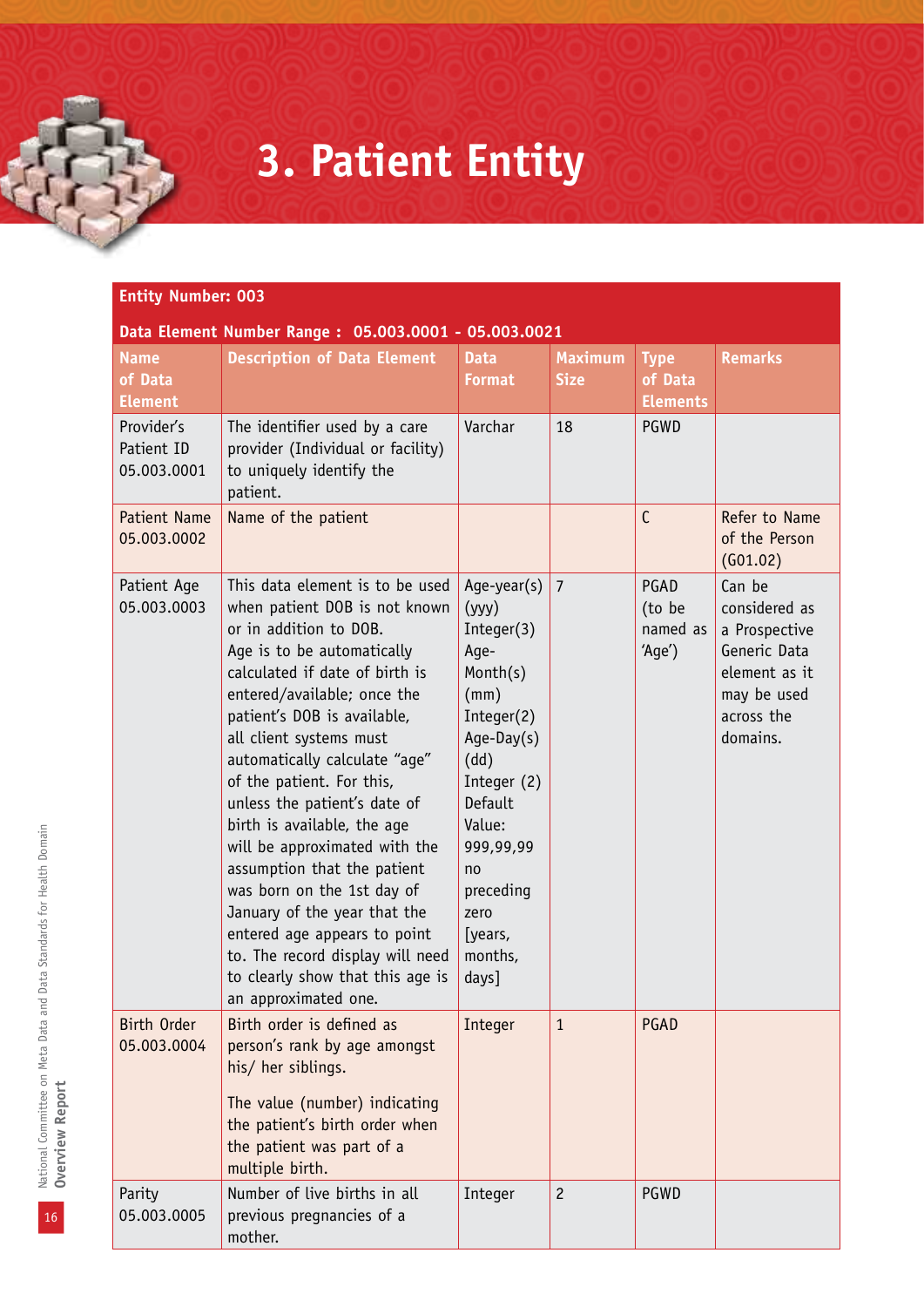# 3. Patient Entity

| Entity Number: 003 | | | | | |
|---|---|---|---|---|---|
| **Data Element Number Range : 05.003.0001 - 05.003.0021** | | | | | |
| **Name of Data Element** | **Description of Data Element** | **Data Format** | **Maximum Size** | **Type of Data Elements** | **Remarks** |
| Provider's Patient ID 05.003.0001 | The identifier used by a care provider (Individual or facility) to uniquely identify the patient. | Varchar | 18 | PGWD | |
| Patient Name 05.003.0002 | Name of the patient | | | C | Refer to Name of the Person (G01.02) |
| Patient Age 05.003.0003 | This data element is to be used when patient DOB is not known or in addition to DOB. Age is to be automatically calculated if date of birth is entered/available; once the patient's DOB is available, all client systems must automatically calculate "age" of the patient. For this, unless the patient's date of birth is available, the age will be approximated with the assumption that the patient was born on the 1st day of January of the year that the entered age appears to point to. The record display will need to clearly show that this age is an approximated one. | Age-year(s) (yyy) Integer(3) Age-Month(s) (mm) Integer(2) Age-Day(s) (dd) Integer (2) Default Value: 999,99,99 no preceding zero [years, months, days] | 7 | PGAD (to be named as 'Age') | Can be considered as a Prospective Generic Data element as it may be used across the domains. |
| Birth Order 05.003.0004 | Birth order is defined as person's rank by age amongst his/ her siblings.<br><br>The value (number) indicating the patient's birth order when the patient was part of a multiple birth. | Integer | 1 | PGAD | |
| Parity 05.003.0005 | Number of live births in all previous pregnancies of a mother. | Integer | 2 | PGWD | |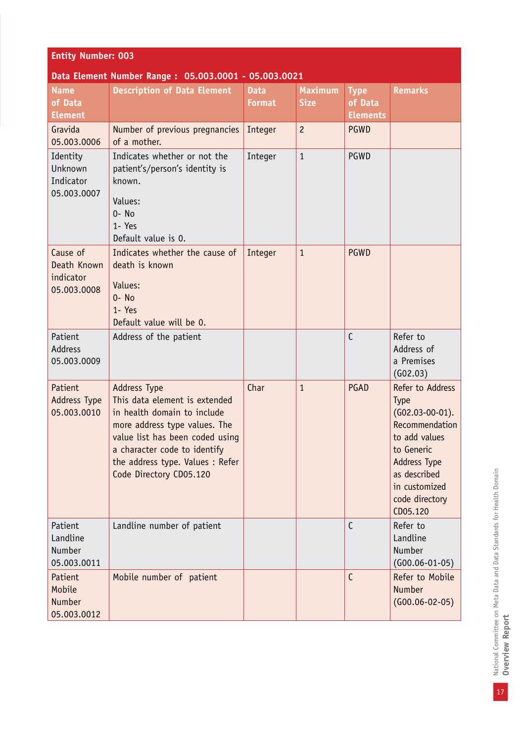**Entity Number: 003**

**Data Element Number Range : 05.003.0001 - 05.003.0021**

| Name of Data Element | Description of Data Element | Data Format | Maximum Size | Type of Data Elements | Remarks |
|---|---|---|---|---|---|
| Gravida 05.003.0006 | Number of previous pregnancies of a mother. | Integer | 2 | PGWD | |
| Identity Unknown Indicator 05.003.0007 | Indicates whether or not the patient's/person's identity is known.<br><br>Values:<br>0- No<br>1- Yes<br>Default value is 0. | Integer | 1 | PGWD | |
| Cause of Death Known indicator 05.003.0008 | Indicates whether the cause of death is known<br><br>Values:<br>0- No<br>1- Yes<br>Default value will be 0. | Integer | 1 | PGWD | |
| Patient Address 05.003.0009 | Address of the patient | | | C | Refer to Address of a Premises (G02.03) |
| Patient Address Type 05.003.0010 | Address Type<br>This data element is extended in health domain to include more address type values. The value list has been coded using a character code to identify the address type. Values : Refer Code Directory CD05.120 | Char | 1 | PGAD | Refer to Address Type (G02.03-00-01). Recommendation to add values to Generic Address Type as described in customized code directory CD05.120 |
| Patient Landline Number 05.003.0011 | Landline number of patient | | | C | Refer to Landline Number (G00.06-01-05) |
| Patient Mobile Number 05.003.0012 | Mobile number of patient | | | C | Refer to Mobile Number (G00.06-02-05) |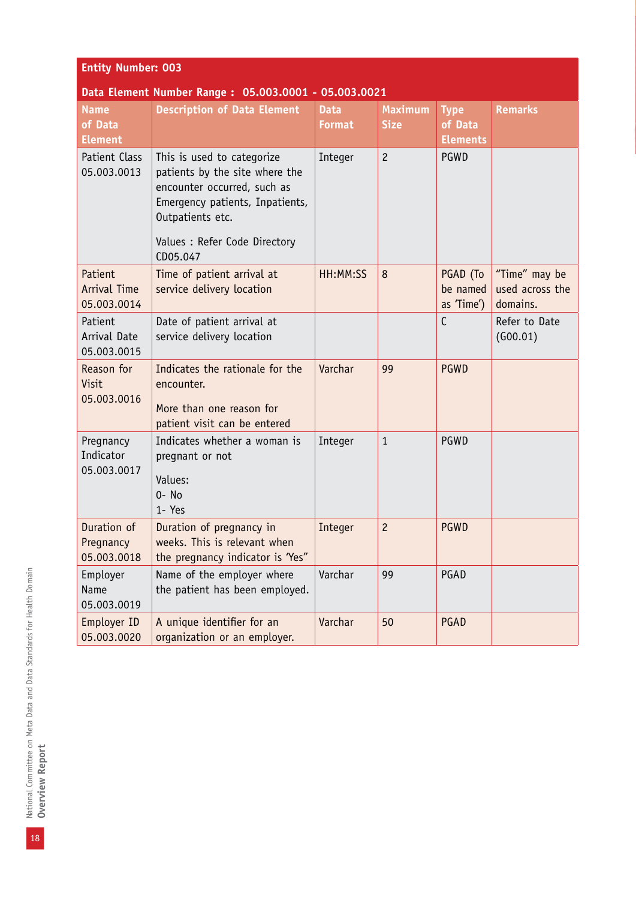**Entity Number: 003**

**Data Element Number Range : 05.003.0001 - 05.003.0021**

| Name of Data Element | Description of Data Element | Data Format | Maximum Size | Type of Data Elements | Remarks |
|---|---|---|---|---|---|
| Patient Class 05.003.0013 | This is used to categorize patients by the site where the encounter occurred, such as Emergency patients, Inpatients, Outpatients etc.<br><br>Values : Refer Code Directory CD05.047 | Integer | 2 | PGWD | |
| Patient Arrival Time 05.003.0014 | Time of patient arrival at service delivery location | HH:MM:SS | 8 | PGAD (To be named as 'Time') | "Time" may be used across the domains. |
| Patient Arrival Date 05.003.0015 | Date of patient arrival at service delivery location | | | C | Refer to Date (G00.01) |
| Reason for Visit 05.003.0016 | Indicates the rationale for the encounter.<br><br>More than one reason for patient visit can be entered | Varchar | 99 | PGWD | |
| Pregnancy Indicator 05.003.0017 | Indicates whether a woman is pregnant or not<br><br>Values:<br>0- No<br>1- Yes | Integer | 1 | PGWD | |
| Duration of Pregnancy 05.003.0018 | Duration of pregnancy in weeks. This is relevant when the pregnancy indicator is 'Yes" | Integer | 2 | PGWD | |
| Employer Name 05.003.0019 | Name of the employer where the patient has been employed. | Varchar | 99 | PGAD | |
| Employer ID 05.003.0020 | A unique identifier for an organization or an employer. | Varchar | 50 | PGAD | |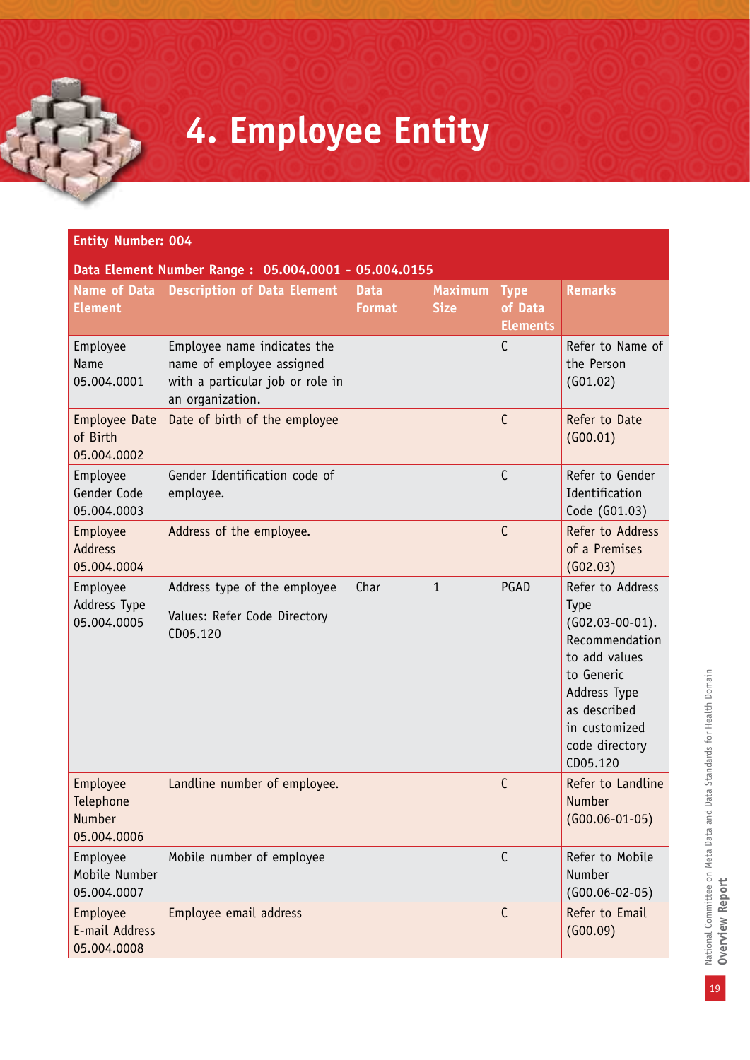# 4. Employee Entity

**Entity Number: 004**

**Data Element Number Range : 05.004.0001 - 05.004.0155**

| Name of Data Element | Description of Data Element | Data Format | Maximum Size | Type of Data Elements | Remarks |
|---|---|---|---|---|---|
| Employee Name 05.004.0001 | Employee name indicates the name of employee assigned with a particular job or role in an organization. | | | C | Refer to Name of the Person (G01.02) |
| Employee Date of Birth 05.004.0002 | Date of birth of the employee | | | C | Refer to Date (G00.01) |
| Employee Gender Code 05.004.0003 | Gender Identification code of employee. | | | C | Refer to Gender Identification Code (G01.03) |
| Employee Address 05.004.0004 | Address of the employee. | | | C | Refer to Address of a Premises (G02.03) |
| Employee Address Type 05.004.0005 | Address type of the employee<br><br>Values: Refer Code Directory CD05.120 | Char | 1 | PGAD | Refer to Address Type (G02.03-00-01). Recommendation to add values to Generic Address Type as described in customized code directory CD05.120 |
| Employee Telephone Number 05.004.0006 | Landline number of employee. | | | C | Refer to Landline Number (G00.06-01-05) |
| Employee Mobile Number 05.004.0007 | Mobile number of employee | | | C | Refer to Mobile Number (G00.06-02-05) |
| Employee E-mail Address 05.004.0008 | Employee email address | | | C | Refer to Email (G00.09) |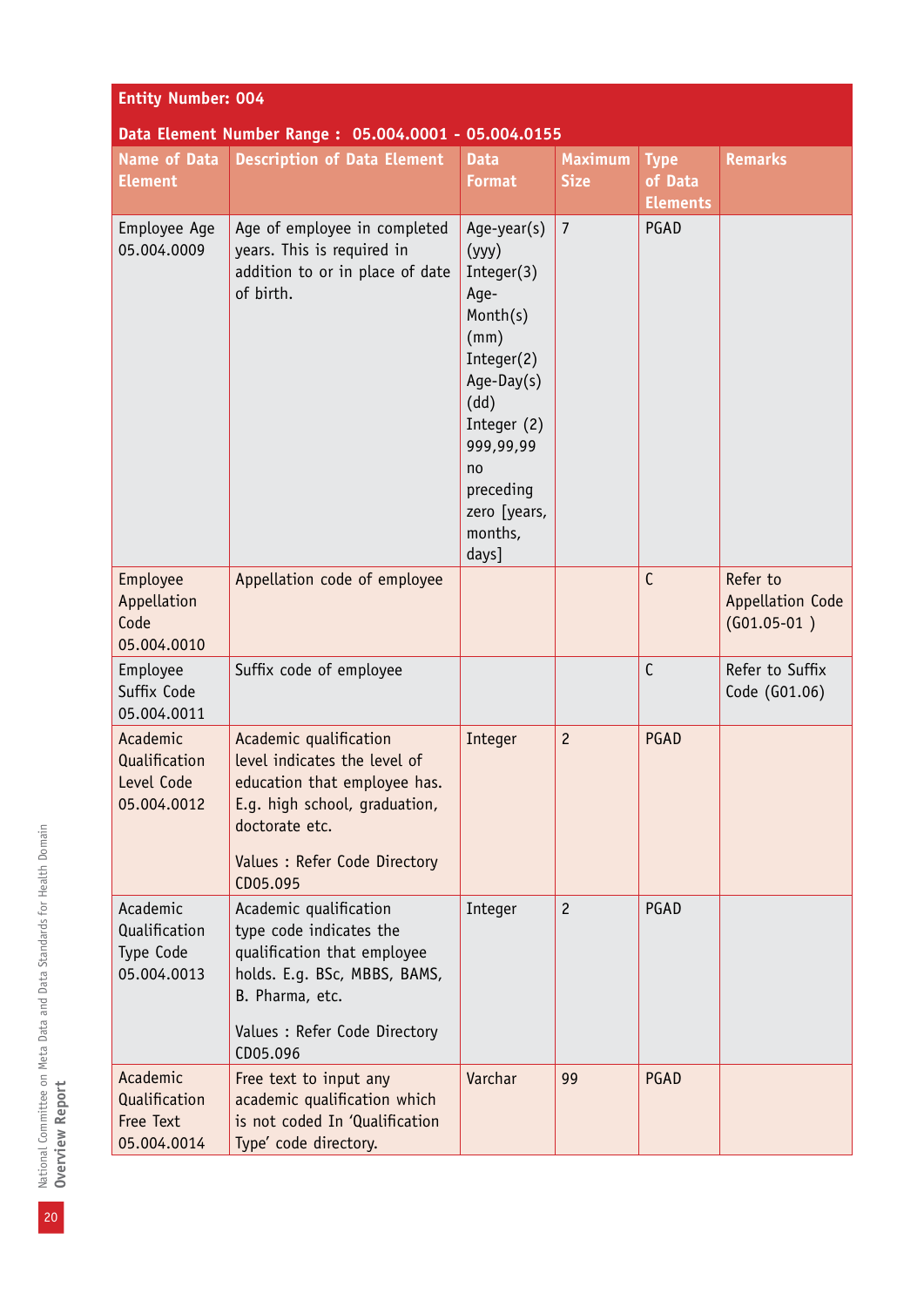| Entity Number: 004 | | | | | |
|---|---|---|---|---|---|
| **Data Element Number Range : 05.004.0001 - 05.004.0155** | | | | | |
| **Name of Data Element** | **Description of Data Element** | **Data Format** | **Maximum Size** | **Type of Data Elements** | **Remarks** |
| Employee Age 05.004.0009 | Age of employee in completed years. This is required in addition to or in place of date of birth. | Age-year(s) (yyy) Integer(3) Age-Month(s) (mm) Integer(2) Age-Day(s) (dd) Integer (2) 999,99,99 no preceding zero [years, months, days] | 7 | PGAD | |
| Employee Appellation Code 05.004.0010 | Appellation code of employee | | | C | Refer to Appellation Code (G01.05-01 ) |
| Employee Suffix Code 05.004.0011 | Suffix code of employee | | | C | Refer to Suffix Code (G01.06) |
| Academic Qualification Level Code 05.004.0012 | Academic qualification level indicates the level of education that employee has. E.g. high school, graduation, doctorate etc.<br><br>Values : Refer Code Directory CD05.095 | Integer | 2 | PGAD | |
| Academic Qualification Type Code 05.004.0013 | Academic qualification type code indicates the qualification that employee holds. E.g. BSc, MBBS, BAMS, B. Pharma, etc.<br><br>Values : Refer Code Directory CD05.096 | Integer | 2 | PGAD | |
| Academic Qualification Free Text 05.004.0014 | Free text to input any academic qualification which is not coded In 'Qualification Type' code directory. | Varchar | 99 | PGAD | |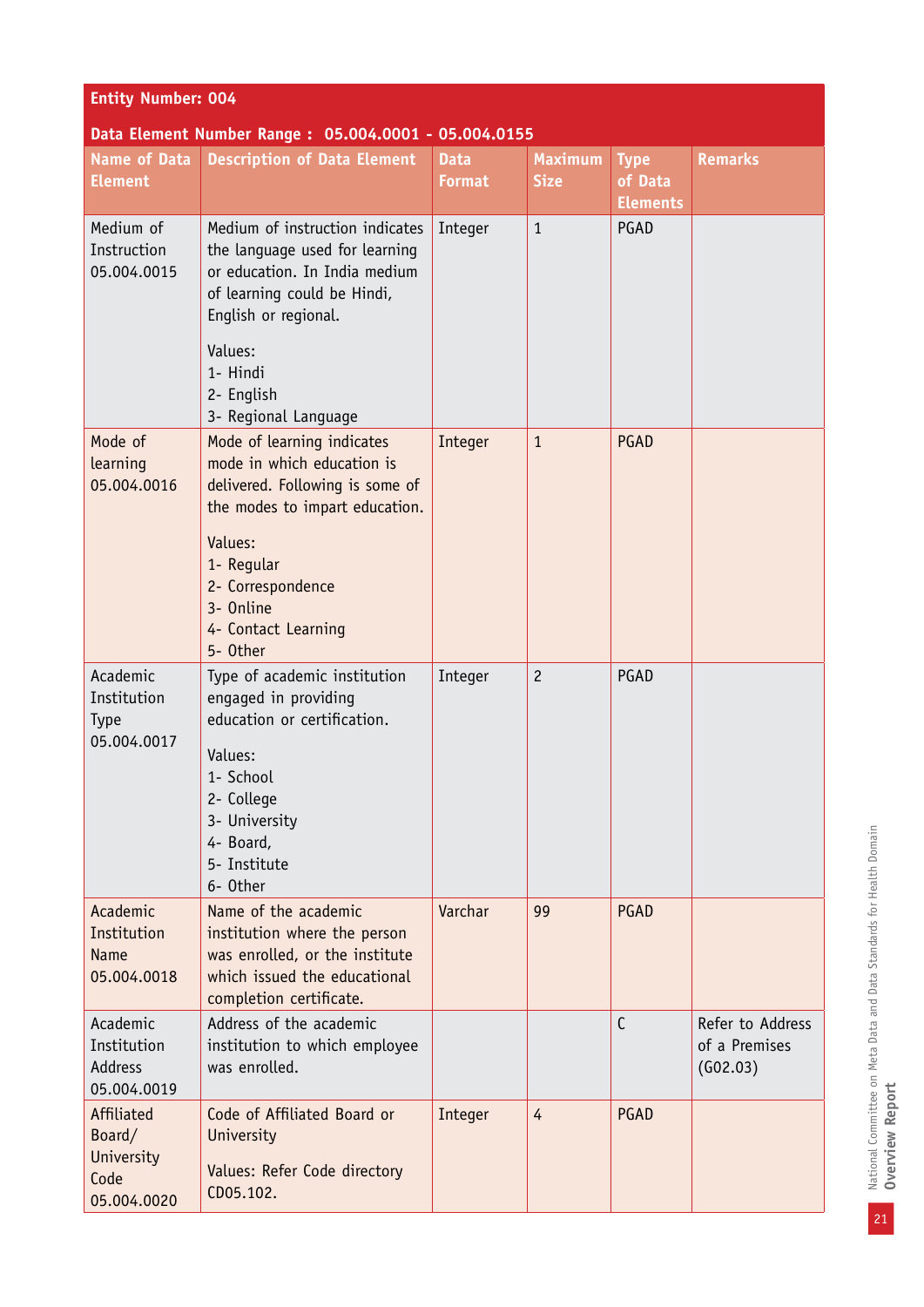**Entity Number: 004**

**Data Element Number Range : 05.004.0001 - 05.004.0155**

| Name of Data Element | Description of Data Element | Data Format | Maximum Size | Type of Data Elements | Remarks |
|---|---|---|---|---|---|
| Medium of Instruction 05.004.0015 | Medium of instruction indicates the language used for learning or education. In India medium of learning could be Hindi, English or regional.<br><br>Values:<br>1- Hindi<br>2- English<br>3- Regional Language | Integer | 1 | PGAD | |
| Mode of learning 05.004.0016 | Mode of learning indicates mode in which education is delivered. Following is some of the modes to impart education.<br><br>Values:<br>1- Regular<br>2- Correspondence<br>3- Online<br>4- Contact Learning<br>5- Other | Integer | 1 | PGAD | |
| Academic Institution Type 05.004.0017 | Type of academic institution engaged in providing education or certification.<br><br>Values:<br>1- School<br>2- College<br>3- University<br>4- Board,<br>5- Institute<br>6- Other | Integer | 2 | PGAD | |
| Academic Institution Name 05.004.0018 | Name of the academic institution where the person was enrolled, or the institute which issued the educational completion certificate. | Varchar | 99 | PGAD | |
| Academic Institution Address 05.004.0019 | Address of the academic institution to which employee was enrolled. | | | C | Refer to Address of a Premises (G02.03) |
| Affiliated Board/ University Code 05.004.0020 | Code of Affiliated Board or University<br><br>Values: Refer Code directory CD05.102. | Integer | 4 | PGAD | |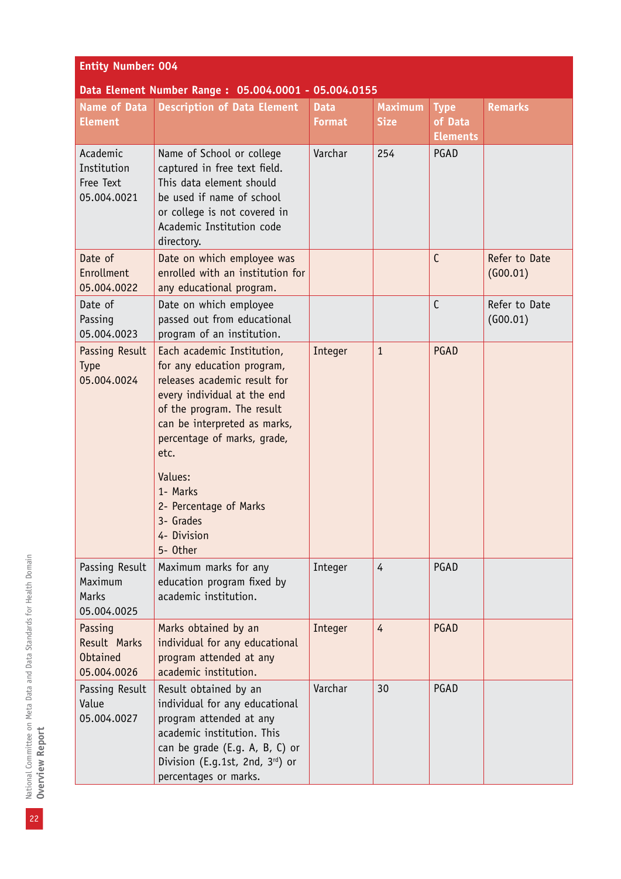**Entity Number: 004**

**Data Element Number Range : 05.004.0001 - 05.004.0155**

| Name of Data Element | Description of Data Element | Data Format | Maximum Size | Type of Data Elements | Remarks |
|---|---|---|---|---|---|
| Academic Institution Free Text 05.004.0021 | Name of School or college captured in free text field. This data element should be used if name of school or college is not covered in Academic Institution code directory. | Varchar | 254 | PGAD | |
| Date of Enrollment 05.004.0022 | Date on which employee was enrolled with an institution for any educational program. | | | C | Refer to Date (G00.01) |
| Date of Passing 05.004.0023 | Date on which employee passed out from educational program of an institution. | | | C | Refer to Date (G00.01) |
| Passing Result Type 05.004.0024 | Each academic Institution, for any education program, releases academic result for every individual at the end of the program. The result can be interpreted as marks, percentage of marks, grade, etc.<br><br>Values:<br>1- Marks<br>2- Percentage of Marks<br>3- Grades<br>4- Division<br>5- Other | Integer | 1 | PGAD | |
| Passing Result Maximum Marks 05.004.0025 | Maximum marks for any education program fixed by academic institution. | Integer | 4 | PGAD | |
| Passing Result Marks Obtained 05.004.0026 | Marks obtained by an individual for any educational program attended at any academic institution. | Integer | 4 | PGAD | |
| Passing Result Value 05.004.0027 | Result obtained by an individual for any educational program attended at any academic institution. This can be grade (E.g. A, B, C) or Division (E.g.1st, 2nd, 3rd) or percentages or marks. | Varchar | 30 | PGAD | |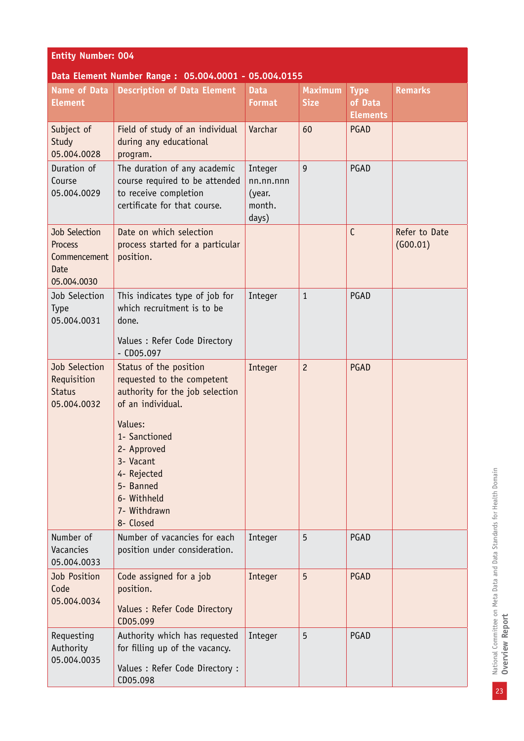| Entity Number: 004 | | | | | |
|---|---|---|---|---|---|
| **Data Element Number Range : 05.004.0001 - 05.004.0155** | | | | | |
| **Name of Data Element** | **Description of Data Element** | **Data Format** | **Maximum Size** | **Type of Data Elements** | **Remarks** |
| Subject of Study 05.004.0028 | Field of study of an individual during any educational program. | Varchar | 60 | PGAD | |
| Duration of Course 05.004.0029 | The duration of any academic course required to be attended to receive completion certificate for that course. | Integer nn.nn.nnn (year. month. days) | 9 | PGAD | |
| Job Selection Process Commencement Date 05.004.0030 | Date on which selection process started for a particular position. | | | C | Refer to Date (G00.01) |
| Job Selection Type 05.004.0031 | This indicates type of job for which recruitment is to be done.<br><br>Values : Refer Code Directory - CD05.097 | Integer | 1 | PGAD | |
| Job Selection Requisition Status 05.004.0032 | Status of the position requested to the competent authority for the job selection of an individual.<br><br>Values:<br>1- Sanctioned<br>2- Approved<br>3- Vacant<br>4- Rejected<br>5- Banned<br>6- Withheld<br>7- Withdrawn<br>8- Closed | Integer | 2 | PGAD | |
| Number of Vacancies 05.004.0033 | Number of vacancies for each position under consideration. | Integer | 5 | PGAD | |
| Job Position Code 05.004.0034 | Code assigned for a job position.<br><br>Values : Refer Code Directory CD05.099 | Integer | 5 | PGAD | |
| Requesting Authority 05.004.0035 | Authority which has requested for filling up of the vacancy.<br><br>Values : Refer Code Directory : CD05.098 | Integer | 5 | PGAD | |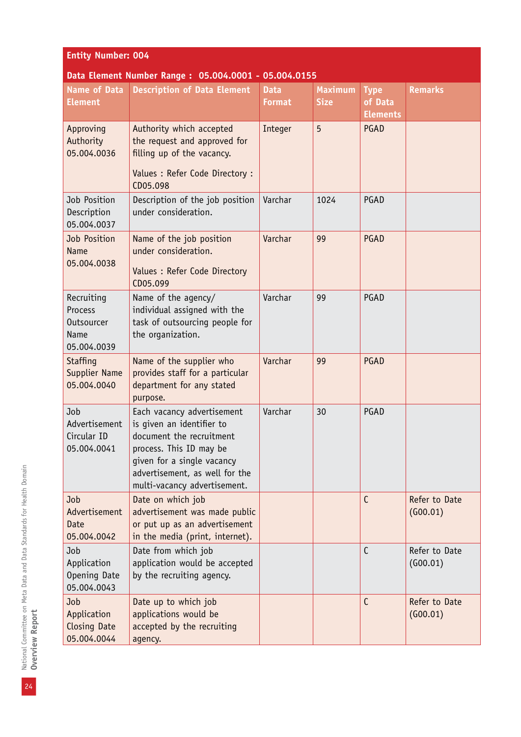**Entity Number: 004**

**Data Element Number Range : 05.004.0001 - 05.004.0155**

| Name of Data Element | Description of Data Element | Data Format | Maximum Size | Type of Data Elements | Remarks |
|---|---|---|---|---|---|
| Approving Authority 05.004.0036 | Authority which accepted the request and approved for filling up of the vacancy. Values : Refer Code Directory : CD05.098 | Integer | 5 | PGAD | |
| Job Position Description 05.004.0037 | Description of the job position under consideration. | Varchar | 1024 | PGAD | |
| Job Position Name 05.004.0038 | Name of the job position under consideration. Values : Refer Code Directory CD05.099 | Varchar | 99 | PGAD | |
| Recruiting Process Outsourcer Name 05.004.0039 | Name of the agency/ individual assigned with the task of outsourcing people for the organization. | Varchar | 99 | PGAD | |
| Staffing Supplier Name 05.004.0040 | Name of the supplier who provides staff for a particular department for any stated purpose. | Varchar | 99 | PGAD | |
| Job Advertisement Circular ID 05.004.0041 | Each vacancy advertisement is given an identifier to document the recruitment process. This ID may be given for a single vacancy advertisement, as well for the multi-vacancy advertisement. | Varchar | 30 | PGAD | |
| Job Advertisement Date 05.004.0042 | Date on which job advertisement was made public or put up as an advertisement in the media (print, internet). | | | C | Refer to Date (G00.01) |
| Job Application Opening Date 05.004.0043 | Date from which job application would be accepted by the recruiting agency. | | | C | Refer to Date (G00.01) |
| Job Application Closing Date 05.004.0044 | Date up to which job applications would be accepted by the recruiting agency. | | | C | Refer to Date (G00.01) |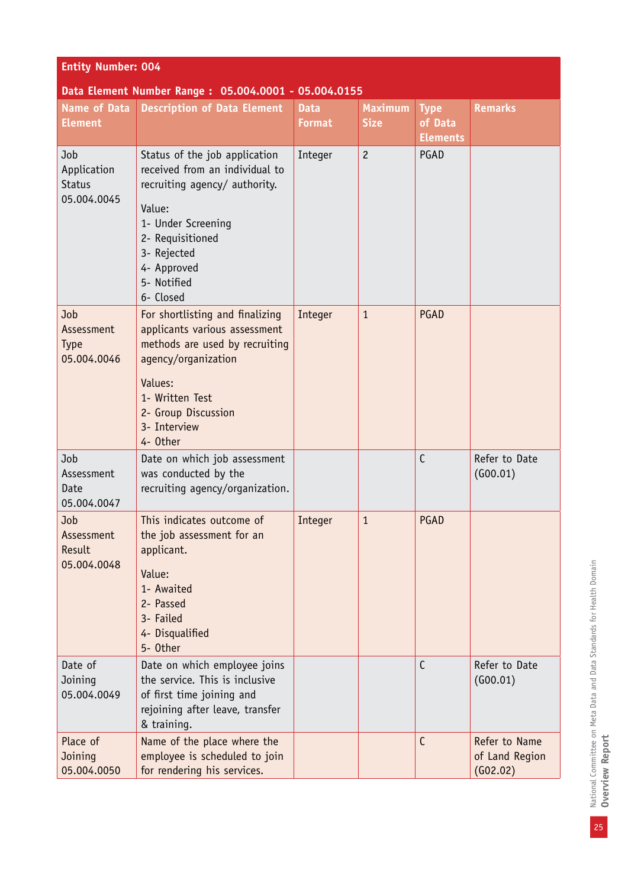**Entity Number: 004**

**Data Element Number Range : 05.004.0001 - 05.004.0155**

| Name of Data Element | Description of Data Element | Data Format | Maximum Size | Type of Data Elements | Remarks |
|---|---|---|---|---|---|
| Job Application Status 05.004.0045 | Status of the job application received from an individual to recruiting agency/ authority.<br><br>Value:<br>1- Under Screening<br>2- Requisitioned<br>3- Rejected<br>4- Approved<br>5- Notified<br>6- Closed | Integer | 2 | PGAD | |
| Job Assessment Type 05.004.0046 | For shortlisting and finalizing applicants various assessment methods are used by recruiting agency/organization<br><br>Values:<br>1- Written Test<br>2- Group Discussion<br>3- Interview<br>4- Other | Integer | 1 | PGAD | |
| Job Assessment Date 05.004.0047 | Date on which job assessment was conducted by the recruiting agency/organization. | | | C | Refer to Date (G00.01) |
| Job Assessment Result 05.004.0048 | This indicates outcome of the job assessment for an applicant.<br><br>Value:<br>1- Awaited<br>2- Passed<br>3- Failed<br>4- Disqualified<br>5- Other | Integer | 1 | PGAD | |
| Date of Joining 05.004.0049 | Date on which employee joins the service. This is inclusive of first time joining and rejoining after leave, transfer & training. | | | C | Refer to Date (G00.01) |
| Place of Joining 05.004.0050 | Name of the place where the employee is scheduled to join for rendering his services. | | | C | Refer to Name of Land Region (G02.02) |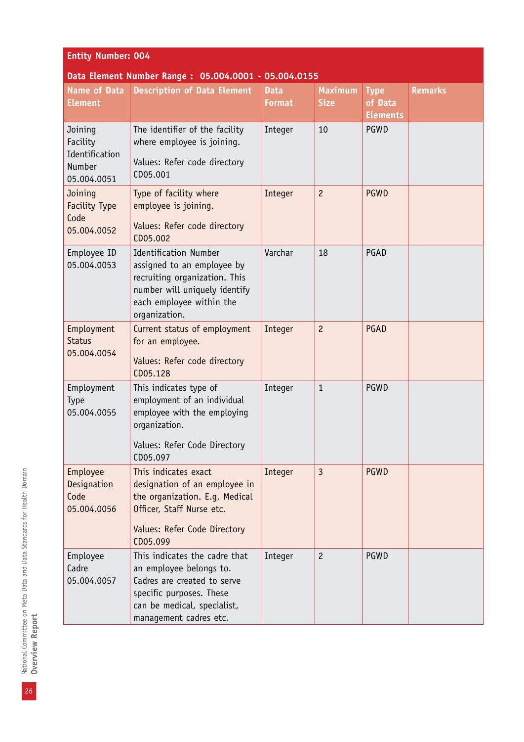**Entity Number: 004**

**Data Element Number Range : 05.004.0001 - 05.004.0155**

| Name of Data Element | Description of Data Element | Data Format | Maximum Size | Type of Data Elements | Remarks |
|---|---|---|---|---|---|
| Joining Facility Identification Number 05.004.0051 | The identifier of the facility where employee is joining. Values: Refer code directory CD05.001 | Integer | 10 | PGWD | |
| Joining Facility Type Code 05.004.0052 | Type of facility where employee is joining. Values: Refer code directory CD05.002 | Integer | 2 | PGWD | |
| Employee ID 05.004.0053 | Identification Number assigned to an employee by recruiting organization. This number will uniquely identify each employee within the organization. | Varchar | 18 | PGAD | |
| Employment Status 05.004.0054 | Current status of employment for an employee. Values: Refer code directory CD05.128 | Integer | 2 | PGAD | |
| Employment Type 05.004.0055 | This indicates type of employment of an individual employee with the employing organization. Values: Refer Code Directory CD05.097 | Integer | 1 | PGWD | |
| Employee Designation Code 05.004.0056 | This indicates exact designation of an employee in the organization. E.g. Medical Officer, Staff Nurse etc. Values: Refer Code Directory CD05.099 | Integer | 3 | PGWD | |
| Employee Cadre 05.004.0057 | This indicates the cadre that an employee belongs to. Cadres are created to serve specific purposes. These can be medical, specialist, management cadres etc. | Integer | 2 | PGWD | |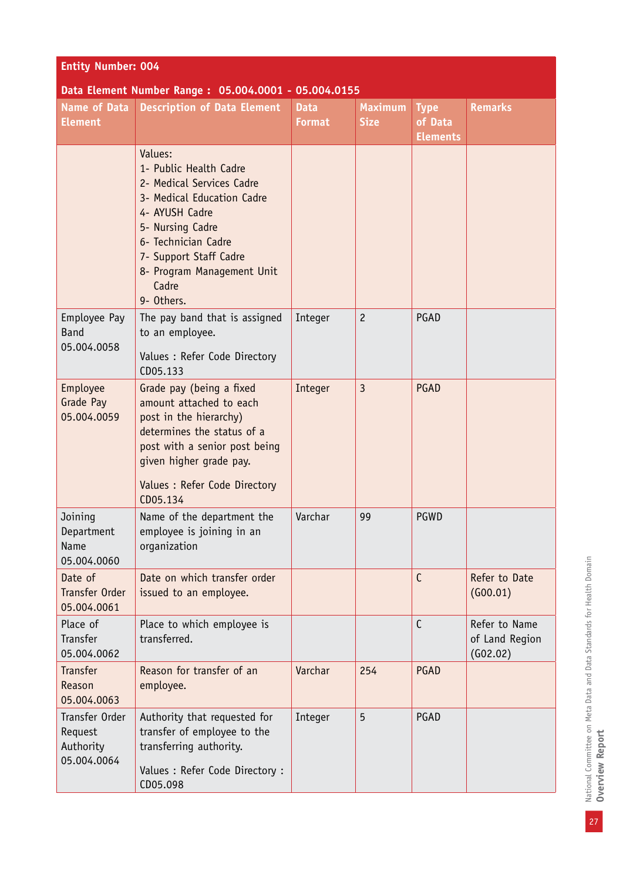**Entity Number: 004**

**Data Element Number Range : 05.004.0001 - 05.004.0155**

| Name of Data Element | Description of Data Element | Data Format | Maximum Size | Type of Data Elements | Remarks |
|---|---|---|---|---|---|
| | Values:<br>1- Public Health Cadre<br>2- Medical Services Cadre<br>3- Medical Education Cadre<br>4- AYUSH Cadre<br>5- Nursing Cadre<br>6- Technician Cadre<br>7- Support Staff Cadre<br>8- Program Management Unit Cadre<br>9- Others. | | | | |
| Employee Pay Band 05.004.0058 | The pay band that is assigned to an employee.<br><br>Values : Refer Code Directory CD05.133 | Integer | 2 | PGAD | |
| Employee Grade Pay 05.004.0059 | Grade pay (being a fixed amount attached to each post in the hierarchy) determines the status of a post with a senior post being given higher grade pay.<br><br>Values : Refer Code Directory CD05.134 | Integer | 3 | PGAD | |
| Joining Department Name 05.004.0060 | Name of the department the employee is joining in an organization | Varchar | 99 | PGWD | |
| Date of Transfer Order 05.004.0061 | Date on which transfer order issued to an employee. | | | C | Refer to Date (G00.01) |
| Place of Transfer 05.004.0062 | Place to which employee is transferred. | | | C | Refer to Name of Land Region (G02.02) |
| Transfer Reason 05.004.0063 | Reason for transfer of an employee. | Varchar | 254 | PGAD | |
| Transfer Order Request Authority 05.004.0064 | Authority that requested for transfer of employee to the transferring authority.<br><br>Values : Refer Code Directory : CD05.098 | Integer | 5 | PGAD | |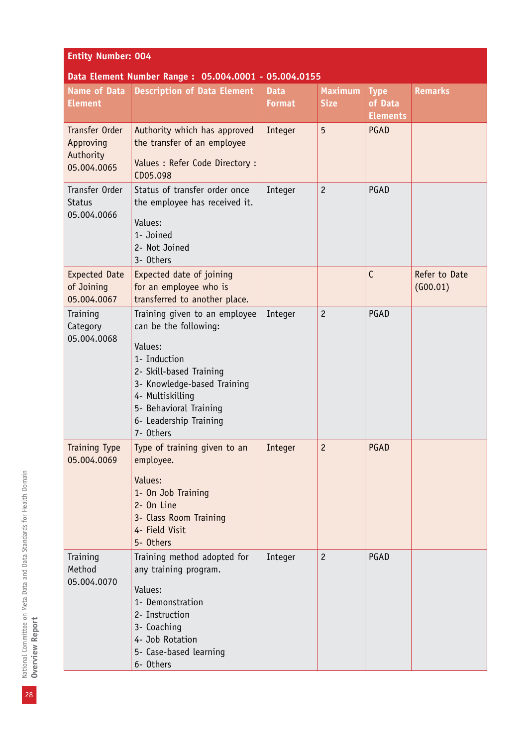**Entity Number: 004**

**Data Element Number Range : 05.004.0001 - 05.004.0155**

| Name of Data Element | Description of Data Element | Data Format | Maximum Size | Type of Data Elements | Remarks |
|---|---|---|---|---|---|
| Transfer Order Approving Authority 05.004.0065 | Authority which has approved the transfer of an employee<br><br>Values : Refer Code Directory : CD05.098 | Integer | 5 | PGAD | |
| Transfer Order Status 05.004.0066 | Status of transfer order once the employee has received it.<br><br>Values:<br>1- Joined<br>2- Not Joined<br>3- Others | Integer | 2 | PGAD | |
| Expected Date of Joining 05.004.0067 | Expected date of joining for an employee who is transferred to another place. | | | C | Refer to Date (G00.01) |
| Training Category 05.004.0068 | Training given to an employee can be the following:<br><br>Values:<br>1- Induction<br>2- Skill-based Training<br>3- Knowledge-based Training<br>4- Multiskilling<br>5- Behavioral Training<br>6- Leadership Training<br>7- Others | Integer | 2 | PGAD | |
| Training Type 05.004.0069 | Type of training given to an employee.<br><br>Values:<br>1- On Job Training<br>2- On Line<br>3- Class Room Training<br>4- Field Visit<br>5- Others | Integer | 2 | PGAD | |
| Training Method 05.004.0070 | Training method adopted for any training program.<br><br>Values:<br>1- Demonstration<br>2- Instruction<br>3- Coaching<br>4- Job Rotation<br>5- Case-based learning<br>6- Others | Integer | 2 | PGAD | |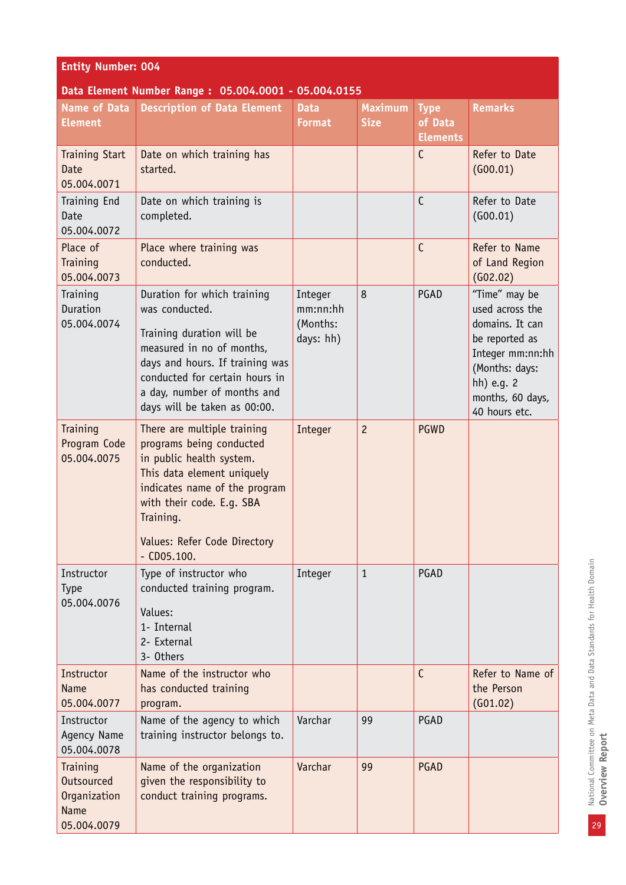| **Entity Number: 004** | | | | | |
|---|---|---|---|---|---|
| **Data Element Number Range : 05.004.0001 - 05.004.0155** | | | | | |
| **Name of Data Element** | **Description of Data Element** | **Data Format** | **Maximum Size** | **Type of Data Elements** | **Remarks** |
| Training Start Date 05.004.0071 | Date on which training has started. | | | C | Refer to Date (G00.01) |
| Training End Date 05.004.0072 | Date on which training is completed. | | | C | Refer to Date (G00.01) |
| Place of Training 05.004.0073 | Place where training was conducted. | | | C | Refer to Name of Land Region (G02.02) |
| Training Duration 05.004.0074 | Duration for which training was conducted.<br><br>Training duration will be measured in no of months, days and hours. If training was conducted for certain hours in a day, number of months and days will be taken as 00:00. | Integer mm:nn:hh (Months: days: hh) | 8 | PGAD | "Time" may be used across the domains. It can be reported as Integer mm:nn:hh (Months: days: hh) e.g. 2 months, 60 days, 40 hours etc. |
| Training Program Code 05.004.0075 | There are multiple training programs being conducted in public health system. This data element uniquely indicates name of the program with their code. E.g. SBA Training.<br><br>Values: Refer Code Directory - CD05.100. | Integer | 2 | PGWD | |
| Instructor Type 05.004.0076 | Type of instructor who conducted training program.<br><br>Values:<br>1- Internal<br>2- External<br>3- Others | Integer | 1 | PGAD | |
| Instructor Name 05.004.0077 | Name of the instructor who has conducted training program. | | | C | Refer to Name of the Person (G01.02) |
| Instructor Agency Name 05.004.0078 | Name of the agency to which training instructor belongs to. | Varchar | 99 | PGAD | |
| Training Outsourced Organization Name 05.004.0079 | Name of the organization given the responsibility to conduct training programs. | Varchar | 99 | PGAD | |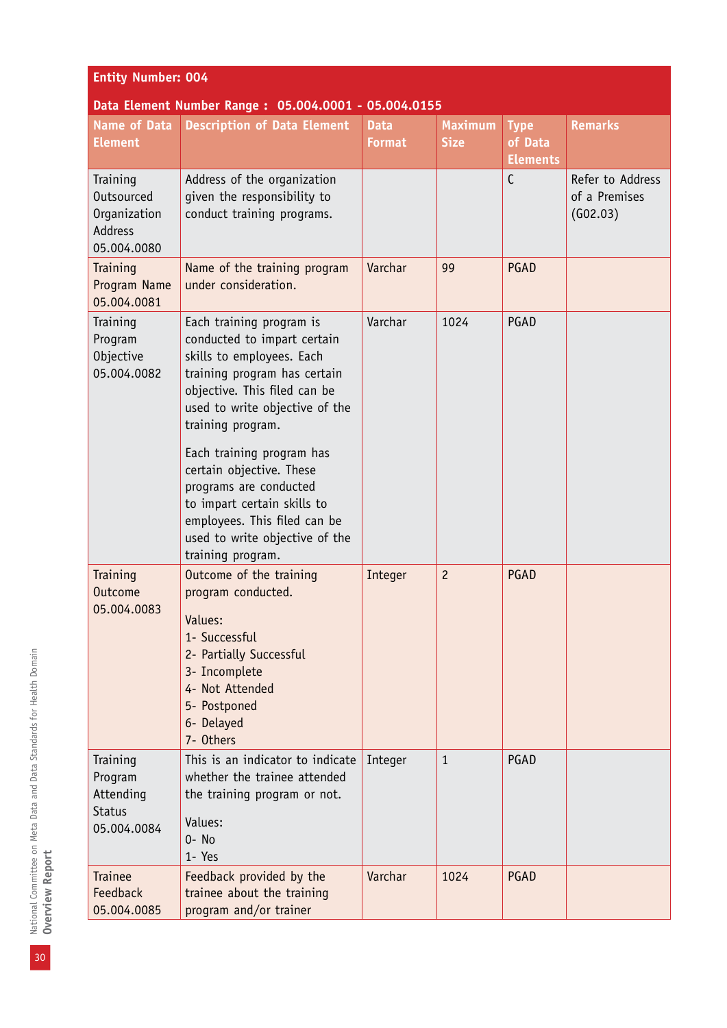**Entity Number: 004**

**Data Element Number Range : 05.004.0001 - 05.004.0155**

| Name of Data Element | Description of Data Element | Data Format | Maximum Size | Type of Data Elements | Remarks |
|---|---|---|---|---|---|
| Training Outsourced Organization Address 05.004.0080 | Address of the organization given the responsibility to conduct training programs. | | | C | Refer to Address of a Premises (G02.03) |
| Training Program Name 05.004.0081 | Name of the training program under consideration. | Varchar | 99 | PGAD | |
| Training Program Objective 05.004.0082 | Each training program is conducted to impart certain skills to employees. Each training program has certain objective. This filed can be used to write objective of the training program.<br><br>Each training program has certain objective. These programs are conducted to impart certain skills to employees. This filed can be used to write objective of the training program. | Varchar | 1024 | PGAD | |
| Training Outcome 05.004.0083 | Outcome of the training program conducted.<br><br>Values:<br>1- Successful<br>2- Partially Successful<br>3- Incomplete<br>4- Not Attended<br>5- Postponed<br>6- Delayed<br>7- Others | Integer | 2 | PGAD | |
| Training Program Attending Status 05.004.0084 | This is an indicator to indicate whether the trainee attended the training program or not.<br><br>Values:<br>0- No<br>1- Yes | Integer | 1 | PGAD | |
| Trainee Feedback 05.004.0085 | Feedback provided by the trainee about the training program and/or trainer | Varchar | 1024 | PGAD | |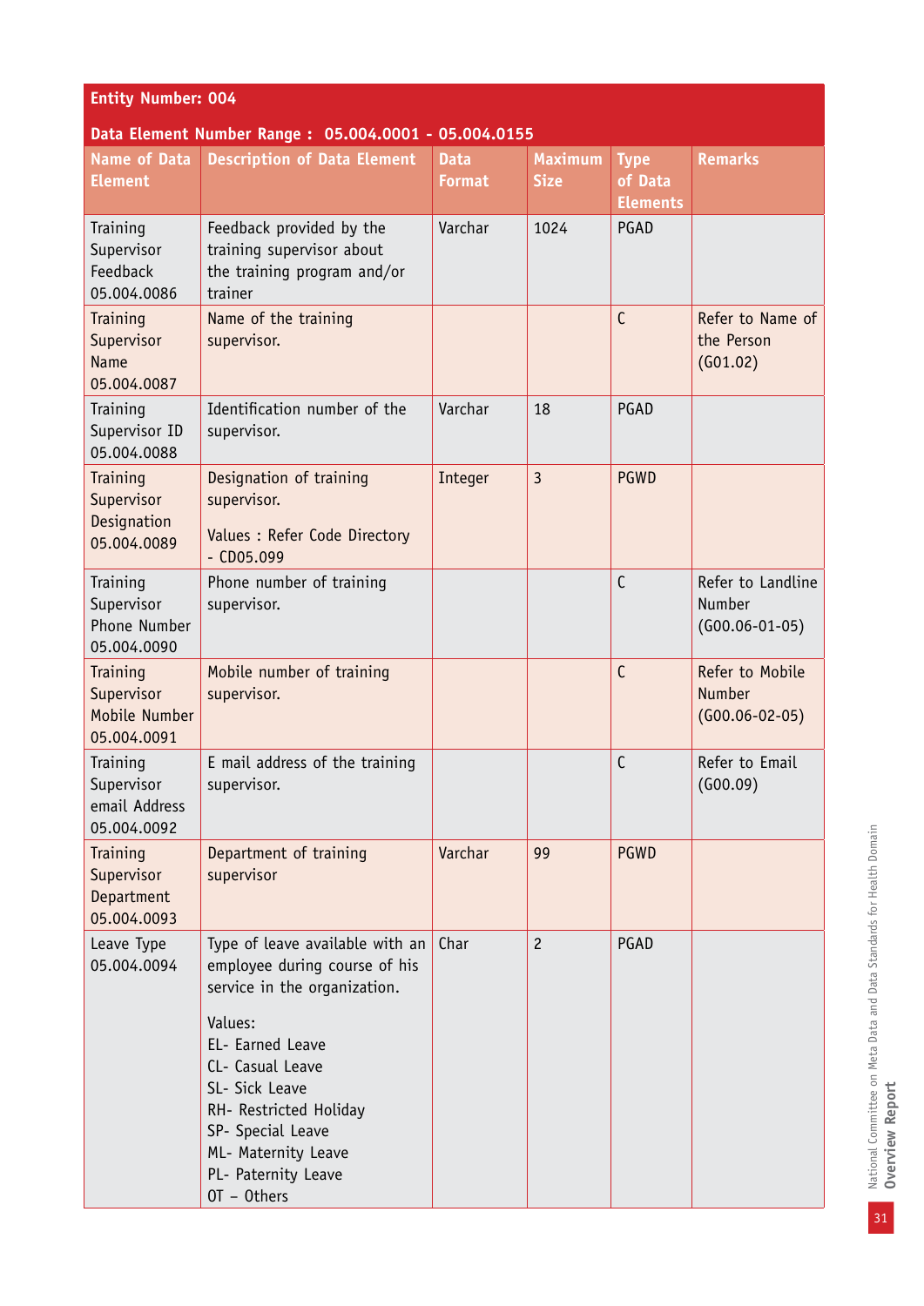| Entity Number: 004 | | | | | |
|---|---|---|---|---|---|
| **Data Element Number Range : 05.004.0001 - 05.004.0155** | | | | | |
| **Name of Data Element** | **Description of Data Element** | **Data Format** | **Maximum Size** | **Type of Data Elements** | **Remarks** |
| Training Supervisor Feedback 05.004.0086 | Feedback provided by the training supervisor about the training program and/or trainer | Varchar | 1024 | PGAD | |
| Training Supervisor Name 05.004.0087 | Name of the training supervisor. | | | C | Refer to Name of the Person (G01.02) |
| Training Supervisor ID 05.004.0088 | Identification number of the supervisor. | Varchar | 18 | PGAD | |
| Training Supervisor Designation 05.004.0089 | Designation of training supervisor.<br><br>Values : Refer Code Directory - CD05.099 | Integer | 3 | PGWD | |
| Training Supervisor Phone Number 05.004.0090 | Phone number of training supervisor. | | | C | Refer to Landline Number (G00.06-01-05) |
| Training Supervisor Mobile Number 05.004.0091 | Mobile number of training supervisor. | | | C | Refer to Mobile Number (G00.06-02-05) |
| Training Supervisor email Address 05.004.0092 | E mail address of the training supervisor. | | | C | Refer to Email (G00.09) |
| Training Supervisor Department 05.004.0093 | Department of training supervisor | Varchar | 99 | PGWD | |
| Leave Type 05.004.0094 | Type of leave available with an employee during course of his service in the organization.<br><br>Values:<br>EL- Earned Leave<br>CL- Casual Leave<br>SL- Sick Leave<br>RH- Restricted Holiday<br>SP- Special Leave<br>ML- Maternity Leave<br>PL- Paternity Leave<br>OT – Others | Char | 2 | PGAD | |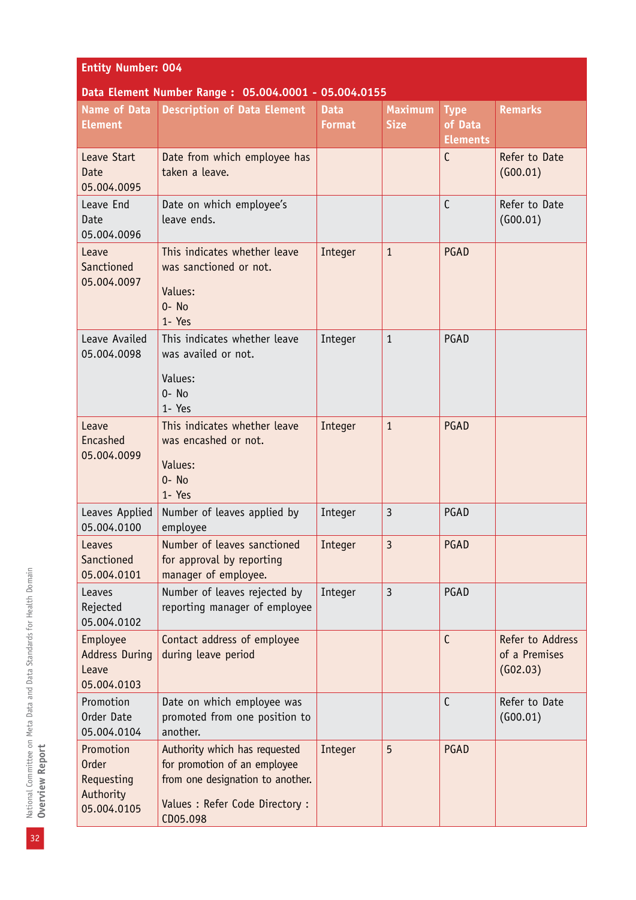**Entity Number: 004**

**Data Element Number Range : 05.004.0001 - 05.004.0155**

| Name of Data Element | Description of Data Element | Data Format | Maximum Size | Type of Data Elements | Remarks |
|---|---|---|---|---|---|
| Leave Start Date 05.004.0095 | Date from which employee has taken a leave. | | | C | Refer to Date (G00.01) |
| Leave End Date 05.004.0096 | Date on which employee's leave ends. | | | C | Refer to Date (G00.01) |
| Leave Sanctioned 05.004.0097 | This indicates whether leave was sanctioned or not.<br><br>Values:<br>0- No<br>1- Yes | Integer | 1 | PGAD | |
| Leave Availed 05.004.0098 | This indicates whether leave was availed or not.<br><br>Values:<br>0- No<br>1- Yes | Integer | 1 | PGAD | |
| Leave Encashed 05.004.0099 | This indicates whether leave was encashed or not.<br><br>Values:<br>0- No<br>1- Yes | Integer | 1 | PGAD | |
| Leaves Applied 05.004.0100 | Number of leaves applied by employee | Integer | 3 | PGAD | |
| Leaves Sanctioned 05.004.0101 | Number of leaves sanctioned for approval by reporting manager of employee. | Integer | 3 | PGAD | |
| Leaves Rejected 05.004.0102 | Number of leaves rejected by reporting manager of employee | Integer | 3 | PGAD | |
| Employee Address During Leave 05.004.0103 | Contact address of employee during leave period | | | C | Refer to Address of a Premises (G02.03) |
| Promotion Order Date 05.004.0104 | Date on which employee was promoted from one position to another. | | | C | Refer to Date (G00.01) |
| Promotion Order Requesting Authority 05.004.0105 | Authority which has requested for promotion of an employee from one designation to another.<br><br>Values : Refer Code Directory : CD05.098 | Integer | 5 | PGAD | |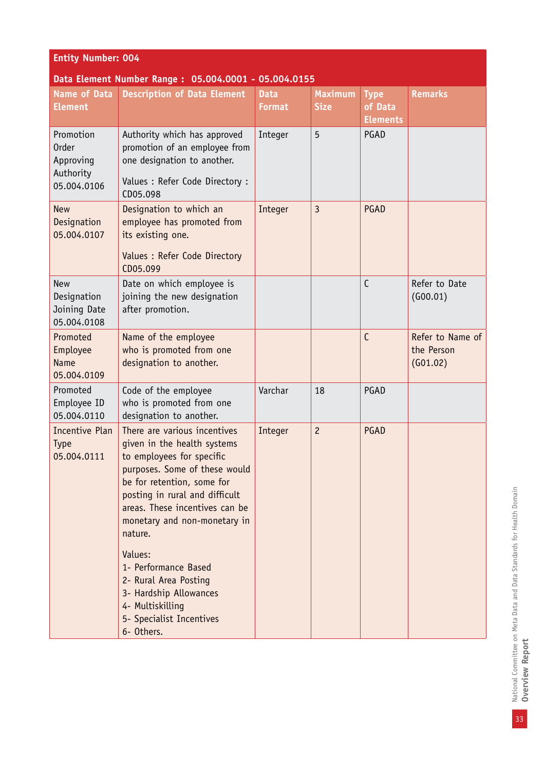**Entity Number: 004**

**Data Element Number Range : 05.004.0001 - 05.004.0155**

| Name of Data Element | Description of Data Element | Data Format | Maximum Size | Type of Data Elements | Remarks |
|---|---|---|---|---|---|
| Promotion Order Approving Authority 05.004.0106 | Authority which has approved promotion of an employee from one designation to another.<br><br>Values : Refer Code Directory : CD05.098 | Integer | 5 | PGAD | |
| New Designation 05.004.0107 | Designation to which an employee has promoted from its existing one.<br><br>Values : Refer Code Directory CD05.099 | Integer | 3 | PGAD | |
| New Designation Joining Date 05.004.0108 | Date on which employee is joining the new designation after promotion. | | | C | Refer to Date (G00.01) |
| Promoted Employee Name 05.004.0109 | Name of the employee who is promoted from one designation to another. | | | C | Refer to Name of the Person (G01.02) |
| Promoted Employee ID 05.004.0110 | Code of the employee who is promoted from one designation to another. | Varchar | 18 | PGAD | |
| Incentive Plan Type 05.004.0111 | There are various incentives given in the health systems to employees for specific purposes. Some of these would be for retention, some for posting in rural and difficult areas. These incentives can be monetary and non-monetary in nature.<br><br>Values:<br>1- Performance Based<br>2- Rural Area Posting<br>3- Hardship Allowances<br>4- Multiskilling<br>5- Specialist Incentives<br>6- Others. | Integer | 2 | PGAD | |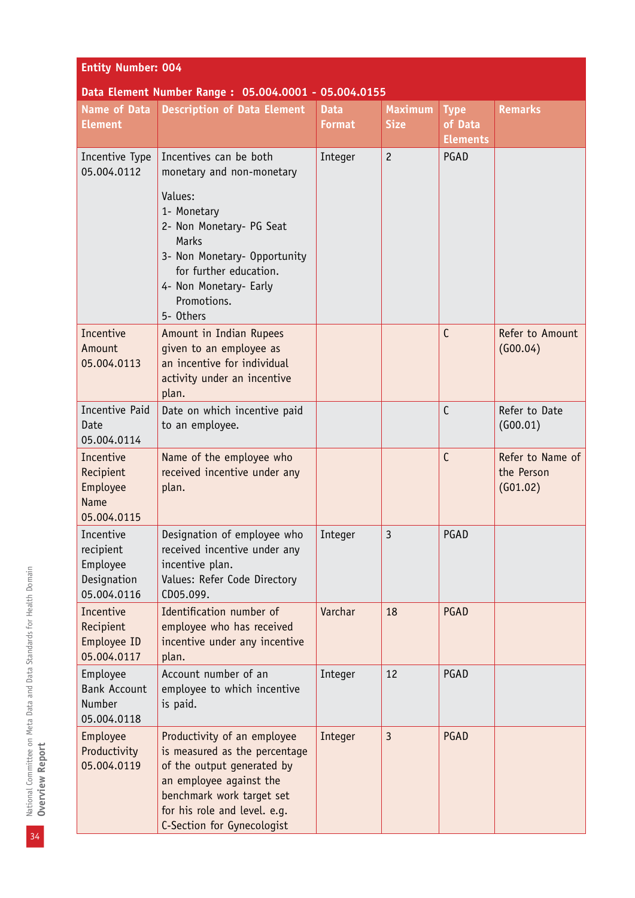**Entity Number: 004**

**Data Element Number Range : 05.004.0001 - 05.004.0155**

| Name of Data Element | Description of Data Element | Data Format | Maximum Size | Type of Data Elements | Remarks |
|---|---|---|---|---|---|
| Incentive Type 05.004.0112 | Incentives can be both monetary and non-monetary<br><br>Values:<br>1- Monetary<br>2- Non Monetary- PG Seat Marks<br>3- Non Monetary- Opportunity for further education.<br>4- Non Monetary- Early Promotions.<br>5- Others | Integer | 2 | PGAD | |
| Incentive Amount 05.004.0113 | Amount in Indian Rupees given to an employee as an incentive for individual activity under an incentive plan. | | | C | Refer to Amount (G00.04) |
| Incentive Paid Date 05.004.0114 | Date on which incentive paid to an employee. | | | C | Refer to Date (G00.01) |
| Incentive Recipient Employee Name 05.004.0115 | Name of the employee who received incentive under any plan. | | | C | Refer to Name of the Person (G01.02) |
| Incentive recipient Employee Designation 05.004.0116 | Designation of employee who received incentive under any incentive plan.<br>Values: Refer Code Directory CD05.099. | Integer | 3 | PGAD | |
| Incentive Recipient Employee ID 05.004.0117 | Identification number of employee who has received incentive under any incentive plan. | Varchar | 18 | PGAD | |
| Employee Bank Account Number 05.004.0118 | Account number of an employee to which incentive is paid. | Integer | 12 | PGAD | |
| Employee Productivity 05.004.0119 | Productivity of an employee is measured as the percentage of the output generated by an employee against the benchmark work target set for his role and level. e.g. C-Section for Gynecologist | Integer | 3 | PGAD | |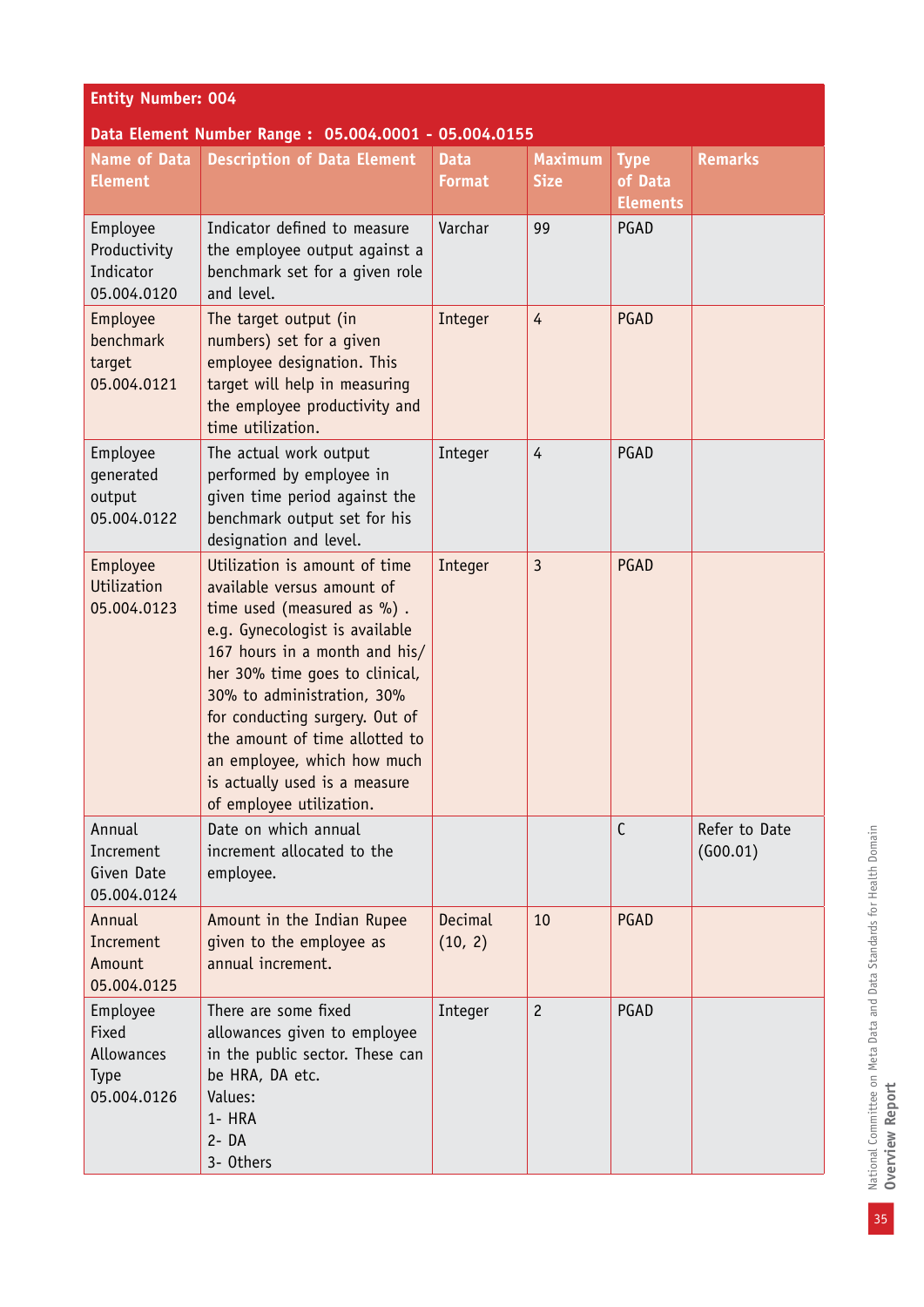**Entity Number: 004**

**Data Element Number Range : 05.004.0001 - 05.004.0155**

| Name of Data Element | Description of Data Element | Data Format | Maximum Size | Type of Data Elements | Remarks |
|---|---|---|---|---|---|
| Employee Productivity Indicator 05.004.0120 | Indicator defined to measure the employee output against a benchmark set for a given role and level. | Varchar | 99 | PGAD | |
| Employee benchmark target 05.004.0121 | The target output (in numbers) set for a given employee designation. This target will help in measuring the employee productivity and time utilization. | Integer | 4 | PGAD | |
| Employee generated output 05.004.0122 | The actual work output performed by employee in given time period against the benchmark output set for his designation and level. | Integer | 4 | PGAD | |
| Employee Utilization 05.004.0123 | Utilization is amount of time available versus amount of time used (measured as %) . e.g. Gynecologist is available 167 hours in a month and his/her 30% time goes to clinical, 30% to administration, 30% for conducting surgery. Out of the amount of time allotted to an employee, which how much is actually used is a measure of employee utilization. | Integer | 3 | PGAD | |
| Annual Increment Given Date 05.004.0124 | Date on which annual increment allocated to the employee. | | | C | Refer to Date (G00.01) |
| Annual Increment Amount 05.004.0125 | Amount in the Indian Rupee given to the employee as annual increment. | Decimal (10, 2) | 10 | PGAD | |
| Employee Fixed Allowances Type 05.004.0126 | There are some fixed allowances given to employee in the public sector. These can be HRA, DA etc. Values: 1- HRA 2- DA 3- Others | Integer | 2 | PGAD | |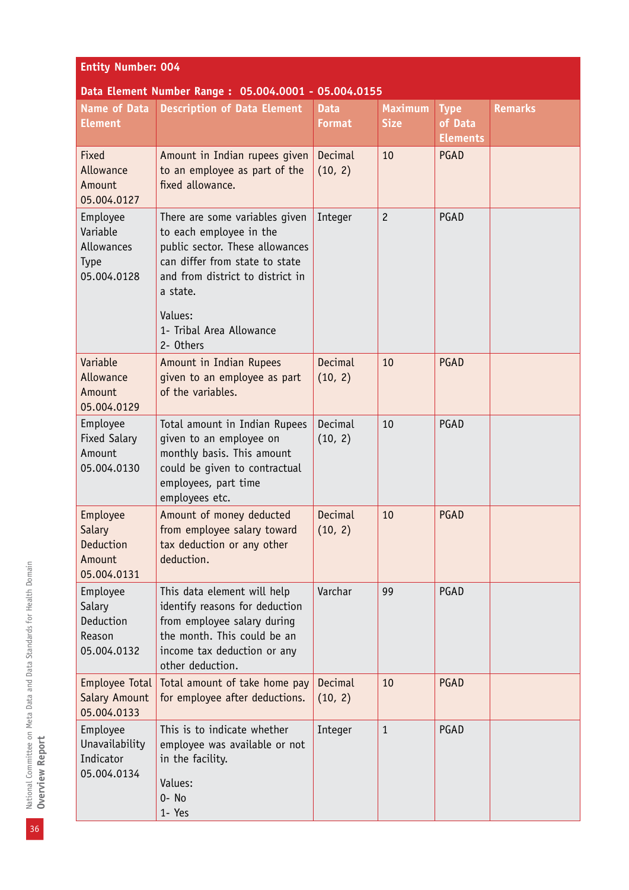**Entity Number: 004**

**Data Element Number Range : 05.004.0001 - 05.004.0155**

| Name of Data Element | Description of Data Element | Data Format | Maximum Size | Type of Data Elements | Remarks |
|---|---|---|---|---|---|
| Fixed Allowance Amount 05.004.0127 | Amount in Indian rupees given to an employee as part of the fixed allowance. | Decimal (10, 2) | 10 | PGAD | |
| Employee Variable Allowances Type 05.004.0128 | There are some variables given to each employee in the public sector. These allowances can differ from state to state and from district to district in a state.<br><br>Values:<br>1- Tribal Area Allowance<br>2- Others | Integer | 2 | PGAD | |
| Variable Allowance Amount 05.004.0129 | Amount in Indian Rupees given to an employee as part of the variables. | Decimal (10, 2) | 10 | PGAD | |
| Employee Fixed Salary Amount 05.004.0130 | Total amount in Indian Rupees given to an employee on monthly basis. This amount could be given to contractual employees, part time employees etc. | Decimal (10, 2) | 10 | PGAD | |
| Employee Salary Deduction Amount 05.004.0131 | Amount of money deducted from employee salary toward tax deduction or any other deduction. | Decimal (10, 2) | 10 | PGAD | |
| Employee Salary Deduction Reason 05.004.0132 | This data element will help identify reasons for deduction from employee salary during the month. This could be an income tax deduction or any other deduction. | Varchar | 99 | PGAD | |
| Employee Total Salary Amount 05.004.0133 | Total amount of take home pay for employee after deductions. | Decimal (10, 2) | 10 | PGAD | |
| Employee Unavailability Indicator 05.004.0134 | This is to indicate whether employee was available or not in the facility.<br><br>Values:<br>0- No<br>1- Yes | Integer | 1 | PGAD | |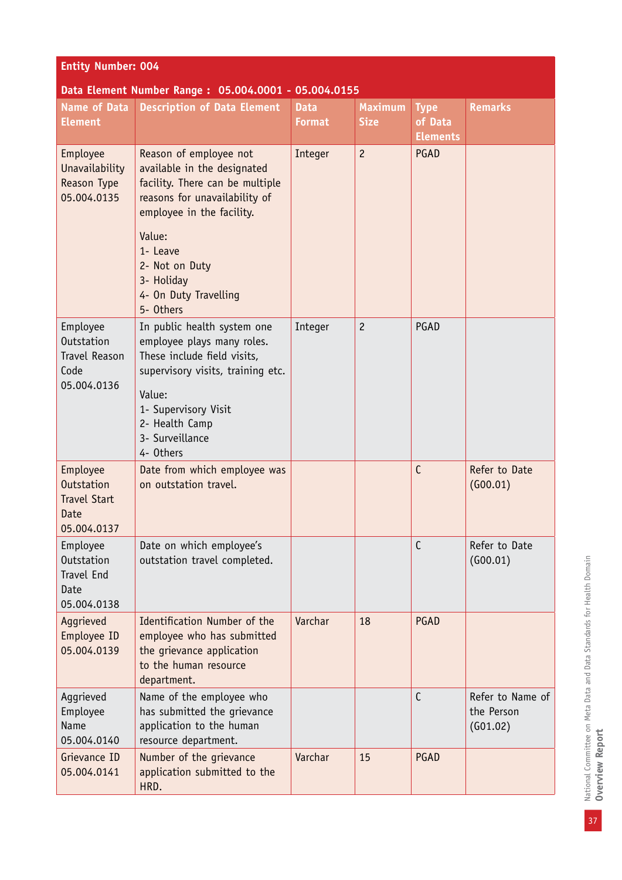**Entity Number: 004**

**Data Element Number Range : 05.004.0001 - 05.004.0155**

| Name of Data Element | Description of Data Element | Data Format | Maximum Size | Type of Data Elements | Remarks |
|---|---|---|---|---|---|
| Employee Unavailability Reason Type 05.004.0135 | Reason of employee not available in the designated facility. There can be multiple reasons for unavailability of employee in the facility.<br><br>Value:<br>1- Leave<br>2- Not on Duty<br>3- Holiday<br>4- On Duty Travelling<br>5- Others | Integer | 2 | PGAD | |
| Employee Outstation Travel Reason Code 05.004.0136 | In public health system one employee plays many roles. These include field visits, supervisory visits, training etc.<br><br>Value:<br>1- Supervisory Visit<br>2- Health Camp<br>3- Surveillance<br>4- Others | Integer | 2 | PGAD | |
| Employee Outstation Travel Start Date 05.004.0137 | Date from which employee was on outstation travel. | | | C | Refer to Date (G00.01) |
| Employee Outstation Travel End Date 05.004.0138 | Date on which employee's outstation travel completed. | | | C | Refer to Date (G00.01) |
| Aggrieved Employee ID 05.004.0139 | Identification Number of the employee who has submitted the grievance application to the human resource department. | Varchar | 18 | PGAD | |
| Aggrieved Employee Name 05.004.0140 | Name of the employee who has submitted the grievance application to the human resource department. | | | C | Refer to Name of the Person (G01.02) |
| Grievance ID 05.004.0141 | Number of the grievance application submitted to the HRD. | Varchar | 15 | PGAD | |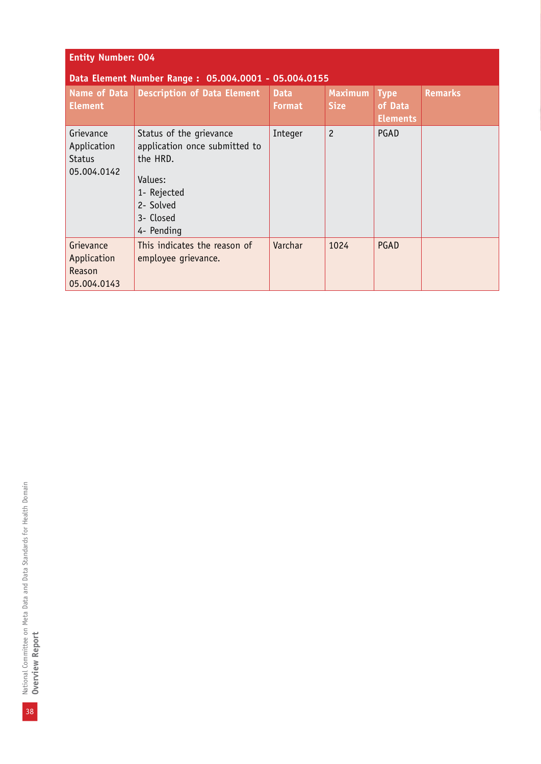**Entity Number: 004**

**Data Element Number Range : 05.004.0001 - 05.004.0155**

| Name of Data Element | Description of Data Element | Data Format | Maximum Size | Type of Data Elements | Remarks |
|---|---|---|---|---|---|
| Grievance Application Status 05.004.0142 | Status of the grievance application once submitted to the HRD.<br><br>Values:<br>1- Rejected<br>2- Solved<br>3- Closed<br>4- Pending | Integer | 2 | PGAD | |
| Grievance Application Reason 05.004.0143 | This indicates the reason of employee grievance. | Varchar | 1024 | PGAD | |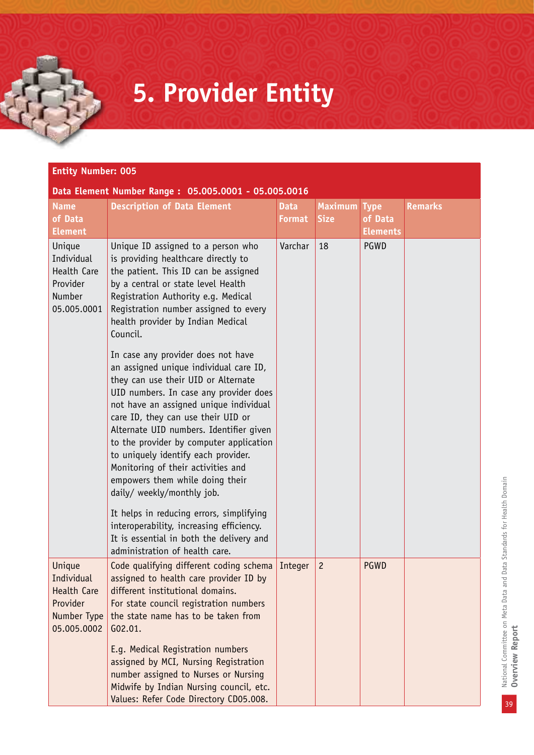# 5. Provider Entity

**Entity Number: 005**

**Data Element Number Range : 05.005.0001 - 05.005.0016**

| Name of Data Element | Description of Data Element | Data Format | Maximum Size | Type of Data Elements | Remarks |
|---|---|---|---|---|---|
| Unique Individual Health Care Provider Number 05.005.0001 | Unique ID assigned to a person who is providing healthcare directly to the patient. This ID can be assigned by a central or state level Health Registration Authority e.g. Medical Registration number assigned to every health provider by Indian Medical Council.<br><br>In case any provider does not have an assigned unique individual care ID, they can use their UID or Alternate UID numbers. In case any provider does not have an assigned unique individual care ID, they can use their UID or Alternate UID numbers. Identifier given to the provider by computer application to uniquely identify each provider. Monitoring of their activities and empowers them while doing their daily/ weekly/monthly job.<br><br>It helps in reducing errors, simplifying interoperability, increasing efficiency. It is essential in both the delivery and administration of health care. | Varchar | 18 | PGWD | |
| Unique Individual Health Care Provider Number Type 05.005.0002 | Code qualifying different coding schema assigned to health care provider ID by different institutional domains. For state council registration numbers the state name has to taken from G02.01.<br><br>E.g. Medical Registration numbers assigned by MCI, Nursing Registration number assigned to Nurses or Nursing Midwife by Indian Nursing council, etc. Values: Refer Code Directory CD05.008. | Integer | 2 | PGWD | |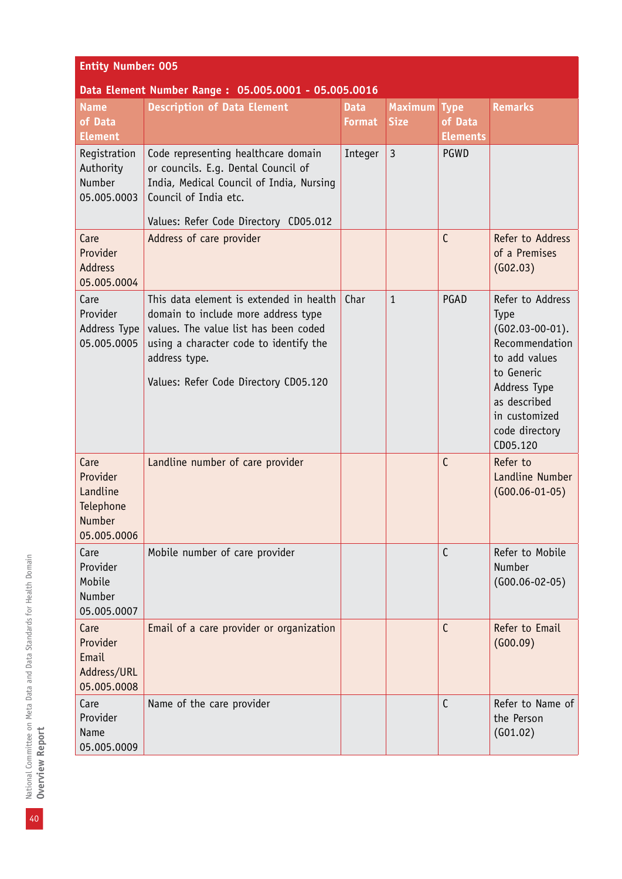| Entity Number: 005 | | | | | |
|---|---|---|---|---|---|
| Data Element Number Range : 05.005.0001 - 05.005.0016 | | | | | |
| **Name of Data Element** | **Description of Data Element** | **Data Format** | **Maximum Size** | **Type of Data Elements** | **Remarks** |
| Registration Authority Number 05.005.0003 | Code representing healthcare domain or councils. E.g. Dental Council of India, Medical Council of India, Nursing Council of India etc.<br><br>Values: Refer Code Directory CD05.012 | Integer | 3 | PGWD | |
| Care Provider Address 05.005.0004 | Address of care provider | | | C | Refer to Address of a Premises (G02.03) |
| Care Provider Address Type 05.005.0005 | This data element is extended in health domain to include more address type values. The value list has been coded using a character code to identify the address type.<br><br>Values: Refer Code Directory CD05.120 | Char | 1 | PGAD | Refer to Address Type (G02.03-00-01). Recommendation to add values to Generic Address Type as described in customized code directory CD05.120 |
| Care Provider Landline Telephone Number 05.005.0006 | Landline number of care provider | | | C | Refer to Landline Number (G00.06-01-05) |
| Care Provider Mobile Number 05.005.0007 | Mobile number of care provider | | | C | Refer to Mobile Number (G00.06-02-05) |
| Care Provider Email Address/URL 05.005.0008 | Email of a care provider or organization | | | C | Refer to Email (G00.09) |
| Care Provider Name 05.005.0009 | Name of the care provider | | | C | Refer to Name of the Person (G01.02) |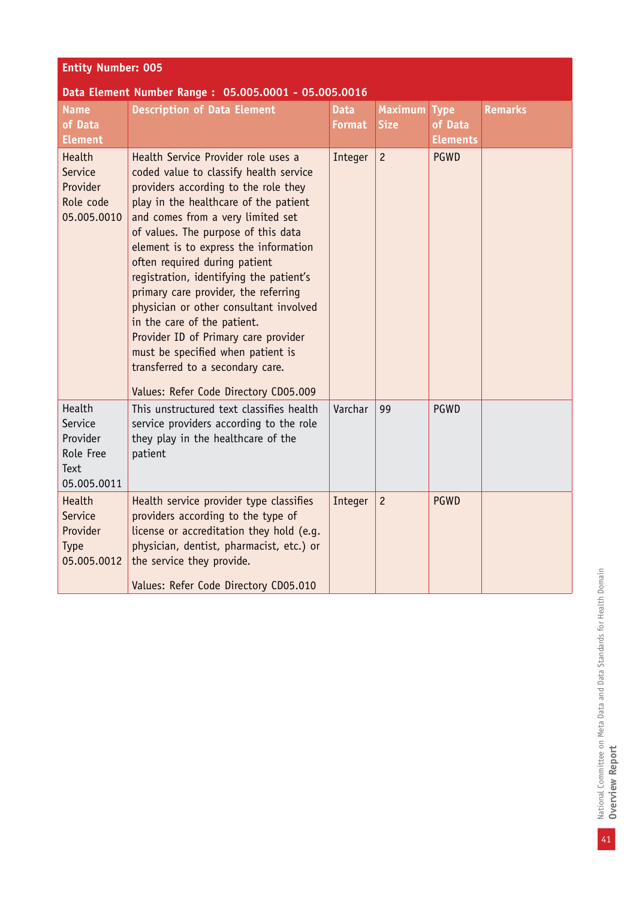**Entity Number: 005**

**Data Element Number Range : 05.005.0001 - 05.005.0016**

| Name of Data Element | Description of Data Element | Data Format | Maximum Size | Type of Data Elements | Remarks |
|---|---|---|---|---|---|
| Health Service Provider Role code 05.005.0010 | Health Service Provider role uses a coded value to classify health service providers according to the role they play in the healthcare of the patient and comes from a very limited set of values. The purpose of this data element is to express the information often required during patient registration, identifying the patient's primary care provider, the referring physician or other consultant involved in the care of the patient. Provider ID of Primary care provider must be specified when patient is transferred to a secondary care. Values: Refer Code Directory CD05.009 | Integer | 2 | PGWD | |
| Health Service Provider Role Free Text 05.005.0011 | This unstructured text classifies health service providers according to the role they play in the healthcare of the patient | Varchar | 99 | PGWD | |
| Health Service Provider Type 05.005.0012 | Health service provider type classifies providers according to the type of license or accreditation they hold (e.g. physician, dentist, pharmacist, etc.) or the service they provide. Values: Refer Code Directory CD05.010 | Integer | 2 | PGWD | |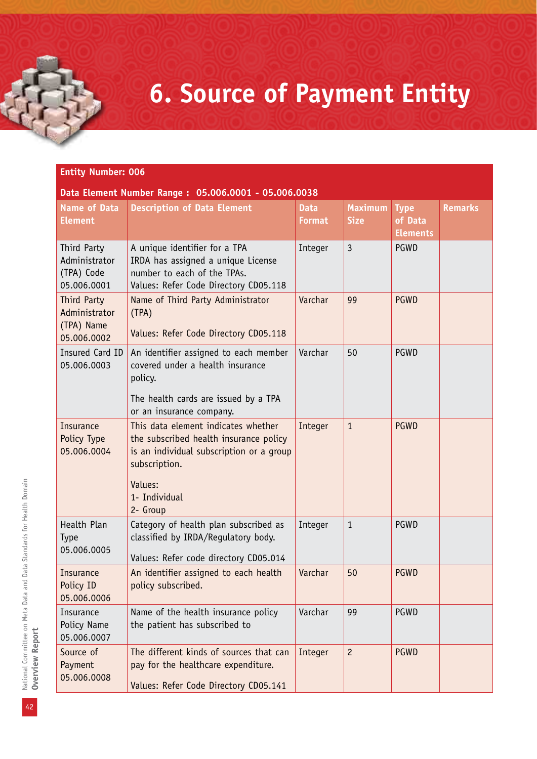# 6. Source of Payment Entity

**Entity Number: 006**

**Data Element Number Range : 05.006.0001 - 05.006.0038**

| Name of Data Element | Description of Data Element | Data Format | Maximum Size | Type of Data Elements | Remarks |
|---|---|---|---|---|---|
| Third Party Administrator (TPA) Code 05.006.0001 | A unique identifier for a TPA IRDA has assigned a unique License number to each of the TPAs. Values: Refer Code Directory CD05.118 | Integer | 3 | PGWD | |
| Third Party Administrator (TPA) Name 05.006.0002 | Name of Third Party Administrator (TPA) <br><br> Values: Refer Code Directory CD05.118 | Varchar | 99 | PGWD | |
| Insured Card ID 05.006.0003 | An identifier assigned to each member covered under a health insurance policy. <br><br> The health cards are issued by a TPA or an insurance company. | Varchar | 50 | PGWD | |
| Insurance Policy Type 05.006.0004 | This data element indicates whether the subscribed health insurance policy is an individual subscription or a group subscription. <br><br> Values: <br> 1- Individual <br> 2- Group | Integer | 1 | PGWD | |
| Health Plan Type 05.006.0005 | Category of health plan subscribed as classified by IRDA/Regulatory body. <br><br> Values: Refer code directory CD05.014 | Integer | 1 | PGWD | |
| Insurance Policy ID 05.006.0006 | An identifier assigned to each health policy subscribed. | Varchar | 50 | PGWD | |
| Insurance Policy Name 05.006.0007 | Name of the health insurance policy the patient has subscribed to | Varchar | 99 | PGWD | |
| Source of Payment 05.006.0008 | The different kinds of sources that can pay for the healthcare expenditure. <br><br> Values: Refer Code Directory CD05.141 | Integer | 2 | PGWD | |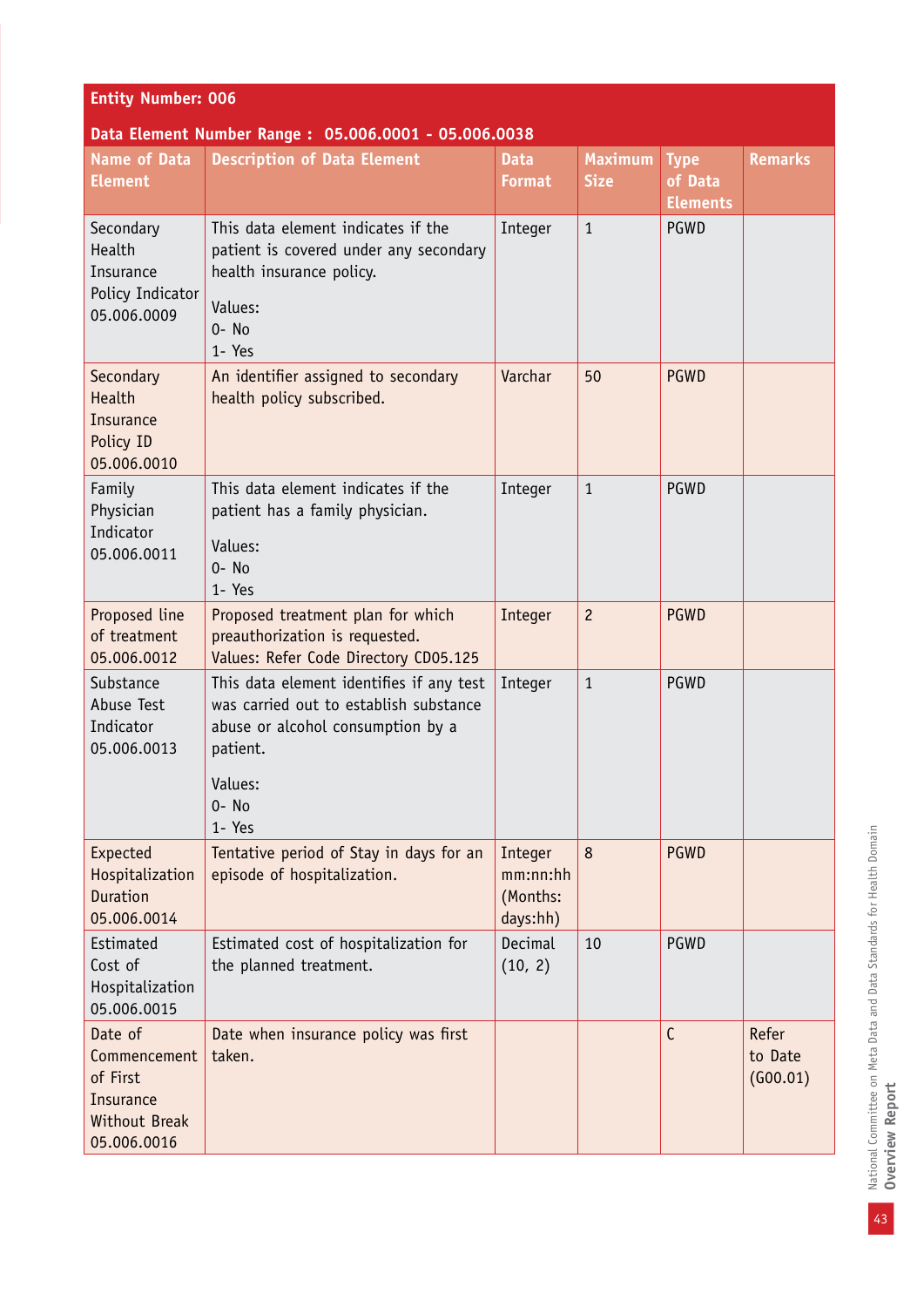| Entity Number: 006 | | | | | |
|---|---|---|---|---|---|
| Data Element Number Range : 05.006.0001 - 05.006.0038 | | | | | |
| **Name of Data Element** | **Description of Data Element** | **Data Format** | **Maximum Size** | **Type of Data Elements** | **Remarks** |
| Secondary Health Insurance Policy Indicator 05.006.0009 | This data element indicates if the patient is covered under any secondary health insurance policy.<br><br>Values:<br>0- No<br>1- Yes | Integer | 1 | PGWD | |
| Secondary Health Insurance Policy ID 05.006.0010 | An identifier assigned to secondary health policy subscribed. | Varchar | 50 | PGWD | |
| Family Physician Indicator 05.006.0011 | This data element indicates if the patient has a family physician.<br><br>Values:<br>0- No<br>1- Yes | Integer | 1 | PGWD | |
| Proposed line of treatment 05.006.0012 | Proposed treatment plan for which preauthorization is requested.<br>Values: Refer Code Directory CD05.125 | Integer | 2 | PGWD | |
| Substance Abuse Test Indicator 05.006.0013 | This data element identifies if any test was carried out to establish substance abuse or alcohol consumption by a patient.<br><br>Values:<br>0- No<br>1- Yes | Integer | 1 | PGWD | |
| Expected Hospitalization Duration 05.006.0014 | Tentative period of Stay in days for an episode of hospitalization. | Integer mm:nn:hh (Months: days:hh) | 8 | PGWD | |
| Estimated Cost of Hospitalization 05.006.0015 | Estimated cost of hospitalization for the planned treatment. | Decimal (10, 2) | 10 | PGWD | |
| Date of Commencement of First Insurance Without Break 05.006.0016 | Date when insurance policy was first taken. | | | C | Refer to Date (G00.01) |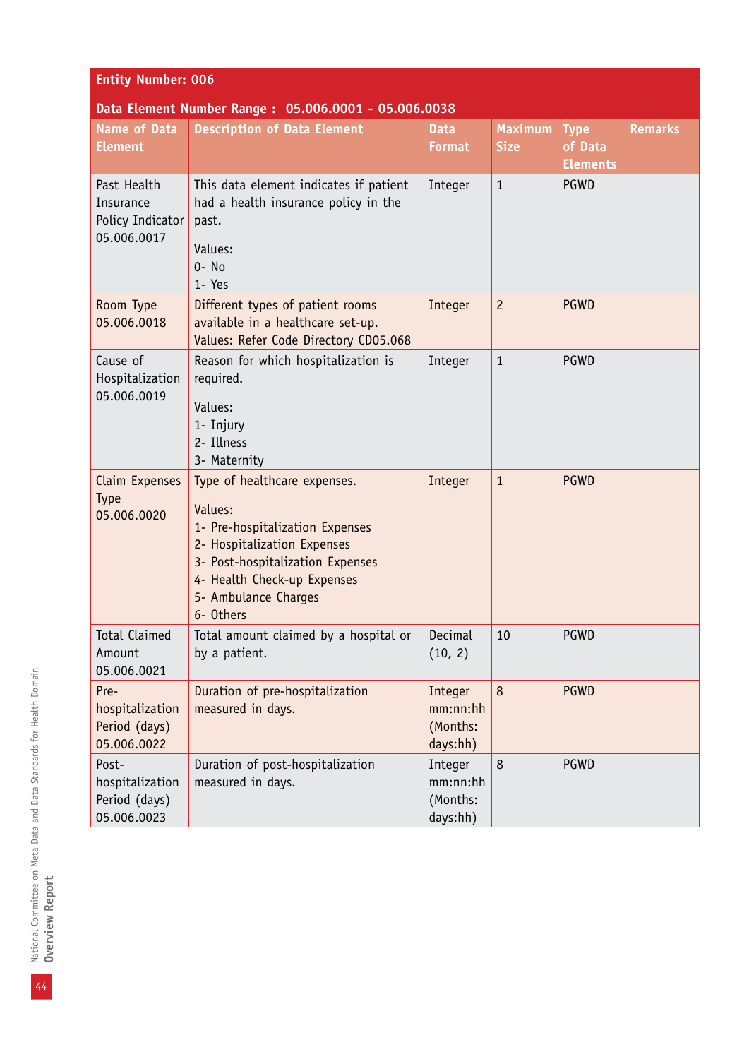**Entity Number: 006**

**Data Element Number Range : 05.006.0001 - 05.006.0038**

| Name of Data Element | Description of Data Element | Data Format | Maximum Size | Type of Data Elements | Remarks |
|---|---|---|---|---|---|
| Past Health Insurance Policy Indicator 05.006.0017 | This data element indicates if patient had a health insurance policy in the past.<br><br>Values:<br>0- No<br>1- Yes | Integer | 1 | PGWD | |
| Room Type 05.006.0018 | Different types of patient rooms available in a healthcare set-up. Values: Refer Code Directory CD05.068 | Integer | 2 | PGWD | |
| Cause of Hospitalization 05.006.0019 | Reason for which hospitalization is required.<br><br>Values:<br>1- Injury<br>2- Illness<br>3- Maternity | Integer | 1 | PGWD | |
| Claim Expenses Type 05.006.0020 | Type of healthcare expenses.<br><br>Values:<br>1- Pre-hospitalization Expenses<br>2- Hospitalization Expenses<br>3- Post-hospitalization Expenses<br>4- Health Check-up Expenses<br>5- Ambulance Charges<br>6- Others | Integer | 1 | PGWD | |
| Total Claimed Amount 05.006.0021 | Total amount claimed by a hospital or by a patient. | Decimal (10, 2) | 10 | PGWD | |
| Pre-hospitalization Period (days) 05.006.0022 | Duration of pre-hospitalization measured in days. | Integer mm:nn:hh (Months: days:hh) | 8 | PGWD | |
| Post-hospitalization Period (days) 05.006.0023 | Duration of post-hospitalization measured in days. | Integer mm:nn:hh (Months: days:hh) | 8 | PGWD | |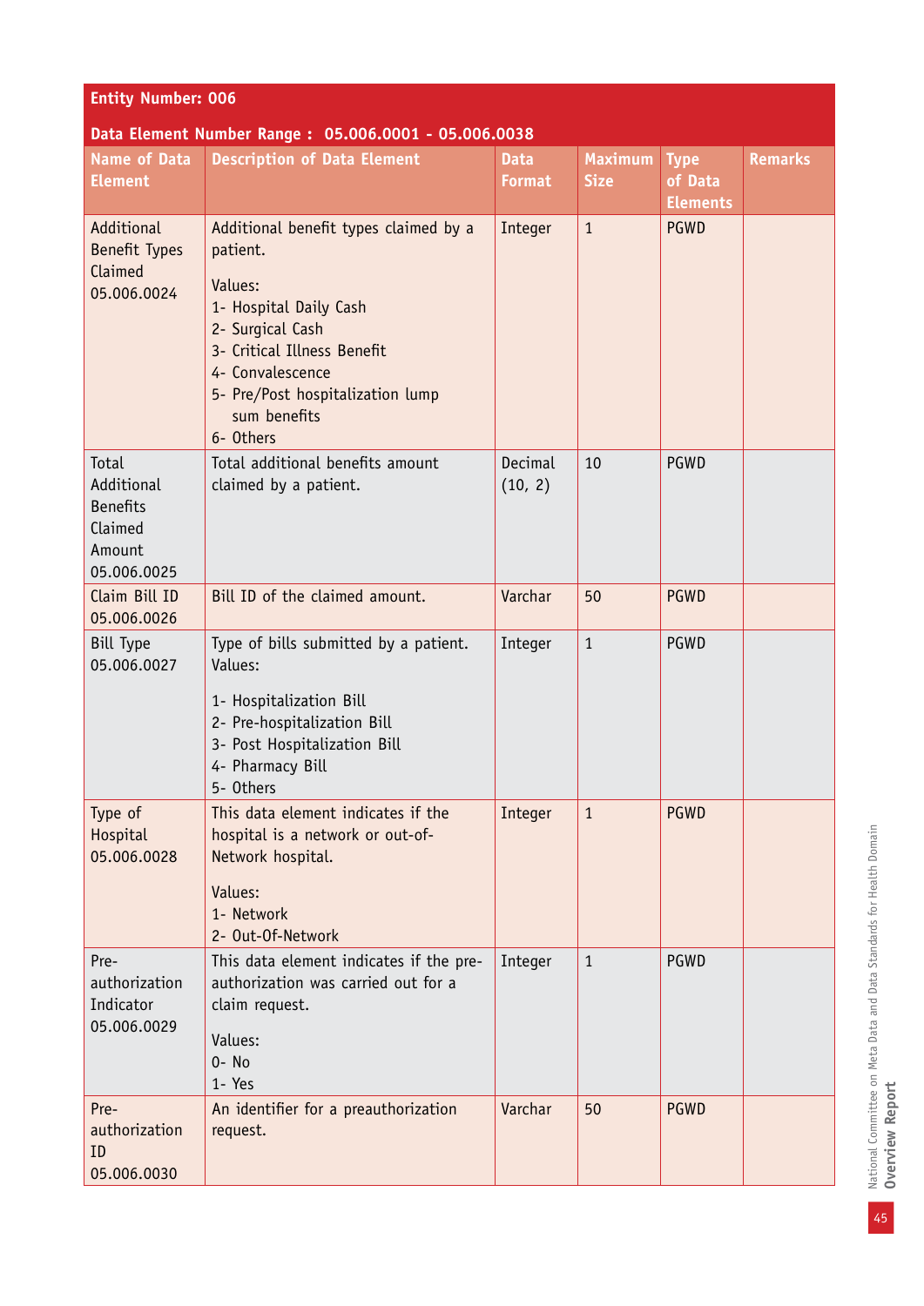| Entity Number: 006 | | | | | |
|---|---|---|---|---|---|
| **Data Element Number Range : 05.006.0001 - 05.006.0038** | | | | | |
| **Name of Data Element** | **Description of Data Element** | **Data Format** | **Maximum Size** | **Type of Data Elements** | **Remarks** |
| Additional Benefit Types Claimed 05.006.0024 | Additional benefit types claimed by a patient.<br><br>Values:<br>1- Hospital Daily Cash<br>2- Surgical Cash<br>3- Critical Illness Benefit<br>4- Convalescence<br>5- Pre/Post hospitalization lump sum benefits<br>6- Others | Integer | 1 | PGWD | |
| Total Additional Benefits Claimed Amount 05.006.0025 | Total additional benefits amount claimed by a patient. | Decimal (10, 2) | 10 | PGWD | |
| Claim Bill ID 05.006.0026 | Bill ID of the claimed amount. | Varchar | 50 | PGWD | |
| Bill Type 05.006.0027 | Type of bills submitted by a patient. Values:<br><br>1- Hospitalization Bill<br>2- Pre-hospitalization Bill<br>3- Post Hospitalization Bill<br>4- Pharmacy Bill<br>5- Others | Integer | 1 | PGWD | |
| Type of Hospital 05.006.0028 | This data element indicates if the hospital is a network or out-of-Network hospital.<br><br>Values:<br>1- Network<br>2- Out-Of-Network | Integer | 1 | PGWD | |
| Pre-authorization Indicator 05.006.0029 | This data element indicates if the pre-authorization was carried out for a claim request.<br><br>Values:<br>0- No<br>1- Yes | Integer | 1 | PGWD | |
| Pre-authorization ID 05.006.0030 | An identifier for a preauthorization request. | Varchar | 50 | PGWD | |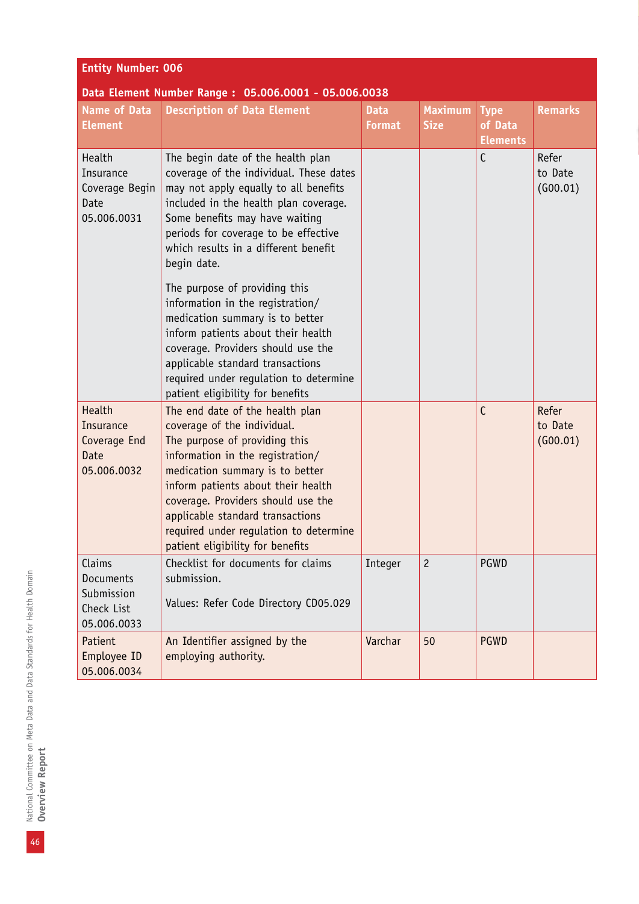**Entity Number: 006**

**Data Element Number Range : 05.006.0001 - 05.006.0038**

| Name of Data Element | Description of Data Element | Data Format | Maximum Size | Type of Data Elements | Remarks |
|---|---|---|---|---|---|
| Health Insurance Coverage Begin Date 05.006.0031 | The begin date of the health plan coverage of the individual. These dates may not apply equally to all benefits included in the health plan coverage. Some benefits may have waiting periods for coverage to be effective which results in a different benefit begin date.<br><br>The purpose of providing this information in the registration/ medication summary is to better inform patients about their health coverage. Providers should use the applicable standard transactions required under regulation to determine patient eligibility for benefits | | | C | Refer to Date (G00.01) |
| Health Insurance Coverage End Date 05.006.0032 | The end date of the health plan coverage of the individual.<br>The purpose of providing this information in the registration/ medication summary is to better inform patients about their health coverage. Providers should use the applicable standard transactions required under regulation to determine patient eligibility for benefits | | | C | Refer to Date (G00.01) |
| Claims Documents Submission Check List 05.006.0033 | Checklist for documents for claims submission.<br><br>Values: Refer Code Directory CD05.029 | Integer | 2 | PGWD | |
| Patient Employee ID 05.006.0034 | An Identifier assigned by the employing authority. | Varchar | 50 | PGWD | |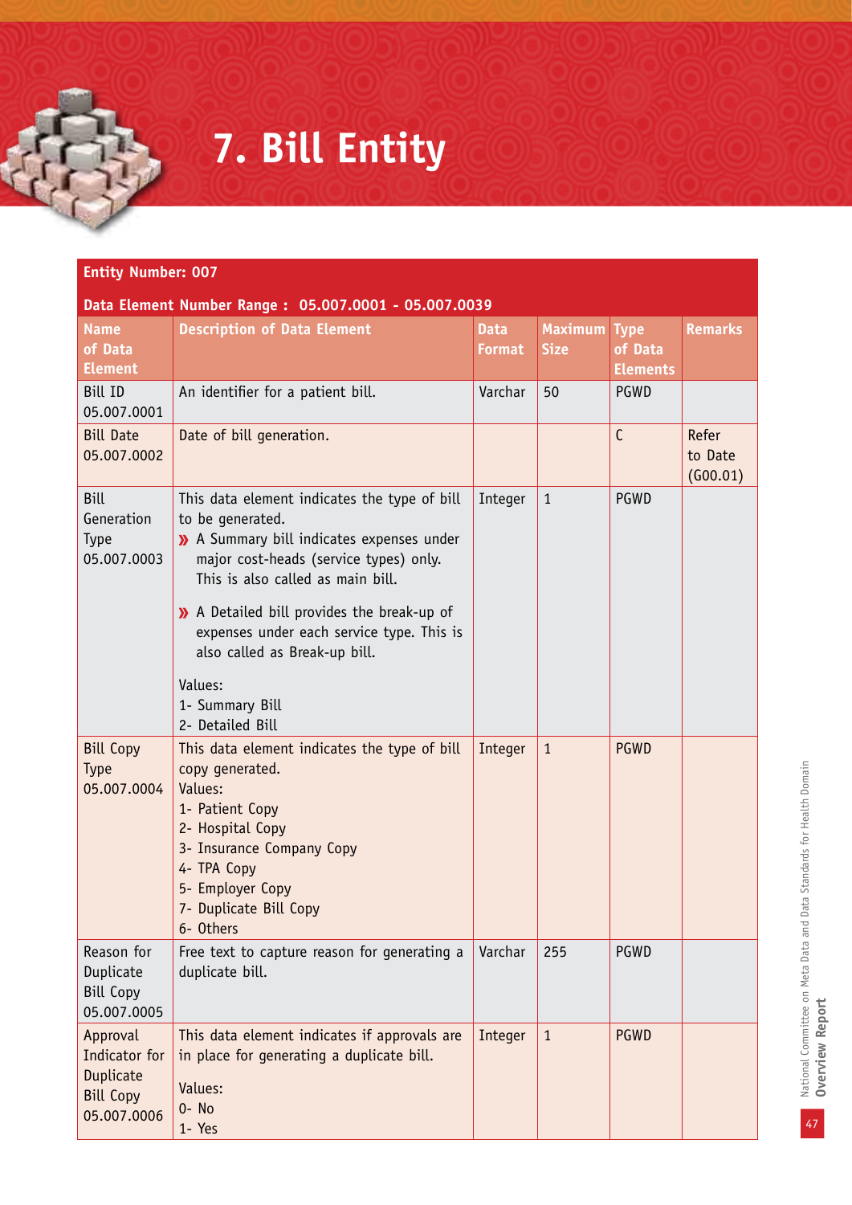# 7. Bill Entity

| Entity Number: 007 | | | | | |
|---|---|---|---|---|---|
| **Data Element Number Range : 05.007.0001 - 05.007.0039** | | | | | |
| **Name of Data Element** | **Description of Data Element** | **Data Format** | **Maximum Size** | **Type of Data Elements** | **Remarks** |
| Bill ID 05.007.0001 | An identifier for a patient bill. | Varchar | 50 | PGWD | |
| Bill Date 05.007.0002 | Date of bill generation. | | | C | Refer to Date (G00.01) |
| Bill Generation Type 05.007.0003 | This data element indicates the type of bill to be generated.<br>» A Summary bill indicates expenses under major cost-heads (service types) only. This is also called as main bill.<br>» A Detailed bill provides the break-up of expenses under each service type. This is also called as Break-up bill.<br>Values:<br>1- Summary Bill<br>2- Detailed Bill | Integer | 1 | PGWD | |
| Bill Copy Type 05.007.0004 | This data element indicates the type of bill copy generated.<br>Values:<br>1- Patient Copy<br>2- Hospital Copy<br>3- Insurance Company Copy<br>4- TPA Copy<br>5- Employer Copy<br>7- Duplicate Bill Copy<br>6- Others | Integer | 1 | PGWD | |
| Reason for Duplicate Bill Copy 05.007.0005 | Free text to capture reason for generating a duplicate bill. | Varchar | 255 | PGWD | |
| Approval Indicator for Duplicate Bill Copy 05.007.0006 | This data element indicates if approvals are in place for generating a duplicate bill.<br>Values:<br>0- No<br>1- Yes | Integer | 1 | PGWD | |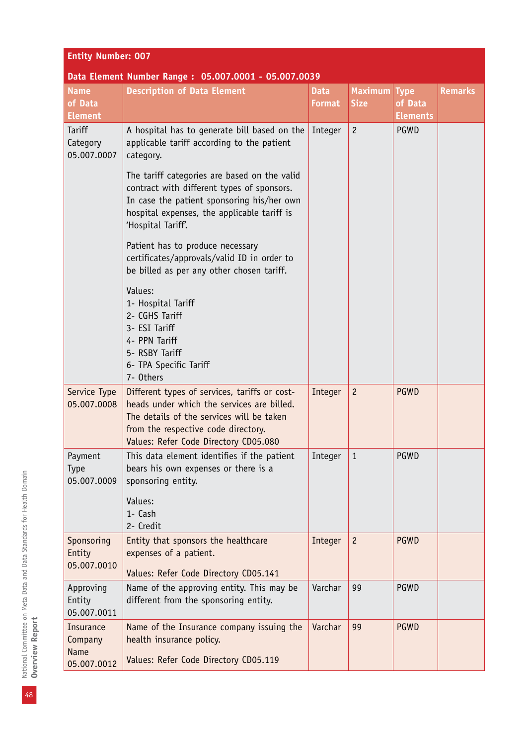| Entity Number: 007 | | | | | |
|---|---|---|---|---|---|
| **Data Element Number Range : 05.007.0001 - 05.007.0039** | | | | | |
| **Name of Data Element** | **Description of Data Element** | **Data Format** | **Maximum Size** | **Type of Data Elements** | **Remarks** |
| Tariff Category 05.007.0007 | A hospital has to generate bill based on the applicable tariff according to the patient category.<br><br>The tariff categories are based on the valid contract with different types of sponsors. In case the patient sponsoring his/her own hospital expenses, the applicable tariff is 'Hospital Tariff'.<br><br>Patient has to produce necessary certificates/approvals/valid ID in order to be billed as per any other chosen tariff.<br><br>Values:<br>1- Hospital Tariff<br>2- CGHS Tariff<br>3- ESI Tariff<br>4- PPN Tariff<br>5- RSBY Tariff<br>6- TPA Specific Tariff<br>7- Others | Integer | 2 | PGWD | |
| Service Type 05.007.0008 | Different types of services, tariffs or cost-heads under which the services are billed. The details of the services will be taken from the respective code directory.<br>Values: Refer Code Directory CD05.080 | Integer | 2 | PGWD | |
| Payment Type 05.007.0009 | This data element identifies if the patient bears his own expenses or there is a sponsoring entity.<br><br>Values:<br>1- Cash<br>2- Credit | Integer | 1 | PGWD | |
| Sponsoring Entity 05.007.0010 | Entity that sponsors the healthcare expenses of a patient.<br><br>Values: Refer Code Directory CD05.141 | Integer | 2 | PGWD | |
| Approving Entity 05.007.0011 | Name of the approving entity. This may be different from the sponsoring entity. | Varchar | 99 | PGWD | |
| Insurance Company Name 05.007.0012 | Name of the Insurance company issuing the health insurance policy.<br><br>Values: Refer Code Directory CD05.119 | Varchar | 99 | PGWD | |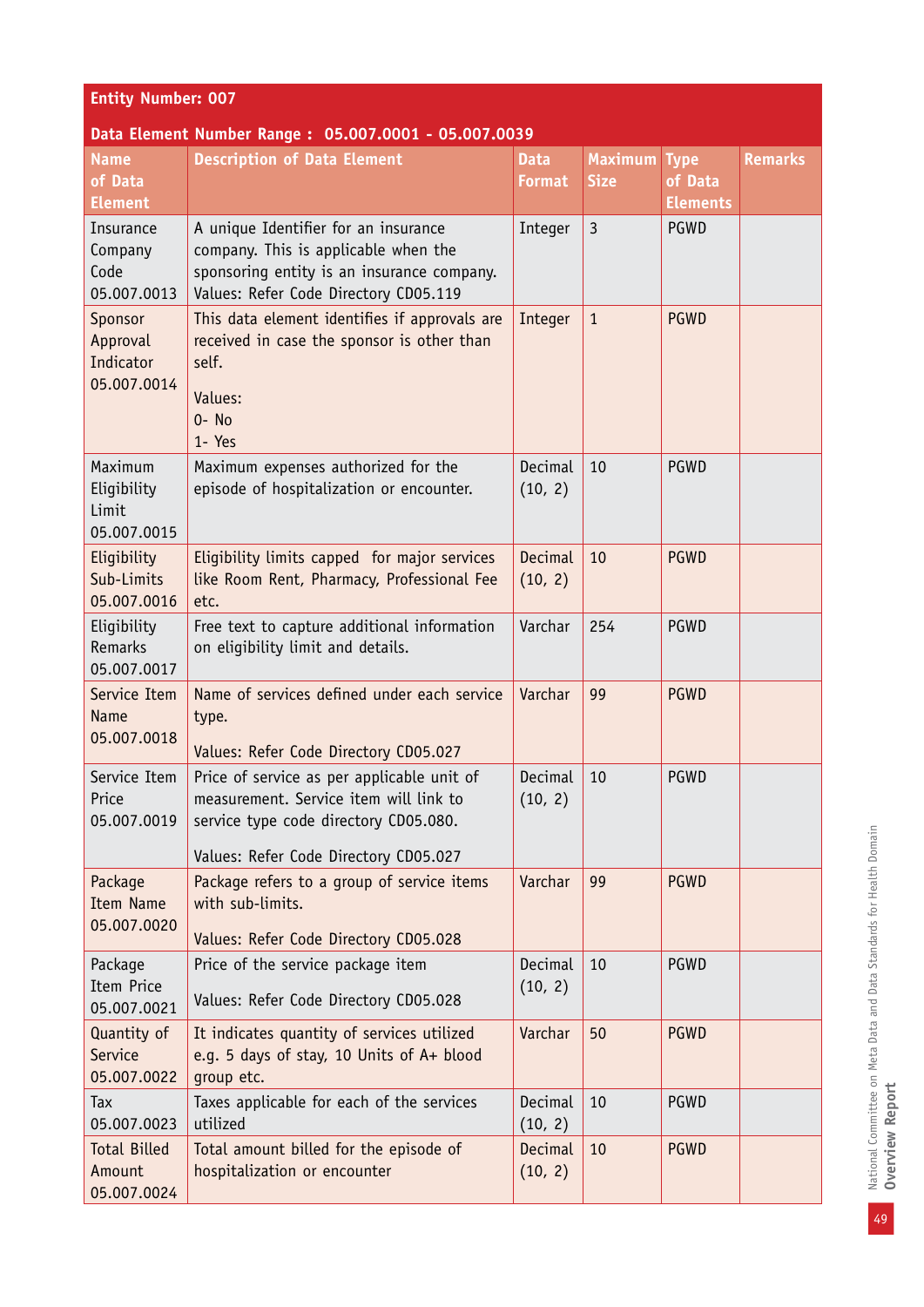**Entity Number: 007**

**Data Element Number Range : 05.007.0001 - 05.007.0039**

| Name of Data Element | Description of Data Element | Data Format | Maximum Size | Type of Data Elements | Remarks |
|---|---|---|---|---|---|
| Insurance Company Code 05.007.0013 | A unique Identifier for an insurance company. This is applicable when the sponsoring entity is an insurance company. Values: Refer Code Directory CD05.119 | Integer | 3 | PGWD | |
| Sponsor Approval Indicator 05.007.0014 | This data element identifies if approvals are received in case the sponsor is other than self.<br><br>Values:<br>0- No<br>1- Yes | Integer | 1 | PGWD | |
| Maximum Eligibility Limit 05.007.0015 | Maximum expenses authorized for the episode of hospitalization or encounter. | Decimal (10, 2) | 10 | PGWD | |
| Eligibility Sub-Limits 05.007.0016 | Eligibility limits capped for major services like Room Rent, Pharmacy, Professional Fee etc. | Decimal (10, 2) | 10 | PGWD | |
| Eligibility Remarks 05.007.0017 | Free text to capture additional information on eligibility limit and details. | Varchar | 254 | PGWD | |
| Service Item Name 05.007.0018 | Name of services defined under each service type.<br><br>Values: Refer Code Directory CD05.027 | Varchar | 99 | PGWD | |
| Service Item Price 05.007.0019 | Price of service as per applicable unit of measurement. Service item will link to service type code directory CD05.080.<br><br>Values: Refer Code Directory CD05.027 | Decimal (10, 2) | 10 | PGWD | |
| Package Item Name 05.007.0020 | Package refers to a group of service items with sub-limits.<br><br>Values: Refer Code Directory CD05.028 | Varchar | 99 | PGWD | |
| Package Item Price 05.007.0021 | Price of the service package item<br><br>Values: Refer Code Directory CD05.028 | Decimal (10, 2) | 10 | PGWD | |
| Quantity of Service 05.007.0022 | It indicates quantity of services utilized e.g. 5 days of stay, 10 Units of A+ blood group etc. | Varchar | 50 | PGWD | |
| Tax 05.007.0023 | Taxes applicable for each of the services utilized | Decimal (10, 2) | 10 | PGWD | |
| Total Billed Amount 05.007.0024 | Total amount billed for the episode of hospitalization or encounter | Decimal (10, 2) | 10 | PGWD | |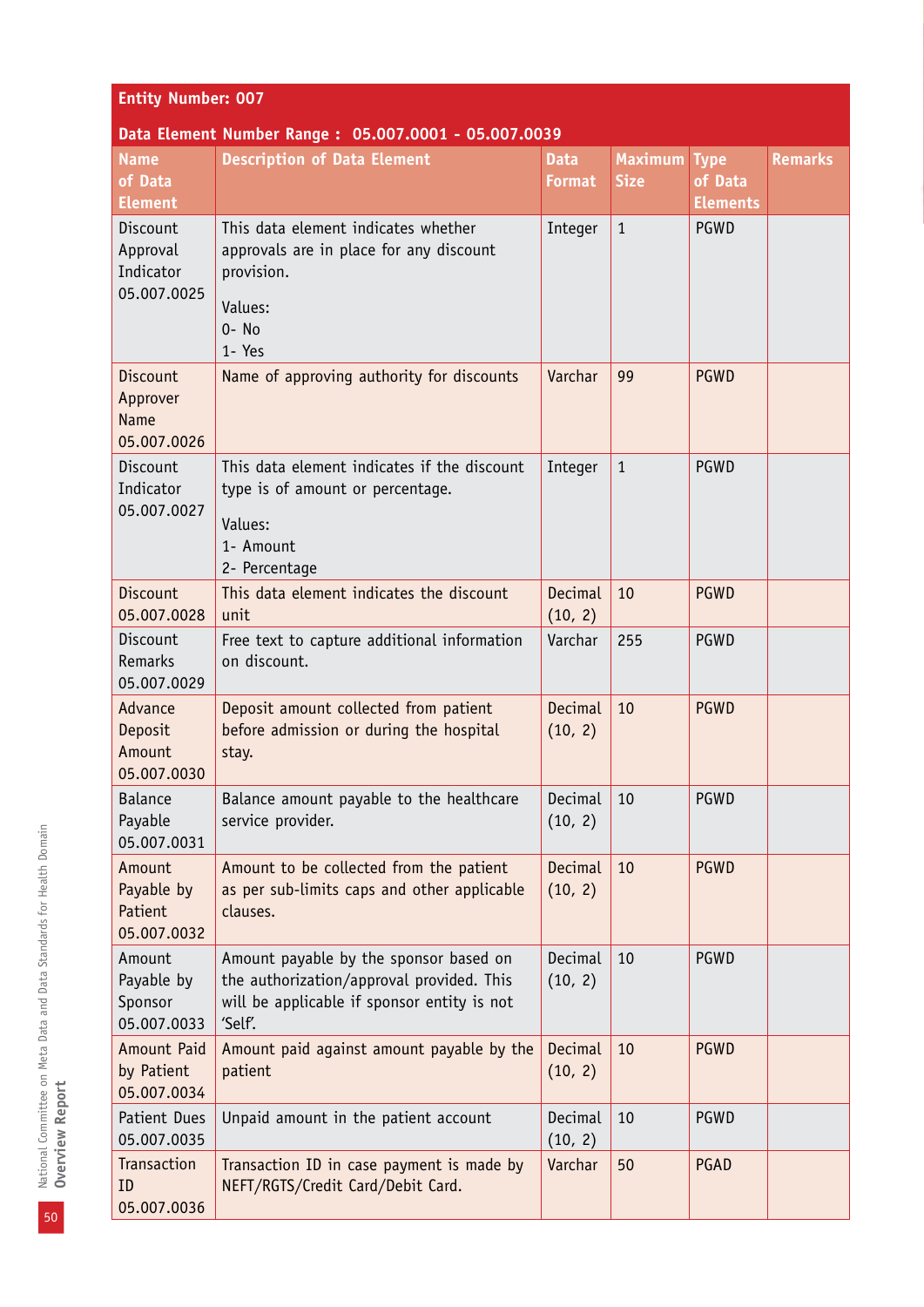**Entity Number: 007**

**Data Element Number Range : 05.007.0001 - 05.007.0039**

| Name of Data Element | Description of Data Element | Data Format | Maximum Size | Type of Data Elements | Remarks |
|---|---|---|---|---|---|
| Discount Approval Indicator 05.007.0025 | This data element indicates whether approvals are in place for any discount provision.<br><br>Values:<br>0- No<br>1- Yes | Integer | 1 | PGWD | |
| Discount Approver Name 05.007.0026 | Name of approving authority for discounts | Varchar | 99 | PGWD | |
| Discount Indicator 05.007.0027 | This data element indicates if the discount type is of amount or percentage.<br><br>Values:<br>1- Amount<br>2- Percentage | Integer | 1 | PGWD | |
| Discount 05.007.0028 | This data element indicates the discount unit | Decimal (10, 2) | 10 | PGWD | |
| Discount Remarks 05.007.0029 | Free text to capture additional information on discount. | Varchar | 255 | PGWD | |
| Advance Deposit Amount 05.007.0030 | Deposit amount collected from patient before admission or during the hospital stay. | Decimal (10, 2) | 10 | PGWD | |
| Balance Payable 05.007.0031 | Balance amount payable to the healthcare service provider. | Decimal (10, 2) | 10 | PGWD | |
| Amount Payable by Patient 05.007.0032 | Amount to be collected from the patient as per sub-limits caps and other applicable clauses. | Decimal (10, 2) | 10 | PGWD | |
| Amount Payable by Sponsor 05.007.0033 | Amount payable by the sponsor based on the authorization/approval provided. This will be applicable if sponsor entity is not 'Self'. | Decimal (10, 2) | 10 | PGWD | |
| Amount Paid by Patient 05.007.0034 | Amount paid against amount payable by the patient | Decimal (10, 2) | 10 | PGWD | |
| Patient Dues 05.007.0035 | Unpaid amount in the patient account | Decimal (10, 2) | 10 | PGWD | |
| Transaction ID 05.007.0036 | Transaction ID in case payment is made by NEFT/RGTS/Credit Card/Debit Card. | Varchar | 50 | PGAD | |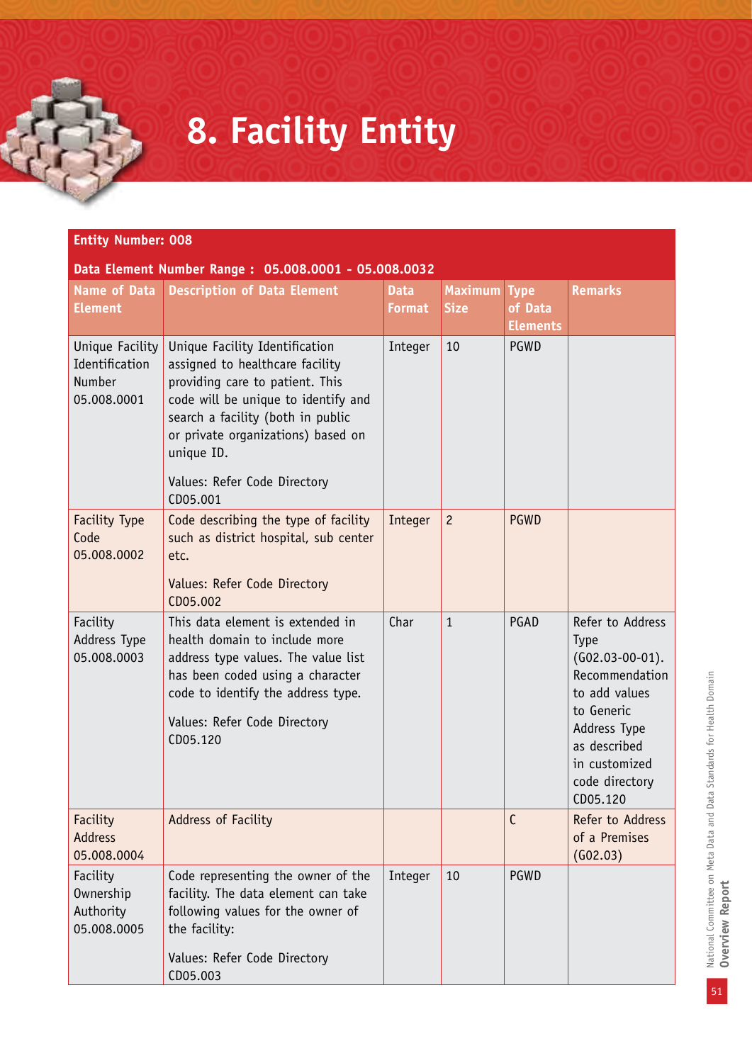# 8. Facility Entity

**Entity Number: 008**

**Data Element Number Range : 05.008.0001 - 05.008.0032**

| Name of Data Element | Description of Data Element | Data Format | Maximum Size | Type of Data Elements | Remarks |
|---|---|---|---|---|---|
| Unique Facility Identification Number 05.008.0001 | Unique Facility Identification assigned to healthcare facility providing care to patient. This code will be unique to identify and search a facility (both in public or private organizations) based on unique ID.<br><br>Values: Refer Code Directory CD05.001 | Integer | 10 | PGWD | |
| Facility Type Code 05.008.0002 | Code describing the type of facility such as district hospital, sub center etc.<br><br>Values: Refer Code Directory CD05.002 | Integer | 2 | PGWD | |
| Facility Address Type 05.008.0003 | This data element is extended in health domain to include more address type values. The value list has been coded using a character code to identify the address type.<br><br>Values: Refer Code Directory CD05.120 | Char | 1 | PGAD | Refer to Address Type (G02.03-00-01). Recommendation to add values to Generic Address Type as described in customized code directory CD05.120 |
| Facility Address 05.008.0004 | Address of Facility | | | C | Refer to Address of a Premises (G02.03) |
| Facility Ownership Authority 05.008.0005 | Code representing the owner of the facility. The data element can take following values for the owner of the facility:<br><br>Values: Refer Code Directory CD05.003 | Integer | 10 | PGWD | |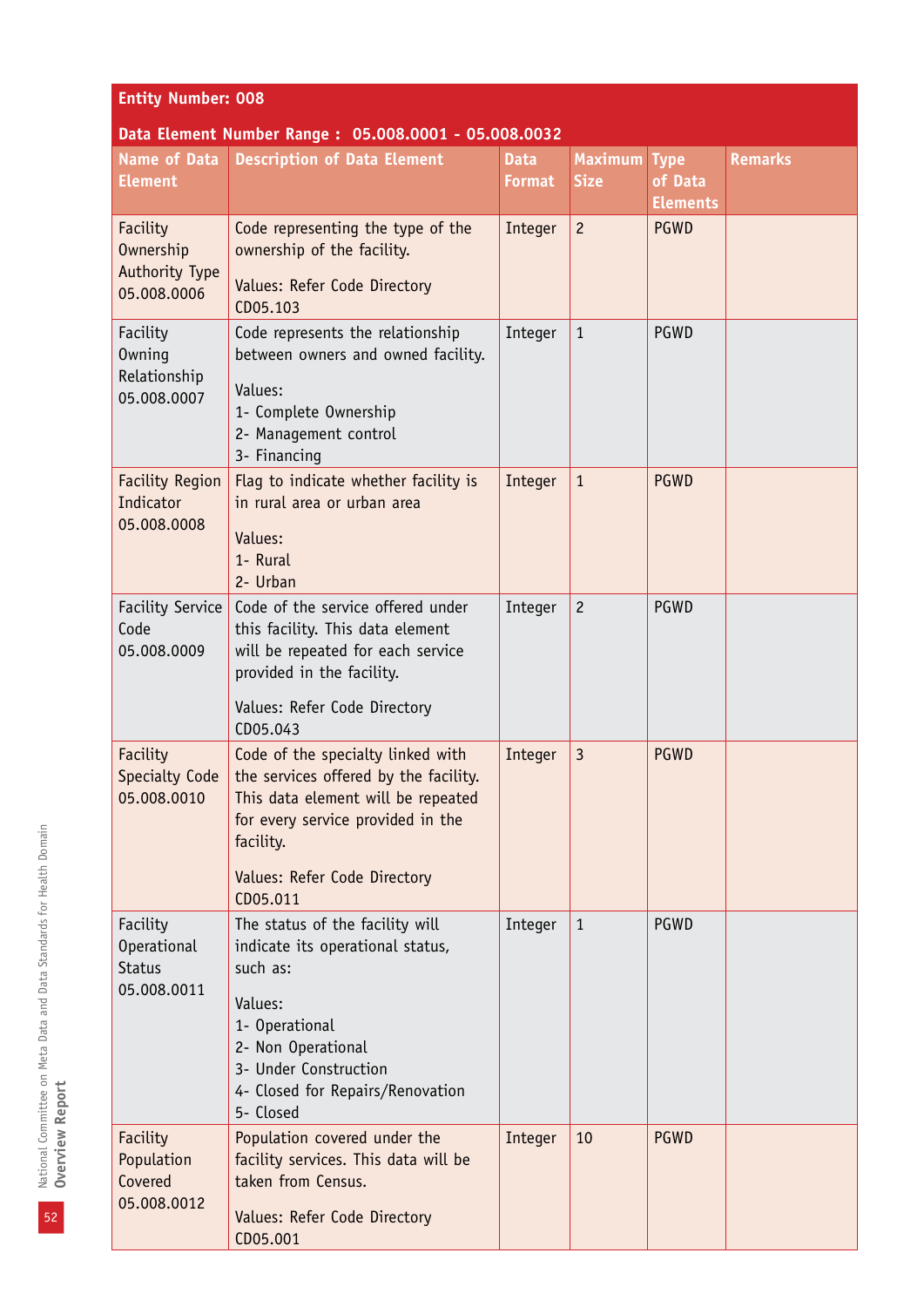**Entity Number: 008**

**Data Element Number Range : 05.008.0001 - 05.008.0032**

| Name of Data Element | Description of Data Element | Data Format | Maximum Size | Type of Data Elements | Remarks |
|---|---|---|---|---|---|
| Facility Ownership Authority Type 05.008.0006 | Code representing the type of the ownership of the facility.<br><br>Values: Refer Code Directory CD05.103 | Integer | 2 | PGWD | |
| Facility Owning Relationship 05.008.0007 | Code represents the relationship between owners and owned facility.<br><br>Values:<br>1- Complete Ownership<br>2- Management control<br>3- Financing | Integer | 1 | PGWD | |
| Facility Region Indicator 05.008.0008 | Flag to indicate whether facility is in rural area or urban area<br><br>Values:<br>1- Rural<br>2- Urban | Integer | 1 | PGWD | |
| Facility Service Code 05.008.0009 | Code of the service offered under this facility. This data element will be repeated for each service provided in the facility.<br><br>Values: Refer Code Directory CD05.043 | Integer | 2 | PGWD | |
| Facility Specialty Code 05.008.0010 | Code of the specialty linked with the services offered by the facility. This data element will be repeated for every service provided in the facility.<br><br>Values: Refer Code Directory CD05.011 | Integer | 3 | PGWD | |
| Facility Operational Status 05.008.0011 | The status of the facility will indicate its operational status, such as:<br><br>Values:<br>1- Operational<br>2- Non Operational<br>3- Under Construction<br>4- Closed for Repairs/Renovation<br>5- Closed | Integer | 1 | PGWD | |
| Facility Population Covered 05.008.0012 | Population covered under the facility services. This data will be taken from Census.<br><br>Values: Refer Code Directory CD05.001 | Integer | 10 | PGWD | |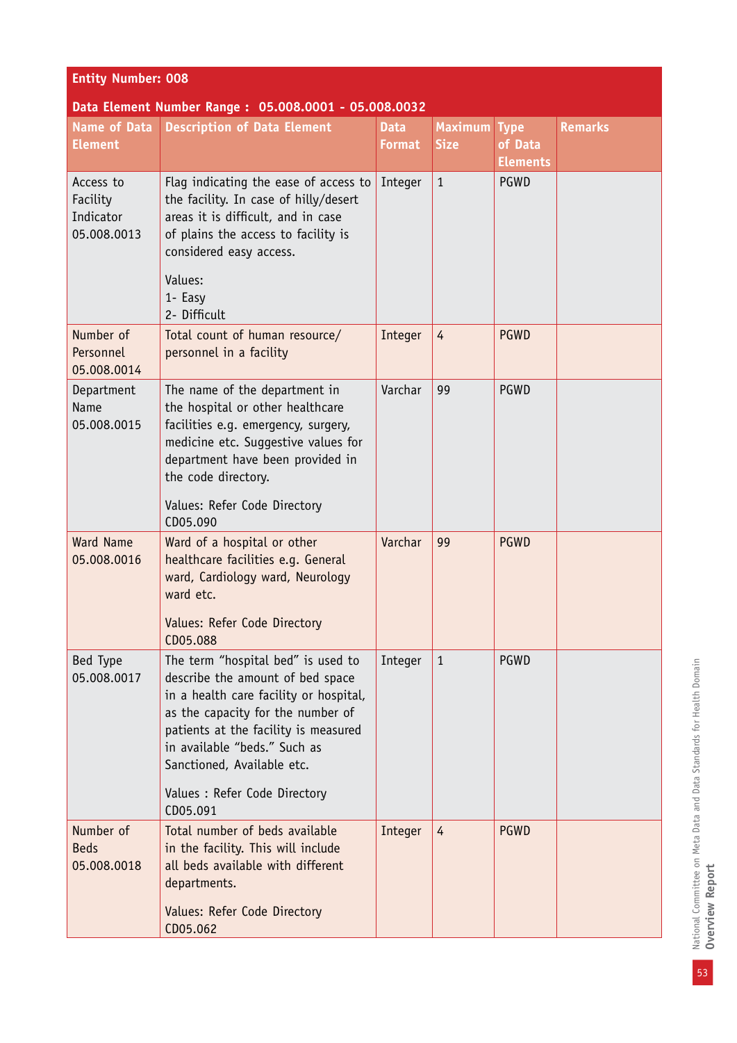**Entity Number: 008**

**Data Element Number Range : 05.008.0001 - 05.008.0032**

| Name of Data Element | Description of Data Element | Data Format | Maximum Size | Type of Data Elements | Remarks |
|---|---|---|---|---|---|
| Access to Facility Indicator 05.008.0013 | Flag indicating the ease of access to the facility. In case of hilly/desert areas it is difficult, and in case of plains the access to facility is considered easy access.<br><br>Values:<br>1- Easy<br>2- Difficult | Integer | 1 | PGWD | |
| Number of Personnel 05.008.0014 | Total count of human resource/ personnel in a facility | Integer | 4 | PGWD | |
| Department Name 05.008.0015 | The name of the department in the hospital or other healthcare facilities e.g. emergency, surgery, medicine etc. Suggestive values for department have been provided in the code directory.<br><br>Values: Refer Code Directory CD05.090 | Varchar | 99 | PGWD | |
| Ward Name 05.008.0016 | Ward of a hospital or other healthcare facilities e.g. General ward, Cardiology ward, Neurology ward etc.<br><br>Values: Refer Code Directory CD05.088 | Varchar | 99 | PGWD | |
| Bed Type 05.008.0017 | The term "hospital bed" is used to describe the amount of bed space in a health care facility or hospital, as the capacity for the number of patients at the facility is measured in available "beds." Such as Sanctioned, Available etc.<br><br>Values : Refer Code Directory CD05.091 | Integer | 1 | PGWD | |
| Number of Beds 05.008.0018 | Total number of beds available in the facility. This will include all beds available with different departments.<br><br>Values: Refer Code Directory CD05.062 | Integer | 4 | PGWD | |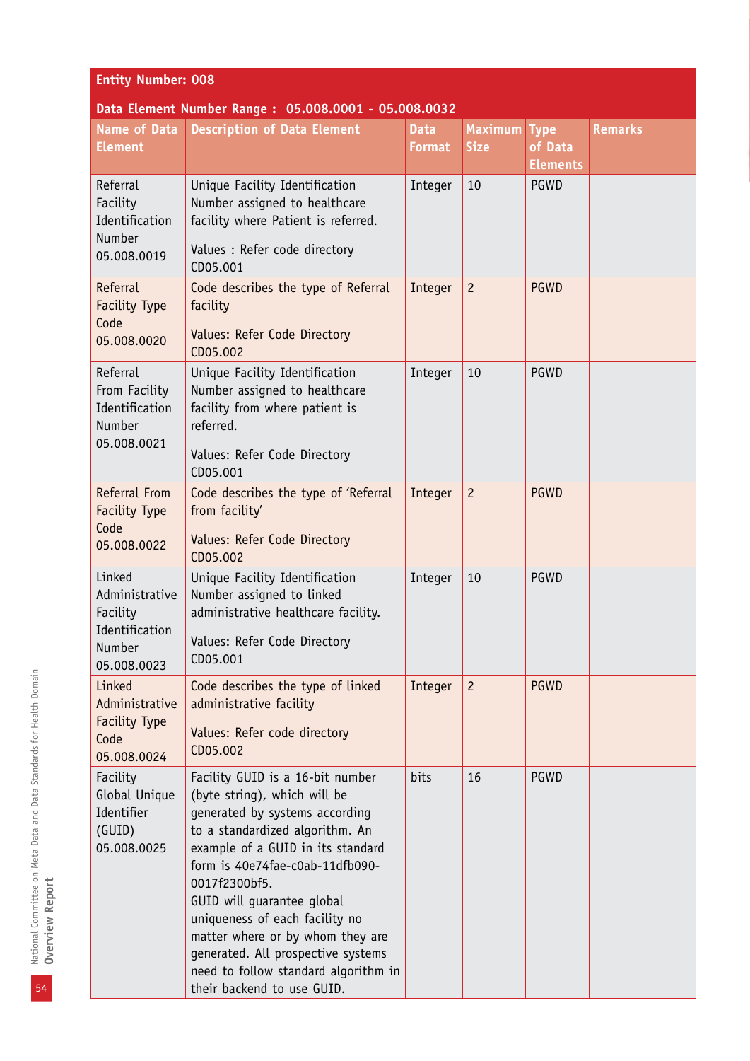**Entity Number: 008**

**Data Element Number Range : 05.008.0001 - 05.008.0032**

| Name of Data Element | Description of Data Element | Data Format | Maximum Size | Type of Data Elements | Remarks |
|---|---|---|---|---|---|
| Referral Facility Identification Number 05.008.0019 | Unique Facility Identification Number assigned to healthcare facility where Patient is referred. Values : Refer code directory CD05.001 | Integer | 10 | PGWD | |
| Referral Facility Type Code 05.008.0020 | Code describes the type of Referral facility Values: Refer Code Directory CD05.002 | Integer | 2 | PGWD | |
| Referral From Facility Identification Number 05.008.0021 | Unique Facility Identification Number assigned to healthcare facility from where patient is referred. Values: Refer Code Directory CD05.001 | Integer | 10 | PGWD | |
| Referral From Facility Type Code 05.008.0022 | Code describes the type of 'Referral from facility' Values: Refer Code Directory CD05.002 | Integer | 2 | PGWD | |
| Linked Administrative Facility Identification Number 05.008.0023 | Unique Facility Identification Number assigned to linked administrative healthcare facility. Values: Refer Code Directory CD05.001 | Integer | 10 | PGWD | |
| Linked Administrative Facility Type Code 05.008.0024 | Code describes the type of linked administrative facility Values: Refer code directory CD05.002 | Integer | 2 | PGWD | |
| Facility Global Unique Identifier (GUID) 05.008.0025 | Facility GUID is a 16-bit number (byte string), which will be generated by systems according to a standardized algorithm. An example of a GUID in its standard form is 40e74fae-c0ab-11dfb090-0017f2300bf5. GUID will guarantee global uniqueness of each facility no matter where or by whom they are generated. All prospective systems need to follow standard algorithm in their backend to use GUID. | bits | 16 | PGWD | |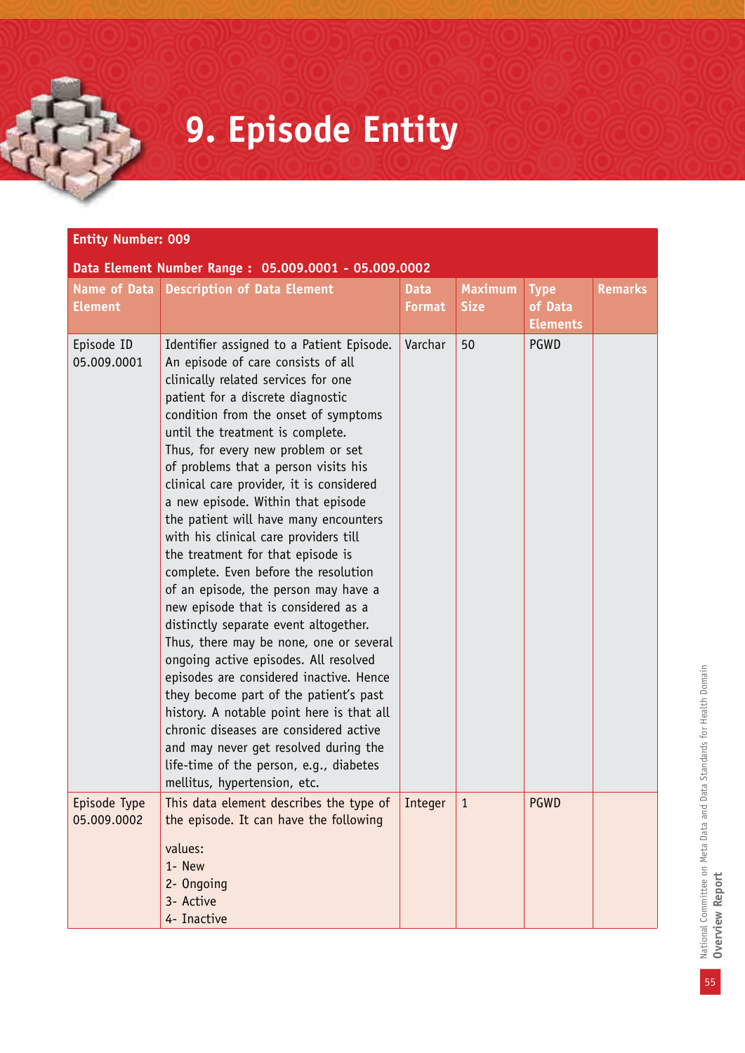# 9. Episode Entity

**Entity Number: 009**

**Data Element Number Range : 05.009.0001 - 05.009.0002**

| Name of Data Element | Description of Data Element | Data Format | Maximum Size | Type of Data Elements | Remarks |
|---|---|---|---|---|---|
| Episode ID 05.009.0001 | Identifier assigned to a Patient Episode. An episode of care consists of all clinically related services for one patient for a discrete diagnostic condition from the onset of symptoms until the treatment is complete. Thus, for every new problem or set of problems that a person visits his clinical care provider, it is considered a new episode. Within that episode the patient will have many encounters with his clinical care providers till the treatment for that episode is complete. Even before the resolution of an episode, the person may have a new episode that is considered as a distinctly separate event altogether. Thus, there may be none, one or several ongoing active episodes. All resolved episodes are considered inactive. Hence they become part of the patient's past history. A notable point here is that all chronic diseases are considered active and may never get resolved during the life-time of the person, e.g., diabetes mellitus, hypertension, etc. | Varchar | 50 | PGWD | |
| Episode Type 05.009.0002 | This data element describes the type of the episode. It can have the following values: 1- New 2- Ongoing 3- Active 4- Inactive | Integer | 1 | PGWD | |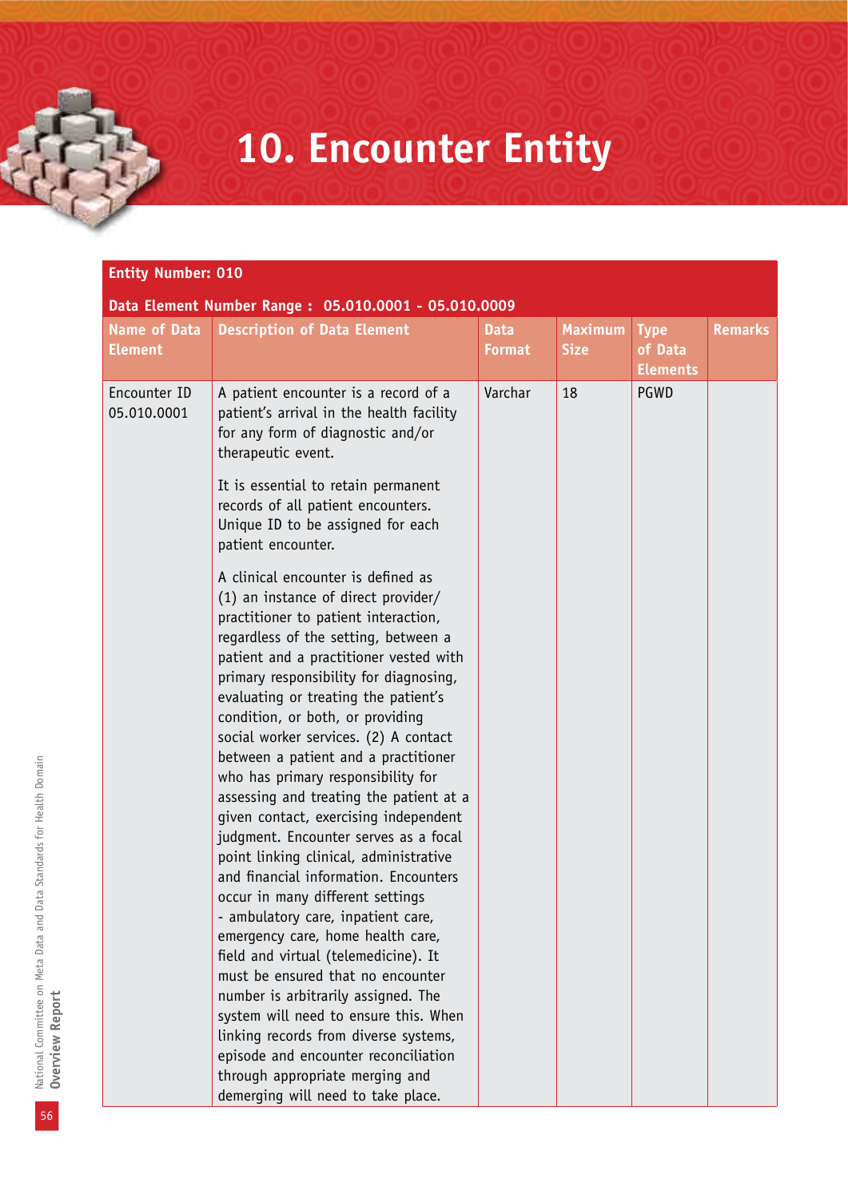# 10. Encounter Entity

| Entity Number: 010 | | | | | |
|---|---|---|---|---|---|
| **Data Element Number Range : 05.010.0001 - 05.010.0009** | | | | | |
| **Name of Data Element** | **Description of Data Element** | **Data Format** | **Maximum Size** | **Type of Data Elements** | **Remarks** |
| Encounter ID 05.010.0001 | A patient encounter is a record of a patient's arrival in the health facility for any form of diagnostic and/or therapeutic event.<br><br>It is essential to retain permanent records of all patient encounters. Unique ID to be assigned for each patient encounter.<br><br>A clinical encounter is defined as (1) an instance of direct provider/ practitioner to patient interaction, regardless of the setting, between a patient and a practitioner vested with primary responsibility for diagnosing, evaluating or treating the patient's condition, or both, or providing social worker services. (2) A contact between a patient and a practitioner who has primary responsibility for assessing and treating the patient at a given contact, exercising independent judgment. Encounter serves as a focal point linking clinical, administrative and financial information. Encounters occur in many different settings - ambulatory care, inpatient care, emergency care, home health care, field and virtual (telemedicine). It must be ensured that no encounter number is arbitrarily assigned. The system will need to ensure this. When linking records from diverse systems, episode and encounter reconciliation through appropriate merging and demerging will need to take place. | Varchar | 18 | PGWD | |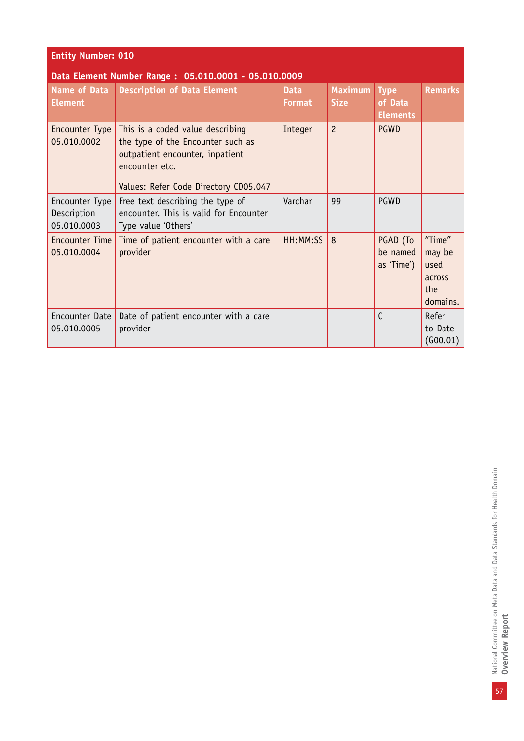**Entity Number: 010**

**Data Element Number Range : 05.010.0001 - 05.010.0009**

| Name of Data Element | Description of Data Element | Data Format | Maximum Size | Type of Data Elements | Remarks |
|---|---|---|---|---|---|
| Encounter Type 05.010.0002 | This is a coded value describing the type of the Encounter such as outpatient encounter, inpatient encounter etc.<br><br>Values: Refer Code Directory CD05.047 | Integer | 2 | PGWD | |
| Encounter Type Description 05.010.0003 | Free text describing the type of encounter. This is valid for Encounter Type value 'Others' | Varchar | 99 | PGWD | |
| Encounter Time 05.010.0004 | Time of patient encounter with a care provider | HH:MM:SS | 8 | PGAD (To be named as 'Time') | "Time" may be used across the domains. |
| Encounter Date 05.010.0005 | Date of patient encounter with a care provider | | | C | Refer to Date (G00.01) |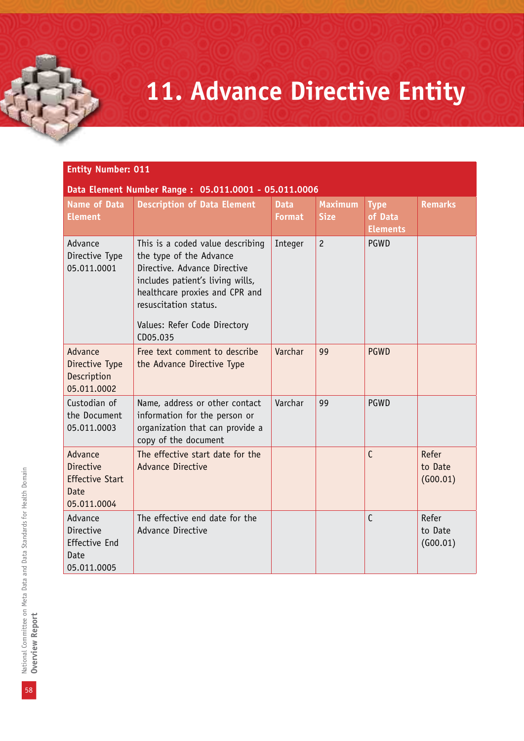# 11. Advance Directive Entity

| Entity Number: 011 | | | | | |
|---|---|---|---|---|---|
| **Data Element Number Range : 05.011.0001 - 05.011.0006** | | | | | |
| **Name of Data Element** | **Description of Data Element** | **Data Format** | **Maximum Size** | **Type of Data Elements** | **Remarks** |
| Advance Directive Type 05.011.0001 | This is a coded value describing the type of the Advance Directive. Advance Directive includes patient's living wills, healthcare proxies and CPR and resuscitation status.<br><br>Values: Refer Code Directory CD05.035 | Integer | 2 | PGWD | |
| Advance Directive Type Description 05.011.0002 | Free text comment to describe the Advance Directive Type | Varchar | 99 | PGWD | |
| Custodian of the Document 05.011.0003 | Name, address or other contact information for the person or organization that can provide a copy of the document | Varchar | 99 | PGWD | |
| Advance Directive Effective Start Date 05.011.0004 | The effective start date for the Advance Directive | | | C | Refer to Date (G00.01) |
| Advance Directive Effective End Date 05.011.0005 | The effective end date for the Advance Directive | | | C | Refer to Date (G00.01) |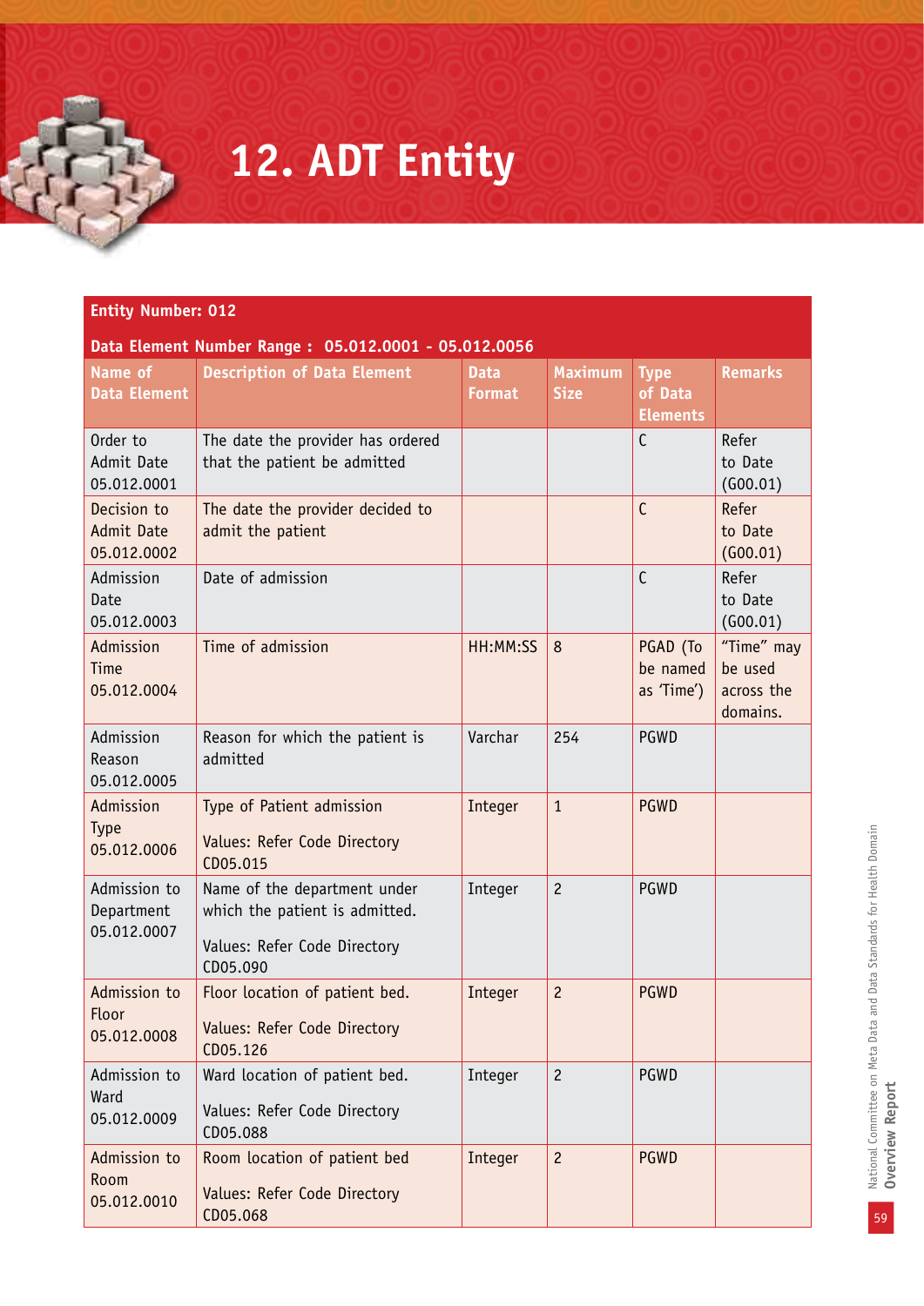# 12. ADT Entity

**Entity Number: 012**

**Data Element Number Range : 05.012.0001 - 05.012.0056**

| Name of Data Element | Description of Data Element | Data Format | Maximum Size | Type of Data Elements | Remarks |
|---|---|---|---|---|---|
| Order to Admit Date 05.012.0001 | The date the provider has ordered that the patient be admitted | | | C | Refer to Date (G00.01) |
| Decision to Admit Date 05.012.0002 | The date the provider decided to admit the patient | | | C | Refer to Date (G00.01) |
| Admission Date 05.012.0003 | Date of admission | | | C | Refer to Date (G00.01) |
| Admission Time 05.012.0004 | Time of admission | HH:MM:SS | 8 | PGAD (To be named as 'Time') | "Time" may be used across the domains. |
| Admission Reason 05.012.0005 | Reason for which the patient is admitted | Varchar | 254 | PGWD | |
| Admission Type 05.012.0006 | Type of Patient admission<br><br>Values: Refer Code Directory CD05.015 | Integer | 1 | PGWD | |
| Admission to Department 05.012.0007 | Name of the department under which the patient is admitted.<br><br>Values: Refer Code Directory CD05.090 | Integer | 2 | PGWD | |
| Admission to Floor 05.012.0008 | Floor location of patient bed.<br><br>Values: Refer Code Directory CD05.126 | Integer | 2 | PGWD | |
| Admission to Ward 05.012.0009 | Ward location of patient bed.<br><br>Values: Refer Code Directory CD05.088 | Integer | 2 | PGWD | |
| Admission to Room 05.012.0010 | Room location of patient bed<br><br>Values: Refer Code Directory CD05.068 | Integer | 2 | PGWD | |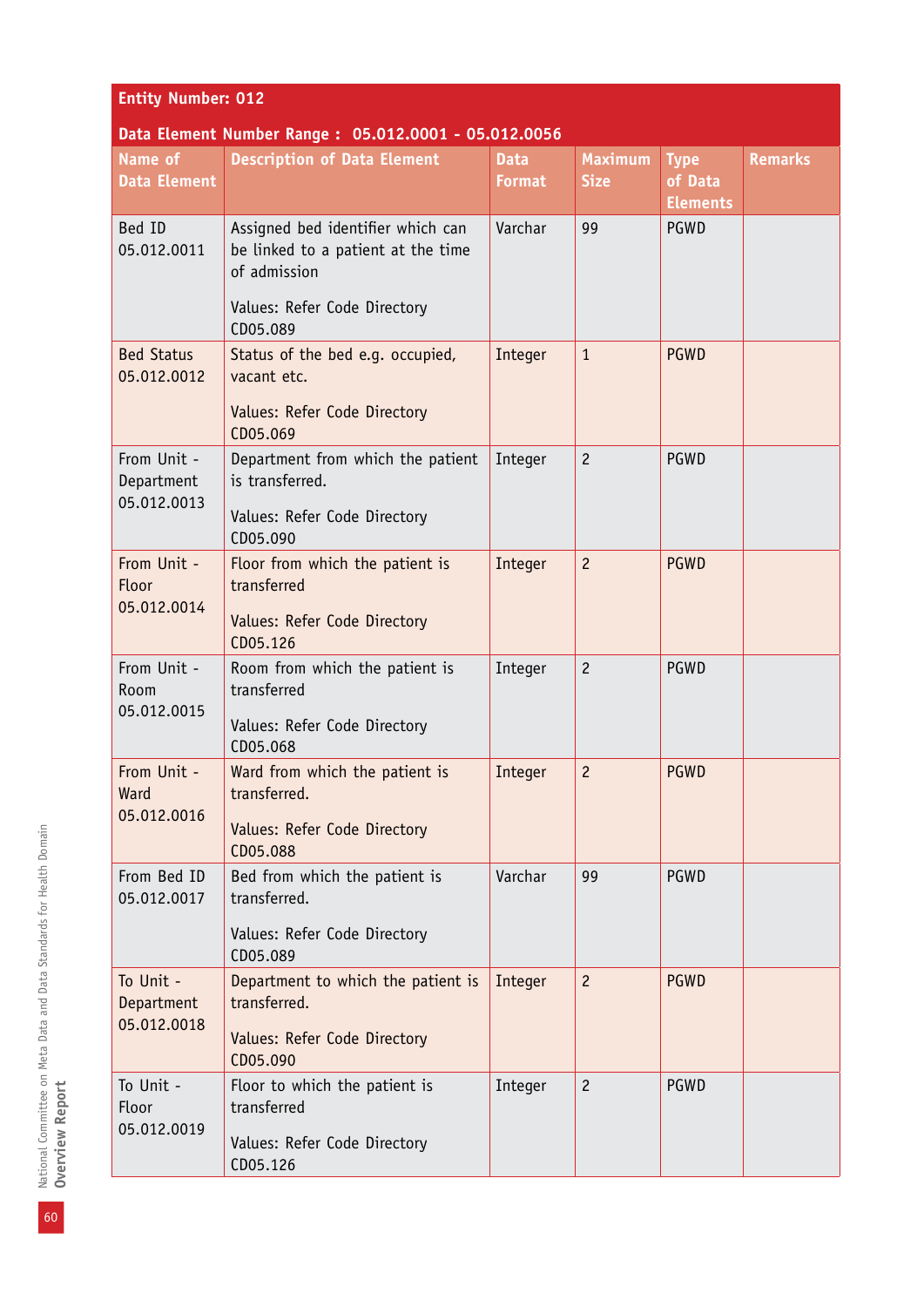**Entity Number: 012**

**Data Element Number Range : 05.012.0001 - 05.012.0056**

| Name of Data Element | Description of Data Element | Data Format | Maximum Size | Type of Data Elements | Remarks |
|---|---|---|---|---|---|
| Bed ID 05.012.0011 | Assigned bed identifier which can be linked to a patient at the time of admission<br><br>Values: Refer Code Directory CD05.089 | Varchar | 99 | PGWD | |
| Bed Status 05.012.0012 | Status of the bed e.g. occupied, vacant etc.<br><br>Values: Refer Code Directory CD05.069 | Integer | 1 | PGWD | |
| From Unit - Department 05.012.0013 | Department from which the patient is transferred.<br><br>Values: Refer Code Directory CD05.090 | Integer | 2 | PGWD | |
| From Unit - Floor 05.012.0014 | Floor from which the patient is transferred<br><br>Values: Refer Code Directory CD05.126 | Integer | 2 | PGWD | |
| From Unit - Room 05.012.0015 | Room from which the patient is transferred<br><br>Values: Refer Code Directory CD05.068 | Integer | 2 | PGWD | |
| From Unit - Ward 05.012.0016 | Ward from which the patient is transferred.<br><br>Values: Refer Code Directory CD05.088 | Integer | 2 | PGWD | |
| From Bed ID 05.012.0017 | Bed from which the patient is transferred.<br><br>Values: Refer Code Directory CD05.089 | Varchar | 99 | PGWD | |
| To Unit - Department 05.012.0018 | Department to which the patient is transferred.<br><br>Values: Refer Code Directory CD05.090 | Integer | 2 | PGWD | |
| To Unit - Floor 05.012.0019 | Floor to which the patient is transferred<br><br>Values: Refer Code Directory CD05.126 | Integer | 2 | PGWD | |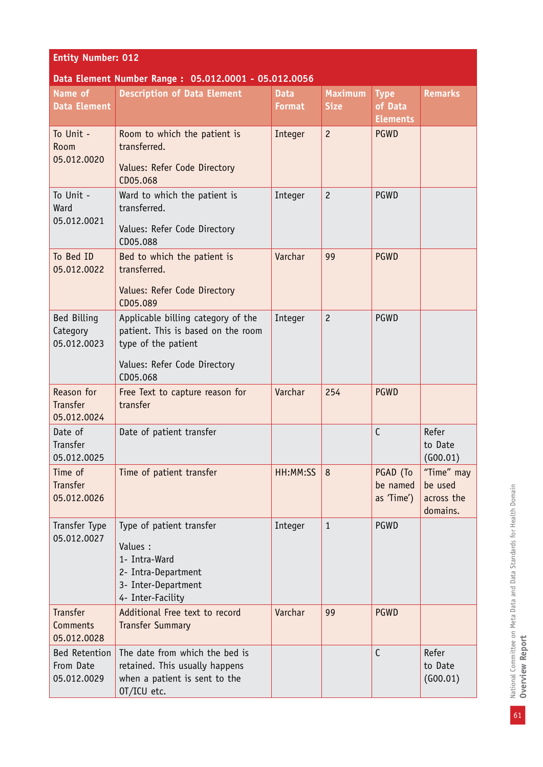**Entity Number: 012**

**Data Element Number Range : 05.012.0001 - 05.012.0056**

| Name of Data Element | Description of Data Element | Data Format | Maximum Size | Type of Data Elements | Remarks |
|---|---|---|---|---|---|
| To Unit - Room 05.012.0020 | Room to which the patient is transferred.<br><br>Values: Refer Code Directory CD05.068 | Integer | 2 | PGWD | |
| To Unit - Ward 05.012.0021 | Ward to which the patient is transferred.<br><br>Values: Refer Code Directory CD05.088 | Integer | 2 | PGWD | |
| To Bed ID 05.012.0022 | Bed to which the patient is transferred.<br><br>Values: Refer Code Directory CD05.089 | Varchar | 99 | PGWD | |
| Bed Billing Category 05.012.0023 | Applicable billing category of the patient. This is based on the room type of the patient<br><br>Values: Refer Code Directory CD05.068 | Integer | 2 | PGWD | |
| Reason for Transfer 05.012.0024 | Free Text to capture reason for transfer | Varchar | 254 | PGWD | |
| Date of Transfer 05.012.0025 | Date of patient transfer | | | C | Refer to Date (G00.01) |
| Time of Transfer 05.012.0026 | Time of patient transfer | HH:MM:SS | 8 | PGAD (To be named as 'Time') | "Time" may be used across the domains. |
| Transfer Type 05.012.0027 | Type of patient transfer<br><br>Values :<br>1- Intra-Ward<br>2- Intra-Department<br>3- Inter-Department<br>4- Inter-Facility | Integer | 1 | PGWD | |
| Transfer Comments 05.012.0028 | Additional Free text to record Transfer Summary | Varchar | 99 | PGWD | |
| Bed Retention From Date 05.012.0029 | The date from which the bed is retained. This usually happens when a patient is sent to the OT/ICU etc. | | | C | Refer to Date (G00.01) |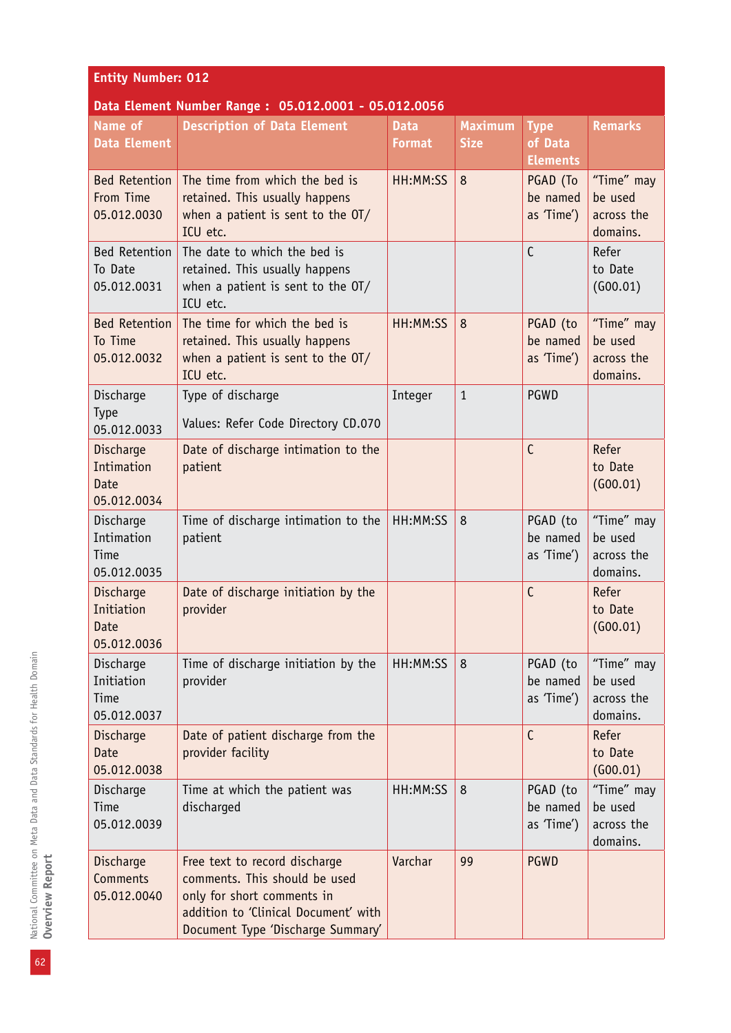**Entity Number: 012**

**Data Element Number Range : 05.012.0001 - 05.012.0056**

| Name of Data Element | Description of Data Element | Data Format | Maximum Size | Type of Data Elements | Remarks |
|---|---|---|---|---|---|
| Bed Retention From Time 05.012.0030 | The time from which the bed is retained. This usually happens when a patient is sent to the OT/ ICU etc. | HH:MM:SS | 8 | PGAD (To be named as 'Time') | "Time" may be used across the domains. |
| Bed Retention To Date 05.012.0031 | The date to which the bed is retained. This usually happens when a patient is sent to the OT/ ICU etc. | | | C | Refer to Date (G00.01) |
| Bed Retention To Time 05.012.0032 | The time for which the bed is retained. This usually happens when a patient is sent to the OT/ ICU etc. | HH:MM:SS | 8 | PGAD (to be named as 'Time') | "Time" may be used across the domains. |
| Discharge Type 05.012.0033 | Type of discharge<br><br>Values: Refer Code Directory CD.070 | Integer | 1 | PGWD | |
| Discharge Intimation Date 05.012.0034 | Date of discharge intimation to the patient | | | C | Refer to Date (G00.01) |
| Discharge Intimation Time 05.012.0035 | Time of discharge intimation to the patient | HH:MM:SS | 8 | PGAD (to be named as 'Time') | "Time" may be used across the domains. |
| Discharge Initiation Date 05.012.0036 | Date of discharge initiation by the provider | | | C | Refer to Date (G00.01) |
| Discharge Initiation Time 05.012.0037 | Time of discharge initiation by the provider | HH:MM:SS | 8 | PGAD (to be named as 'Time') | "Time" may be used across the domains. |
| Discharge Date 05.012.0038 | Date of patient discharge from the provider facility | | | C | Refer to Date (G00.01) |
| Discharge Time 05.012.0039 | Time at which the patient was discharged | HH:MM:SS | 8 | PGAD (to be named as 'Time') | "Time" may be used across the domains. |
| Discharge Comments 05.012.0040 | Free text to record discharge comments. This should be used only for short comments in addition to 'Clinical Document' with Document Type 'Discharge Summary' | Varchar | 99 | PGWD | |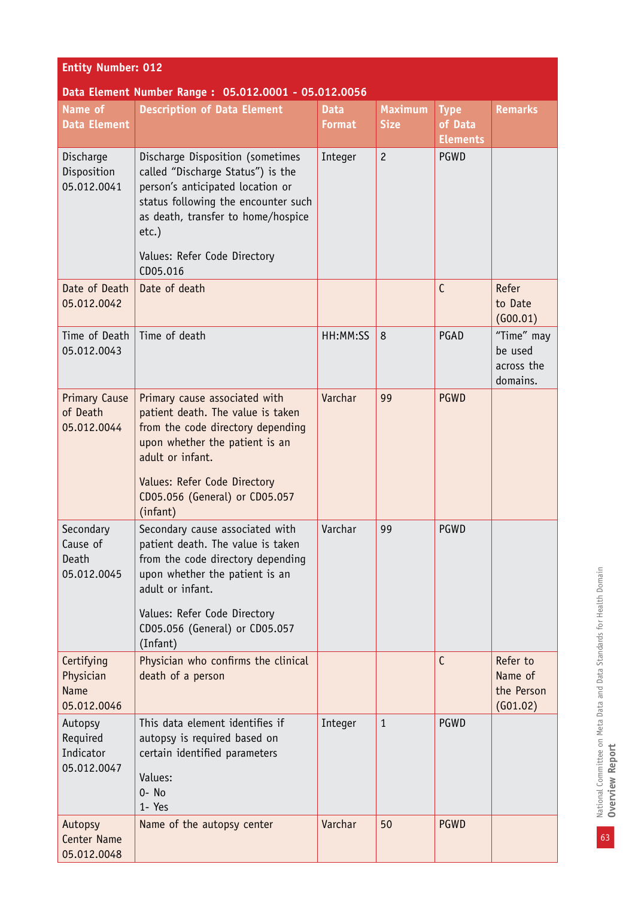**Entity Number: 012**

**Data Element Number Range : 05.012.0001 - 05.012.0056**

| Name of Data Element | Description of Data Element | Data Format | Maximum Size | Type of Data Elements | Remarks |
|---|---|---|---|---|---|
| Discharge Disposition 05.012.0041 | Discharge Disposition (sometimes called "Discharge Status") is the person's anticipated location or status following the encounter such as death, transfer to home/hospice etc.)<br><br>Values: Refer Code Directory CD05.016 | Integer | 2 | PGWD | |
| Date of Death 05.012.0042 | Date of death | | | C | Refer to Date (G00.01) |
| Time of Death 05.012.0043 | Time of death | HH:MM:SS | 8 | PGAD | "Time" may be used across the domains. |
| Primary Cause of Death 05.012.0044 | Primary cause associated with patient death. The value is taken from the code directory depending upon whether the patient is an adult or infant.<br><br>Values: Refer Code Directory CD05.056 (General) or CD05.057 (infant) | Varchar | 99 | PGWD | |
| Secondary Cause of Death 05.012.0045 | Secondary cause associated with patient death. The value is taken from the code directory depending upon whether the patient is an adult or infant.<br><br>Values: Refer Code Directory CD05.056 (General) or CD05.057 (Infant) | Varchar | 99 | PGWD | |
| Certifying Physician Name 05.012.0046 | Physician who confirms the clinical death of a person | | | C | Refer to Name of the Person (G01.02) |
| Autopsy Required Indicator 05.012.0047 | This data element identifies if autopsy is required based on certain identified parameters<br><br>Values:<br>0- No<br>1- Yes | Integer | 1 | PGWD | |
| Autopsy Center Name 05.012.0048 | Name of the autopsy center | Varchar | 50 | PGWD | |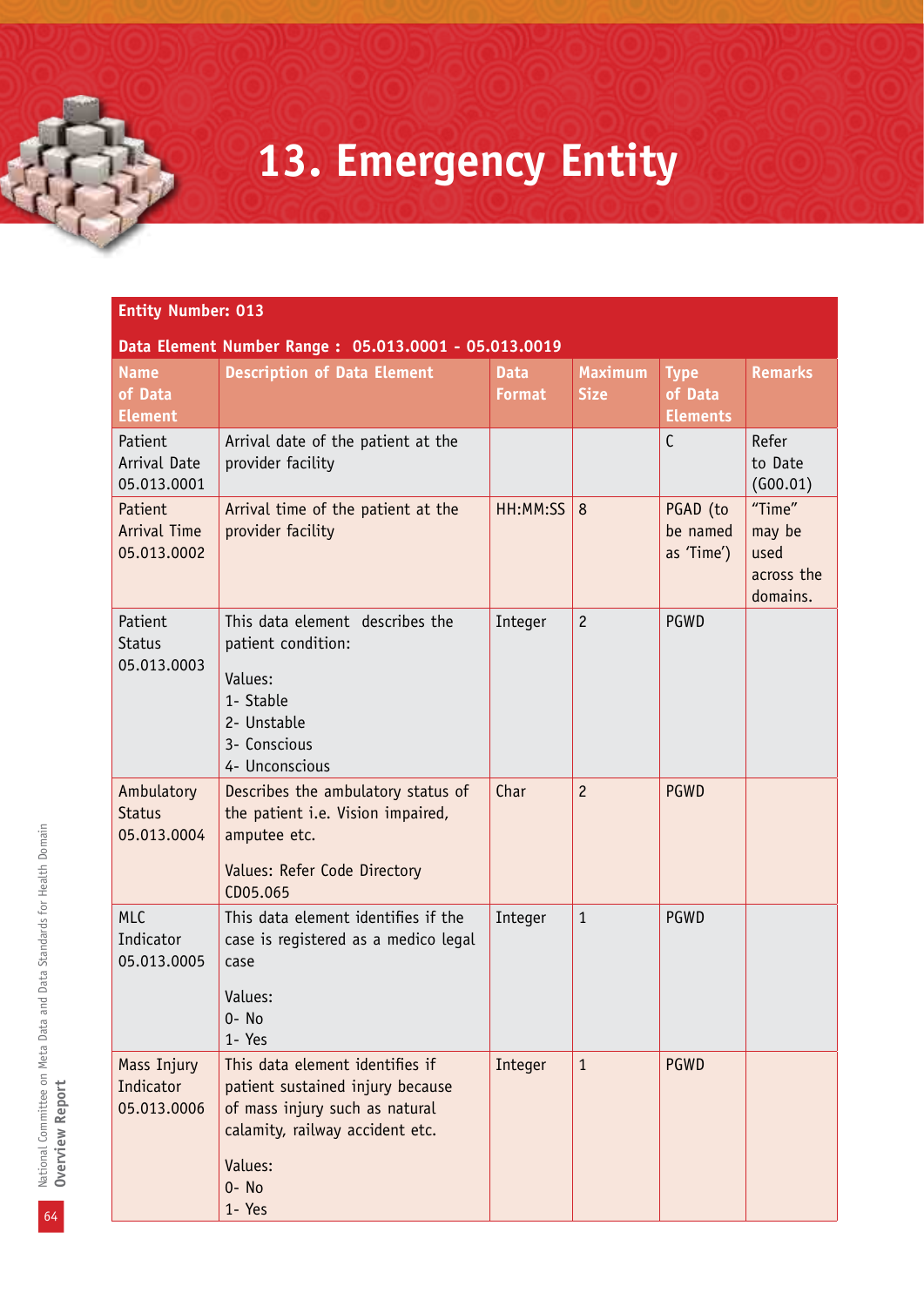# 13. Emergency Entity

**Entity Number: 013**

**Data Element Number Range : 05.013.0001 - 05.013.0019**

| Name of Data Element | Description of Data Element | Data Format | Maximum Size | Type of Data Elements | Remarks |
|---|---|---|---|---|---|
| Patient Arrival Date 05.013.0001 | Arrival date of the patient at the provider facility | | | C | Refer to Date (G00.01) |
| Patient Arrival Time 05.013.0002 | Arrival time of the patient at the provider facility | HH:MM:SS | 8 | PGAD (to be named as 'Time') | "Time" may be used across the domains. |
| Patient Status 05.013.0003 | This data element describes the patient condition:<br><br>Values:<br>1- Stable<br>2- Unstable<br>3- Conscious<br>4- Unconscious | Integer | 2 | PGWD | |
| Ambulatory Status 05.013.0004 | Describes the ambulatory status of the patient i.e. Vision impaired, amputee etc.<br><br>Values: Refer Code Directory CD05.065 | Char | 2 | PGWD | |
| MLC Indicator 05.013.0005 | This data element identifies if the case is registered as a medico legal case<br><br>Values:<br>0- No<br>1- Yes | Integer | 1 | PGWD | |
| Mass Injury Indicator 05.013.0006 | This data element identifies if patient sustained injury because of mass injury such as natural calamity, railway accident etc.<br><br>Values:<br>0- No<br>1- Yes | Integer | 1 | PGWD | |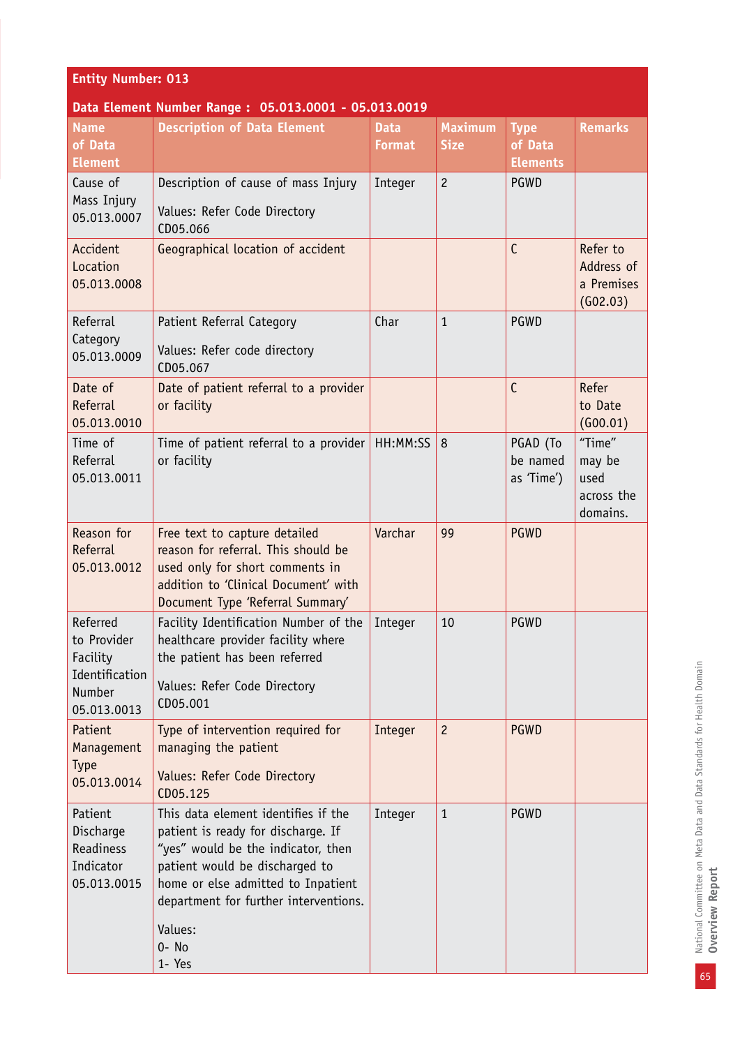**Entity Number: 013**

**Data Element Number Range : 05.013.0001 - 05.013.0019**

| Name of Data Element | Description of Data Element | Data Format | Maximum Size | Type of Data Elements | Remarks |
|---|---|---|---|---|---|
| Cause of Mass Injury 05.013.0007 | Description of cause of mass Injury<br><br>Values: Refer Code Directory CD05.066 | Integer | 2 | PGWD | |
| Accident Location 05.013.0008 | Geographical location of accident | | | C | Refer to Address of a Premises (G02.03) |
| Referral Category 05.013.0009 | Patient Referral Category<br><br>Values: Refer code directory CD05.067 | Char | 1 | PGWD | |
| Date of Referral 05.013.0010 | Date of patient referral to a provider or facility | | | C | Refer to Date (G00.01) |
| Time of Referral 05.013.0011 | Time of patient referral to a provider or facility | HH:MM:SS | 8 | PGAD (To be named as 'Time') | "Time" may be used across the domains. |
| Reason for Referral 05.013.0012 | Free text to capture detailed reason for referral. This should be used only for short comments in addition to 'Clinical Document' with Document Type 'Referral Summary' | Varchar | 99 | PGWD | |
| Referred to Provider Facility Identification Number 05.013.0013 | Facility Identification Number of the healthcare provider facility where the patient has been referred<br><br>Values: Refer Code Directory CD05.001 | Integer | 10 | PGWD | |
| Patient Management Type 05.013.0014 | Type of intervention required for managing the patient<br><br>Values: Refer Code Directory CD05.125 | Integer | 2 | PGWD | |
| Patient Discharge Readiness Indicator 05.013.0015 | This data element identifies if the patient is ready for discharge. If "yes" would be the indicator, then patient would be discharged to home or else admitted to Inpatient department for further interventions.<br><br>Values:<br>0- No<br>1- Yes | Integer | 1 | PGWD | |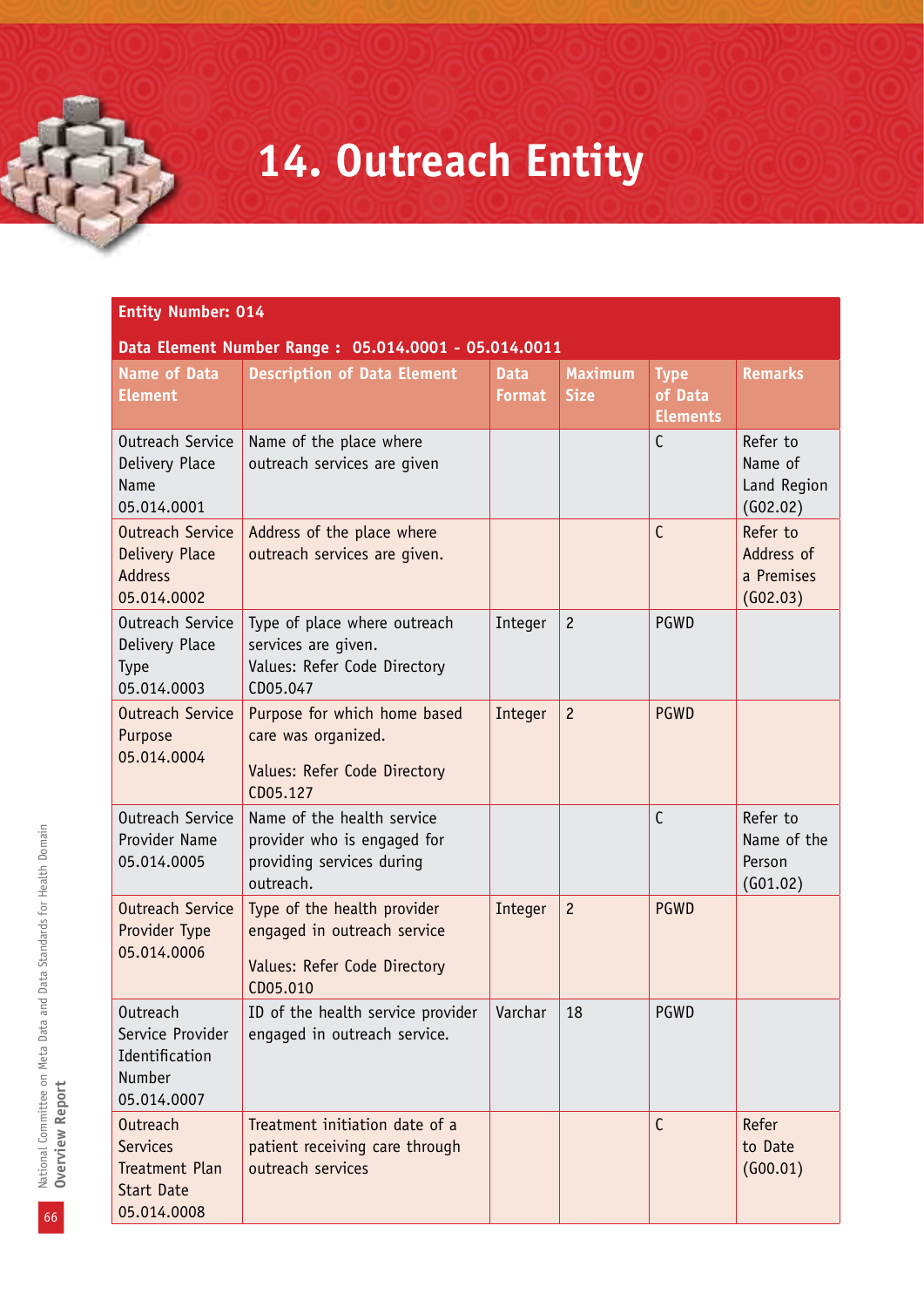# 14. Outreach Entity

**Entity Number: 014**

**Data Element Number Range : 05.014.0001 - 05.014.0011**

| Name of Data Element | Description of Data Element | Data Format | Maximum Size | Type of Data Elements | Remarks |
|---|---|---|---|---|---|
| Outreach Service Delivery Place Name 05.014.0001 | Name of the place where outreach services are given | | | C | Refer to Name of Land Region (G02.02) |
| Outreach Service Delivery Place Address 05.014.0002 | Address of the place where outreach services are given. | | | C | Refer to Address of a Premises (G02.03) |
| Outreach Service Delivery Place Type 05.014.0003 | Type of place where outreach services are given. Values: Refer Code Directory CD05.047 | Integer | 2 | PGWD | |
| Outreach Service Purpose 05.014.0004 | Purpose for which home based care was organized. Values: Refer Code Directory CD05.127 | Integer | 2 | PGWD | |
| Outreach Service Provider Name 05.014.0005 | Name of the health service provider who is engaged for providing services during outreach. | | | C | Refer to Name of the Person (G01.02) |
| Outreach Service Provider Type 05.014.0006 | Type of the health provider engaged in outreach service Values: Refer Code Directory CD05.010 | Integer | 2 | PGWD | |
| Outreach Service Provider Identification Number 05.014.0007 | ID of the health service provider engaged in outreach service. | Varchar | 18 | PGWD | |
| Outreach Services Treatment Plan Start Date 05.014.0008 | Treatment initiation date of a patient receiving care through outreach services | | | C | Refer to Date (G00.01) |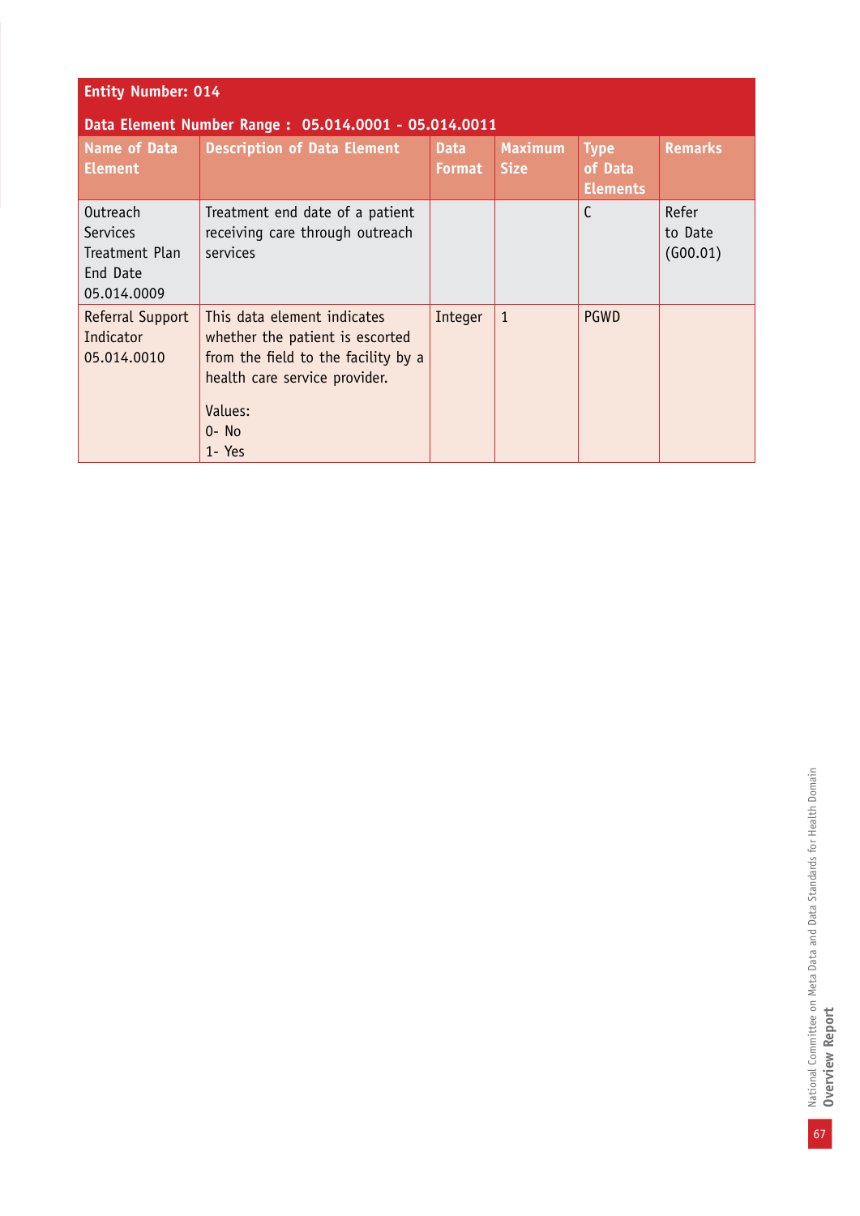| Entity Number: 014 | | | | | |
|---|---|---|---|---|---|
| **Data Element Number Range : 05.014.0001 - 05.014.0011** | | | | | |
| **Name of Data Element** | **Description of Data Element** | **Data Format** | **Maximum Size** | **Type of Data Elements** | **Remarks** |
| Outreach Services Treatment Plan End Date 05.014.0009 | Treatment end date of a patient receiving care through outreach services | | | C | Refer to Date (G00.01) |
| Referral Support Indicator 05.014.0010 | This data element indicates whether the patient is escorted from the field to the facility by a health care service provider.<br><br>Values:<br>0- No<br>1- Yes | Integer | 1 | PGWD | |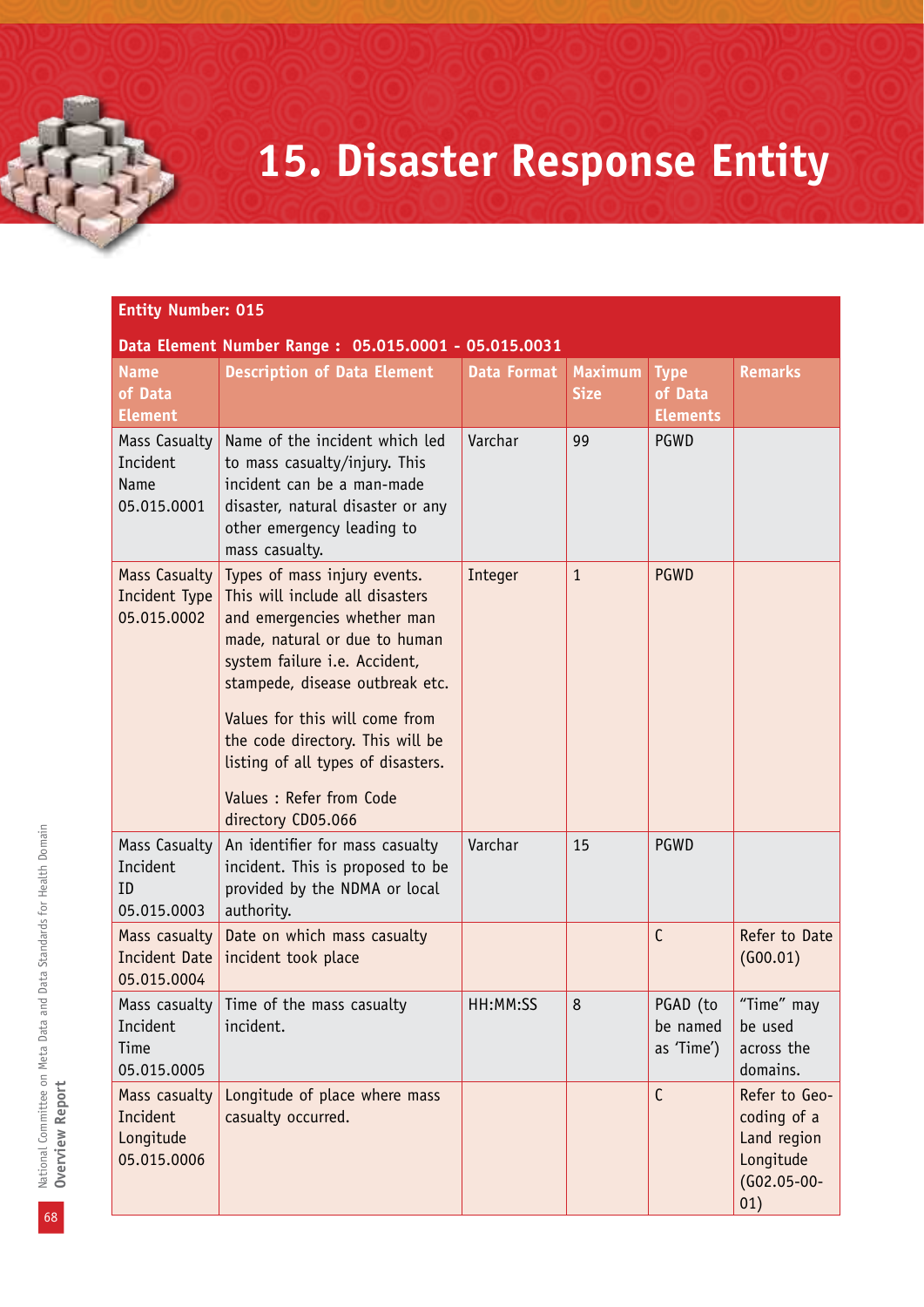# 15. Disaster Response Entity

**Entity Number: 015**

**Data Element Number Range : 05.015.0001 - 05.015.0031**

| Name of Data Element | Description of Data Element | Data Format | Maximum Size | Type of Data Elements | Remarks |
|---|---|---|---|---|---|
| Mass Casualty Incident Name 05.015.0001 | Name of the incident which led to mass casualty/injury. This incident can be a man-made disaster, natural disaster or any other emergency leading to mass casualty. | Varchar | 99 | PGWD | |
| Mass Casualty Incident Type 05.015.0002 | Types of mass injury events. This will include all disasters and emergencies whether man made, natural or due to human system failure i.e. Accident, stampede, disease outbreak etc.<br><br>Values for this will come from the code directory. This will be listing of all types of disasters.<br><br>Values : Refer from Code directory CD05.066 | Integer | 1 | PGWD | |
| Mass Casualty Incident ID 05.015.0003 | An identifier for mass casualty incident. This is proposed to be provided by the NDMA or local authority. | Varchar | 15 | PGWD | |
| Mass casualty Incident Date 05.015.0004 | Date on which mass casualty incident took place | | | C | Refer to Date (G00.01) |
| Mass casualty Incident Time 05.015.0005 | Time of the mass casualty incident. | HH:MM:SS | 8 | PGAD (to be named as 'Time') | "Time" may be used across the domains. |
| Mass casualty Incident Longitude 05.015.0006 | Longitude of place where mass casualty occurred. | | | C | Refer to Geo-coding of a Land region Longitude (G02.05-00-01) |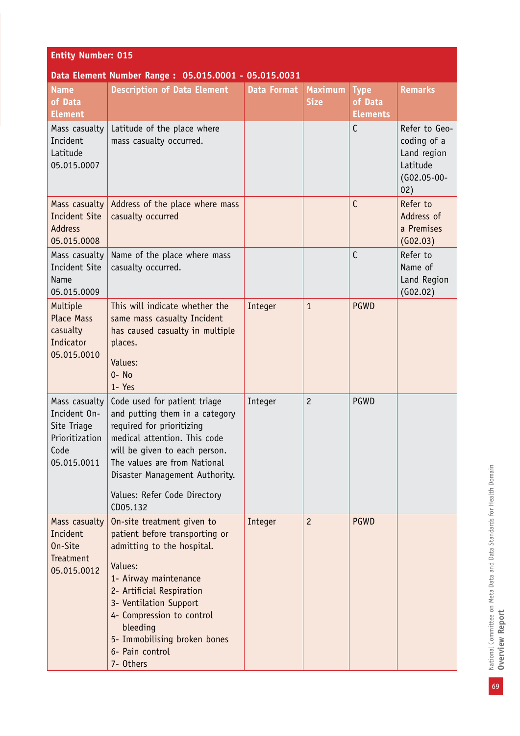**Entity Number: 015**

**Data Element Number Range : 05.015.0001 - 05.015.0031**

| Name of Data Element | Description of Data Element | Data Format | Maximum Size | Type of Data Elements | Remarks |
|---|---|---|---|---|---|
| Mass casualty Incident Latitude 05.015.0007 | Latitude of the place where mass casualty occurred. | | | C | Refer to Geo-coding of a Land region Latitude (G02.05-00-02) |
| Mass casualty Incident Site Address 05.015.0008 | Address of the place where mass casualty occurred | | | C | Refer to Address of a Premises (G02.03) |
| Mass casualty Incident Site Name 05.015.0009 | Name of the place where mass casualty occurred. | | | C | Refer to Name of Land Region (G02.02) |
| Multiple Place Mass casualty Indicator 05.015.0010 | This will indicate whether the same mass casualty Incident has caused casualty in multiple places.<br><br>Values:<br>0- No<br>1- Yes | Integer | 1 | PGWD | |
| Mass casualty Incident On-Site Triage Prioritization Code 05.015.0011 | Code used for patient triage and putting them in a category required for prioritizing medical attention. This code will be given to each person. The values are from National Disaster Management Authority.<br><br>Values: Refer Code Directory CD05.132 | Integer | 2 | PGWD | |
| Mass casualty Incident On-Site Treatment 05.015.0012 | On-site treatment given to patient before transporting or admitting to the hospital.<br><br>Values:<br>1- Airway maintenance<br>2- Artificial Respiration<br>3- Ventilation Support<br>4- Compression to control bleeding<br>5- Immobilising broken bones<br>6- Pain control<br>7- Others | Integer | 2 | PGWD | |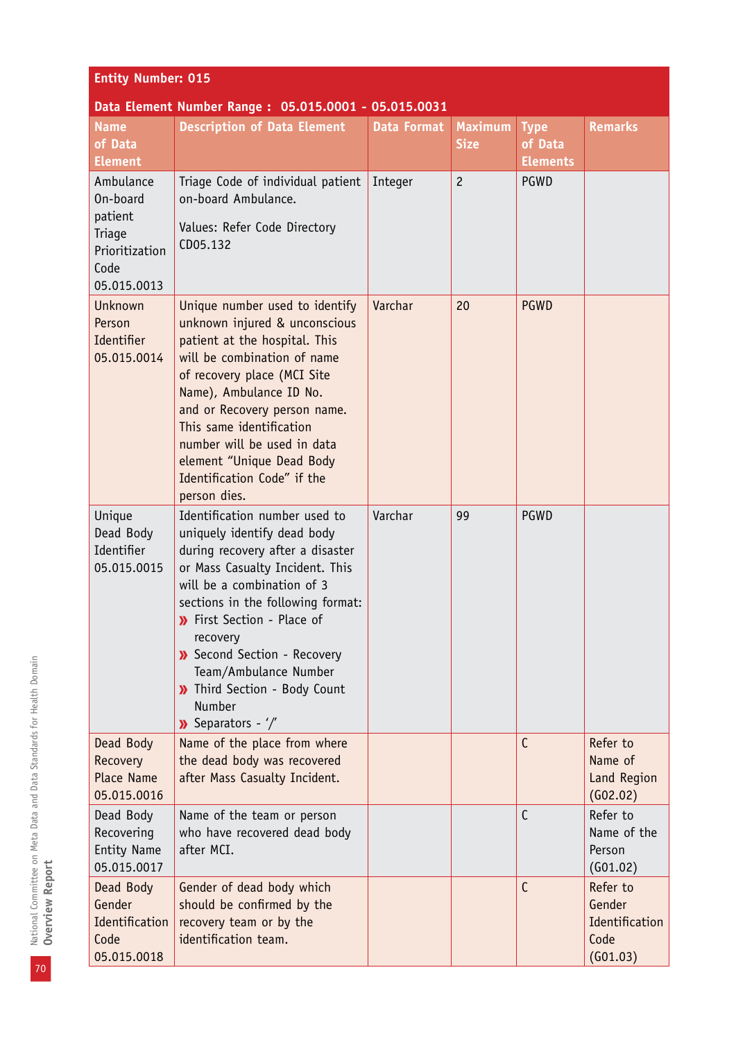**Entity Number: 015**

**Data Element Number Range : 05.015.0001 - 05.015.0031**

| Name of Data Element | Description of Data Element | Data Format | Maximum Size | Type of Data Elements | Remarks |
|---|---|---|---|---|---|
| Ambulance On-board patient Triage Prioritization Code 05.015.0013 | Triage Code of individual patient on-board Ambulance.<br><br>Values: Refer Code Directory CD05.132 | Integer | 2 | PGWD | |
| Unknown Person Identifier 05.015.0014 | Unique number used to identify unknown injured & unconscious patient at the hospital. This will be combination of name of recovery place (MCI Site Name), Ambulance ID No. and or Recovery person name. This same identification number will be used in data element "Unique Dead Body Identification Code" if the person dies. | Varchar | 20 | PGWD | |
| Unique Dead Body Identifier 05.015.0015 | Identification number used to uniquely identify dead body during recovery after a disaster or Mass Casualty Incident. This will be a combination of 3 sections in the following format:<br>» First Section - Place of recovery<br>» Second Section - Recovery Team/Ambulance Number<br>» Third Section - Body Count Number<br>» Separators - '/' | Varchar | 99 | PGWD | |
| Dead Body Recovery Place Name 05.015.0016 | Name of the place from where the dead body was recovered after Mass Casualty Incident. | | | C | Refer to Name of Land Region (G02.02) |
| Dead Body Recovering Entity Name 05.015.0017 | Name of the team or person who have recovered dead body after MCI. | | | C | Refer to Name of the Person (G01.02) |
| Dead Body Gender Identification Code 05.015.0018 | Gender of dead body which should be confirmed by the recovery team or by the identification team. | | | C | Refer to Gender Identification Code (G01.03) |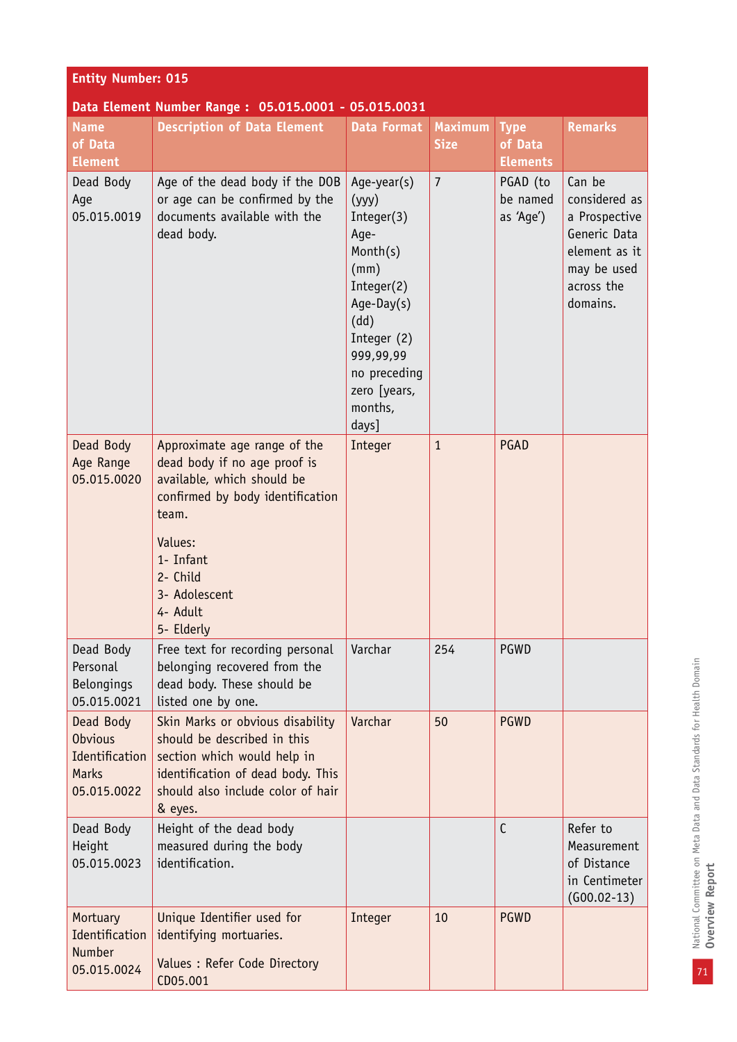**Entity Number: 015**

**Data Element Number Range : 05.015.0001 - 05.015.0031**

| Name of Data Element | Description of Data Element | Data Format | Maximum Size | Type of Data Elements | Remarks |
|---|---|---|---|---|---|
| Dead Body Age 05.015.0019 | Age of the dead body if the DOB or age can be confirmed by the documents available with the dead body. | Age-year(s) (yyy) Integer(3) Age-Month(s) (mm) Integer(2) Age-Day(s) (dd) Integer (2) 999,99,99 no preceding zero [years, months, days] | 7 | PGAD (to be named as 'Age') | Can be considered as a Prospective Generic Data element as it may be used across the domains. |
| Dead Body Age Range 05.015.0020 | Approximate age range of the dead body if no age proof is available, which should be confirmed by body identification team.<br><br>Values:<br>1- Infant<br>2- Child<br>3- Adolescent<br>4- Adult<br>5- Elderly | Integer | 1 | PGAD | |
| Dead Body Personal Belongings 05.015.0021 | Free text for recording personal belonging recovered from the dead body. These should be listed one by one. | Varchar | 254 | PGWD | |
| Dead Body Obvious Identification Marks 05.015.0022 | Skin Marks or obvious disability should be described in this section which would help in identification of dead body. This should also include color of hair & eyes. | Varchar | 50 | PGWD | |
| Dead Body Height 05.015.0023 | Height of the dead body measured during the body identification. | | | C | Refer to Measurement of Distance in Centimeter (G00.02-13) |
| Mortuary Identification Number 05.015.0024 | Unique Identifier used for identifying mortuaries.<br><br>Values : Refer Code Directory CD05.001 | Integer | 10 | PGWD | |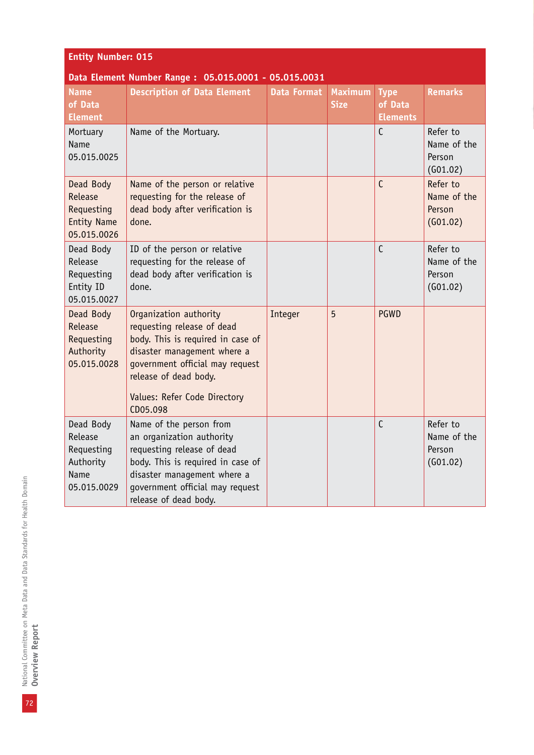**Entity Number: 015**

**Data Element Number Range : 05.015.0001 - 05.015.0031**

| Name of Data Element | Description of Data Element | Data Format | Maximum Size | Type of Data Elements | Remarks |
|---|---|---|---|---|---|
| Mortuary Name 05.015.0025 | Name of the Mortuary. | | | C | Refer to Name of the Person (G01.02) |
| Dead Body Release Requesting Entity Name 05.015.0026 | Name of the person or relative requesting for the release of dead body after verification is done. | | | C | Refer to Name of the Person (G01.02) |
| Dead Body Release Requesting Entity ID 05.015.0027 | ID of the person or relative requesting for the release of dead body after verification is done. | | | C | Refer to Name of the Person (G01.02) |
| Dead Body Release Requesting Authority 05.015.0028 | Organization authority requesting release of dead body. This is required in case of disaster management where a government official may request release of dead body.<br><br>Values: Refer Code Directory CD05.098 | Integer | 5 | PGWD | |
| Dead Body Release Requesting Authority Name 05.015.0029 | Name of the person from an organization authority requesting release of dead body. This is required in case of disaster management where a government official may request release of dead body. | | | C | Refer to Name of the Person (G01.02) |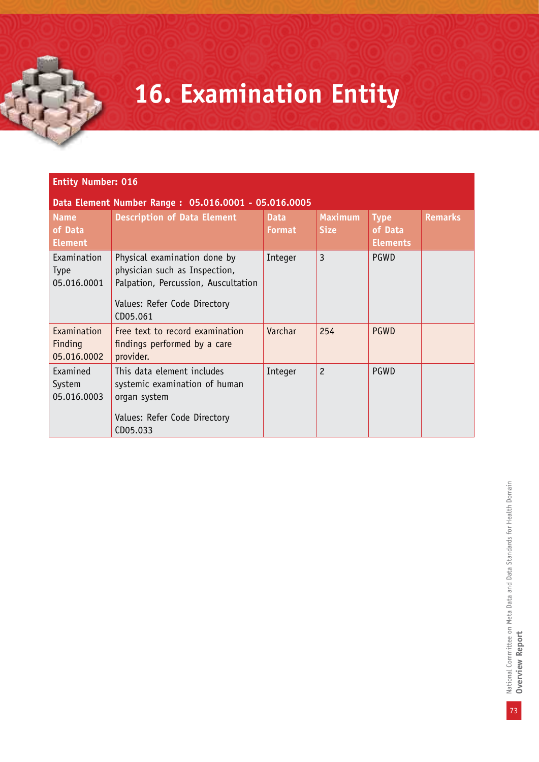# 16. Examination Entity

| Entity Number: 016 | | | | | |
|---|---|---|---|---|---|
| **Data Element Number Range : 05.016.0001 - 05.016.0005** | | | | | |
| **Name of Data Element** | **Description of Data Element** | **Data Format** | **Maximum Size** | **Type of Data Elements** | **Remarks** |
| Examination Type 05.016.0001 | Physical examination done by physician such as Inspection, Palpation, Percussion, Auscultation<br><br>Values: Refer Code Directory CD05.061 | Integer | 3 | PGWD | |
| Examination Finding 05.016.0002 | Free text to record examination findings performed by a care provider. | Varchar | 254 | PGWD | |
| Examined System 05.016.0003 | This data element includes systemic examination of human organ system<br><br>Values: Refer Code Directory CD05.033 | Integer | 2 | PGWD | |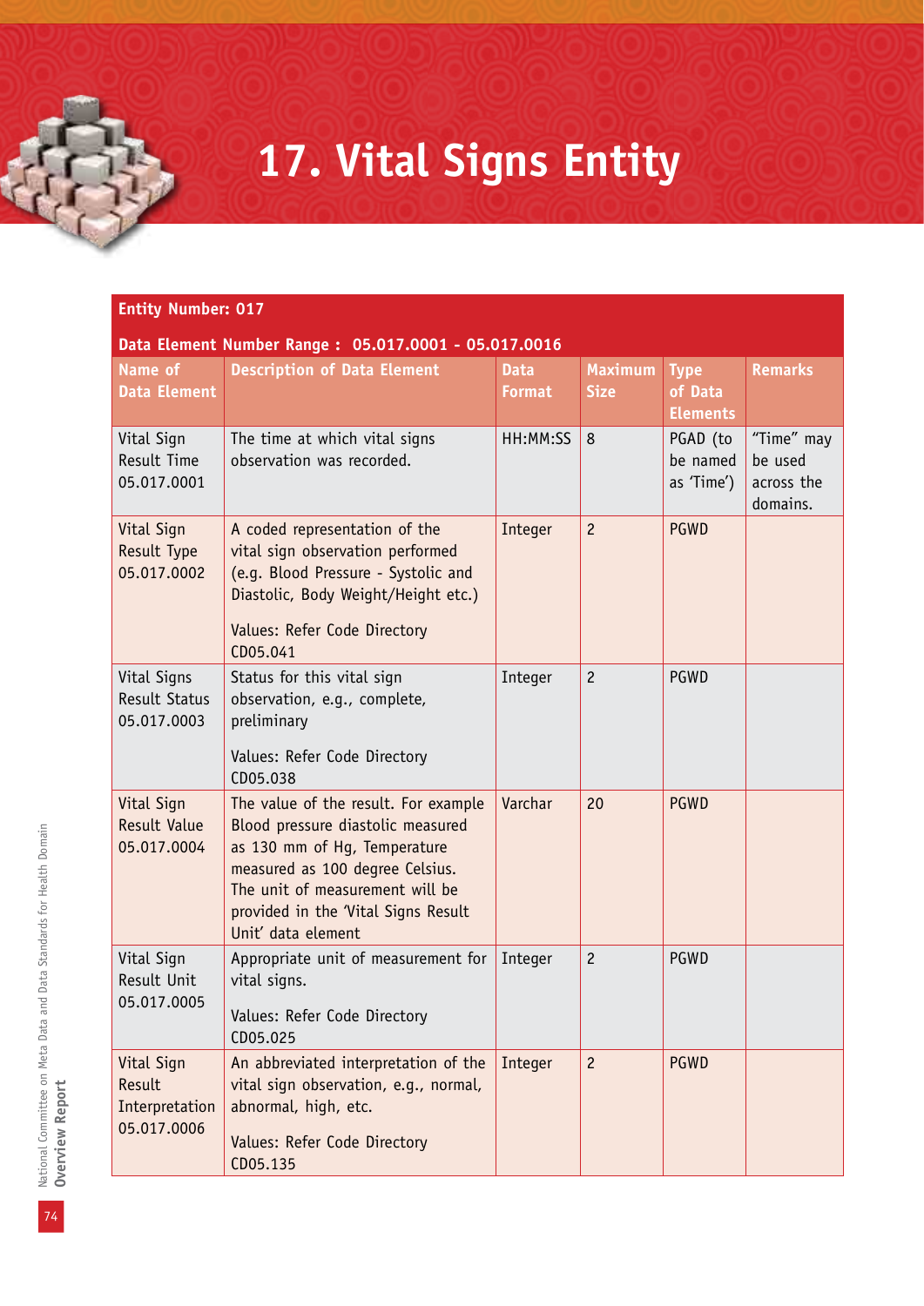# 17. Vital Signs Entity

**Entity Number: 017**

**Data Element Number Range : 05.017.0001 - 05.017.0016**

| Name of Data Element | Description of Data Element | Data Format | Maximum Size | Type of Data Elements | Remarks |
|---|---|---|---|---|---|
| Vital Sign Result Time 05.017.0001 | The time at which vital signs observation was recorded. | HH:MM:SS | 8 | PGAD (to be named as 'Time') | "Time" may be used across the domains. |
| Vital Sign Result Type 05.017.0002 | A coded representation of the vital sign observation performed (e.g. Blood Pressure - Systolic and Diastolic, Body Weight/Height etc.)<br><br>Values: Refer Code Directory CD05.041 | Integer | 2 | PGWD | |
| Vital Signs Result Status 05.017.0003 | Status for this vital sign observation, e.g., complete, preliminary<br><br>Values: Refer Code Directory CD05.038 | Integer | 2 | PGWD | |
| Vital Sign Result Value 05.017.0004 | The value of the result. For example Blood pressure diastolic measured as 130 mm of Hg, Temperature measured as 100 degree Celsius. The unit of measurement will be provided in the 'Vital Signs Result Unit' data element | Varchar | 20 | PGWD | |
| Vital Sign Result Unit 05.017.0005 | Appropriate unit of measurement for vital signs.<br><br>Values: Refer Code Directory CD05.025 | Integer | 2 | PGWD | |
| Vital Sign Result Interpretation 05.017.0006 | An abbreviated interpretation of the vital sign observation, e.g., normal, abnormal, high, etc.<br><br>Values: Refer Code Directory CD05.135 | Integer | 2 | PGWD | |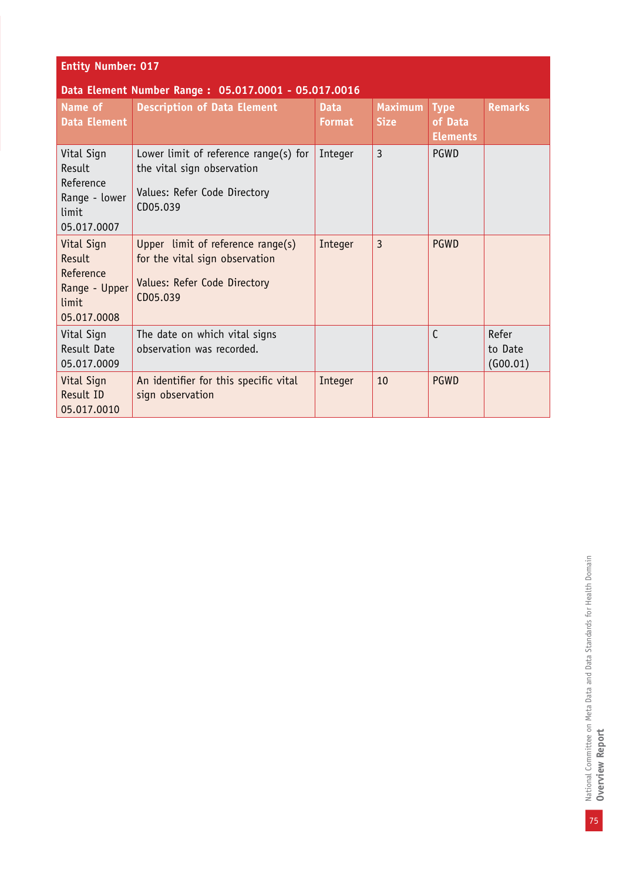| Entity Number: 017 | | | | | |
|---|---|---|---|---|---|
| **Data Element Number Range : 05.017.0001 - 05.017.0016** | | | | | |
| **Name of Data Element** | **Description of Data Element** | **Data Format** | **Maximum Size** | **Type of Data Elements** | **Remarks** |
| Vital Sign Result Reference Range - lower limit 05.017.0007 | Lower limit of reference range(s) for the vital sign observation<br><br>Values: Refer Code Directory CD05.039 | Integer | 3 | PGWD | |
| Vital Sign Result Reference Range - Upper limit 05.017.0008 | Upper limit of reference range(s) for the vital sign observation<br><br>Values: Refer Code Directory CD05.039 | Integer | 3 | PGWD | |
| Vital Sign Result Date 05.017.0009 | The date on which vital signs observation was recorded. | | | C | Refer to Date (G00.01) |
| Vital Sign Result ID 05.017.0010 | An identifier for this specific vital sign observation | Integer | 10 | PGWD | |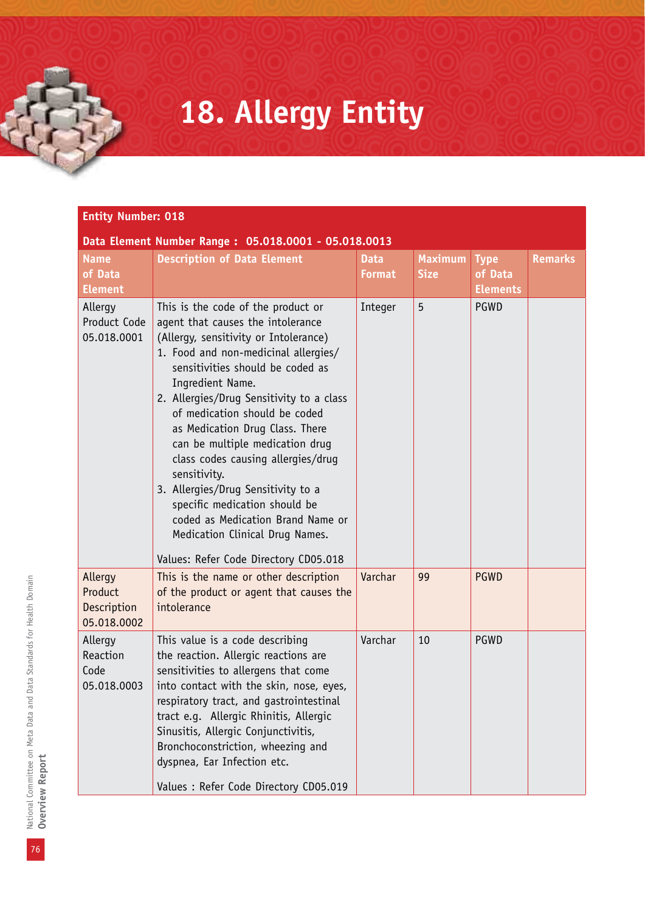# 18. Allergy Entity

| Entity Number: 018 | | | | | |
|---|---|---|---|---|---|
| **Data Element Number Range : 05.018.0001 - 05.018.0013** | | | | | |
| **Name of Data Element** | **Description of Data Element** | **Data Format** | **Maximum Size** | **Type of Data Elements** | **Remarks** |
| Allergy Product Code 05.018.0001 | This is the code of the product or agent that causes the intolerance (Allergy, sensitivity or Intolerance)<br>1. Food and non-medicinal allergies/ sensitivities should be coded as Ingredient Name.<br>2. Allergies/Drug Sensitivity to a class of medication should be coded as Medication Drug Class. There can be multiple medication drug class codes causing allergies/drug sensitivity.<br>3. Allergies/Drug Sensitivity to a specific medication should be coded as Medication Brand Name or Medication Clinical Drug Names.<br><br>Values: Refer Code Directory CD05.018 | Integer | 5 | PGWD | |
| Allergy Product Description 05.018.0002 | This is the name or other description of the product or agent that causes the intolerance | Varchar | 99 | PGWD | |
| Allergy Reaction Code 05.018.0003 | This value is a code describing the reaction. Allergic reactions are sensitivities to allergens that come into contact with the skin, nose, eyes, respiratory tract, and gastrointestinal tract e.g. Allergic Rhinitis, Allergic Sinusitis, Allergic Conjunctivitis, Bronchoconstriction, wheezing and dyspnea, Ear Infection etc.<br><br>Values : Refer Code Directory CD05.019 | Varchar | 10 | PGWD | |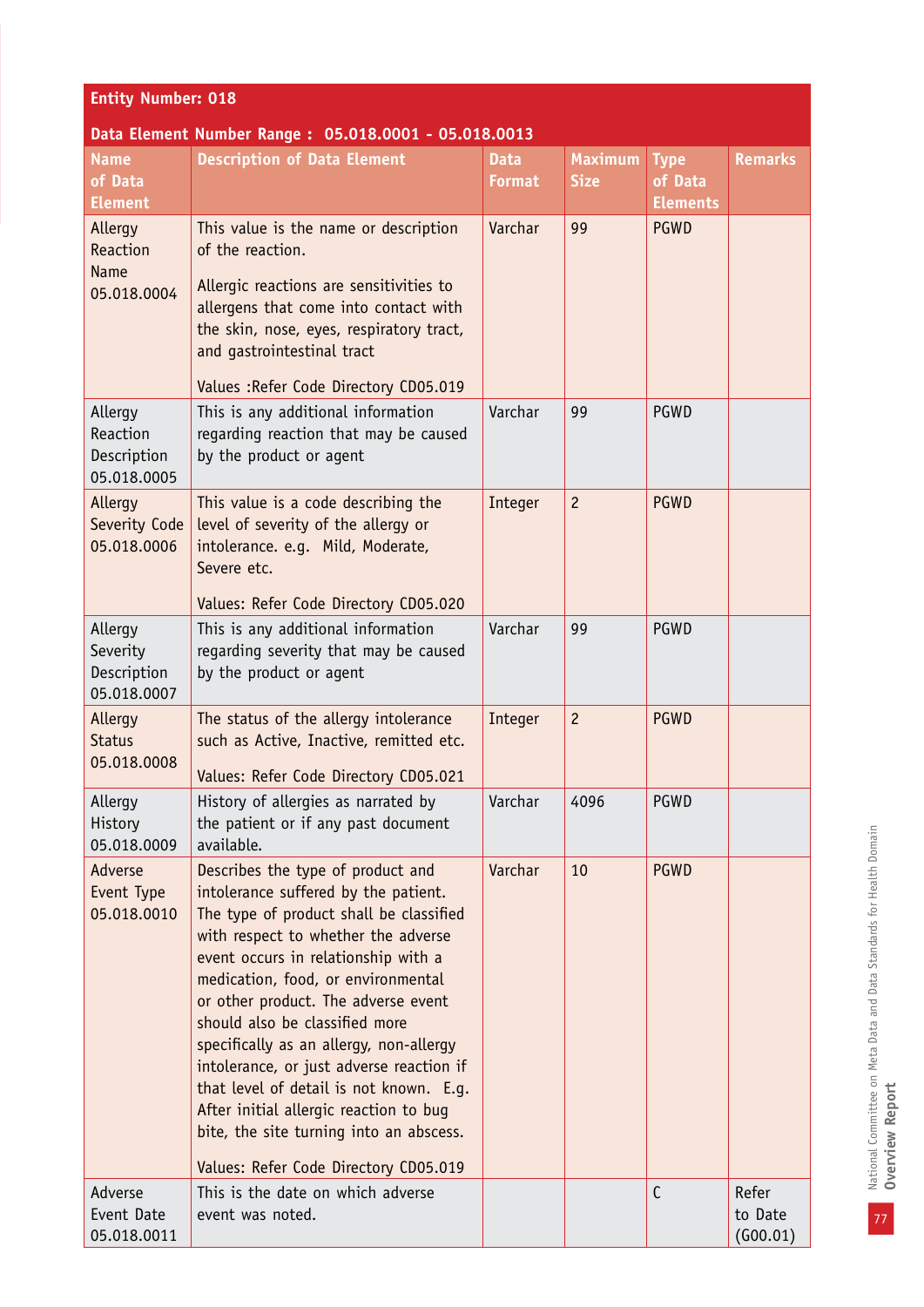**Entity Number: 018**

**Data Element Number Range : 05.018.0001 - 05.018.0013**

| Name of Data Element | Description of Data Element | Data Format | Maximum Size | Type of Data Elements | Remarks |
|---|---|---|---|---|---|
| Allergy Reaction Name 05.018.0004 | This value is the name or description of the reaction.<br><br>Allergic reactions are sensitivities to allergens that come into contact with the skin, nose, eyes, respiratory tract, and gastrointestinal tract<br><br>Values :Refer Code Directory CD05.019 | Varchar | 99 | PGWD | |
| Allergy Reaction Description 05.018.0005 | This is any additional information regarding reaction that may be caused by the product or agent | Varchar | 99 | PGWD | |
| Allergy Severity Code 05.018.0006 | This value is a code describing the level of severity of the allergy or intolerance. e.g. Mild, Moderate, Severe etc.<br><br>Values: Refer Code Directory CD05.020 | Integer | 2 | PGWD | |
| Allergy Severity Description 05.018.0007 | This is any additional information regarding severity that may be caused by the product or agent | Varchar | 99 | PGWD | |
| Allergy Status 05.018.0008 | The status of the allergy intolerance such as Active, Inactive, remitted etc.<br><br>Values: Refer Code Directory CD05.021 | Integer | 2 | PGWD | |
| Allergy History 05.018.0009 | History of allergies as narrated by the patient or if any past document available. | Varchar | 4096 | PGWD | |
| Adverse Event Type 05.018.0010 | Describes the type of product and intolerance suffered by the patient. The type of product shall be classified with respect to whether the adverse event occurs in relationship with a medication, food, or environmental or other product. The adverse event should also be classified more specifically as an allergy, non-allergy intolerance, or just adverse reaction if that level of detail is not known. E.g. After initial allergic reaction to bug bite, the site turning into an abscess.<br><br>Values: Refer Code Directory CD05.019 | Varchar | 10 | PGWD | |
| Adverse Event Date 05.018.0011 | This is the date on which adverse event was noted. | | | C | Refer to Date (G00.01) |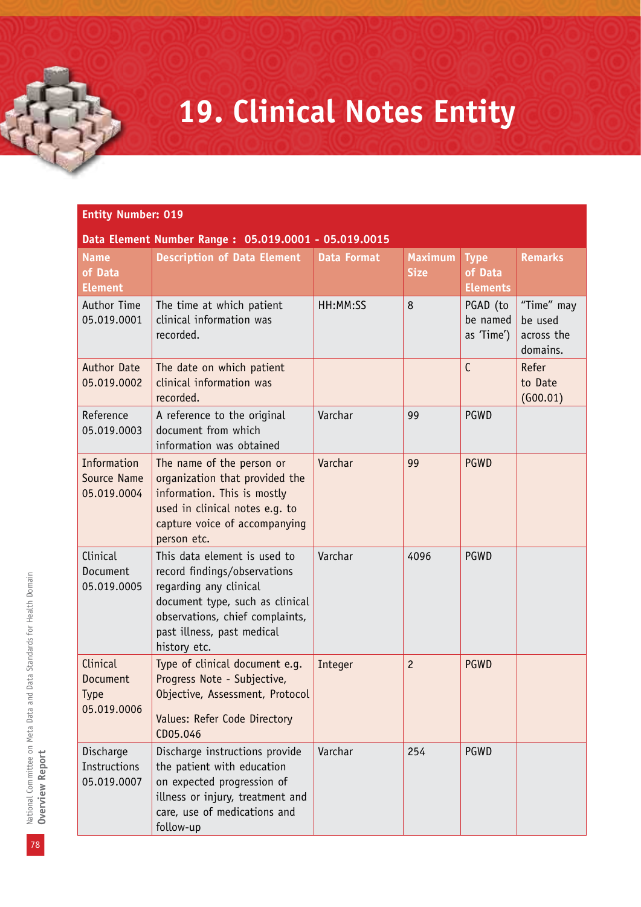# 19. Clinical Notes Entity

| Entity Number: 019 | | | | | |
|---|---|---|---|---|---|
| **Data Element Number Range : 05.019.0001 - 05.019.0015** | | | | | |
| **Name of Data Element** | **Description of Data Element** | **Data Format** | **Maximum Size** | **Type of Data Elements** | **Remarks** |
| Author Time 05.019.0001 | The time at which patient clinical information was recorded. | HH:MM:SS | 8 | PGAD (to be named as 'Time') | "Time" may be used across the domains. |
| Author Date 05.019.0002 | The date on which patient clinical information was recorded. | | | C | Refer to Date (G00.01) |
| Reference 05.019.0003 | A reference to the original document from which information was obtained | Varchar | 99 | PGWD | |
| Information Source Name 05.019.0004 | The name of the person or organization that provided the information. This is mostly used in clinical notes e.g. to capture voice of accompanying person etc. | Varchar | 99 | PGWD | |
| Clinical Document 05.019.0005 | This data element is used to record findings/observations regarding any clinical document type, such as clinical observations, chief complaints, past illness, past medical history etc. | Varchar | 4096 | PGWD | |
| Clinical Document Type 05.019.0006 | Type of clinical document e.g. Progress Note - Subjective, Objective, Assessment, Protocol<br><br>Values: Refer Code Directory CD05.046 | Integer | 2 | PGWD | |
| Discharge Instructions 05.019.0007 | Discharge instructions provide the patient with education on expected progression of illness or injury, treatment and care, use of medications and follow-up | Varchar | 254 | PGWD | |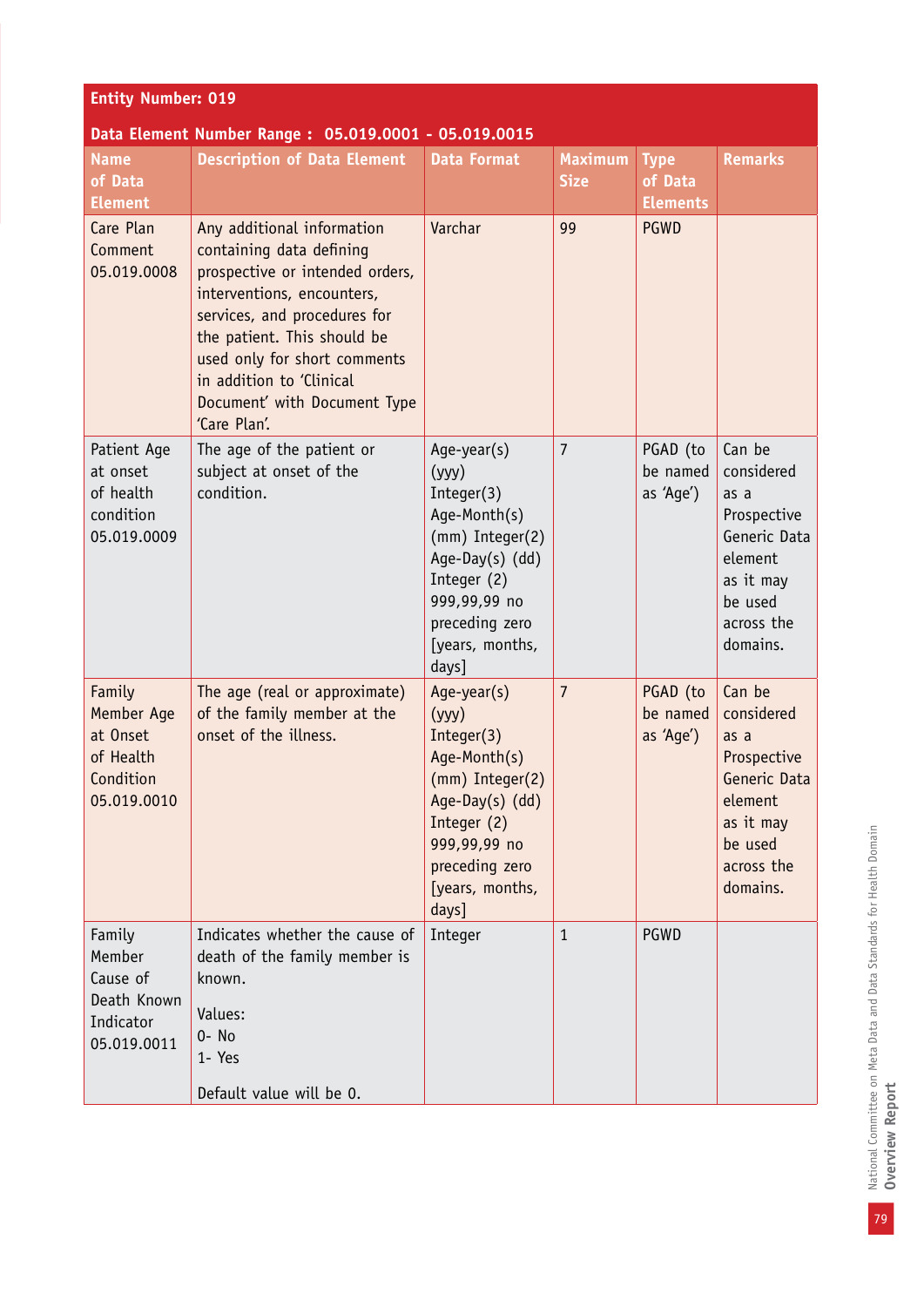**Entity Number: 019**

**Data Element Number Range : 05.019.0001 - 05.019.0015**

| Name of Data Element | Description of Data Element | Data Format | Maximum Size | Type of Data Elements | Remarks |
|---|---|---|---|---|---|
| Care Plan Comment 05.019.0008 | Any additional information containing data defining prospective or intended orders, interventions, encounters, services, and procedures for the patient. This should be used only for short comments in addition to 'Clinical Document' with Document Type 'Care Plan'. | Varchar | 99 | PGWD | |
| Patient Age at onset of health condition 05.019.0009 | The age of the patient or subject at onset of the condition. | Age-year(s) (yyy) Integer(3) Age-Month(s) (mm) Integer(2) Age-Day(s) (dd) Integer (2) 999,99,99 no preceding zero [years, months, days] | 7 | PGAD (to be named as 'Age') | Can be considered as a Prospective Generic Data element as it may be used across the domains. |
| Family Member Age at Onset of Health Condition 05.019.0010 | The age (real or approximate) of the family member at the onset of the illness. | Age-year(s) (yyy) Integer(3) Age-Month(s) (mm) Integer(2) Age-Day(s) (dd) Integer (2) 999,99,99 no preceding zero [years, months, days] | 7 | PGAD (to be named as 'Age') | Can be considered as a Prospective Generic Data element as it may be used across the domains. |
| Family Member Cause of Death Known Indicator 05.019.0011 | Indicates whether the cause of death of the family member is known.<br><br>Values:<br>0- No<br>1- Yes<br><br>Default value will be 0. | Integer | 1 | PGWD | |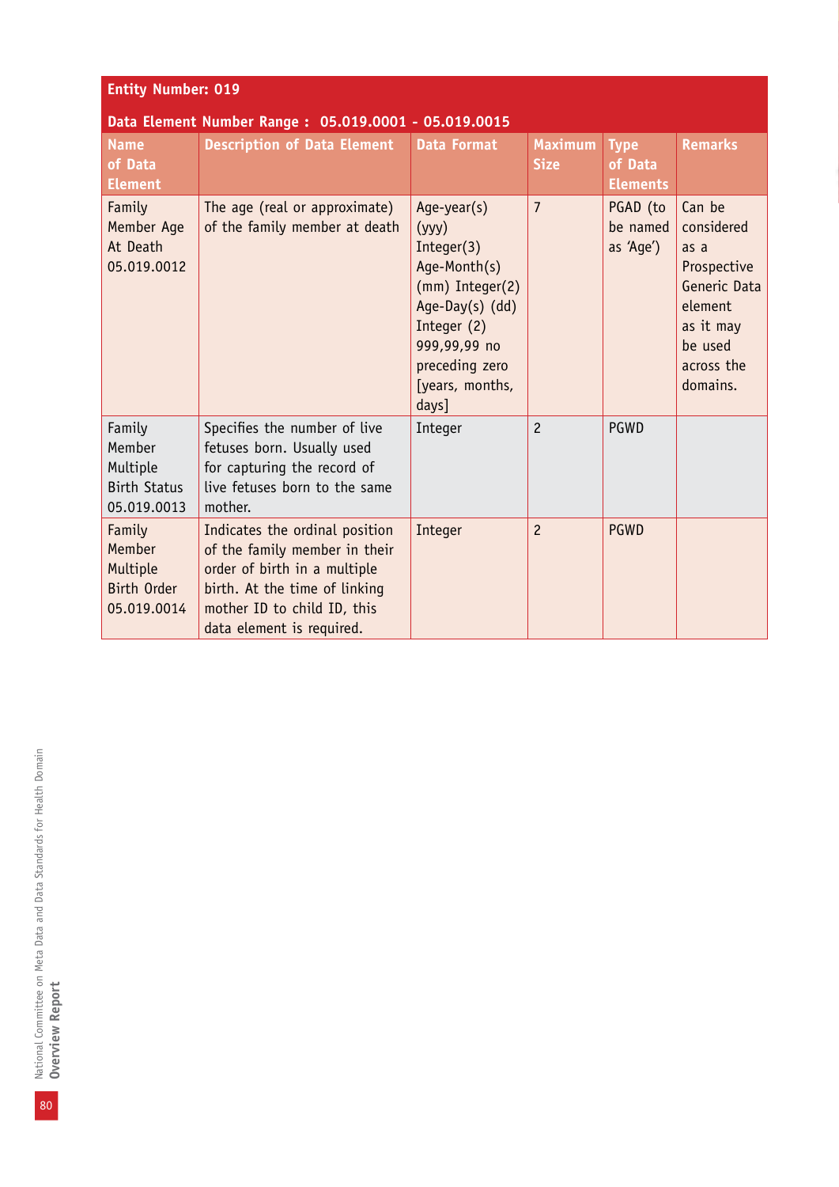**Entity Number: 019**

**Data Element Number Range : 05.019.0001 - 05.019.0015**

| Name of Data Element | Description of Data Element | Data Format | Maximum Size | Type of Data Elements | Remarks |
|---|---|---|---|---|---|
| Family Member Age At Death 05.019.0012 | The age (real or approximate) of the family member at death | Age-year(s) (yyy) Integer(3) Age-Month(s) (mm) Integer(2) Age-Day(s) (dd) Integer (2) 999,99,99 no preceding zero [years, months, days] | 7 | PGAD (to be named as 'Age') | Can be considered as a Prospective Generic Data element as it may be used across the domains. |
| Family Member Multiple Birth Status 05.019.0013 | Specifies the number of live fetuses born. Usually used for capturing the record of live fetuses born to the same mother. | Integer | 2 | PGWD | |
| Family Member Multiple Birth Order 05.019.0014 | Indicates the ordinal position of the family member in their order of birth in a multiple birth. At the time of linking mother ID to child ID, this data element is required. | Integer | 2 | PGWD | |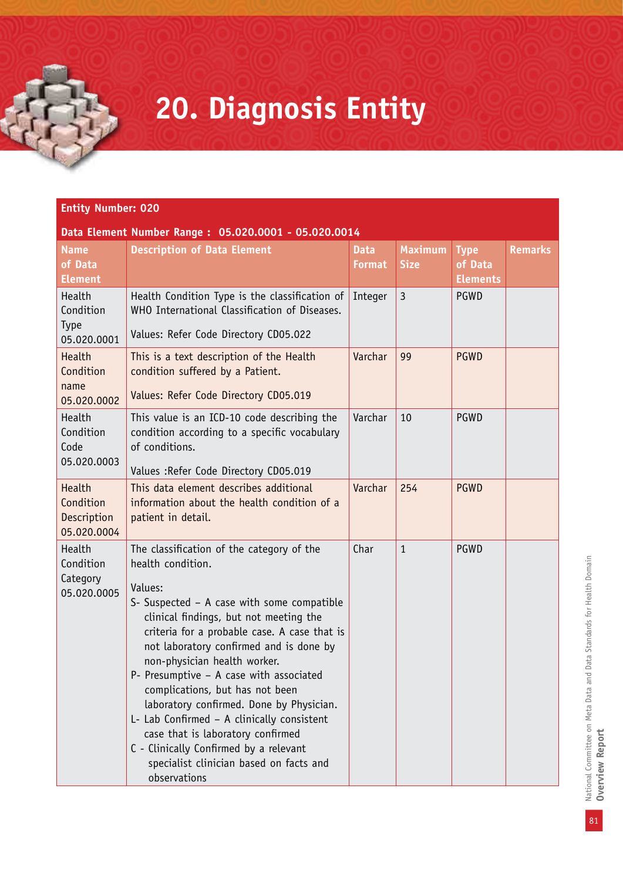# 20. Diagnosis Entity

| **Entity Number: 020** | | | | | |
|---|---|---|---|---|---|
| **Data Element Number Range : 05.020.0001 - 05.020.0014** | | | | | |
| **Name of Data Element** | **Description of Data Element** | **Data Format** | **Maximum Size** | **Type of Data Elements** | **Remarks** |
| Health Condition Type 05.020.0001 | Health Condition Type is the classification of WHO International Classification of Diseases.<br><br>Values: Refer Code Directory CD05.022 | Integer | 3 | PGWD | |
| Health Condition name 05.020.0002 | This is a text description of the Health condition suffered by a Patient.<br><br>Values: Refer Code Directory CD05.019 | Varchar | 99 | PGWD | |
| Health Condition Code 05.020.0003 | This value is an ICD-10 code describing the condition according to a specific vocabulary of conditions.<br><br>Values :Refer Code Directory CD05.019 | Varchar | 10 | PGWD | |
| Health Condition Description 05.020.0004 | This data element describes additional information about the health condition of a patient in detail. | Varchar | 254 | PGWD | |
| Health Condition Category 05.020.0005 | The classification of the category of the health condition.<br><br>Values:<br>S- Suspected – A case with some compatible clinical findings, but not meeting the criteria for a probable case. A case that is not laboratory confirmed and is done by non-physician health worker.<br>P- Presumptive – A case with associated complications, but has not been laboratory confirmed. Done by Physician.<br>L- Lab Confirmed – A clinically consistent case that is laboratory confirmed<br>C - Clinically Confirmed by a relevant specialist clinician based on facts and observations | Char | 1 | PGWD | |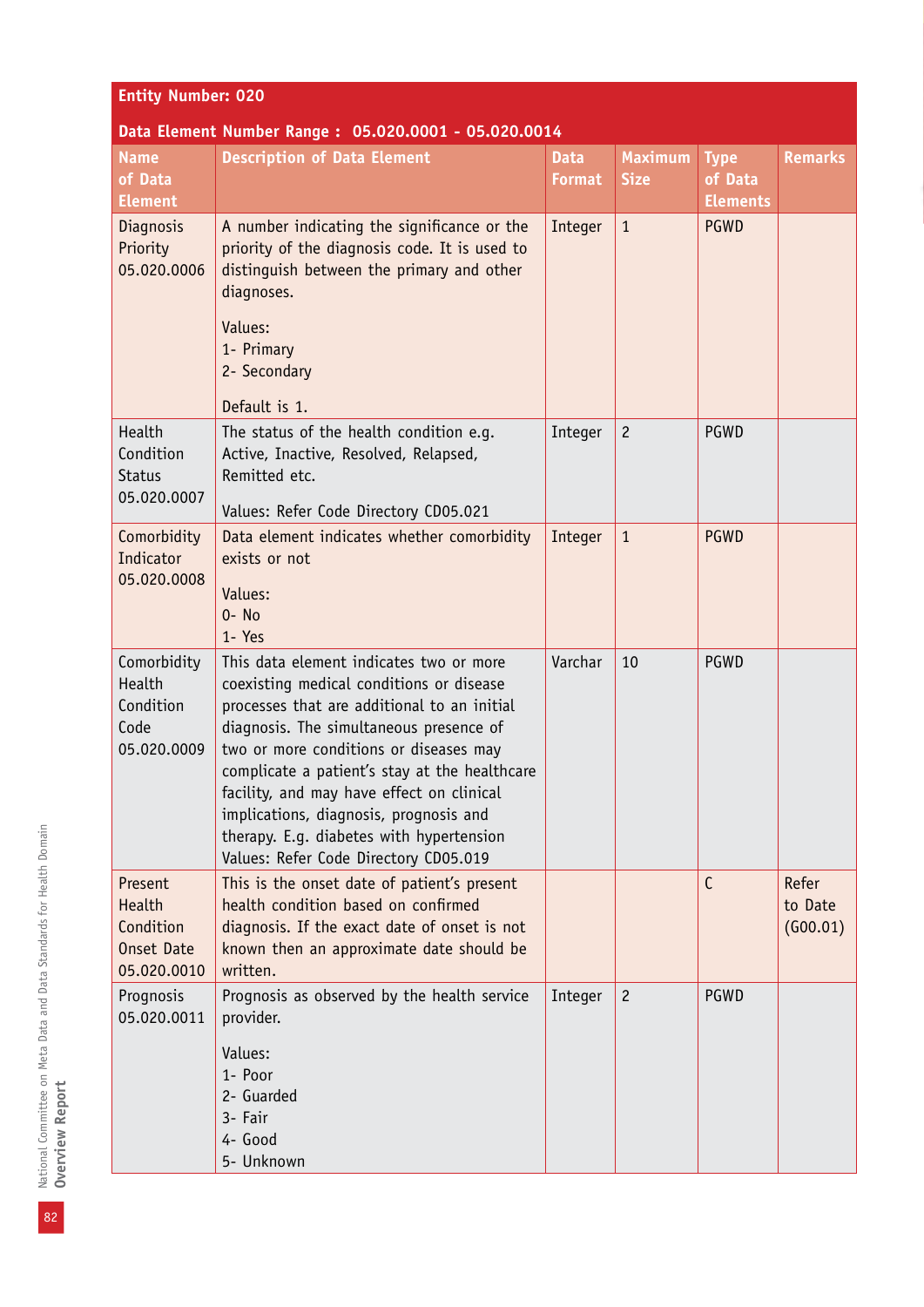**Entity Number: 020**

**Data Element Number Range : 05.020.0001 - 05.020.0014**

| Name of Data Element | Description of Data Element | Data Format | Maximum Size | Type of Data Elements | Remarks |
|---|---|---|---|---|---|
| Diagnosis Priority 05.020.0006 | A number indicating the significance or the priority of the diagnosis code. It is used to distinguish between the primary and other diagnoses.<br><br>Values:<br>1- Primary<br>2- Secondary<br><br>Default is 1. | Integer | 1 | PGWD | |
| Health Condition Status 05.020.0007 | The status of the health condition e.g. Active, Inactive, Resolved, Relapsed, Remitted etc.<br><br>Values: Refer Code Directory CD05.021 | Integer | 2 | PGWD | |
| Comorbidity Indicator 05.020.0008 | Data element indicates whether comorbidity exists or not<br><br>Values:<br>0- No<br>1- Yes | Integer | 1 | PGWD | |
| Comorbidity Health Condition Code 05.020.0009 | This data element indicates two or more coexisting medical conditions or disease processes that are additional to an initial diagnosis. The simultaneous presence of two or more conditions or diseases may complicate a patient's stay at the healthcare facility, and may have effect on clinical implications, diagnosis, prognosis and therapy. E.g. diabetes with hypertension<br>Values: Refer Code Directory CD05.019 | Varchar | 10 | PGWD | |
| Present Health Condition Onset Date 05.020.0010 | This is the onset date of patient's present health condition based on confirmed diagnosis. If the exact date of onset is not known then an approximate date should be written. | | | C | Refer to Date (G00.01) |
| Prognosis 05.020.0011 | Prognosis as observed by the health service provider.<br><br>Values:<br>1- Poor<br>2- Guarded<br>3- Fair<br>4- Good<br>5- Unknown | Integer | 2 | PGWD | |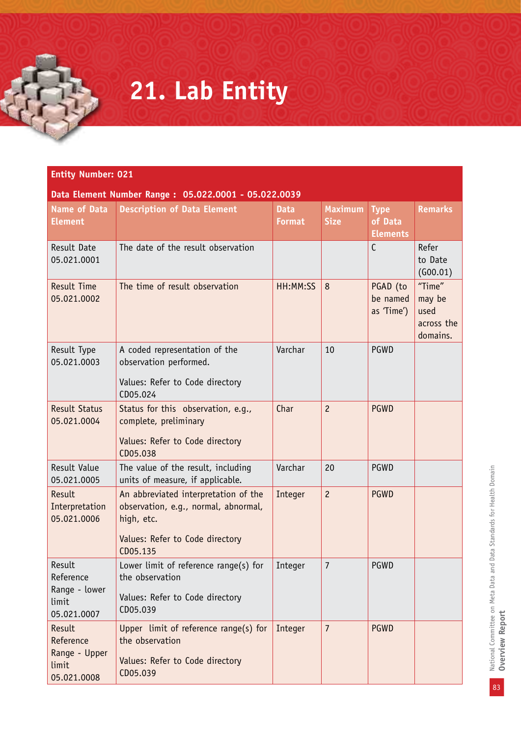# 21. Lab Entity

| Entity Number: 021 | | | | | |
|---|---|---|---|---|---|
| **Data Element Number Range : 05.022.0001 - 05.022.0039** | | | | | |
| **Name of Data Element** | **Description of Data Element** | **Data Format** | **Maximum Size** | **Type of Data Elements** | **Remarks** |
| Result Date 05.021.0001 | The date of the result observation | | | C | Refer to Date (G00.01) |
| Result Time 05.021.0002 | The time of result observation | HH:MM:SS | 8 | PGAD (to be named as 'Time') | "Time" may be used across the domains. |
| Result Type 05.021.0003 | A coded representation of the observation performed.<br><br>Values: Refer to Code directory CD05.024 | Varchar | 10 | PGWD | |
| Result Status 05.021.0004 | Status for this observation, e.g., complete, preliminary<br><br>Values: Refer to Code directory CD05.038 | Char | 2 | PGWD | |
| Result Value 05.021.0005 | The value of the result, including units of measure, if applicable. | Varchar | 20 | PGWD | |
| Result Interpretation 05.021.0006 | An abbreviated interpretation of the observation, e.g., normal, abnormal, high, etc.<br><br>Values: Refer to Code directory CD05.135 | Integer | 2 | PGWD | |
| Result Reference Range - lower limit 05.021.0007 | Lower limit of reference range(s) for the observation<br><br>Values: Refer to Code directory CD05.039 | Integer | 7 | PGWD | |
| Result Reference Range - Upper limit 05.021.0008 | Upper limit of reference range(s) for the observation<br><br>Values: Refer to Code directory CD05.039 | Integer | 7 | PGWD | |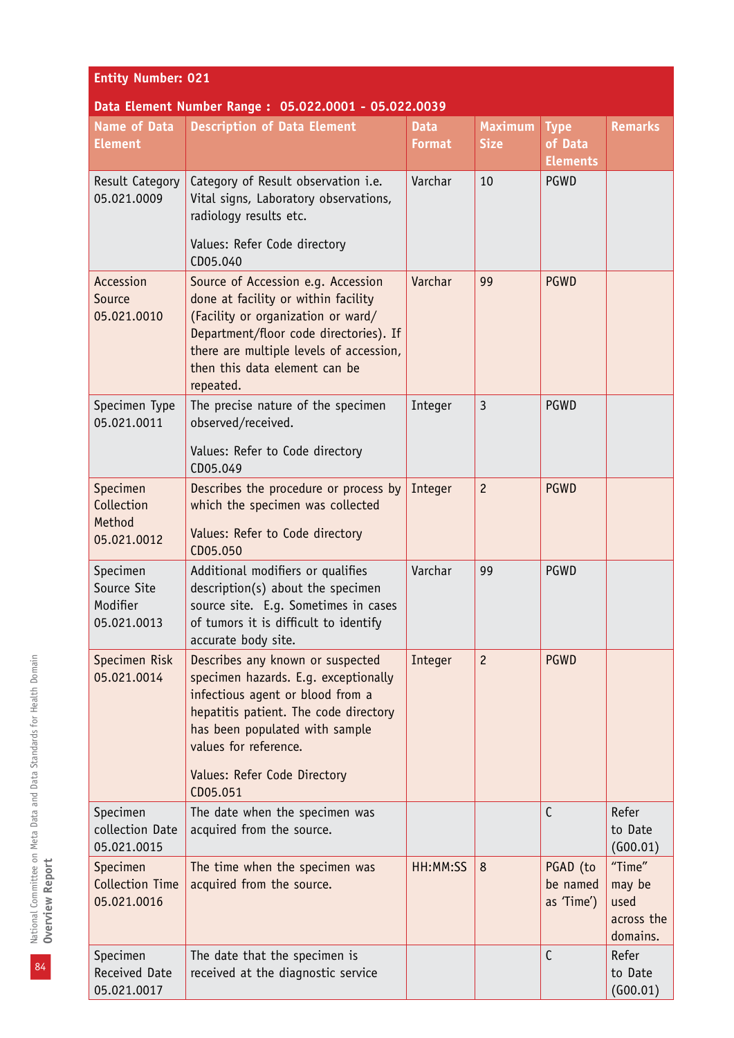**Entity Number: 021**

**Data Element Number Range : 05.022.0001 - 05.022.0039**

| Name of Data Element | Description of Data Element | Data Format | Maximum Size | Type of Data Elements | Remarks |
|---|---|---|---|---|---|
| Result Category 05.021.0009 | Category of Result observation i.e. Vital signs, Laboratory observations, radiology results etc.<br><br>Values: Refer Code directory CD05.040 | Varchar | 10 | PGWD | |
| Accession Source 05.021.0010 | Source of Accession e.g. Accession done at facility or within facility (Facility or organization or ward/ Department/floor code directories). If there are multiple levels of accession, then this data element can be repeated. | Varchar | 99 | PGWD | |
| Specimen Type 05.021.0011 | The precise nature of the specimen observed/received.<br><br>Values: Refer to Code directory CD05.049 | Integer | 3 | PGWD | |
| Specimen Collection Method 05.021.0012 | Describes the procedure or process by which the specimen was collected<br><br>Values: Refer to Code directory CD05.050 | Integer | 2 | PGWD | |
| Specimen Source Site Modifier 05.021.0013 | Additional modifiers or qualifies description(s) about the specimen source site. E.g. Sometimes in cases of tumors it is difficult to identify accurate body site. | Varchar | 99 | PGWD | |
| Specimen Risk 05.021.0014 | Describes any known or suspected specimen hazards. E.g. exceptionally infectious agent or blood from a hepatitis patient. The code directory has been populated with sample values for reference.<br><br>Values: Refer Code Directory CD05.051 | Integer | 2 | PGWD | |
| Specimen collection Date 05.021.0015 | The date when the specimen was acquired from the source. | | | C | Refer to Date (G00.01) |
| Specimen Collection Time 05.021.0016 | The time when the specimen was acquired from the source. | HH:MM:SS | 8 | PGAD (to be named as 'Time') | "Time" may be used across the domains. |
| Specimen Received Date 05.021.0017 | The date that the specimen is received at the diagnostic service | | | C | Refer to Date (G00.01) |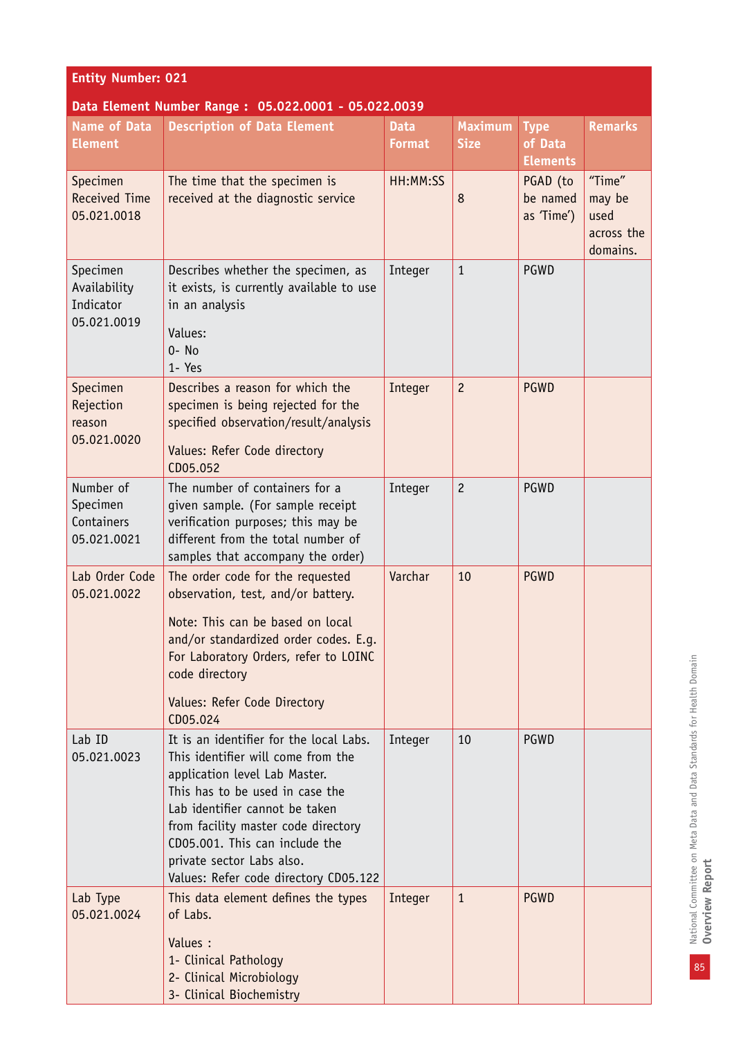| Entity Number: 021 | | | | | |
|---|---|---|---|---|---|
| **Data Element Number Range : 05.022.0001 - 05.022.0039** | | | | | |
| **Name of Data Element** | **Description of Data Element** | **Data Format** | **Maximum Size** | **Type of Data Elements** | **Remarks** |
| Specimen Received Time 05.021.0018 | The time that the specimen is received at the diagnostic service | HH:MM:SS | 8 | PGAD (to be named as 'Time') | "Time" may be used across the domains. |
| Specimen Availability Indicator 05.021.0019 | Describes whether the specimen, as it exists, is currently available to use in an analysis<br><br>Values:<br>0- No<br>1- Yes | Integer | 1 | PGWD | |
| Specimen Rejection reason 05.021.0020 | Describes a reason for which the specimen is being rejected for the specified observation/result/analysis<br><br>Values: Refer Code directory CD05.052 | Integer | 2 | PGWD | |
| Number of Specimen Containers 05.021.0021 | The number of containers for a given sample. (For sample receipt verification purposes; this may be different from the total number of samples that accompany the order) | Integer | 2 | PGWD | |
| Lab Order Code 05.021.0022 | The order code for the requested observation, test, and/or battery.<br><br>Note: This can be based on local and/or standardized order codes. E.g. For Laboratory Orders, refer to LOINC code directory<br><br>Values: Refer Code Directory CD05.024 | Varchar | 10 | PGWD | |
| Lab ID 05.021.0023 | It is an identifier for the local Labs. This identifier will come from the application level Lab Master. This has to be used in case the Lab identifier cannot be taken from facility master code directory CD05.001. This can include the private sector Labs also.<br>Values: Refer code directory CD05.122 | Integer | 10 | PGWD | |
| Lab Type 05.021.0024 | This data element defines the types of Labs.<br><br>Values :<br>1- Clinical Pathology<br>2- Clinical Microbiology<br>3- Clinical Biochemistry | Integer | 1 | PGWD | |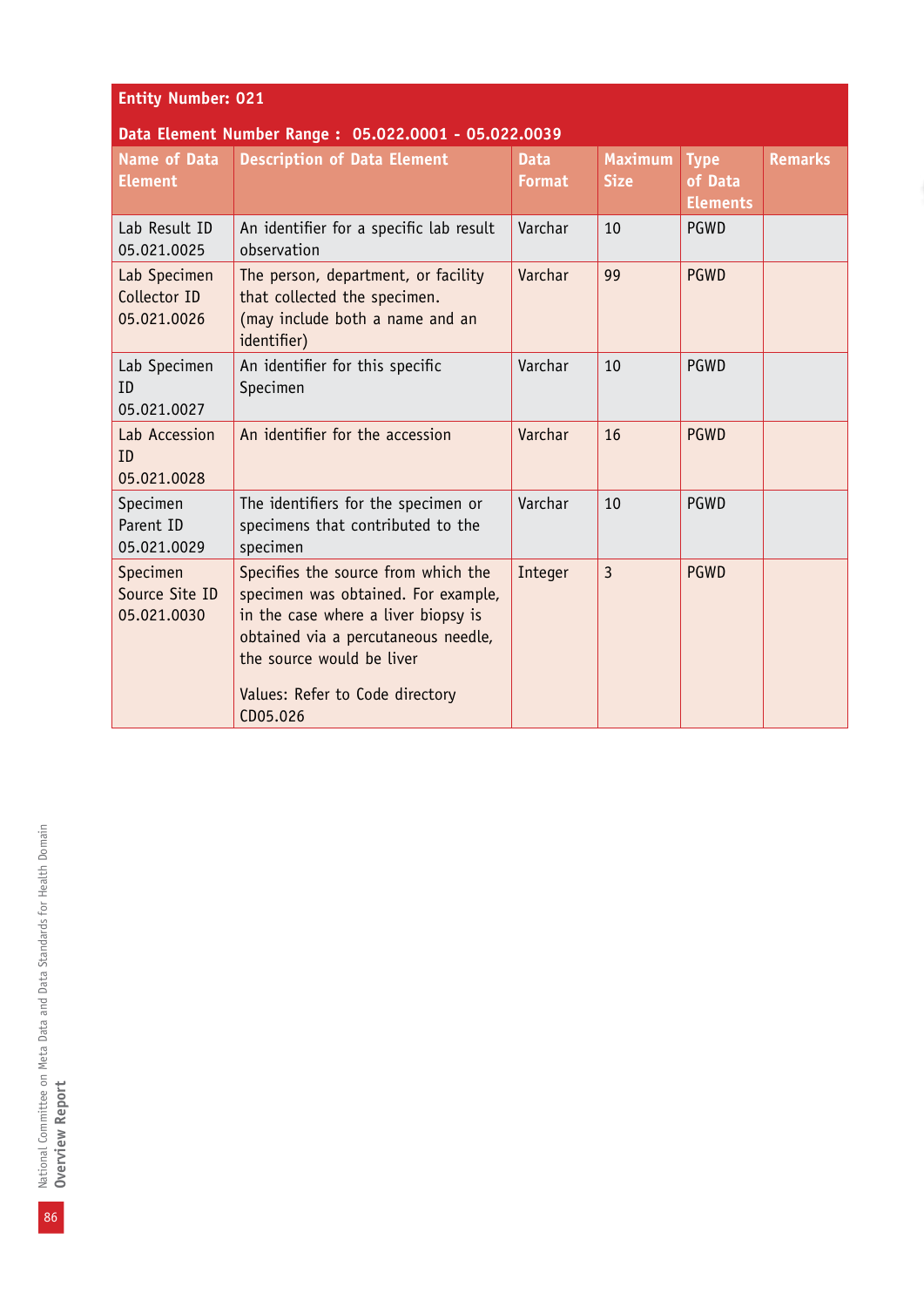| Entity Number: 021 | | | | | |
|---|---|---|---|---|---|
| **Data Element Number Range : 05.022.0001 - 05.022.0039** | | | | | |
| **Name of Data Element** | **Description of Data Element** | **Data Format** | **Maximum Size** | **Type of Data Elements** | **Remarks** |
| Lab Result ID 05.021.0025 | An identifier for a specific lab result observation | Varchar | 10 | PGWD | |
| Lab Specimen Collector ID 05.021.0026 | The person, department, or facility that collected the specimen. (may include both a name and an identifier) | Varchar | 99 | PGWD | |
| Lab Specimen ID 05.021.0027 | An identifier for this specific Specimen | Varchar | 10 | PGWD | |
| Lab Accession ID 05.021.0028 | An identifier for the accession | Varchar | 16 | PGWD | |
| Specimen Parent ID 05.021.0029 | The identifiers for the specimen or specimens that contributed to the specimen | Varchar | 10 | PGWD | |
| Specimen Source Site ID 05.021.0030 | Specifies the source from which the specimen was obtained. For example, in the case where a liver biopsy is obtained via a percutaneous needle, the source would be liver<br><br>Values: Refer to Code directory CD05.026 | Integer | 3 | PGWD | |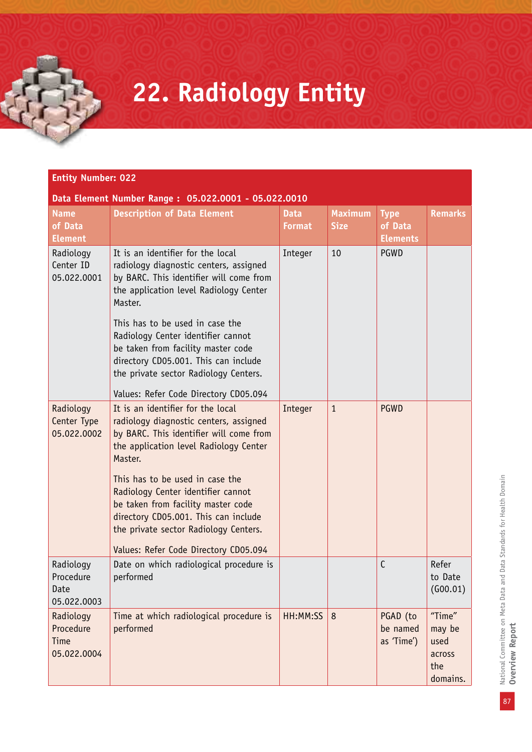# 22. Radiology Entity

| Entity Number: 022 | | | | | |
|---|---|---|---|---|---|
| **Data Element Number Range : 05.022.0001 - 05.022.0010** | | | | | |
| **Name of Data Element** | **Description of Data Element** | **Data Format** | **Maximum Size** | **Type of Data Elements** | **Remarks** |
| Radiology Center ID 05.022.0001 | It is an identifier for the local radiology diagnostic centers, assigned by BARC. This identifier will come from the application level Radiology Center Master.<br><br>This has to be used in case the Radiology Center identifier cannot be taken from facility master code directory CD05.001. This can include the private sector Radiology Centers.<br><br>Values: Refer Code Directory CD05.094 | Integer | 10 | PGWD | |
| Radiology Center Type 05.022.0002 | It is an identifier for the local radiology diagnostic centers, assigned by BARC. This identifier will come from the application level Radiology Center Master.<br><br>This has to be used in case the Radiology Center identifier cannot be taken from facility master code directory CD05.001. This can include the private sector Radiology Centers.<br><br>Values: Refer Code Directory CD05.094 | Integer | 1 | PGWD | |
| Radiology Procedure Date 05.022.0003 | Date on which radiological procedure is performed | | | C | Refer to Date (G00.01) |
| Radiology Procedure Time 05.022.0004 | Time at which radiological procedure is performed | HH:MM:SS | 8 | PGAD (to be named as 'Time') | "Time" may be used across the domains. |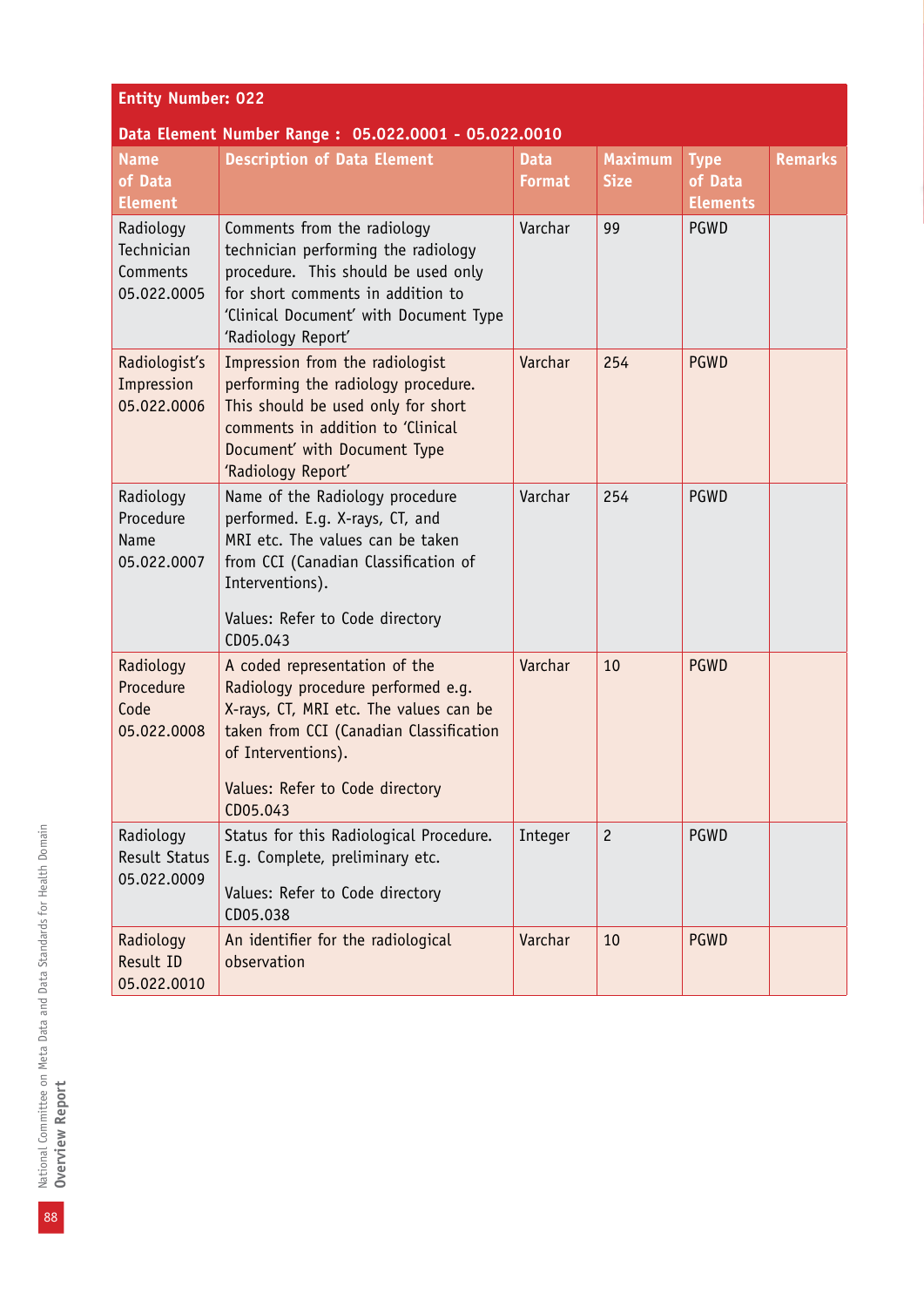**Entity Number: 022**

**Data Element Number Range : 05.022.0001 - 05.022.0010**

| Name of Data Element | Description of Data Element | Data Format | Maximum Size | Type of Data Elements | Remarks |
|---|---|---|---|---|---|
| Radiology Technician Comments 05.022.0005 | Comments from the radiology technician performing the radiology procedure. This should be used only for short comments in addition to 'Clinical Document' with Document Type 'Radiology Report' | Varchar | 99 | PGWD | |
| Radiologist's Impression 05.022.0006 | Impression from the radiologist performing the radiology procedure. This should be used only for short comments in addition to 'Clinical Document' with Document Type 'Radiology Report' | Varchar | 254 | PGWD | |
| Radiology Procedure Name 05.022.0007 | Name of the Radiology procedure performed. E.g. X-rays, CT, and MRI etc. The values can be taken from CCI (Canadian Classification of Interventions).<br><br>Values: Refer to Code directory CD05.043 | Varchar | 254 | PGWD | |
| Radiology Procedure Code 05.022.0008 | A coded representation of the Radiology procedure performed e.g. X-rays, CT, MRI etc. The values can be taken from CCI (Canadian Classification of Interventions).<br><br>Values: Refer to Code directory CD05.043 | Varchar | 10 | PGWD | |
| Radiology Result Status 05.022.0009 | Status for this Radiological Procedure. E.g. Complete, preliminary etc.<br><br>Values: Refer to Code directory CD05.038 | Integer | 2 | PGWD | |
| Radiology Result ID 05.022.0010 | An identifier for the radiological observation | Varchar | 10 | PGWD | |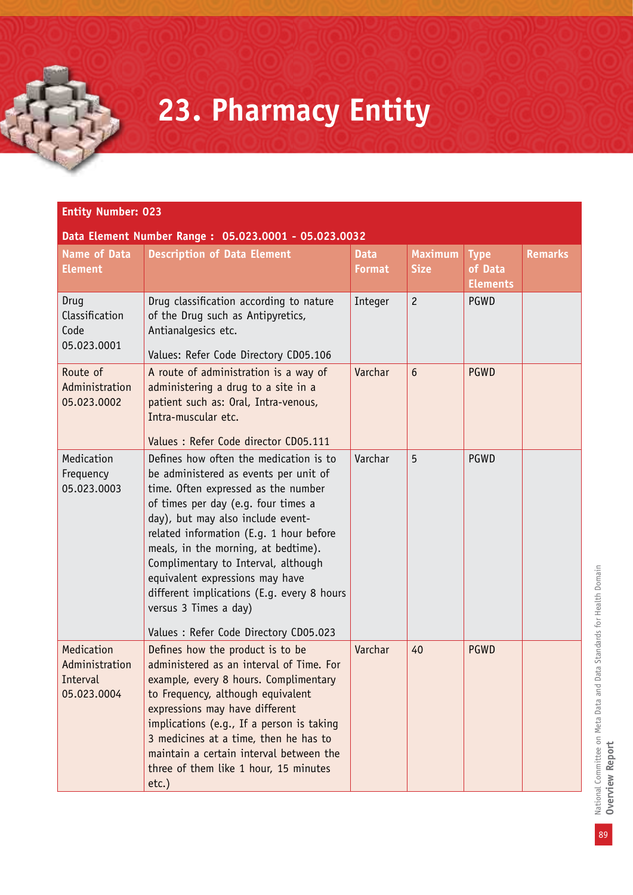# 23. Pharmacy Entity

**Entity Number: 023**

**Data Element Number Range : 05.023.0001 - 05.023.0032**

| Name of Data Element | Description of Data Element | Data Format | Maximum Size | Type of Data Elements | Remarks |
|---|---|---|---|---|---|
| Drug Classification Code 05.023.0001 | Drug classification according to nature of the Drug such as Antipyretics, Antianalgesics etc.<br><br>Values: Refer Code Directory CD05.106 | Integer | 2 | PGWD | |
| Route of Administration 05.023.0002 | A route of administration is a way of administering a drug to a site in a patient such as: Oral, Intra-venous, Intra-muscular etc.<br><br>Values : Refer Code director CD05.111 | Varchar | 6 | PGWD | |
| Medication Frequency 05.023.0003 | Defines how often the medication is to be administered as events per unit of time. Often expressed as the number of times per day (e.g. four times a day), but may also include event-related information (E.g. 1 hour before meals, in the morning, at bedtime). Complimentary to Interval, although equivalent expressions may have different implications (E.g. every 8 hours versus 3 Times a day)<br><br>Values : Refer Code Directory CD05.023 | Varchar | 5 | PGWD | |
| Medication Administration Interval 05.023.0004 | Defines how the product is to be administered as an interval of Time. For example, every 8 hours. Complimentary to Frequency, although equivalent expressions may have different implications (e.g., If a person is taking 3 medicines at a time, then he has to maintain a certain interval between the three of them like 1 hour, 15 minutes etc.) | Varchar | 40 | PGWD | |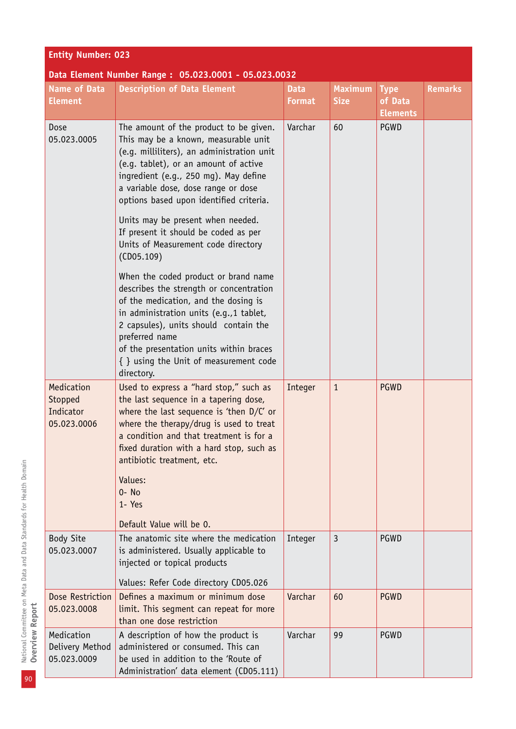**Entity Number: 023**

**Data Element Number Range : 05.023.0001 - 05.023.0032**

| Name of Data Element | Description of Data Element | Data Format | Maximum Size | Type of Data Elements | Remarks |
|---|---|---|---|---|---|
| Dose 05.023.0005 | The amount of the product to be given. This may be a known, measurable unit (e.g. milliliters), an administration unit (e.g. tablet), or an amount of active ingredient (e.g., 250 mg). May define a variable dose, dose range or dose options based upon identified criteria.<br><br>Units may be present when needed. If present it should be coded as per Units of Measurement code directory (CD05.109)<br><br>When the coded product or brand name describes the strength or concentration of the medication, and the dosing is in administration units (e.g.,1 tablet, 2 capsules), units should contain the preferred name of the presentation units within braces { } using the Unit of measurement code directory. | Varchar | 60 | PGWD | |
| Medication Stopped Indicator 05.023.0006 | Used to express a “hard stop,” such as the last sequence in a tapering dose, where the last sequence is ‘then D/C’ or where the therapy/drug is used to treat a condition and that treatment is for a fixed duration with a hard stop, such as antibiotic treatment, etc.<br><br>Values:<br>0- No<br>1- Yes<br><br>Default Value will be 0. | Integer | 1 | PGWD | |
| Body Site 05.023.0007 | The anatomic site where the medication is administered. Usually applicable to injected or topical products<br><br>Values: Refer Code directory CD05.026 | Integer | 3 | PGWD | |
| Dose Restriction 05.023.0008 | Defines a maximum or minimum dose limit. This segment can repeat for more than one dose restriction | Varchar | 60 | PGWD | |
| Medication Delivery Method 05.023.0009 | A description of how the product is administered or consumed. This can be used in addition to the ‘Route of Administration’ data element (CD05.111) | Varchar | 99 | PGWD | |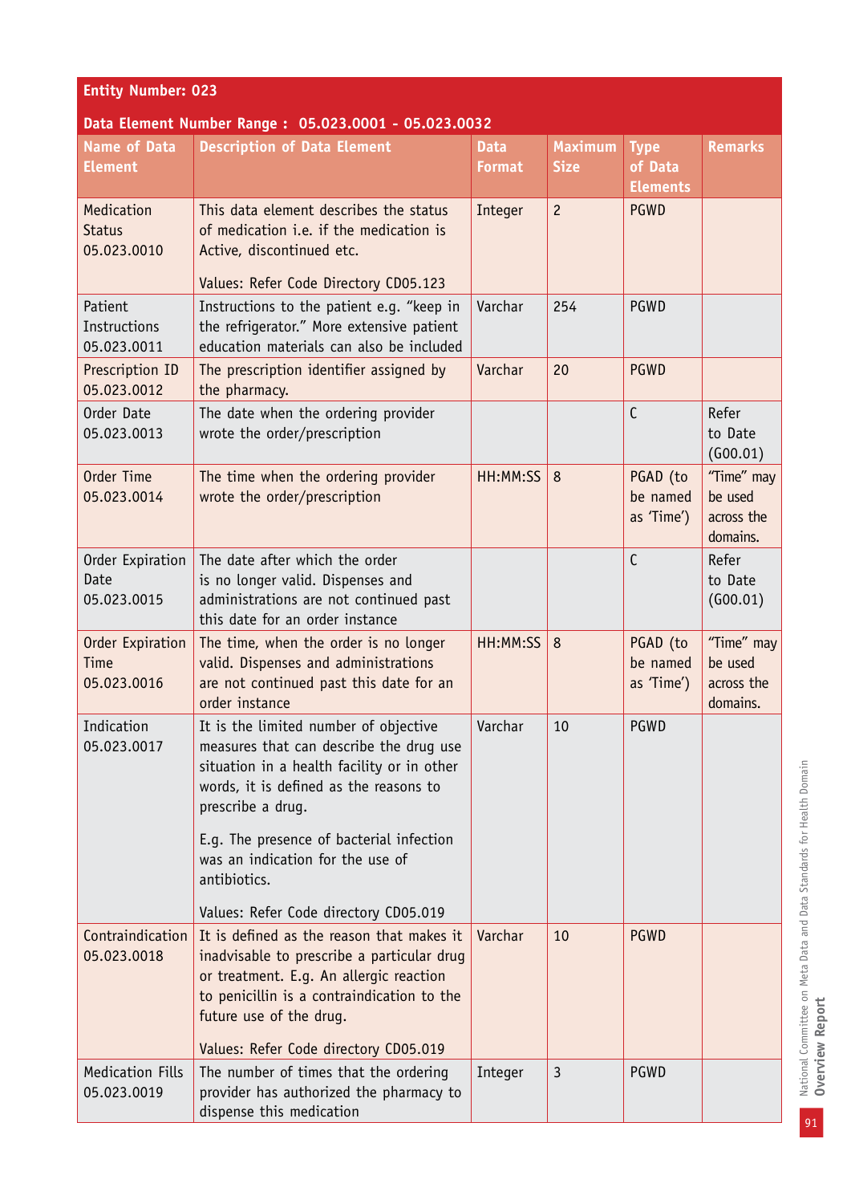**Entity Number: 023**

**Data Element Number Range : 05.023.0001 - 05.023.0032**

| Name of Data Element | Description of Data Element | Data Format | Maximum Size | Type of Data Elements | Remarks |
|---|---|---|---|---|---|
| Medication Status 05.023.0010 | This data element describes the status of medication i.e. if the medication is Active, discontinued etc.<br><br>Values: Refer Code Directory CD05.123 | Integer | 2 | PGWD | |
| Patient Instructions 05.023.0011 | Instructions to the patient e.g. "keep in the refrigerator." More extensive patient education materials can also be included | Varchar | 254 | PGWD | |
| Prescription ID 05.023.0012 | The prescription identifier assigned by the pharmacy. | Varchar | 20 | PGWD | |
| Order Date 05.023.0013 | The date when the ordering provider wrote the order/prescription | | | C | Refer to Date (G00.01) |
| Order Time 05.023.0014 | The time when the ordering provider wrote the order/prescription | HH:MM:SS | 8 | PGAD (to be named as 'Time') | "Time" may be used across the domains. |
| Order Expiration Date 05.023.0015 | The date after which the order is no longer valid. Dispenses and administrations are not continued past this date for an order instance | | | C | Refer to Date (G00.01) |
| Order Expiration Time 05.023.0016 | The time, when the order is no longer valid. Dispenses and administrations are not continued past this date for an order instance | HH:MM:SS | 8 | PGAD (to be named as 'Time') | "Time" may be used across the domains. |
| Indication 05.023.0017 | It is the limited number of objective measures that can describe the drug use situation in a health facility or in other words, it is defined as the reasons to prescribe a drug.<br><br>E.g. The presence of bacterial infection was an indication for the use of antibiotics.<br><br>Values: Refer Code directory CD05.019 | Varchar | 10 | PGWD | |
| Contraindication 05.023.0018 | It is defined as the reason that makes it inadvisable to prescribe a particular drug or treatment. E.g. An allergic reaction to penicillin is a contraindication to the future use of the drug.<br><br>Values: Refer Code directory CD05.019 | Varchar | 10 | PGWD | |
| Medication Fills 05.023.0019 | The number of times that the ordering provider has authorized the pharmacy to dispense this medication | Integer | 3 | PGWD | |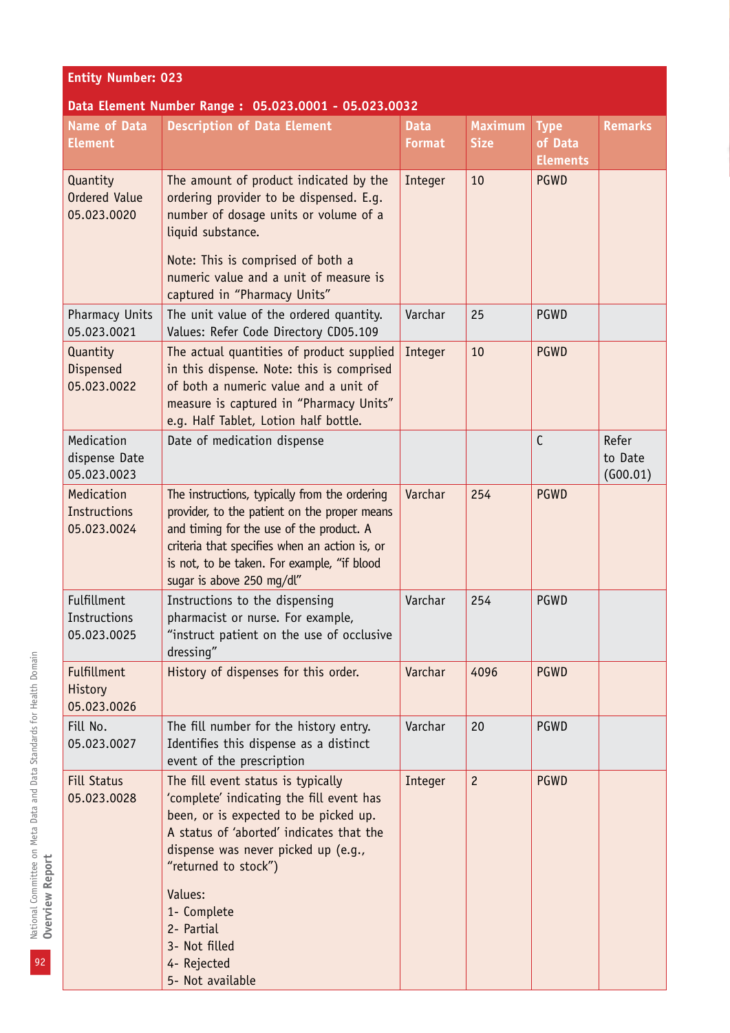| Entity Number: 023 | | | | | |
|---|---|---|---|---|---|
| **Data Element Number Range : 05.023.0001 - 05.023.0032** | | | | | |
| **Name of Data Element** | **Description of Data Element** | **Data Format** | **Maximum Size** | **Type of Data Elements** | **Remarks** |
| Quantity Ordered Value 05.023.0020 | The amount of product indicated by the ordering provider to be dispensed. E.g. number of dosage units or volume of a liquid substance.<br><br>Note: This is comprised of both a numeric value and a unit of measure is captured in "Pharmacy Units" | Integer | 10 | PGWD | |
| Pharmacy Units 05.023.0021 | The unit value of the ordered quantity. Values: Refer Code Directory CD05.109 | Varchar | 25 | PGWD | |
| Quantity Dispensed 05.023.0022 | The actual quantities of product supplied in this dispense. Note: this is comprised of both a numeric value and a unit of measure is captured in "Pharmacy Units" e.g. Half Tablet, Lotion half bottle. | Integer | 10 | PGWD | |
| Medication dispense Date 05.023.0023 | Date of medication dispense | | | C | Refer to Date (G00.01) |
| Medication Instructions 05.023.0024 | The instructions, typically from the ordering provider, to the patient on the proper means and timing for the use of the product. A criteria that specifies when an action is, or is not, to be taken. For example, "if blood sugar is above 250 mg/dl" | Varchar | 254 | PGWD | |
| Fulfillment Instructions 05.023.0025 | Instructions to the dispensing pharmacist or nurse. For example, "instruct patient on the use of occlusive dressing" | Varchar | 254 | PGWD | |
| Fulfillment History 05.023.0026 | History of dispenses for this order. | Varchar | 4096 | PGWD | |
| Fill No. 05.023.0027 | The fill number for the history entry. Identifies this dispense as a distinct event of the prescription | Varchar | 20 | PGWD | |
| Fill Status 05.023.0028 | The fill event status is typically 'complete' indicating the fill event has been, or is expected to be picked up. A status of 'aborted' indicates that the dispense was never picked up (e.g., "returned to stock")<br><br>Values:<br>1- Complete<br>2- Partial<br>3- Not filled<br>4- Rejected<br>5- Not available | Integer | 2 | PGWD | |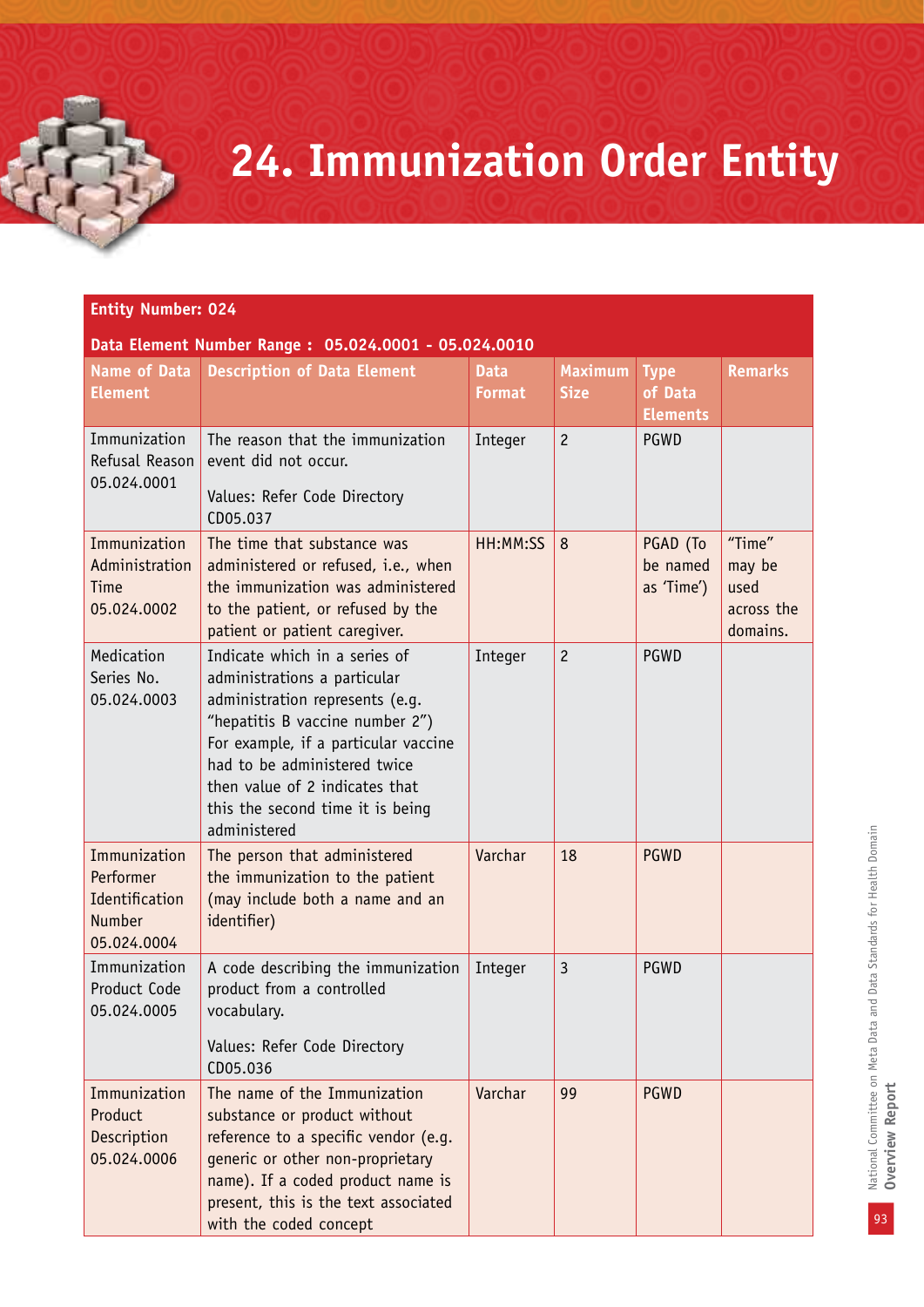# 24. Immunization Order Entity

| Entity Number: 024 | | | | | |
|---|---|---|---|---|---|
| **Data Element Number Range : 05.024.0001 - 05.024.0010** | | | | | |
| **Name of Data Element** | **Description of Data Element** | **Data Format** | **Maximum Size** | **Type of Data Elements** | **Remarks** |
| Immunization Refusal Reason 05.024.0001 | The reason that the immunization event did not occur.<br><br>Values: Refer Code Directory CD05.037 | Integer | 2 | PGWD | |
| Immunization Administration Time 05.024.0002 | The time that substance was administered or refused, i.e., when the immunization was administered to the patient, or refused by the patient or patient caregiver. | HH:MM:SS | 8 | PGAD (To be named as 'Time') | "Time" may be used across the domains. |
| Medication Series No. 05.024.0003 | Indicate which in a series of administrations a particular administration represents (e.g. "hepatitis B vaccine number 2") For example, if a particular vaccine had to be administered twice then value of 2 indicates that this the second time it is being administered | Integer | 2 | PGWD | |
| Immunization Performer Identification Number 05.024.0004 | The person that administered the immunization to the patient (may include both a name and an identifier) | Varchar | 18 | PGWD | |
| Immunization Product Code 05.024.0005 | A code describing the immunization product from a controlled vocabulary.<br><br>Values: Refer Code Directory CD05.036 | Integer | 3 | PGWD | |
| Immunization Product Description 05.024.0006 | The name of the Immunization substance or product without reference to a specific vendor (e.g. generic or other non-proprietary name). If a coded product name is present, this is the text associated with the coded concept | Varchar | 99 | PGWD | |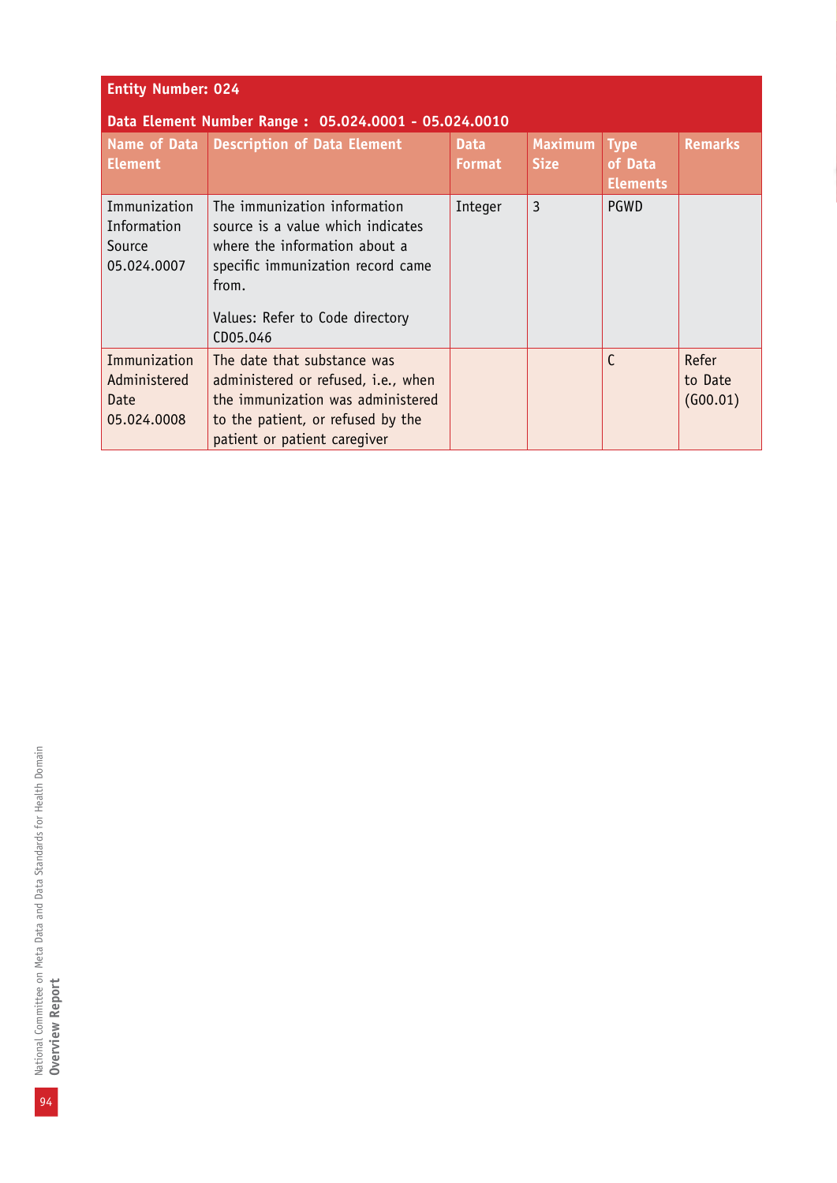**Entity Number: 024**

**Data Element Number Range : 05.024.0001 - 05.024.0010**

| Name of Data Element | Description of Data Element | Data Format | Maximum Size | Type of Data Elements | Remarks |
|---|---|---|---|---|---|
| Immunization Information Source 05.024.0007 | The immunization information source is a value which indicates where the information about a specific immunization record came from.<br><br>Values: Refer to Code directory CD05.046 | Integer | 3 | PGWD | |
| Immunization Administered Date 05.024.0008 | The date that substance was administered or refused, i.e., when the immunization was administered to the patient, or refused by the patient or patient caregiver | | | C | Refer to Date (G00.01) |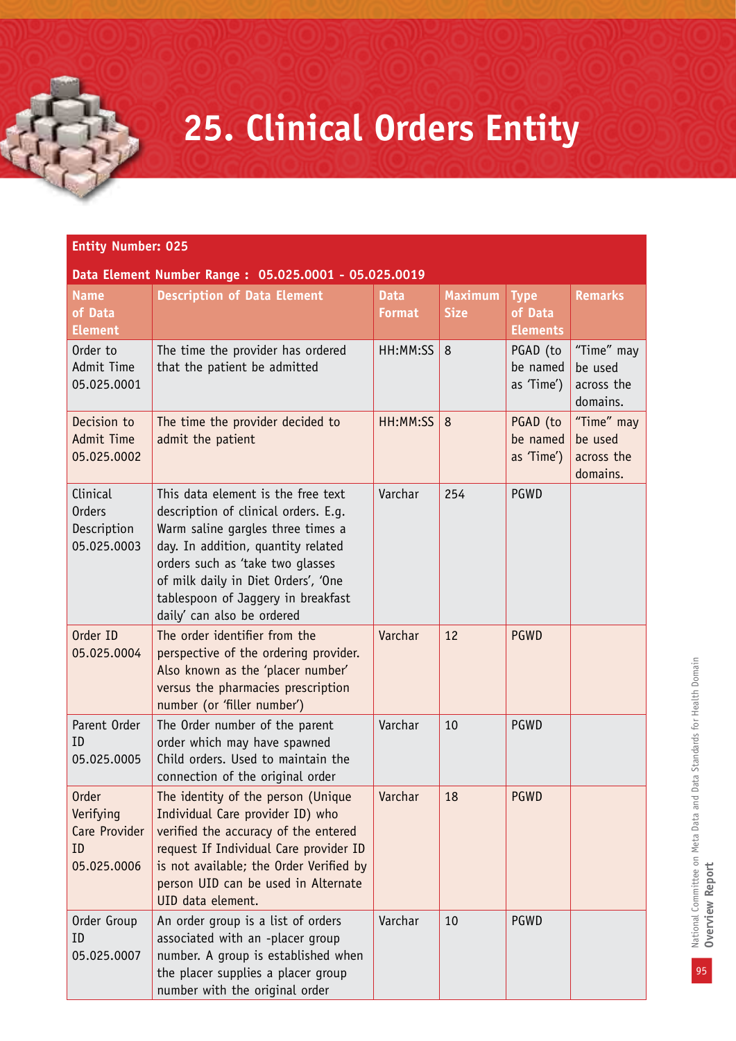# 25. Clinical Orders Entity

**Entity Number: 025**

**Data Element Number Range : 05.025.0001 - 05.025.0019**

| Name of Data Element | Description of Data Element | Data Format | Maximum Size | Type of Data Elements | Remarks |
|---|---|---|---|---|---|
| Order to Admit Time 05.025.0001 | The time the provider has ordered that the patient be admitted | HH:MM:SS | 8 | PGAD (to be named as 'Time') | "Time" may be used across the domains. |
| Decision to Admit Time 05.025.0002 | The time the provider decided to admit the patient | HH:MM:SS | 8 | PGAD (to be named as 'Time') | "Time" may be used across the domains. |
| Clinical Orders Description 05.025.0003 | This data element is the free text description of clinical orders. E.g. Warm saline gargles three times a day. In addition, quantity related orders such as 'take two glasses of milk daily in Diet Orders', 'One tablespoon of Jaggery in breakfast daily' can also be ordered | Varchar | 254 | PGWD | |
| Order ID 05.025.0004 | The order identifier from the perspective of the ordering provider. Also known as the 'placer number' versus the pharmacies prescription number (or 'filler number') | Varchar | 12 | PGWD | |
| Parent Order ID 05.025.0005 | The Order number of the parent order which may have spawned Child orders. Used to maintain the connection of the original order | Varchar | 10 | PGWD | |
| Order Verifying Care Provider ID 05.025.0006 | The identity of the person (Unique Individual Care provider ID) who verified the accuracy of the entered request If Individual Care provider ID is not available; the Order Verified by person UID can be used in Alternate UID data element. | Varchar | 18 | PGWD | |
| Order Group ID 05.025.0007 | An order group is a list of orders associated with an -placer group number. A group is established when the placer supplies a placer group number with the original order | Varchar | 10 | PGWD | |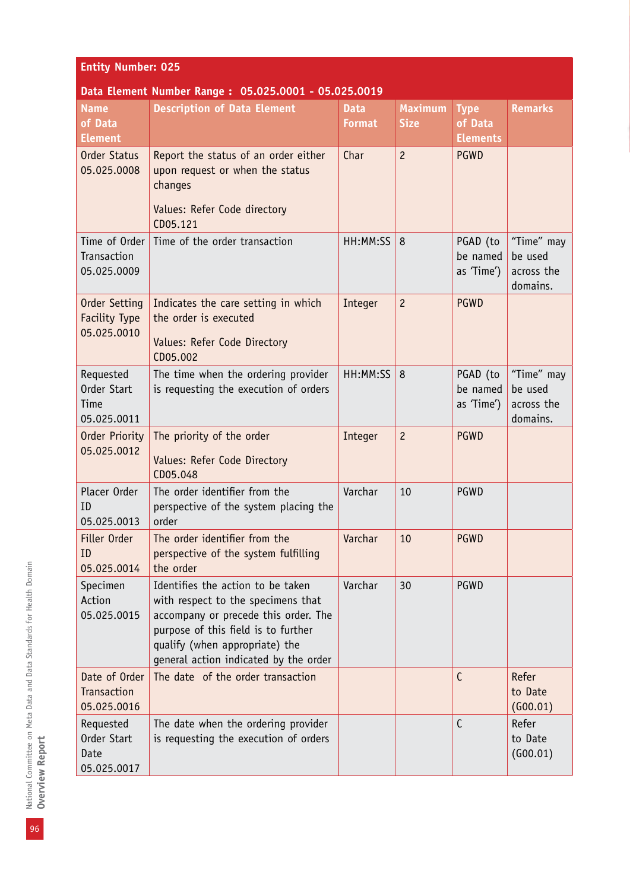**Entity Number: 025**

**Data Element Number Range : 05.025.0001 - 05.025.0019**

| Name of Data Element | Description of Data Element | Data Format | Maximum Size | Type of Data Elements | Remarks |
|---|---|---|---|---|---|
| Order Status 05.025.0008 | Report the status of an order either upon request or when the status changes<br><br>Values: Refer Code directory CD05.121 | Char | 2 | PGWD | |
| Time of Order Transaction 05.025.0009 | Time of the order transaction | HH:MM:SS | 8 | PGAD (to be named as 'Time') | "Time" may be used across the domains. |
| Order Setting Facility Type 05.025.0010 | Indicates the care setting in which the order is executed<br><br>Values: Refer Code Directory CD05.002 | Integer | 2 | PGWD | |
| Requested Order Start Time 05.025.0011 | The time when the ordering provider is requesting the execution of orders | HH:MM:SS | 8 | PGAD (to be named as 'Time') | "Time" may be used across the domains. |
| Order Priority 05.025.0012 | The priority of the order<br><br>Values: Refer Code Directory CD05.048 | Integer | 2 | PGWD | |
| Placer Order ID 05.025.0013 | The order identifier from the perspective of the system placing the order | Varchar | 10 | PGWD | |
| Filler Order ID 05.025.0014 | The order identifier from the perspective of the system fulfilling the order | Varchar | 10 | PGWD | |
| Specimen Action 05.025.0015 | Identifies the action to be taken with respect to the specimens that accompany or precede this order. The purpose of this field is to further qualify (when appropriate) the general action indicated by the order | Varchar | 30 | PGWD | |
| Date of Order Transaction 05.025.0016 | The date of the order transaction | | | C | Refer to Date (G00.01) |
| Requested Order Start Date 05.025.0017 | The date when the ordering provider is requesting the execution of orders | | | C | Refer to Date (G00.01) |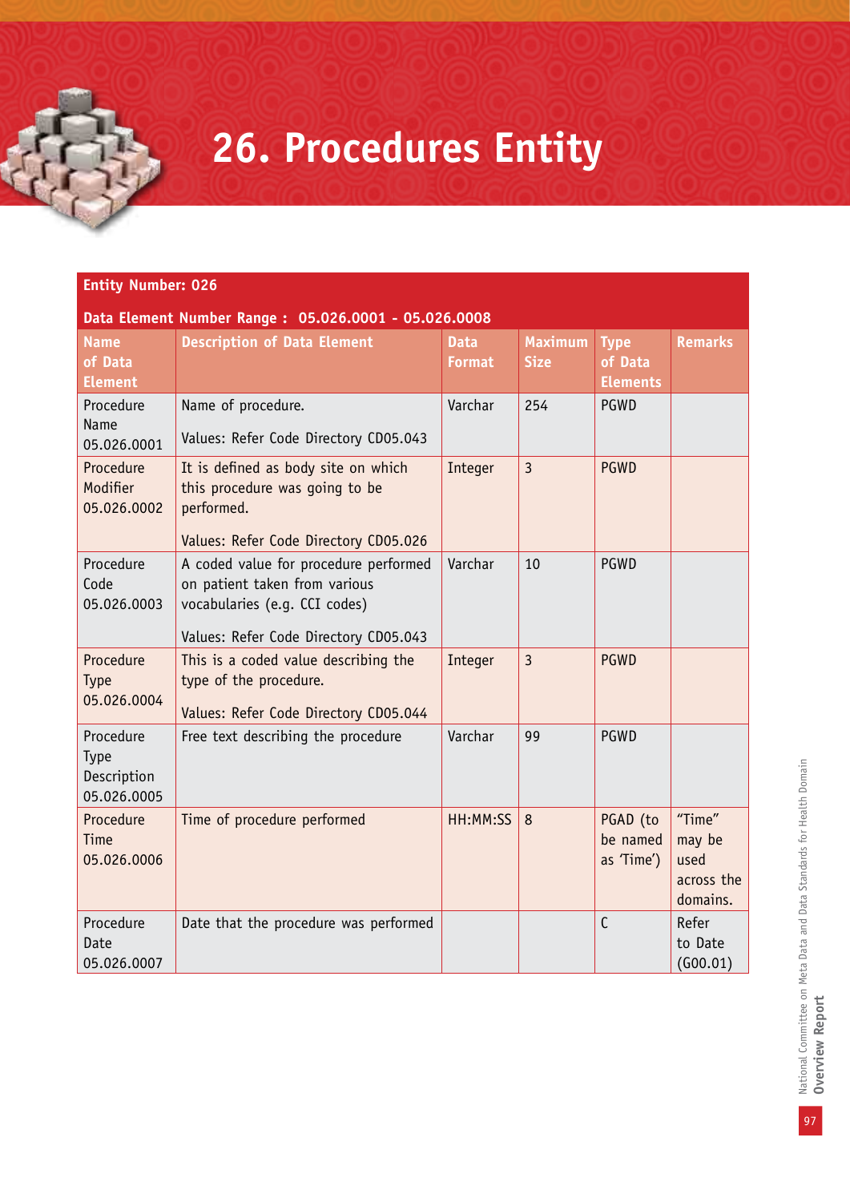# 26. Procedures Entity

**Entity Number: 026**

**Data Element Number Range : 05.026.0001 - 05.026.0008**

| Name of Data Element | Description of Data Element | Data Format | Maximum Size | Type of Data Elements | Remarks |
|---|---|---|---|---|---|
| Procedure Name 05.026.0001 | Name of procedure.<br><br>Values: Refer Code Directory CD05.043 | Varchar | 254 | PGWD | |
| Procedure Modifier 05.026.0002 | It is defined as body site on which this procedure was going to be performed.<br><br>Values: Refer Code Directory CD05.026 | Integer | 3 | PGWD | |
| Procedure Code 05.026.0003 | A coded value for procedure performed on patient taken from various vocabularies (e.g. CCI codes)<br><br>Values: Refer Code Directory CD05.043 | Varchar | 10 | PGWD | |
| Procedure Type 05.026.0004 | This is a coded value describing the type of the procedure.<br><br>Values: Refer Code Directory CD05.044 | Integer | 3 | PGWD | |
| Procedure Type Description 05.026.0005 | Free text describing the procedure | Varchar | 99 | PGWD | |
| Procedure Time 05.026.0006 | Time of procedure performed | HH:MM:SS | 8 | PGAD (to be named as 'Time') | "Time" may be used across the domains. |
| Procedure Date 05.026.0007 | Date that the procedure was performed | | | C | Refer to Date (G00.01) |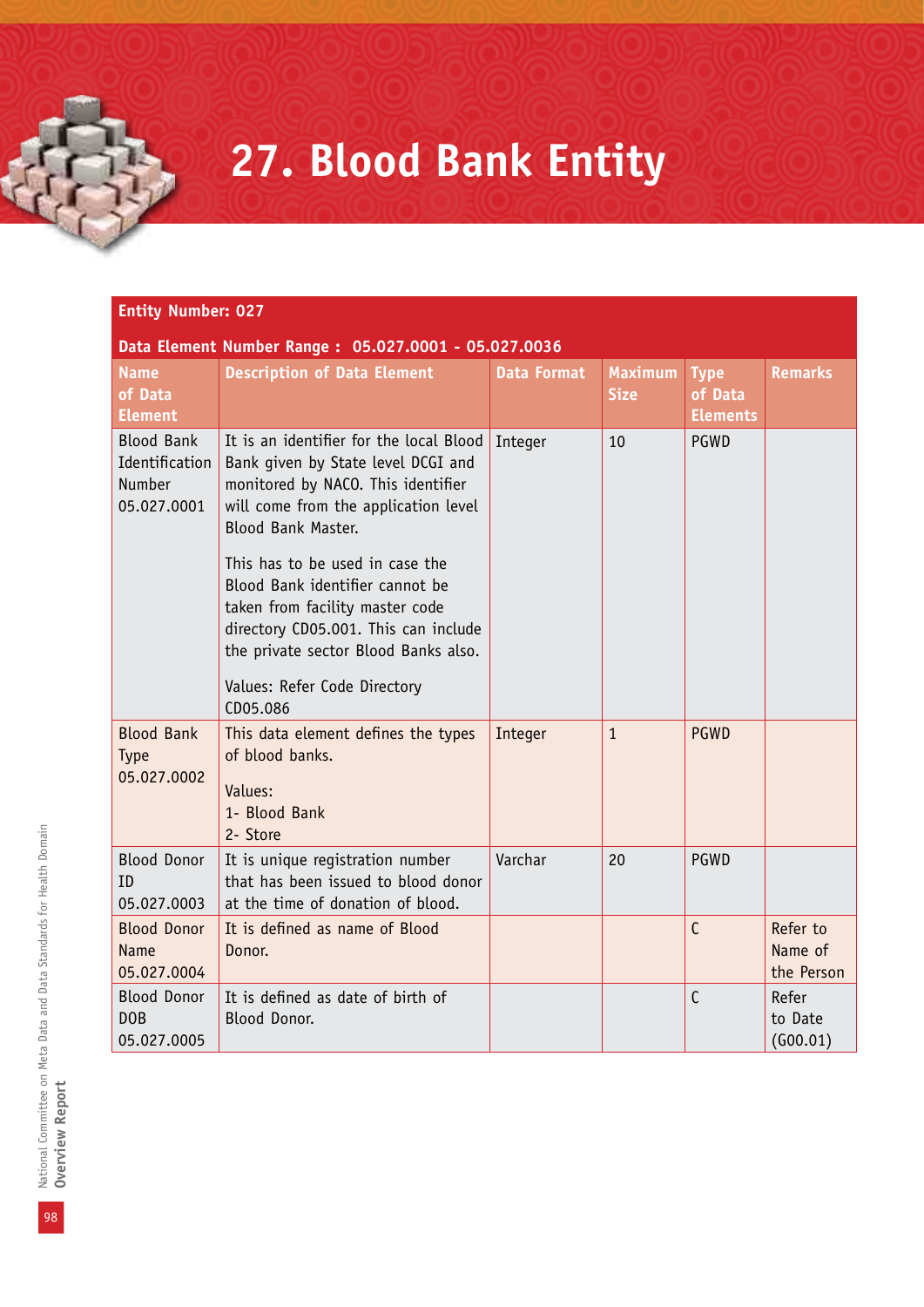# 27. Blood Bank Entity

**Entity Number: 027**

**Data Element Number Range : 05.027.0001 - 05.027.0036**

| Name of Data Element | Description of Data Element | Data Format | Maximum Size | Type of Data Elements | Remarks |
|---|---|---|---|---|---|
| Blood Bank Identification Number 05.027.0001 | It is an identifier for the local Blood Bank given by State level DCGI and monitored by NACO. This identifier will come from the application level Blood Bank Master.<br><br>This has to be used in case the Blood Bank identifier cannot be taken from facility master code directory CD05.001. This can include the private sector Blood Banks also.<br><br>Values: Refer Code Directory CD05.086 | Integer | 10 | PGWD | |
| Blood Bank Type 05.027.0002 | This data element defines the types of blood banks.<br><br>Values:<br>1- Blood Bank<br>2- Store | Integer | 1 | PGWD | |
| Blood Donor ID 05.027.0003 | It is unique registration number that has been issued to blood donor at the time of donation of blood. | Varchar | 20 | PGWD | |
| Blood Donor Name 05.027.0004 | It is defined as name of Blood Donor. | | | C | Refer to Name of the Person |
| Blood Donor DOB 05.027.0005 | It is defined as date of birth of Blood Donor. | | | C | Refer to Date (G00.01) |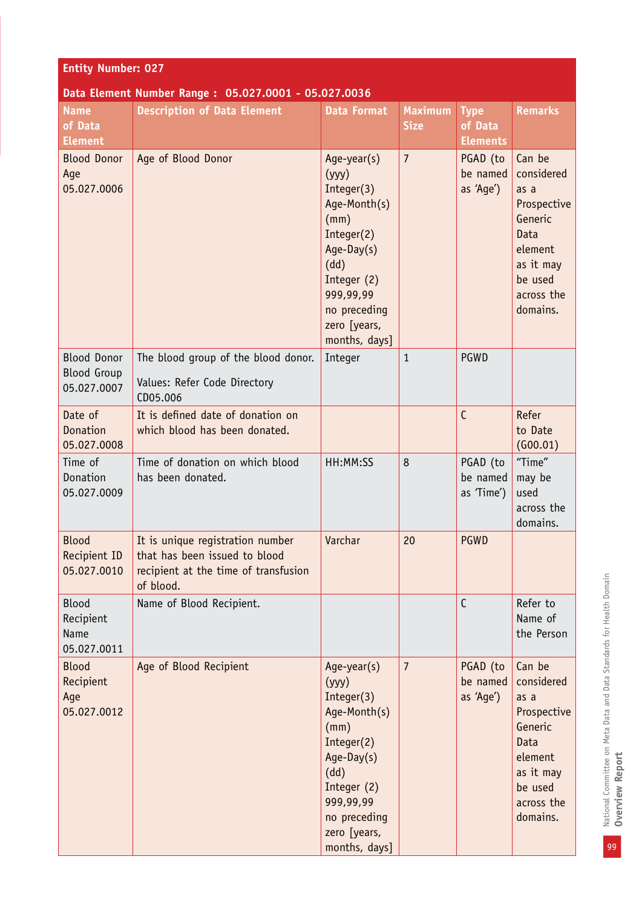**Entity Number: 027**

**Data Element Number Range : 05.027.0001 - 05.027.0036**

| Name of Data Element | Description of Data Element | Data Format | Maximum Size | Type of Data Elements | Remarks |
|---|---|---|---|---|---|
| Blood Donor Age 05.027.0006 | Age of Blood Donor | Age-year(s) (yyy) Integer(3) Age-Month(s) (mm) Integer(2) Age-Day(s) (dd) Integer (2) 999,99,99 no preceding zero [years, months, days] | 7 | PGAD (to be named as 'Age') | Can be considered as a Prospective Generic Data element as it may be used across the domains. |
| Blood Donor Blood Group 05.027.0007 | The blood group of the blood donor. Values: Refer Code Directory CD05.006 | Integer | 1 | PGWD | |
| Date of Donation 05.027.0008 | It is defined date of donation on which blood has been donated. | | | C | Refer to Date (G00.01) |
| Time of Donation 05.027.0009 | Time of donation on which blood has been donated. | HH:MM:SS | 8 | PGAD (to be named as 'Time') | "Time" may be used across the domains. |
| Blood Recipient ID 05.027.0010 | It is unique registration number that has been issued to blood recipient at the time of transfusion of blood. | Varchar | 20 | PGWD | |
| Blood Recipient Name 05.027.0011 | Name of Blood Recipient. | | | C | Refer to Name of the Person |
| Blood Recipient Age 05.027.0012 | Age of Blood Recipient | Age-year(s) (yyy) Integer(3) Age-Month(s) (mm) Integer(2) Age-Day(s) (dd) Integer (2) 999,99,99 no preceding zero [years, months, days] | 7 | PGAD (to be named as 'Age') | Can be considered as a Prospective Generic Data element as it may be used across the domains. |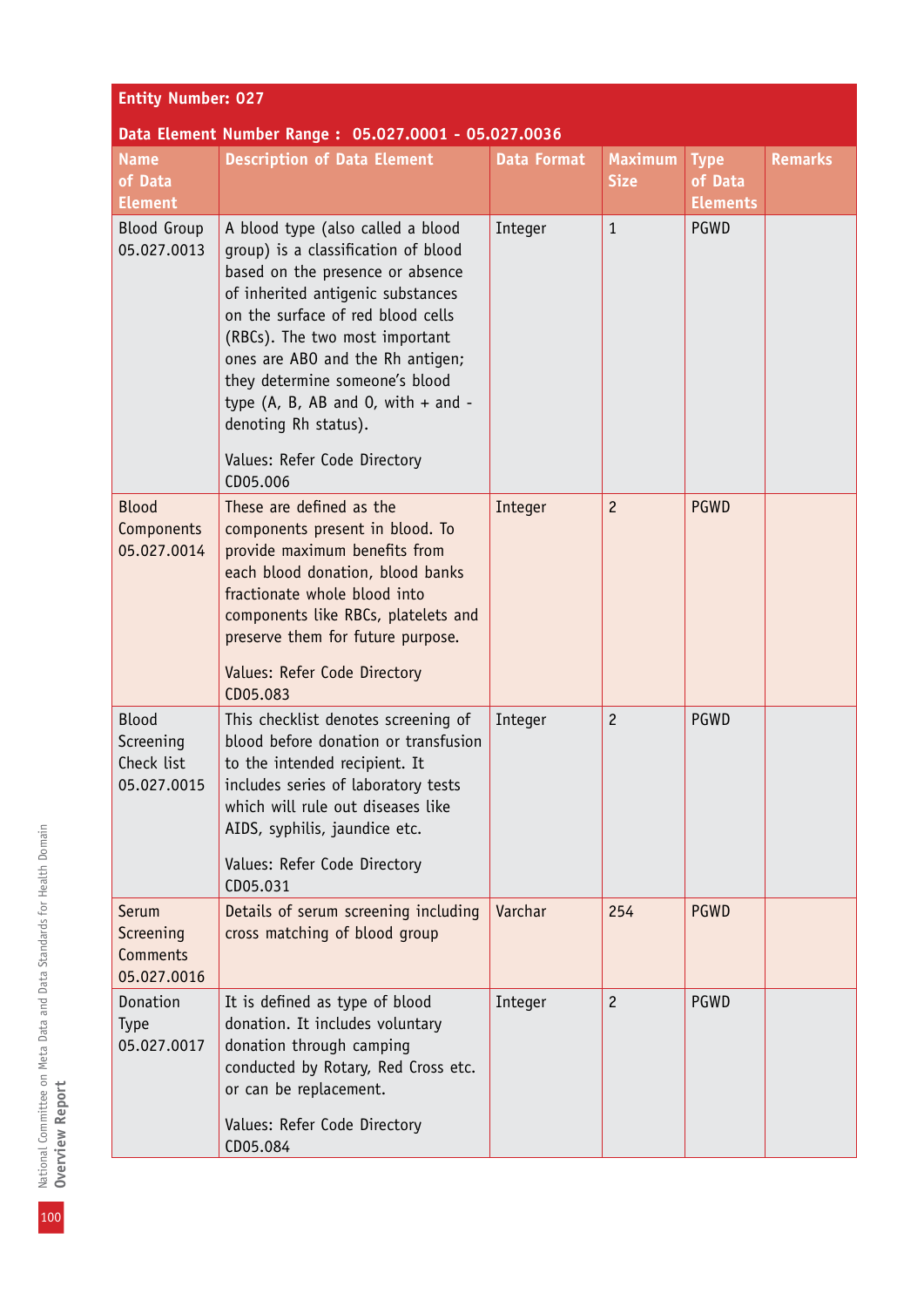**Entity Number: 027**

**Data Element Number Range : 05.027.0001 - 05.027.0036**

| Name of Data Element | Description of Data Element | Data Format | Maximum Size | Type of Data Elements | Remarks |
|---|---|---|---|---|---|
| Blood Group 05.027.0013 | A blood type (also called a blood group) is a classification of blood based on the presence or absence of inherited antigenic substances on the surface of red blood cells (RBCs). The two most important ones are ABO and the Rh antigen; they determine someone's blood type (A, B, AB and O, with + and - denoting Rh status). Values: Refer Code Directory CD05.006 | Integer | 1 | PGWD | |
| Blood Components 05.027.0014 | These are defined as the components present in blood. To provide maximum benefits from each blood donation, blood banks fractionate whole blood into components like RBCs, platelets and preserve them for future purpose. Values: Refer Code Directory CD05.083 | Integer | 2 | PGWD | |
| Blood Screening Check list 05.027.0015 | This checklist denotes screening of blood before donation or transfusion to the intended recipient. It includes series of laboratory tests which will rule out diseases like AIDS, syphilis, jaundice etc. Values: Refer Code Directory CD05.031 | Integer | 2 | PGWD | |
| Serum Screening Comments 05.027.0016 | Details of serum screening including cross matching of blood group | Varchar | 254 | PGWD | |
| Donation Type 05.027.0017 | It is defined as type of blood donation. It includes voluntary donation through camping conducted by Rotary, Red Cross etc. or can be replacement. Values: Refer Code Directory CD05.084 | Integer | 2 | PGWD | |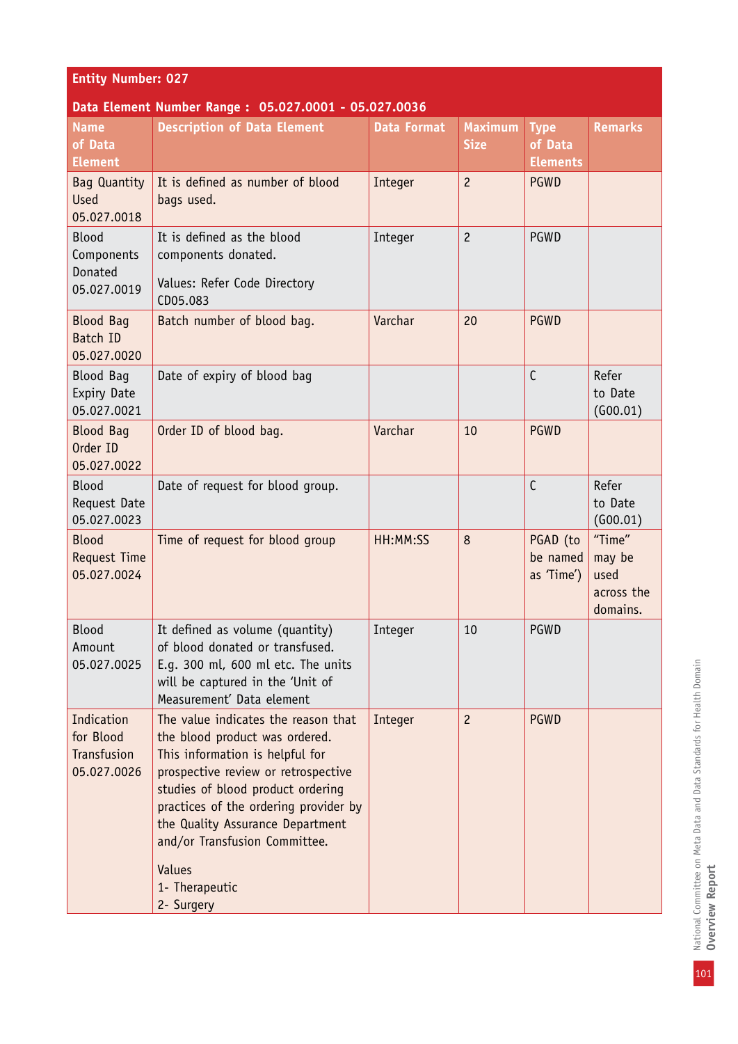**Entity Number: 027**

**Data Element Number Range : 05.027.0001 - 05.027.0036**

| Name of Data Element | Description of Data Element | Data Format | Maximum Size | Type of Data Elements | Remarks |
|---|---|---|---|---|---|
| Bag Quantity Used 05.027.0018 | It is defined as number of blood bags used. | Integer | 2 | PGWD | |
| Blood Components Donated 05.027.0019 | It is defined as the blood components donated.<br><br>Values: Refer Code Directory CD05.083 | Integer | 2 | PGWD | |
| Blood Bag Batch ID 05.027.0020 | Batch number of blood bag. | Varchar | 20 | PGWD | |
| Blood Bag Expiry Date 05.027.0021 | Date of expiry of blood bag | | | C | Refer to Date (G00.01) |
| Blood Bag Order ID 05.027.0022 | Order ID of blood bag. | Varchar | 10 | PGWD | |
| Blood Request Date 05.027.0023 | Date of request for blood group. | | | C | Refer to Date (G00.01) |
| Blood Request Time 05.027.0024 | Time of request for blood group | HH:MM:SS | 8 | PGAD (to be named as 'Time') | "Time" may be used across the domains. |
| Blood Amount 05.027.0025 | It defined as volume (quantity) of blood donated or transfused. E.g. 300 ml, 600 ml etc. The units will be captured in the 'Unit of Measurement' Data element | Integer | 10 | PGWD | |
| Indication for Blood Transfusion 05.027.0026 | The value indicates the reason that the blood product was ordered. This information is helpful for prospective review or retrospective studies of blood product ordering practices of the ordering provider by the Quality Assurance Department and/or Transfusion Committee.<br><br>Values<br>1- Therapeutic<br>2- Surgery | Integer | 2 | PGWD | |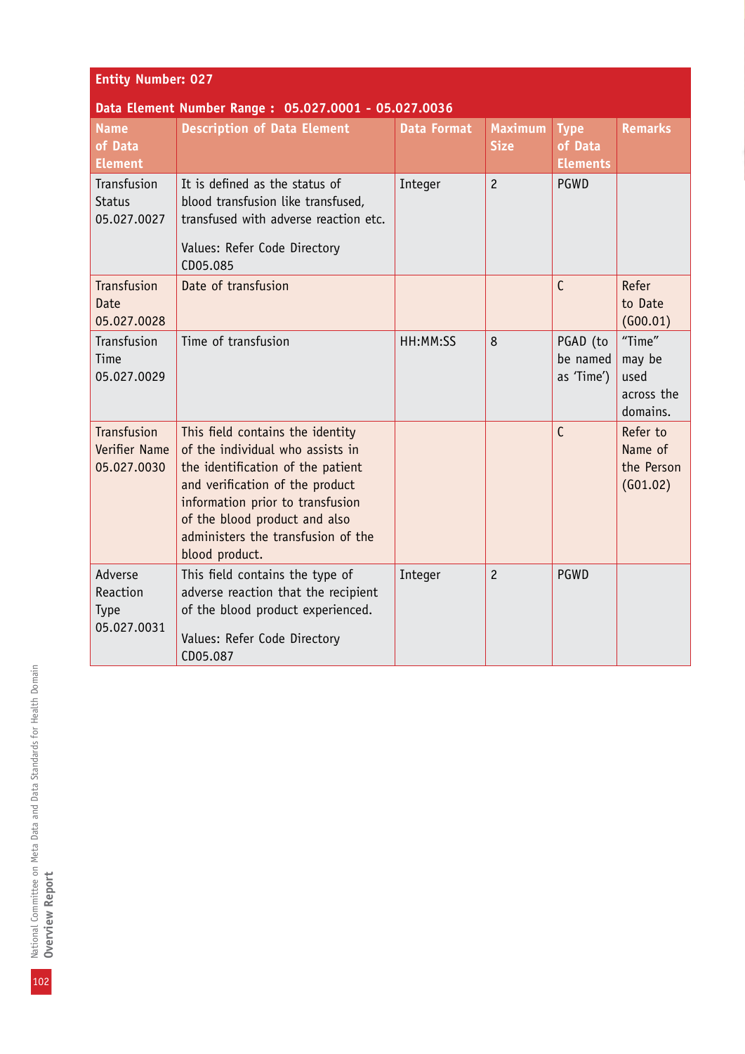**Entity Number: 027**

**Data Element Number Range : 05.027.0001 - 05.027.0036**

| Name of Data Element | Description of Data Element | Data Format | Maximum Size | Type of Data Elements | Remarks |
|---|---|---|---|---|---|
| Transfusion Status 05.027.0027 | It is defined as the status of blood transfusion like transfused, transfused with adverse reaction etc.<br><br>Values: Refer Code Directory CD05.085 | Integer | 2 | PGWD | |
| Transfusion Date 05.027.0028 | Date of transfusion | | | C | Refer to Date (G00.01) |
| Transfusion Time 05.027.0029 | Time of transfusion | HH:MM:SS | 8 | PGAD (to be named as 'Time') | "Time" may be used across the domains. |
| Transfusion Verifier Name 05.027.0030 | This field contains the identity of the individual who assists in the identification of the patient and verification of the product information prior to transfusion of the blood product and also administers the transfusion of the blood product. | | | C | Refer to Name of the Person (G01.02) |
| Adverse Reaction Type 05.027.0031 | This field contains the type of adverse reaction that the recipient of the blood product experienced.<br><br>Values: Refer Code Directory CD05.087 | Integer | 2 | PGWD | |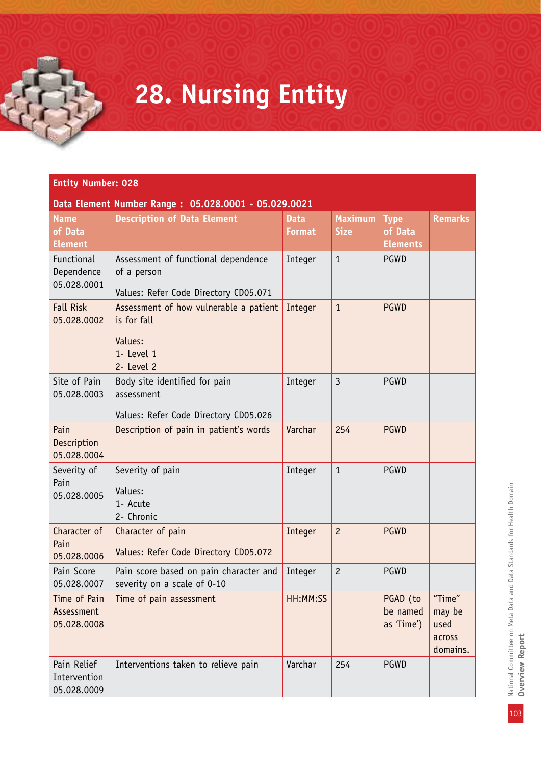# 28. Nursing Entity

| **Entity Number: 028** | | | | | |
|---|---|---|---|---|---|
| **Data Element Number Range : 05.028.0001 - 05.029.0021** | | | | | |
| **Name of Data Element** | **Description of Data Element** | **Data Format** | **Maximum Size** | **Type of Data Elements** | **Remarks** |
| Functional Dependence 05.028.0001 | Assessment of functional dependence of a person<br><br>Values: Refer Code Directory CD05.071 | Integer | 1 | PGWD | |
| Fall Risk 05.028.0002 | Assessment of how vulnerable a patient is for fall<br><br>Values:<br>1- Level 1<br>2- Level 2 | Integer | 1 | PGWD | |
| Site of Pain 05.028.0003 | Body site identified for pain assessment<br><br>Values: Refer Code Directory CD05.026 | Integer | 3 | PGWD | |
| Pain Description 05.028.0004 | Description of pain in patient's words | Varchar | 254 | PGWD | |
| Severity of Pain 05.028.0005 | Severity of pain<br><br>Values:<br>1- Acute<br>2- Chronic | Integer | 1 | PGWD | |
| Character of Pain 05.028.0006 | Character of pain<br><br>Values: Refer Code Directory CD05.072 | Integer | 2 | PGWD | |
| Pain Score 05.028.0007 | Pain score based on pain character and severity on a scale of 0-10 | Integer | 2 | PGWD | |
| Time of Pain Assessment 05.028.0008 | Time of pain assessment | HH:MM:SS | | PGAD (to be named as 'Time') | "Time" may be used across domains. |
| Pain Relief Intervention 05.028.0009 | Interventions taken to relieve pain | Varchar | 254 | PGWD | |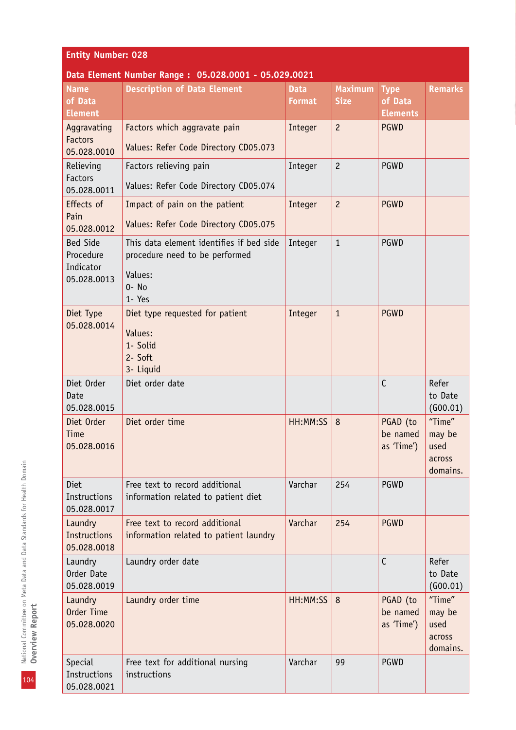**Entity Number: 028**

**Data Element Number Range : 05.028.0001 - 05.029.0021**

| Name of Data Element | Description of Data Element | Data Format | Maximum Size | Type of Data Elements | Remarks |
|---|---|---|---|---|---|
| Aggravating Factors 05.028.0010 | Factors which aggravate pain<br><br>Values: Refer Code Directory CD05.073 | Integer | 2 | PGWD | |
| Relieving Factors 05.028.0011 | Factors relieving pain<br><br>Values: Refer Code Directory CD05.074 | Integer | 2 | PGWD | |
| Effects of Pain 05.028.0012 | Impact of pain on the patient<br><br>Values: Refer Code Directory CD05.075 | Integer | 2 | PGWD | |
| Bed Side Procedure Indicator 05.028.0013 | This data element identifies if bed side procedure need to be performed<br><br>Values:<br>0- No<br>1- Yes | Integer | 1 | PGWD | |
| Diet Type 05.028.0014 | Diet type requested for patient<br><br>Values:<br>1- Solid<br>2- Soft<br>3- Liquid | Integer | 1 | PGWD | |
| Diet Order Date 05.028.0015 | Diet order date | | | C | Refer to Date (G00.01) |
| Diet Order Time 05.028.0016 | Diet order time | HH:MM:SS | 8 | PGAD (to be named as 'Time') | "Time" may be used across domains. |
| Diet Instructions 05.028.0017 | Free text to record additional information related to patient diet | Varchar | 254 | PGWD | |
| Laundry Instructions 05.028.0018 | Free text to record additional information related to patient laundry | Varchar | 254 | PGWD | |
| Laundry Order Date 05.028.0019 | Laundry order date | | | C | Refer to Date (G00.01) |
| Laundry Order Time 05.028.0020 | Laundry order time | HH:MM:SS | 8 | PGAD (to be named as 'Time') | "Time" may be used across domains. |
| Special Instructions 05.028.0021 | Free text for additional nursing instructions | Varchar | 99 | PGWD | |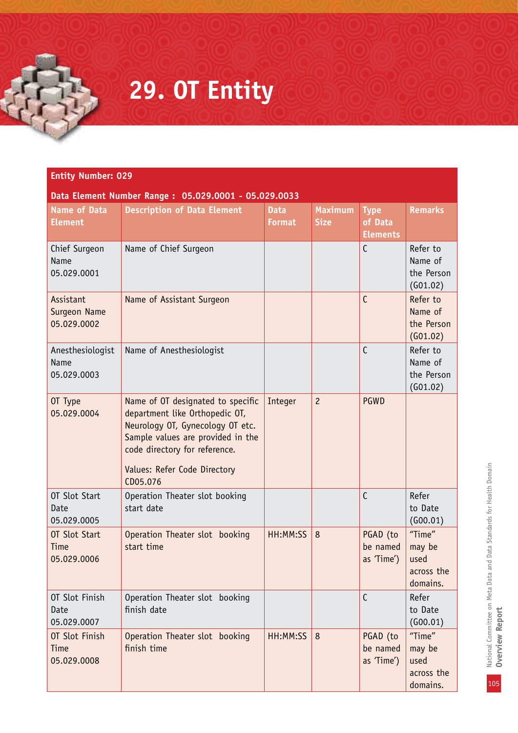# 29. OT Entity

**Entity Number: 029**

**Data Element Number Range : 05.029.0001 - 05.029.0033**

| Name of Data Element | Description of Data Element | Data Format | Maximum Size | Type of Data Elements | Remarks |
|---|---|---|---|---|---|
| Chief Surgeon Name 05.029.0001 | Name of Chief Surgeon | | | C | Refer to Name of the Person (G01.02) |
| Assistant Surgeon Name 05.029.0002 | Name of Assistant Surgeon | | | C | Refer to Name of the Person (G01.02) |
| Anesthesiologist Name 05.029.0003 | Name of Anesthesiologist | | | C | Refer to Name of the Person (G01.02) |
| OT Type 05.029.0004 | Name of OT designated to specific department like Orthopedic OT, Neurology OT, Gynecology OT etc. Sample values are provided in the code directory for reference.<br><br>Values: Refer Code Directory CD05.076 | Integer | 2 | PGWD | |
| OT Slot Start Date 05.029.0005 | Operation Theater slot booking start date | | | C | Refer to Date (G00.01) |
| OT Slot Start Time 05.029.0006 | Operation Theater slot booking start time | HH:MM:SS | 8 | PGAD (to be named as 'Time') | "Time" may be used across the domains. |
| OT Slot Finish Date 05.029.0007 | Operation Theater slot booking finish date | | | C | Refer to Date (G00.01) |
| OT Slot Finish Time 05.029.0008 | Operation Theater slot booking finish time | HH:MM:SS | 8 | PGAD (to be named as 'Time') | "Time" may be used across the domains. |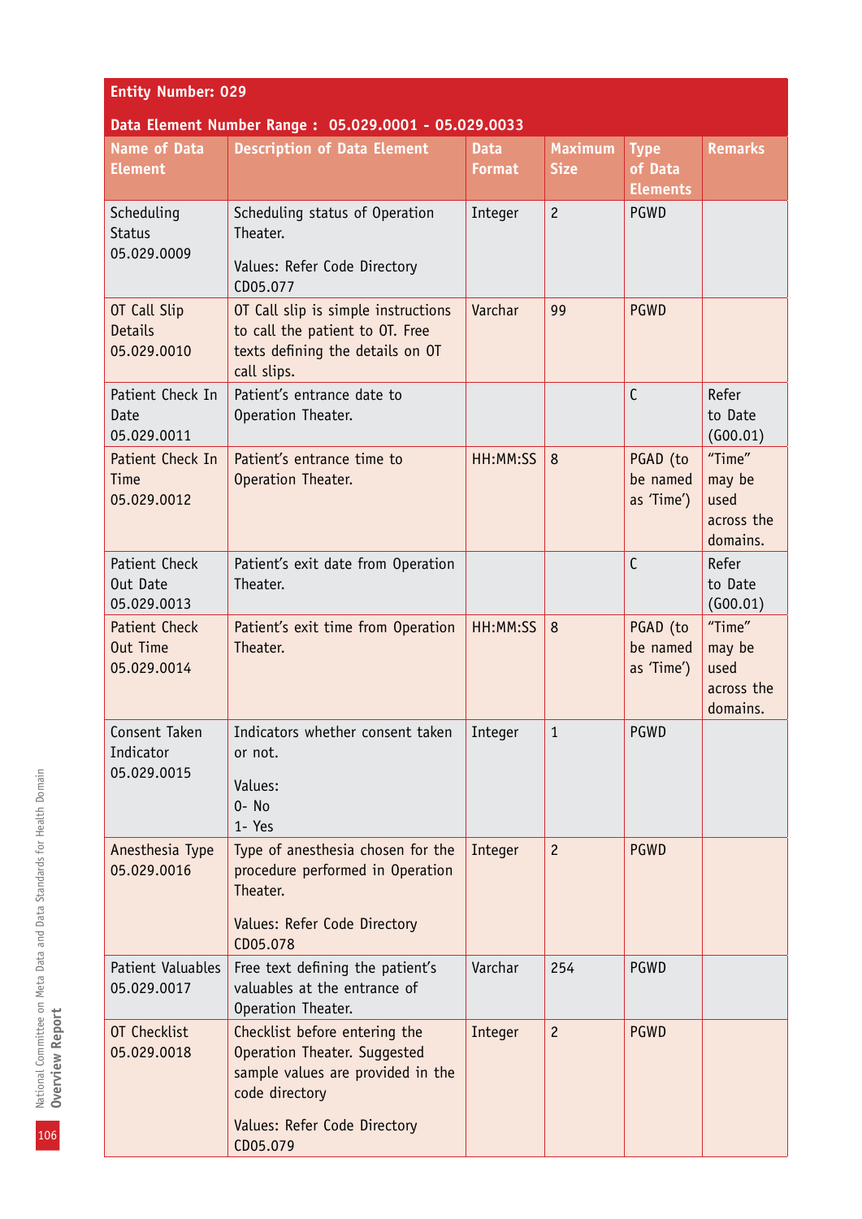**Entity Number: 029**

**Data Element Number Range : 05.029.0001 - 05.029.0033**

| Name of Data Element | Description of Data Element | Data Format | Maximum Size | Type of Data Elements | Remarks |
|---|---|---|---|---|---|
| Scheduling Status 05.029.0009 | Scheduling status of Operation Theater.<br><br>Values: Refer Code Directory CD05.077 | Integer | 2 | PGWD | |
| OT Call Slip Details 05.029.0010 | OT Call slip is simple instructions to call the patient to OT. Free texts defining the details on OT call slips. | Varchar | 99 | PGWD | |
| Patient Check In Date 05.029.0011 | Patient's entrance date to Operation Theater. | | | C | Refer to Date (G00.01) |
| Patient Check In Time 05.029.0012 | Patient's entrance time to Operation Theater. | HH:MM:SS | 8 | PGAD (to be named as 'Time') | "Time" may be used across the domains. |
| Patient Check Out Date 05.029.0013 | Patient's exit date from Operation Theater. | | | C | Refer to Date (G00.01) |
| Patient Check Out Time 05.029.0014 | Patient's exit time from Operation Theater. | HH:MM:SS | 8 | PGAD (to be named as 'Time') | "Time" may be used across the domains. |
| Consent Taken Indicator 05.029.0015 | Indicators whether consent taken or not.<br><br>Values:<br>0- No<br>1- Yes | Integer | 1 | PGWD | |
| Anesthesia Type 05.029.0016 | Type of anesthesia chosen for the procedure performed in Operation Theater.<br><br>Values: Refer Code Directory CD05.078 | Integer | 2 | PGWD | |
| Patient Valuables 05.029.0017 | Free text defining the patient's valuables at the entrance of Operation Theater. | Varchar | 254 | PGWD | |
| OT Checklist 05.029.0018 | Checklist before entering the Operation Theater. Suggested sample values are provided in the code directory<br><br>Values: Refer Code Directory CD05.079 | Integer | 2 | PGWD | |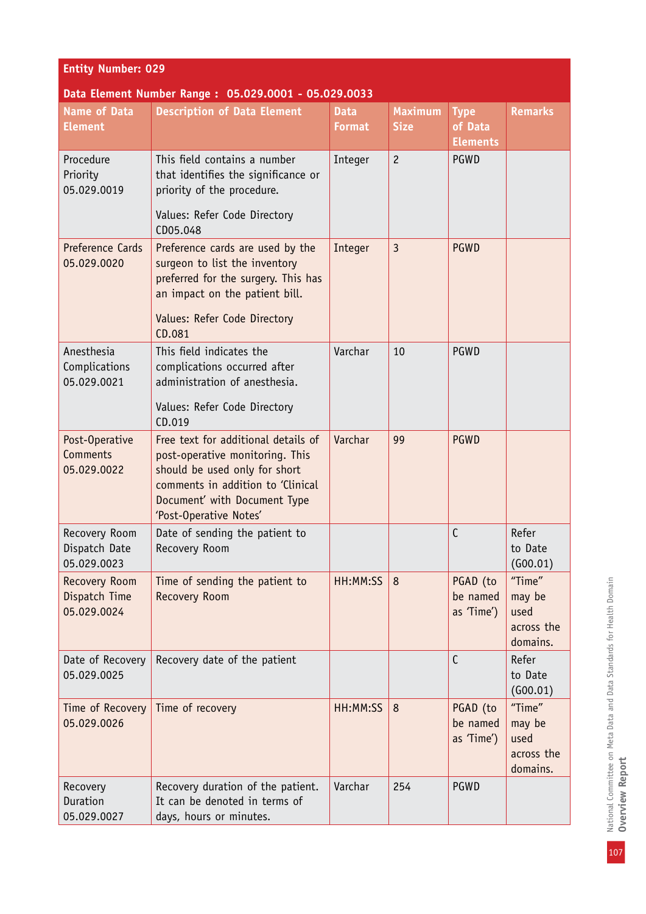**Entity Number: 029**

**Data Element Number Range : 05.029.0001 - 05.029.0033**

| Name of Data Element | Description of Data Element | Data Format | Maximum Size | Type of Data Elements | Remarks |
|---|---|---|---|---|---|
| Procedure Priority 05.029.0019 | This field contains a number that identifies the significance or priority of the procedure.<br><br>Values: Refer Code Directory CD05.048 | Integer | 2 | PGWD | |
| Preference Cards 05.029.0020 | Preference cards are used by the surgeon to list the inventory preferred for the surgery. This has an impact on the patient bill.<br><br>Values: Refer Code Directory CD.081 | Integer | 3 | PGWD | |
| Anesthesia Complications 05.029.0021 | This field indicates the complications occurred after administration of anesthesia.<br><br>Values: Refer Code Directory CD.019 | Varchar | 10 | PGWD | |
| Post-Operative Comments 05.029.0022 | Free text for additional details of post-operative monitoring. This should be used only for short comments in addition to 'Clinical Document' with Document Type 'Post-Operative Notes' | Varchar | 99 | PGWD | |
| Recovery Room Dispatch Date 05.029.0023 | Date of sending the patient to Recovery Room | | | C | Refer to Date (G00.01) |
| Recovery Room Dispatch Time 05.029.0024 | Time of sending the patient to Recovery Room | HH:MM:SS | 8 | PGAD (to be named as 'Time') | "Time" may be used across the domains. |
| Date of Recovery 05.029.0025 | Recovery date of the patient | | | C | Refer to Date (G00.01) |
| Time of Recovery 05.029.0026 | Time of recovery | HH:MM:SS | 8 | PGAD (to be named as 'Time') | "Time" may be used across the domains. |
| Recovery Duration 05.029.0027 | Recovery duration of the patient. It can be denoted in terms of days, hours or minutes. | Varchar | 254 | PGWD | |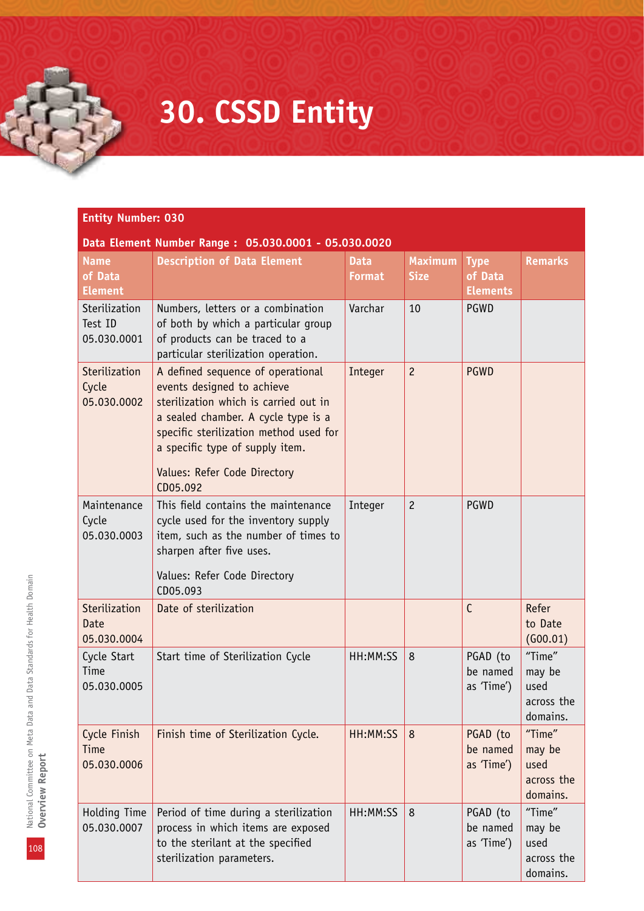# 30. CSSD Entity

**Entity Number: 030**

**Data Element Number Range : 05.030.0001 - 05.030.0020**

| Name of Data Element | Description of Data Element | Data Format | Maximum Size | Type of Data Elements | Remarks |
|---|---|---|---|---|---|
| Sterilization Test ID 05.030.0001 | Numbers, letters or a combination of both by which a particular group of products can be traced to a particular sterilization operation. | Varchar | 10 | PGWD | |
| Sterilization Cycle 05.030.0002 | A defined sequence of operational events designed to achieve sterilization which is carried out in a sealed chamber. A cycle type is a specific sterilization method used for a specific type of supply item.<br><br>Values: Refer Code Directory CD05.092 | Integer | 2 | PGWD | |
| Maintenance Cycle 05.030.0003 | This field contains the maintenance cycle used for the inventory supply item, such as the number of times to sharpen after five uses.<br><br>Values: Refer Code Directory CD05.093 | Integer | 2 | PGWD | |
| Sterilization Date 05.030.0004 | Date of sterilization | | | C | Refer to Date (G00.01) |
| Cycle Start Time 05.030.0005 | Start time of Sterilization Cycle | HH:MM:SS | 8 | PGAD (to be named as 'Time') | "Time" may be used across the domains. |
| Cycle Finish Time 05.030.0006 | Finish time of Sterilization Cycle. | HH:MM:SS | 8 | PGAD (to be named as 'Time') | "Time" may be used across the domains. |
| Holding Time 05.030.0007 | Period of time during a sterilization process in which items are exposed to the sterilant at the specified sterilization parameters. | HH:MM:SS | 8 | PGAD (to be named as 'Time') | "Time" may be used across the domains. |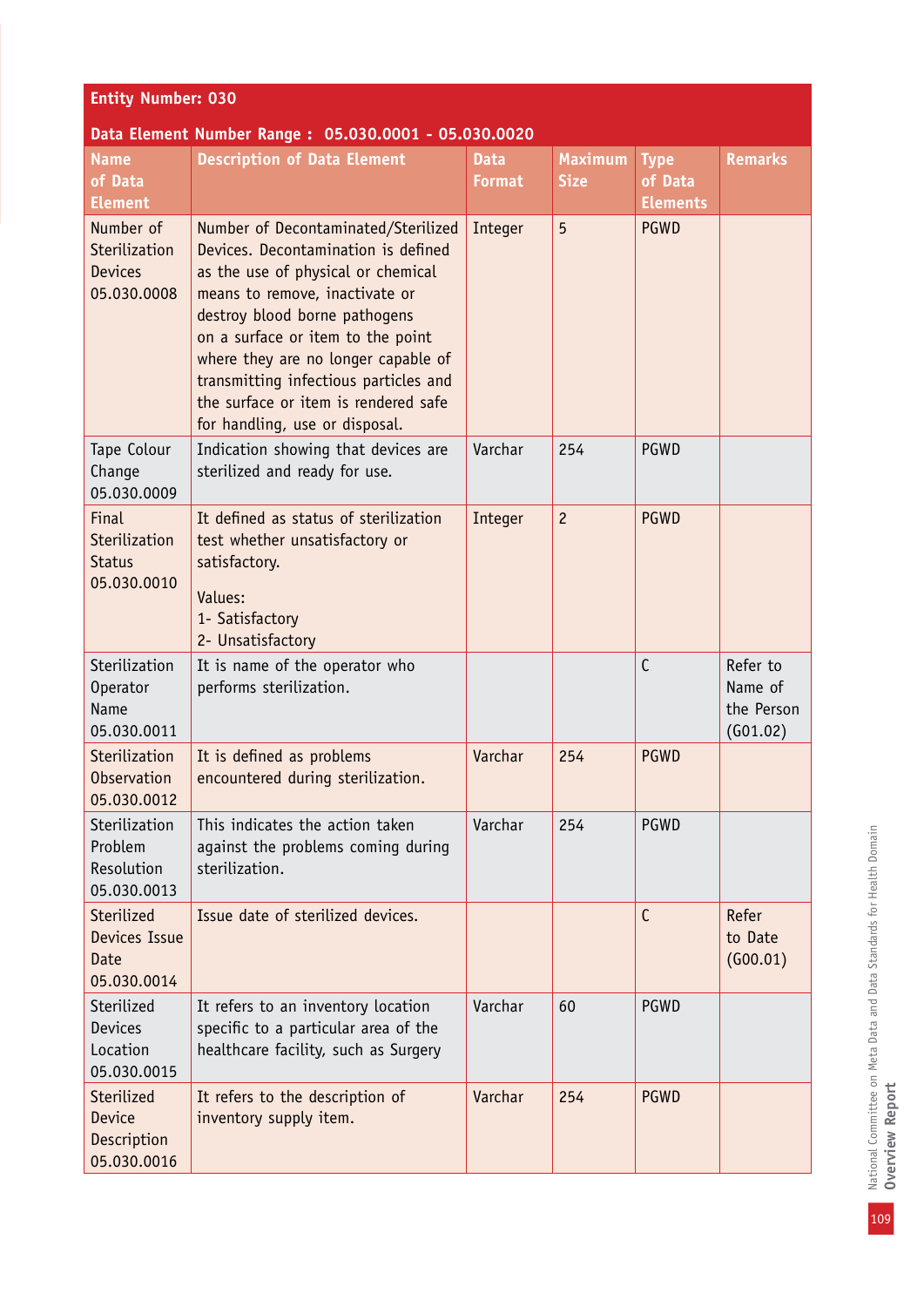**Entity Number: 030**

**Data Element Number Range : 05.030.0001 - 05.030.0020**

| Name of Data Element | Description of Data Element | Data Format | Maximum Size | Type of Data Elements | Remarks |
|---|---|---|---|---|---|
| Number of Sterilization Devices 05.030.0008 | Number of Decontaminated/Sterilized Devices. Decontamination is defined as the use of physical or chemical means to remove, inactivate or destroy blood borne pathogens on a surface or item to the point where they are no longer capable of transmitting infectious particles and the surface or item is rendered safe for handling, use or disposal. | Integer | 5 | PGWD | |
| Tape Colour Change 05.030.0009 | Indication showing that devices are sterilized and ready for use. | Varchar | 254 | PGWD | |
| Final Sterilization Status 05.030.0010 | It defined as status of sterilization test whether unsatisfactory or satisfactory.<br><br>Values:<br>1- Satisfactory<br>2- Unsatisfactory | Integer | 2 | PGWD | |
| Sterilization Operator Name 05.030.0011 | It is name of the operator who performs sterilization. | | | C | Refer to Name of the Person (G01.02) |
| Sterilization Observation 05.030.0012 | It is defined as problems encountered during sterilization. | Varchar | 254 | PGWD | |
| Sterilization Problem Resolution 05.030.0013 | This indicates the action taken against the problems coming during sterilization. | Varchar | 254 | PGWD | |
| Sterilized Devices Issue Date 05.030.0014 | Issue date of sterilized devices. | | | C | Refer to Date (G00.01) |
| Sterilized Devices Location 05.030.0015 | It refers to an inventory location specific to a particular area of the healthcare facility, such as Surgery | Varchar | 60 | PGWD | |
| Sterilized Device Description 05.030.0016 | It refers to the description of inventory supply item. | Varchar | 254 | PGWD | |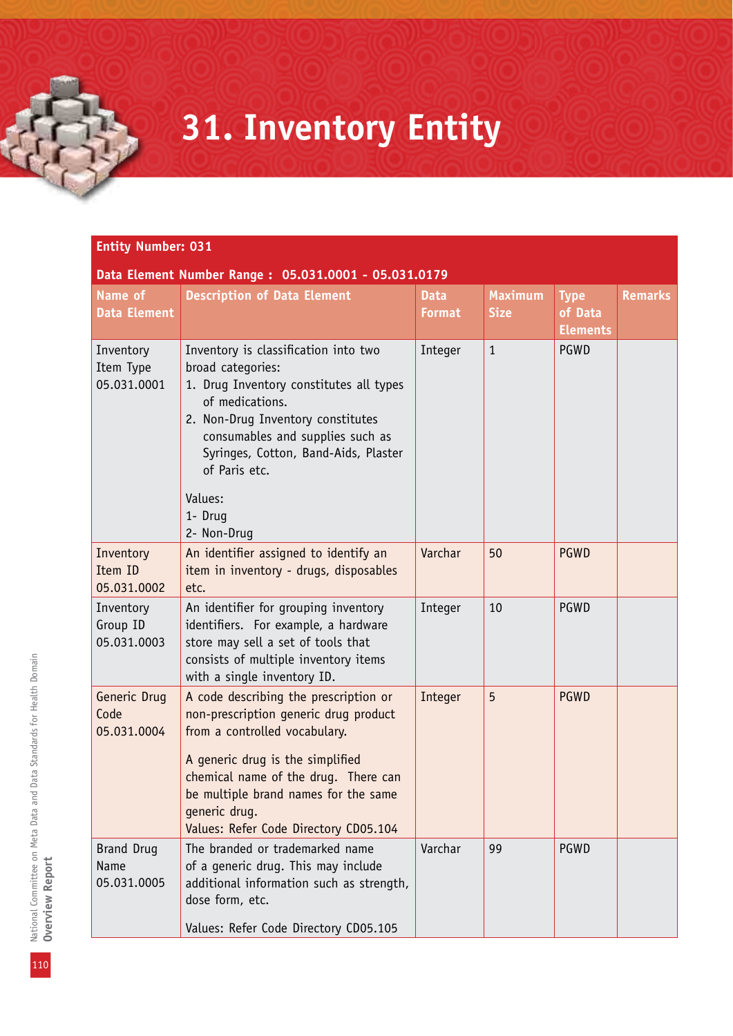# 31. Inventory Entity

**Entity Number: 031**

**Data Element Number Range : 05.031.0001 - 05.031.0179**

| Name of Data Element | Description of Data Element | Data Format | Maximum Size | Type of Data Elements | Remarks |
|---|---|---|---|---|---|
| Inventory Item Type 05.031.0001 | Inventory is classification into two broad categories: 1. Drug Inventory constitutes all types of medications. 2. Non-Drug Inventory constitutes consumables and supplies such as Syringes, Cotton, Band-Aids, Plaster of Paris etc. Values: 1- Drug 2- Non-Drug | Integer | 1 | PGWD | |
| Inventory Item ID 05.031.0002 | An identifier assigned to identify an item in inventory - drugs, disposables etc. | Varchar | 50 | PGWD | |
| Inventory Group ID 05.031.0003 | An identifier for grouping inventory identifiers. For example, a hardware store may sell a set of tools that consists of multiple inventory items with a single inventory ID. | Integer | 10 | PGWD | |
| Generic Drug Code 05.031.0004 | A code describing the prescription or non-prescription generic drug product from a controlled vocabulary. A generic drug is the simplified chemical name of the drug. There can be multiple brand names for the same generic drug. Values: Refer Code Directory CD05.104 | Integer | 5 | PGWD | |
| Brand Drug Name 05.031.0005 | The branded or trademarked name of a generic drug. This may include additional information such as strength, dose form, etc. Values: Refer Code Directory CD05.105 | Varchar | 99 | PGWD | |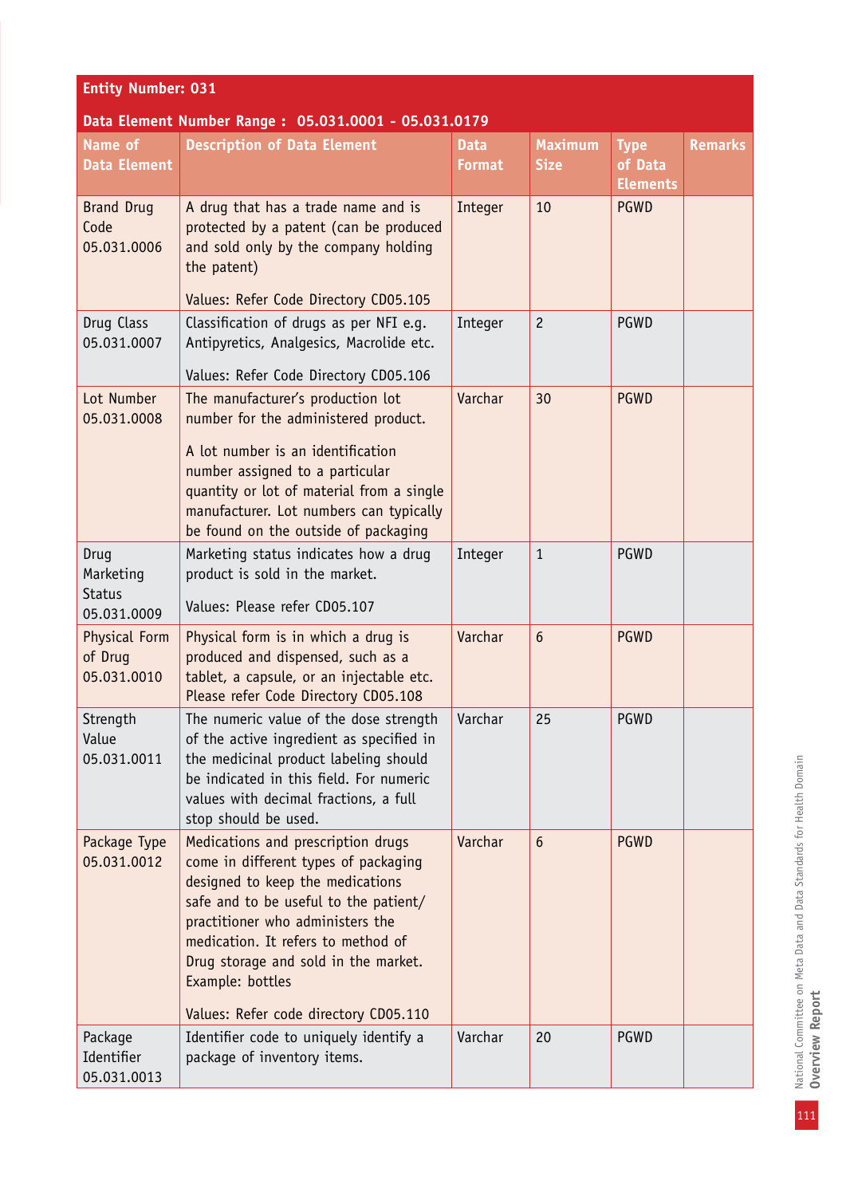**Entity Number: 031**

**Data Element Number Range : 05.031.0001 - 05.031.0179**

| Name of Data Element | Description of Data Element | Data Format | Maximum Size | Type of Data Elements | Remarks |
|---|---|---|---|---|---|
| Brand Drug Code 05.031.0006 | A drug that has a trade name and is protected by a patent (can be produced and sold only by the company holding the patent)<br><br>Values: Refer Code Directory CD05.105 | Integer | 10 | PGWD | |
| Drug Class 05.031.0007 | Classification of drugs as per NFI e.g. Antipyretics, Analgesics, Macrolide etc.<br><br>Values: Refer Code Directory CD05.106 | Integer | 2 | PGWD | |
| Lot Number 05.031.0008 | The manufacturer's production lot number for the administered product.<br><br>A lot number is an identification number assigned to a particular quantity or lot of material from a single manufacturer. Lot numbers can typically be found on the outside of packaging | Varchar | 30 | PGWD | |
| Drug Marketing Status 05.031.0009 | Marketing status indicates how a drug product is sold in the market.<br><br>Values: Please refer CD05.107 | Integer | 1 | PGWD | |
| Physical Form of Drug 05.031.0010 | Physical form is in which a drug is produced and dispensed, such as a tablet, a capsule, or an injectable etc. Please refer Code Directory CD05.108 | Varchar | 6 | PGWD | |
| Strength Value 05.031.0011 | The numeric value of the dose strength of the active ingredient as specified in the medicinal product labeling should be indicated in this field. For numeric values with decimal fractions, a full stop should be used. | Varchar | 25 | PGWD | |
| Package Type 05.031.0012 | Medications and prescription drugs come in different types of packaging designed to keep the medications safe and to be useful to the patient/ practitioner who administers the medication. It refers to method of Drug storage and sold in the market. Example: bottles<br><br>Values: Refer code directory CD05.110 | Varchar | 6 | PGWD | |
| Package Identifier 05.031.0013 | Identifier code to uniquely identify a package of inventory items. | Varchar | 20 | PGWD | |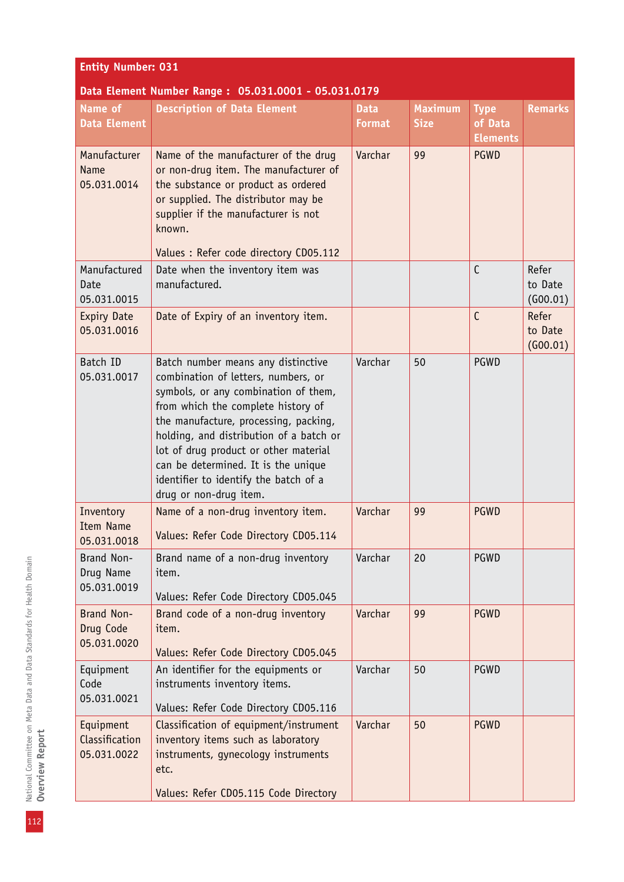| Entity Number: 031 | | | | | |
|---|---|---|---|---|---|
| Data Element Number Range : 05.031.0001 - 05.031.0179 | | | | | |
| **Name of Data Element** | **Description of Data Element** | **Data Format** | **Maximum Size** | **Type of Data Elements** | **Remarks** |
| Manufacturer Name 05.031.0014 | Name of the manufacturer of the drug or non-drug item. The manufacturer of the substance or product as ordered or supplied. The distributor may be supplier if the manufacturer is not known.<br><br>Values : Refer code directory CD05.112 | Varchar | 99 | PGWD | |
| Manufactured Date 05.031.0015 | Date when the inventory item was manufactured. | | | C | Refer to Date (G00.01) |
| Expiry Date 05.031.0016 | Date of Expiry of an inventory item. | | | C | Refer to Date (G00.01) |
| Batch ID 05.031.0017 | Batch number means any distinctive combination of letters, numbers, or symbols, or any combination of them, from which the complete history of the manufacture, processing, packing, holding, and distribution of a batch or lot of drug product or other material can be determined. It is the unique identifier to identify the batch of a drug or non-drug item. | Varchar | 50 | PGWD | |
| Inventory Item Name 05.031.0018 | Name of a non-drug inventory item.<br><br>Values: Refer Code Directory CD05.114 | Varchar | 99 | PGWD | |
| Brand Non-Drug Name 05.031.0019 | Brand name of a non-drug inventory item.<br><br>Values: Refer Code Directory CD05.045 | Varchar | 20 | PGWD | |
| Brand Non-Drug Code 05.031.0020 | Brand code of a non-drug inventory item.<br><br>Values: Refer Code Directory CD05.045 | Varchar | 99 | PGWD | |
| Equipment Code 05.031.0021 | An identifier for the equipments or instruments inventory items.<br><br>Values: Refer Code Directory CD05.116 | Varchar | 50 | PGWD | |
| Equipment Classification 05.031.0022 | Classification of equipment/instrument inventory items such as laboratory instruments, gynecology instruments etc.<br><br>Values: Refer CD05.115 Code Directory | Varchar | 50 | PGWD | |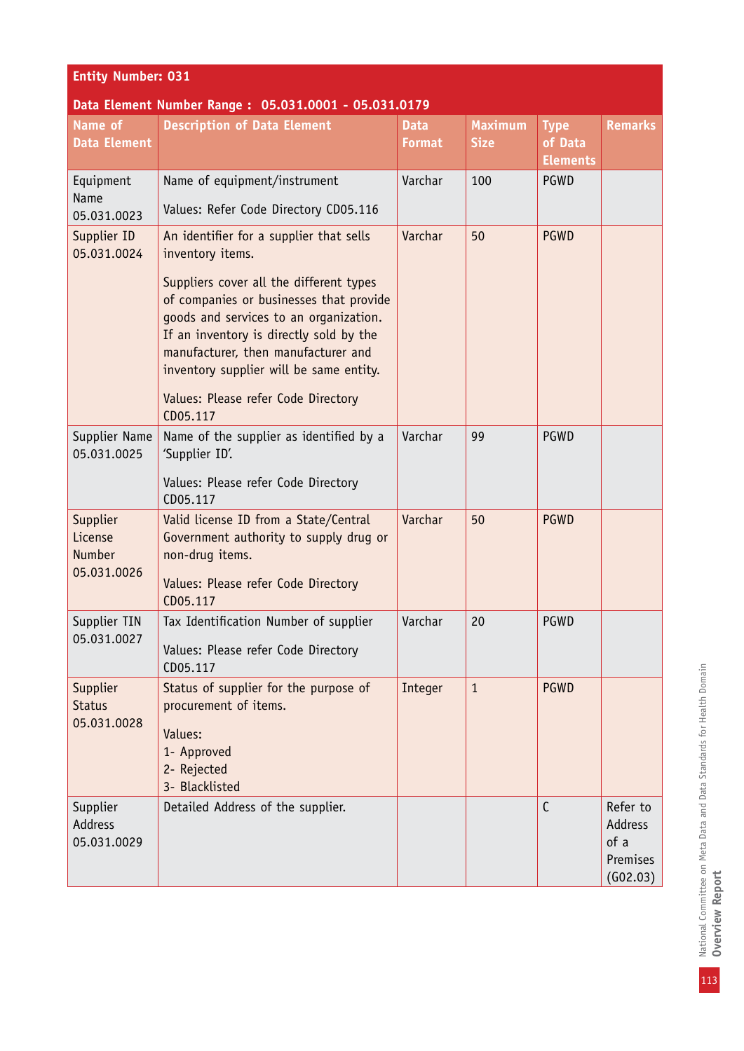| Entity Number: 031 | | | | | |
|---|---|---|---|---|---|
| **Data Element Number Range : 05.031.0001 - 05.031.0179** | | | | | |
| **Name of Data Element** | **Description of Data Element** | **Data Format** | **Maximum Size** | **Type of Data Elements** | **Remarks** |
| Equipment Name 05.031.0023 | Name of equipment/instrument<br><br>Values: Refer Code Directory CD05.116 | Varchar | 100 | PGWD | |
| Supplier ID 05.031.0024 | An identifier for a supplier that sells inventory items.<br><br>Suppliers cover all the different types of companies or businesses that provide goods and services to an organization. If an inventory is directly sold by the manufacturer, then manufacturer and inventory supplier will be same entity.<br><br>Values: Please refer Code Directory CD05.117 | Varchar | 50 | PGWD | |
| Supplier Name 05.031.0025 | Name of the supplier as identified by a 'Supplier ID'.<br><br>Values: Please refer Code Directory CD05.117 | Varchar | 99 | PGWD | |
| Supplier License Number 05.031.0026 | Valid license ID from a State/Central Government authority to supply drug or non-drug items.<br><br>Values: Please refer Code Directory CD05.117 | Varchar | 50 | PGWD | |
| Supplier TIN 05.031.0027 | Tax Identification Number of supplier<br><br>Values: Please refer Code Directory CD05.117 | Varchar | 20 | PGWD | |
| Supplier Status 05.031.0028 | Status of supplier for the purpose of procurement of items.<br><br>Values:<br>1- Approved<br>2- Rejected<br>3- Blacklisted | Integer | 1 | PGWD | |
| Supplier Address 05.031.0029 | Detailed Address of the supplier. | | | C | Refer to Address of a Premises (G02.03) |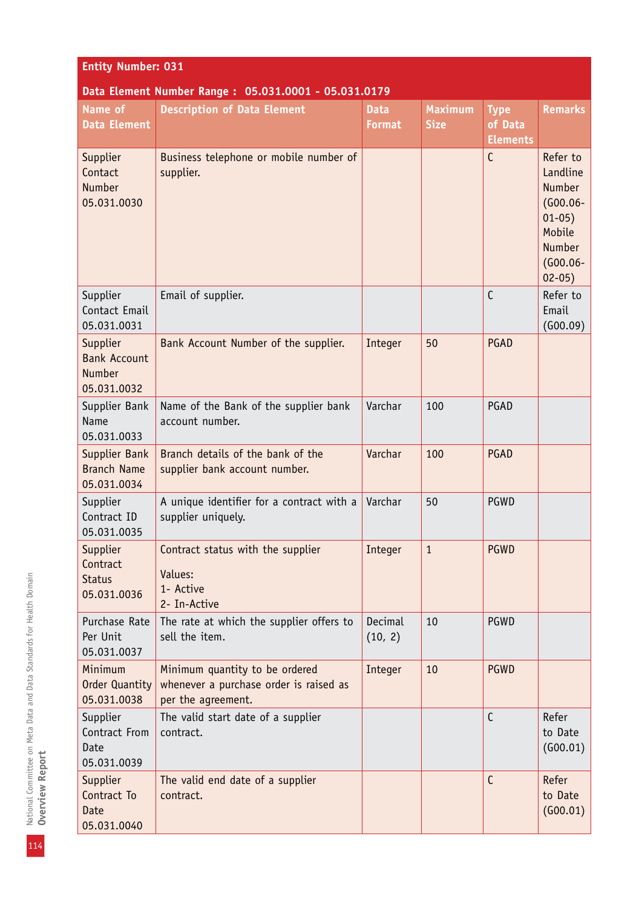**Entity Number: 031**

**Data Element Number Range : 05.031.0001 - 05.031.0179**

| Name of Data Element | Description of Data Element | Data Format | Maximum Size | Type of Data Elements | Remarks |
|---|---|---|---|---|---|
| Supplier Contact Number 05.031.0030 | Business telephone or mobile number of supplier. | | | C | Refer to Landline Number (G00.06-01-05) Mobile Number (G00.06-02-05) |
| Supplier Contact Email 05.031.0031 | Email of supplier. | | | C | Refer to Email (G00.09) |
| Supplier Bank Account Number 05.031.0032 | Bank Account Number of the supplier. | Integer | 50 | PGAD | |
| Supplier Bank Name 05.031.0033 | Name of the Bank of the supplier bank account number. | Varchar | 100 | PGAD | |
| Supplier Bank Branch Name 05.031.0034 | Branch details of the bank of the supplier bank account number. | Varchar | 100 | PGAD | |
| Supplier Contract ID 05.031.0035 | A unique identifier for a contract with a supplier uniquely. | Varchar | 50 | PGWD | |
| Supplier Contract Status 05.031.0036 | Contract status with the supplier<br><br>Values:<br>1- Active<br>2- In-Active | Integer | 1 | PGWD | |
| Purchase Rate Per Unit 05.031.0037 | The rate at which the supplier offers to sell the item. | Decimal (10, 2) | 10 | PGWD | |
| Minimum Order Quantity 05.031.0038 | Minimum quantity to be ordered whenever a purchase order is raised as per the agreement. | Integer | 10 | PGWD | |
| Supplier Contract From Date 05.031.0039 | The valid start date of a supplier contract. | | | C | Refer to Date (G00.01) |
| Supplier Contract To Date 05.031.0040 | The valid end date of a supplier contract. | | | C | Refer to Date (G00.01) |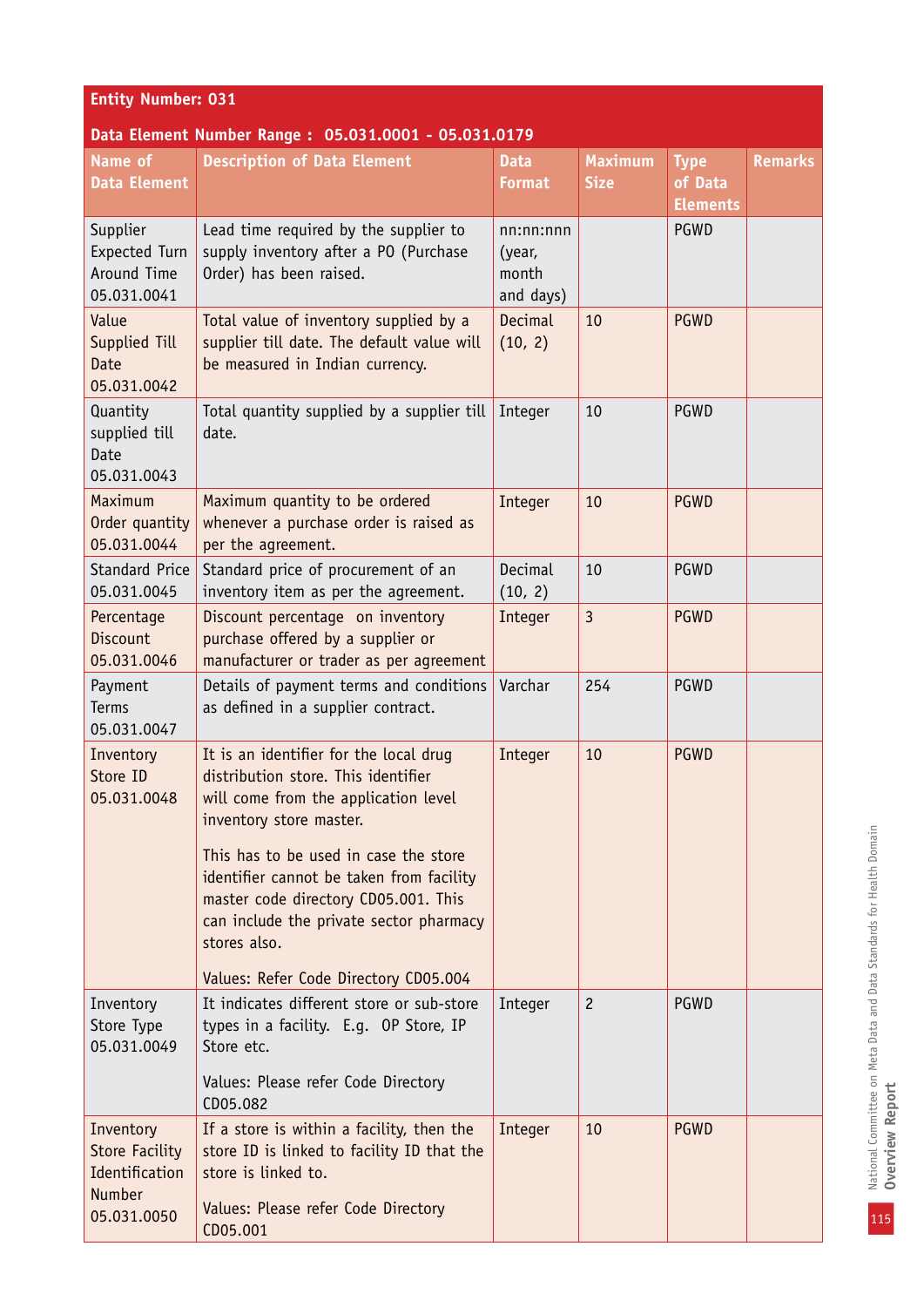**Entity Number: 031**

**Data Element Number Range : 05.031.0001 - 05.031.0179**

| Name of Data Element | Description of Data Element | Data Format | Maximum Size | Type of Data Elements | Remarks |
|---|---|---|---|---|---|
| Supplier Expected Turn Around Time 05.031.0041 | Lead time required by the supplier to supply inventory after a PO (Purchase Order) has been raised. | nn:nn:nnn (year, month and days) | | PGWD | |
| Value Supplied Till Date 05.031.0042 | Total value of inventory supplied by a supplier till date. The default value will be measured in Indian currency. | Decimal (10, 2) | 10 | PGWD | |
| Quantity supplied till Date 05.031.0043 | Total quantity supplied by a supplier till date. | Integer | 10 | PGWD | |
| Maximum Order quantity 05.031.0044 | Maximum quantity to be ordered whenever a purchase order is raised as per the agreement. | Integer | 10 | PGWD | |
| Standard Price 05.031.0045 | Standard price of procurement of an inventory item as per the agreement. | Decimal (10, 2) | 10 | PGWD | |
| Percentage Discount 05.031.0046 | Discount percentage on inventory purchase offered by a supplier or manufacturer or trader as per agreement | Integer | 3 | PGWD | |
| Payment Terms 05.031.0047 | Details of payment terms and conditions as defined in a supplier contract. | Varchar | 254 | PGWD | |
| Inventory Store ID 05.031.0048 | It is an identifier for the local drug distribution store. This identifier will come from the application level inventory store master.<br><br>This has to be used in case the store identifier cannot be taken from facility master code directory CD05.001. This can include the private sector pharmacy stores also.<br><br>Values: Refer Code Directory CD05.004 | Integer | 10 | PGWD | |
| Inventory Store Type 05.031.0049 | It indicates different store or sub-store types in a facility. E.g. OP Store, IP Store etc.<br><br>Values: Please refer Code Directory CD05.082 | Integer | 2 | PGWD | |
| Inventory Store Facility Identification Number 05.031.0050 | If a store is within a facility, then the store ID is linked to facility ID that the store is linked to.<br><br>Values: Please refer Code Directory CD05.001 | Integer | 10 | PGWD | |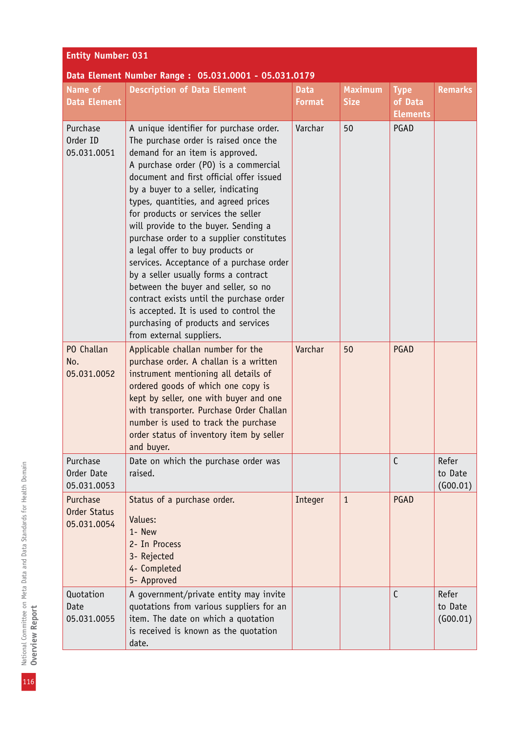**Entity Number: 031**

**Data Element Number Range : 05.031.0001 - 05.031.0179**

| Name of Data Element | Description of Data Element | Data Format | Maximum Size | Type of Data Elements | Remarks |
|---|---|---|---|---|---|
| Purchase Order ID 05.031.0051 | A unique identifier for purchase order. The purchase order is raised once the demand for an item is approved. A purchase order (PO) is a commercial document and first official offer issued by a buyer to a seller, indicating types, quantities, and agreed prices for products or services the seller will provide to the buyer. Sending a purchase order to a supplier constitutes a legal offer to buy products or services. Acceptance of a purchase order by a seller usually forms a contract between the buyer and seller, so no contract exists until the purchase order is accepted. It is used to control the purchasing of products and services from external suppliers. | Varchar | 50 | PGAD | |
| PO Challan No. 05.031.0052 | Applicable challan number for the purchase order. A challan is a written instrument mentioning all details of ordered goods of which one copy is kept by seller, one with buyer and one with transporter. Purchase Order Challan number is used to track the purchase order status of inventory item by seller and buyer. | Varchar | 50 | PGAD | |
| Purchase Order Date 05.031.0053 | Date on which the purchase order was raised. | | | C | Refer to Date (G00.01) |
| Purchase Order Status 05.031.0054 | Status of a purchase order.<br><br>Values:<br>1- New<br>2- In Process<br>3- Rejected<br>4- Completed<br>5- Approved | Integer | 1 | PGAD | |
| Quotation Date 05.031.0055 | A government/private entity may invite quotations from various suppliers for an item. The date on which a quotation is received is known as the quotation date. | | | C | Refer to Date (G00.01) |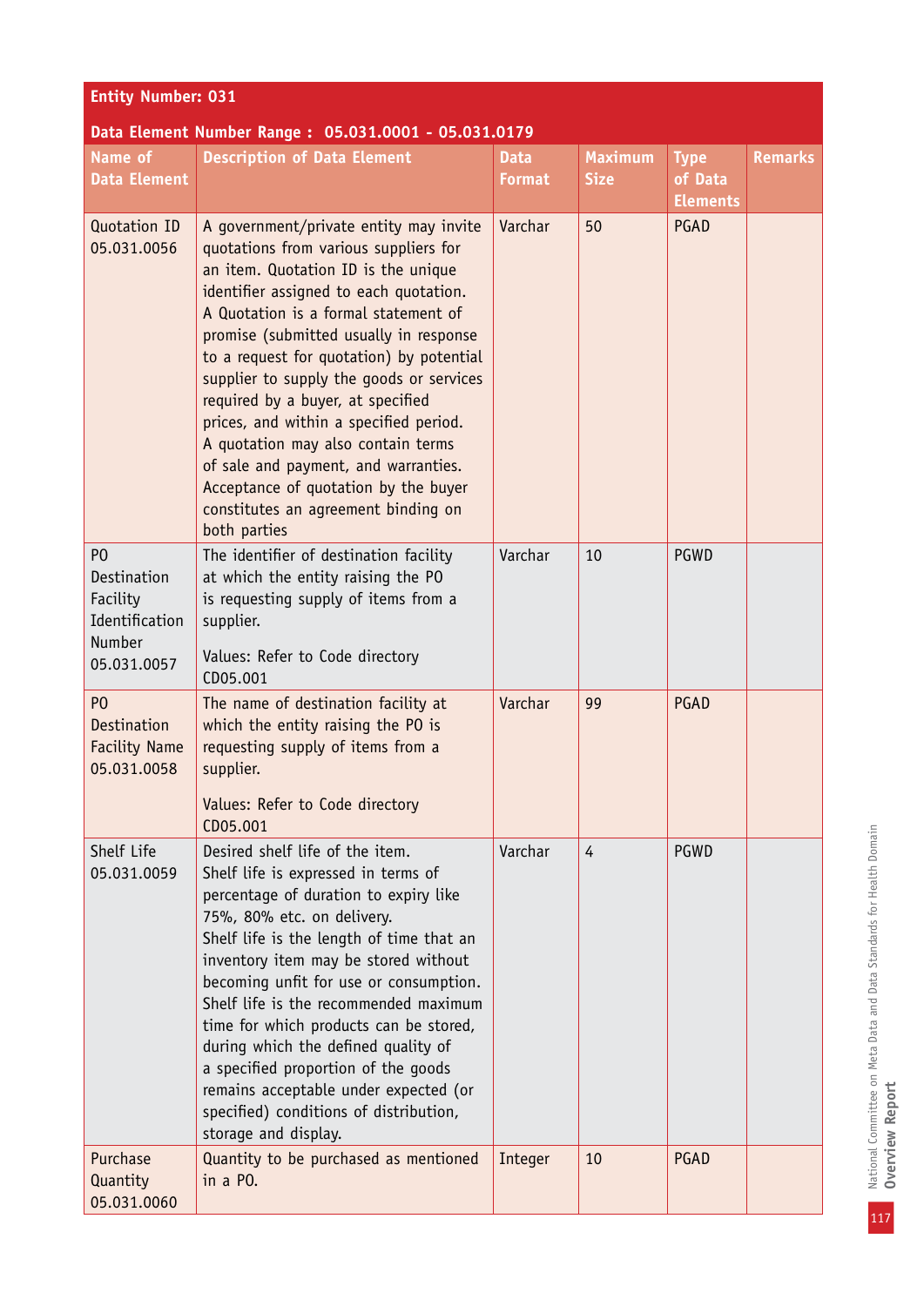| Entity Number: 031 | | | | | |
|---|---|---|---|---|---|
| Data Element Number Range : 05.031.0001 - 05.031.0179 | | | | | |
| Name of Data Element | Description of Data Element | Data Format | Maximum Size | Type of Data Elements | Remarks |
| Quotation ID 05.031.0056 | A government/private entity may invite quotations from various suppliers for an item. Quotation ID is the unique identifier assigned to each quotation. A Quotation is a formal statement of promise (submitted usually in response to a request for quotation) by potential supplier to supply the goods or services required by a buyer, at specified prices, and within a specified period. A quotation may also contain terms of sale and payment, and warranties. Acceptance of quotation by the buyer constitutes an agreement binding on both parties | Varchar | 50 | PGAD | |
| PO Destination Facility Identification Number 05.031.0057 | The identifier of destination facility at which the entity raising the PO is requesting supply of items from a supplier.<br><br>Values: Refer to Code directory CD05.001 | Varchar | 10 | PGWD | |
| PO Destination Facility Name 05.031.0058 | The name of destination facility at which the entity raising the PO is requesting supply of items from a supplier.<br><br>Values: Refer to Code directory CD05.001 | Varchar | 99 | PGAD | |
| Shelf Life 05.031.0059 | Desired shelf life of the item. Shelf life is expressed in terms of percentage of duration to expiry like 75%, 80% etc. on delivery. Shelf life is the length of time that an inventory item may be stored without becoming unfit for use or consumption. Shelf life is the recommended maximum time for which products can be stored, during which the defined quality of a specified proportion of the goods remains acceptable under expected (or specified) conditions of distribution, storage and display. | Varchar | 4 | PGWD | |
| Purchase Quantity 05.031.0060 | Quantity to be purchased as mentioned in a PO. | Integer | 10 | PGAD | |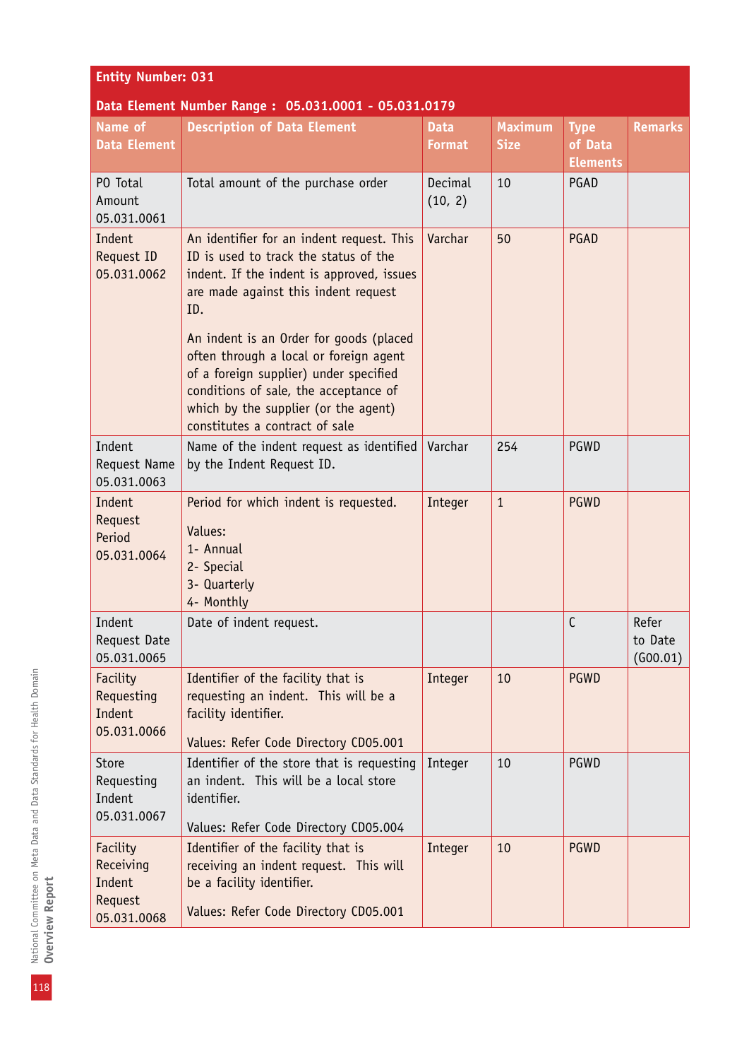**Entity Number: 031**

**Data Element Number Range : 05.031.0001 - 05.031.0179**

| Name of Data Element | Description of Data Element | Data Format | Maximum Size | Type of Data Elements | Remarks |
|---|---|---|---|---|---|
| PO Total Amount 05.031.0061 | Total amount of the purchase order | Decimal (10, 2) | 10 | PGAD | |
| Indent Request ID 05.031.0062 | An identifier for an indent request. This ID is used to track the status of the indent. If the indent is approved, issues are made against this indent request ID.<br><br>An indent is an Order for goods (placed often through a local or foreign agent of a foreign supplier) under specified conditions of sale, the acceptance of which by the supplier (or the agent) constitutes a contract of sale | Varchar | 50 | PGAD | |
| Indent Request Name 05.031.0063 | Name of the indent request as identified by the Indent Request ID. | Varchar | 254 | PGWD | |
| Indent Request Period 05.031.0064 | Period for which indent is requested.<br><br>Values:<br>1- Annual<br>2- Special<br>3- Quarterly<br>4- Monthly | Integer | 1 | PGWD | |
| Indent Request Date 05.031.0065 | Date of indent request. | | | C | Refer to Date (G00.01) |
| Facility Requesting Indent 05.031.0066 | Identifier of the facility that is requesting an indent. This will be a facility identifier.<br><br>Values: Refer Code Directory CD05.001 | Integer | 10 | PGWD | |
| Store Requesting Indent 05.031.0067 | Identifier of the store that is requesting an indent. This will be a local store identifier.<br><br>Values: Refer Code Directory CD05.004 | Integer | 10 | PGWD | |
| Facility Receiving Indent Request 05.031.0068 | Identifier of the facility that is receiving an indent request. This will be a facility identifier.<br><br>Values: Refer Code Directory CD05.001 | Integer | 10 | PGWD | |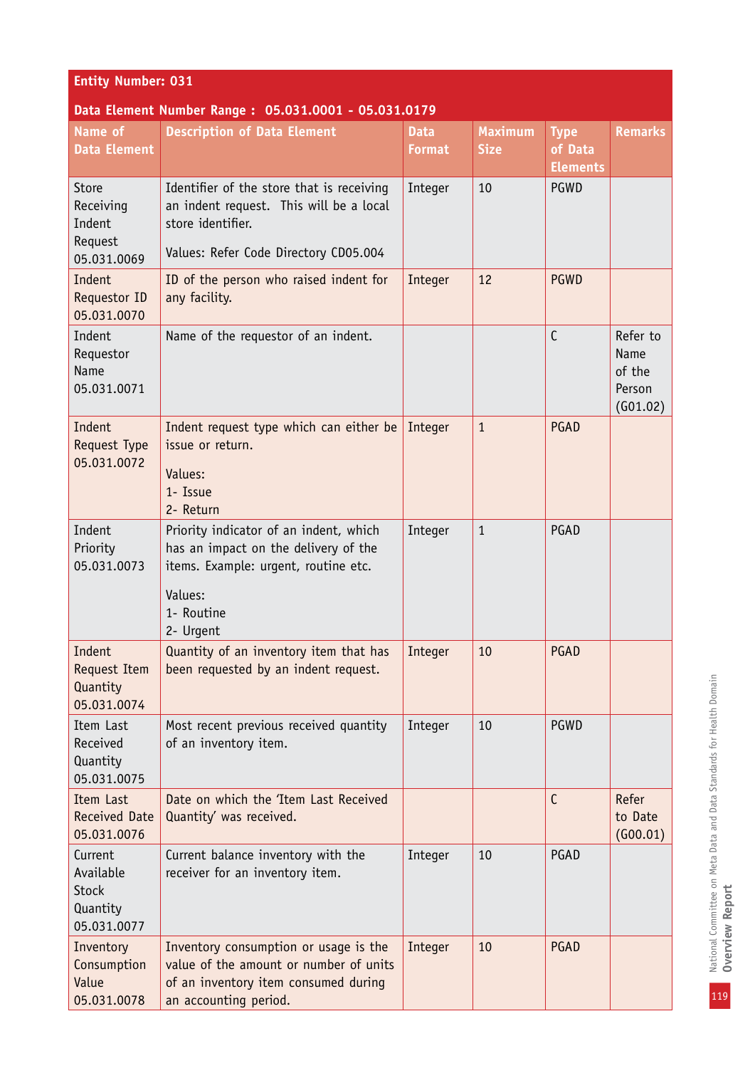**Entity Number: 031**

**Data Element Number Range : 05.031.0001 - 05.031.0179**

| Name of Data Element | Description of Data Element | Data Format | Maximum Size | Type of Data Elements | Remarks |
|---|---|---|---|---|---|
| Store Receiving Indent Request 05.031.0069 | Identifier of the store that is receiving an indent request. This will be a local store identifier.<br><br>Values: Refer Code Directory CD05.004 | Integer | 10 | PGWD | |
| Indent Requestor ID 05.031.0070 | ID of the person who raised indent for any facility. | Integer | 12 | PGWD | |
| Indent Requestor Name 05.031.0071 | Name of the requestor of an indent. | | | C | Refer to Name of the Person (G01.02) |
| Indent Request Type 05.031.0072 | Indent request type which can either be issue or return.<br><br>Values:<br>1- Issue<br>2- Return | Integer | 1 | PGAD | |
| Indent Priority 05.031.0073 | Priority indicator of an indent, which has an impact on the delivery of the items. Example: urgent, routine etc.<br><br>Values:<br>1- Routine<br>2- Urgent | Integer | 1 | PGAD | |
| Indent Request Item Quantity 05.031.0074 | Quantity of an inventory item that has been requested by an indent request. | Integer | 10 | PGAD | |
| Item Last Received Quantity 05.031.0075 | Most recent previous received quantity of an inventory item. | Integer | 10 | PGWD | |
| Item Last Received Date 05.031.0076 | Date on which the 'Item Last Received Quantity' was received. | | | C | Refer to Date (G00.01) |
| Current Available Stock Quantity 05.031.0077 | Current balance inventory with the receiver for an inventory item. | Integer | 10 | PGAD | |
| Inventory Consumption Value 05.031.0078 | Inventory consumption or usage is the value of the amount or number of units of an inventory item consumed during an accounting period. | Integer | 10 | PGAD | |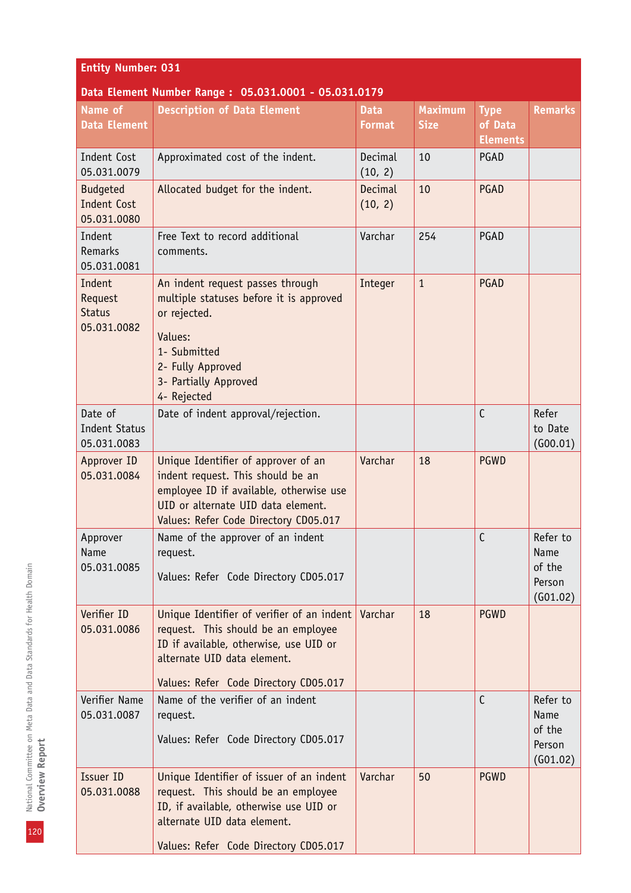**Entity Number: 031**

**Data Element Number Range : 05.031.0001 - 05.031.0179**

| Name of Data Element | Description of Data Element | Data Format | Maximum Size | Type of Data Elements | Remarks |
|---|---|---|---|---|---|
| Indent Cost 05.031.0079 | Approximated cost of the indent. | Decimal (10, 2) | 10 | PGAD | |
| Budgeted Indent Cost 05.031.0080 | Allocated budget for the indent. | Decimal (10, 2) | 10 | PGAD | |
| Indent Remarks 05.031.0081 | Free Text to record additional comments. | Varchar | 254 | PGAD | |
| Indent Request Status 05.031.0082 | An indent request passes through multiple statuses before it is approved or rejected. Values: 1- Submitted 2- Fully Approved 3- Partially Approved 4- Rejected | Integer | 1 | PGAD | |
| Date of Indent Status 05.031.0083 | Date of indent approval/rejection. | | | C | Refer to Date (G00.01) |
| Approver ID 05.031.0084 | Unique Identifier of approver of an indent request. This should be an employee ID if available, otherwise use UID or alternate UID data element. Values: Refer Code Directory CD05.017 | Varchar | 18 | PGWD | |
| Approver Name 05.031.0085 | Name of the approver of an indent request. Values: Refer Code Directory CD05.017 | | | C | Refer to Name of the Person (G01.02) |
| Verifier ID 05.031.0086 | Unique Identifier of verifier of an indent request. This should be an employee ID if available, otherwise, use UID or alternate UID data element. Values: Refer Code Directory CD05.017 | Varchar | 18 | PGWD | |
| Verifier Name 05.031.0087 | Name of the verifier of an indent request. Values: Refer Code Directory CD05.017 | | | C | Refer to Name of the Person (G01.02) |
| Issuer ID 05.031.0088 | Unique Identifier of issuer of an indent request. This should be an employee ID, if available, otherwise use UID or alternate UID data element. Values: Refer Code Directory CD05.017 | Varchar | 50 | PGWD | |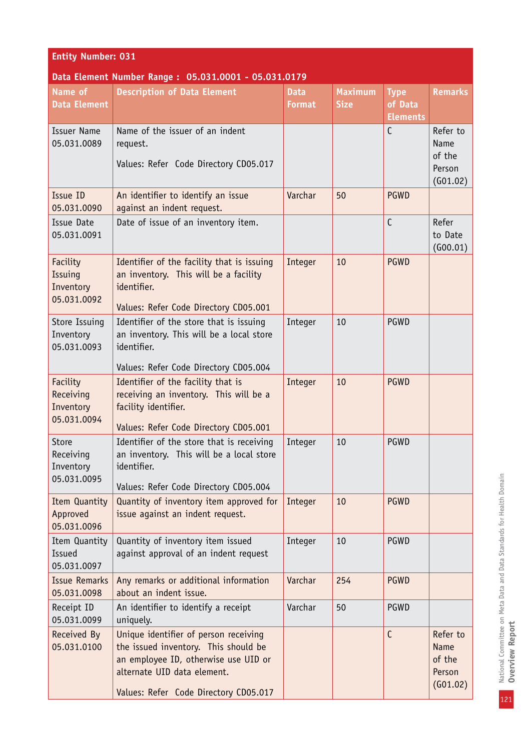| Entity Number: 031 | | | | | |
|---|---|---|---|---|---|
| **Data Element Number Range : 05.031.0001 - 05.031.0179** | | | | | |
| **Name of Data Element** | **Description of Data Element** | **Data Format** | **Maximum Size** | **Type of Data Elements** | **Remarks** |
| Issuer Name 05.031.0089 | Name of the issuer of an indent request.<br><br>Values: Refer Code Directory CD05.017 | | | C | Refer to Name of the Person (G01.02) |
| Issue ID 05.031.0090 | An identifier to identify an issue against an indent request. | Varchar | 50 | PGWD | |
| Issue Date 05.031.0091 | Date of issue of an inventory item. | | | C | Refer to Date (G00.01) |
| Facility Issuing Inventory 05.031.0092 | Identifier of the facility that is issuing an inventory. This will be a facility identifier.<br><br>Values: Refer Code Directory CD05.001 | Integer | 10 | PGWD | |
| Store Issuing Inventory 05.031.0093 | Identifier of the store that is issuing an inventory. This will be a local store identifier.<br><br>Values: Refer Code Directory CD05.004 | Integer | 10 | PGWD | |
| Facility Receiving Inventory 05.031.0094 | Identifier of the facility that is receiving an inventory. This will be a facility identifier.<br><br>Values: Refer Code Directory CD05.001 | Integer | 10 | PGWD | |
| Store Receiving Inventory 05.031.0095 | Identifier of the store that is receiving an inventory. This will be a local store identifier.<br><br>Values: Refer Code Directory CD05.004 | Integer | 10 | PGWD | |
| Item Quantity Approved 05.031.0096 | Quantity of inventory item approved for issue against an indent request. | Integer | 10 | PGWD | |
| Item Quantity Issued 05.031.0097 | Quantity of inventory item issued against approval of an indent request | Integer | 10 | PGWD | |
| Issue Remarks 05.031.0098 | Any remarks or additional information about an indent issue. | Varchar | 254 | PGWD | |
| Receipt ID 05.031.0099 | An identifier to identify a receipt uniquely. | Varchar | 50 | PGWD | |
| Received By 05.031.0100 | Unique identifier of person receiving the issued inventory. This should be an employee ID, otherwise use UID or alternate UID data element.<br><br>Values: Refer Code Directory CD05.017 | | | C | Refer to Name of the Person (G01.02) |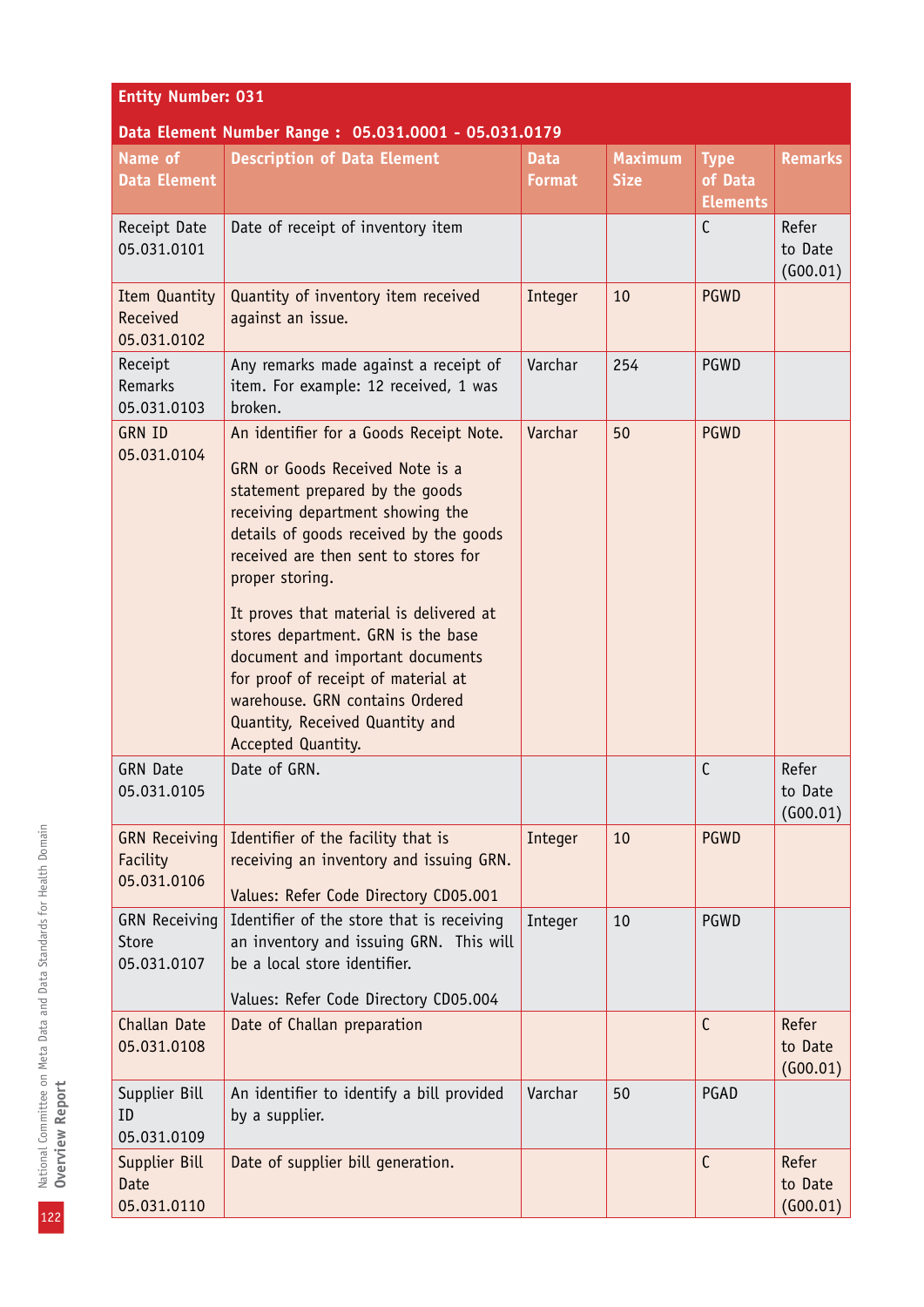**Entity Number: 031**

**Data Element Number Range : 05.031.0001 - 05.031.0179**

| Name of Data Element | Description of Data Element | Data Format | Maximum Size | Type of Data Elements | Remarks |
|---|---|---|---|---|---|
| Receipt Date 05.031.0101 | Date of receipt of inventory item | | | C | Refer to Date (G00.01) |
| Item Quantity Received 05.031.0102 | Quantity of inventory item received against an issue. | Integer | 10 | PGWD | |
| Receipt Remarks 05.031.0103 | Any remarks made against a receipt of item. For example: 12 received, 1 was broken. | Varchar | 254 | PGWD | |
| GRN ID 05.031.0104 | An identifier for a Goods Receipt Note.<br><br>GRN or Goods Received Note is a statement prepared by the goods receiving department showing the details of goods received by the goods received are then sent to stores for proper storing.<br><br>It proves that material is delivered at stores department. GRN is the base document and important documents for proof of receipt of material at warehouse. GRN contains Ordered Quantity, Received Quantity and Accepted Quantity. | Varchar | 50 | PGWD | |
| GRN Date 05.031.0105 | Date of GRN. | | | C | Refer to Date (G00.01) |
| GRN Receiving Facility 05.031.0106 | Identifier of the facility that is receiving an inventory and issuing GRN.<br><br>Values: Refer Code Directory CD05.001 | Integer | 10 | PGWD | |
| GRN Receiving Store 05.031.0107 | Identifier of the store that is receiving an inventory and issuing GRN. This will be a local store identifier.<br><br>Values: Refer Code Directory CD05.004 | Integer | 10 | PGWD | |
| Challan Date 05.031.0108 | Date of Challan preparation | | | C | Refer to Date (G00.01) |
| Supplier Bill ID 05.031.0109 | An identifier to identify a bill provided by a supplier. | Varchar | 50 | PGAD | |
| Supplier Bill Date 05.031.0110 | Date of supplier bill generation. | | | C | Refer to Date (G00.01) |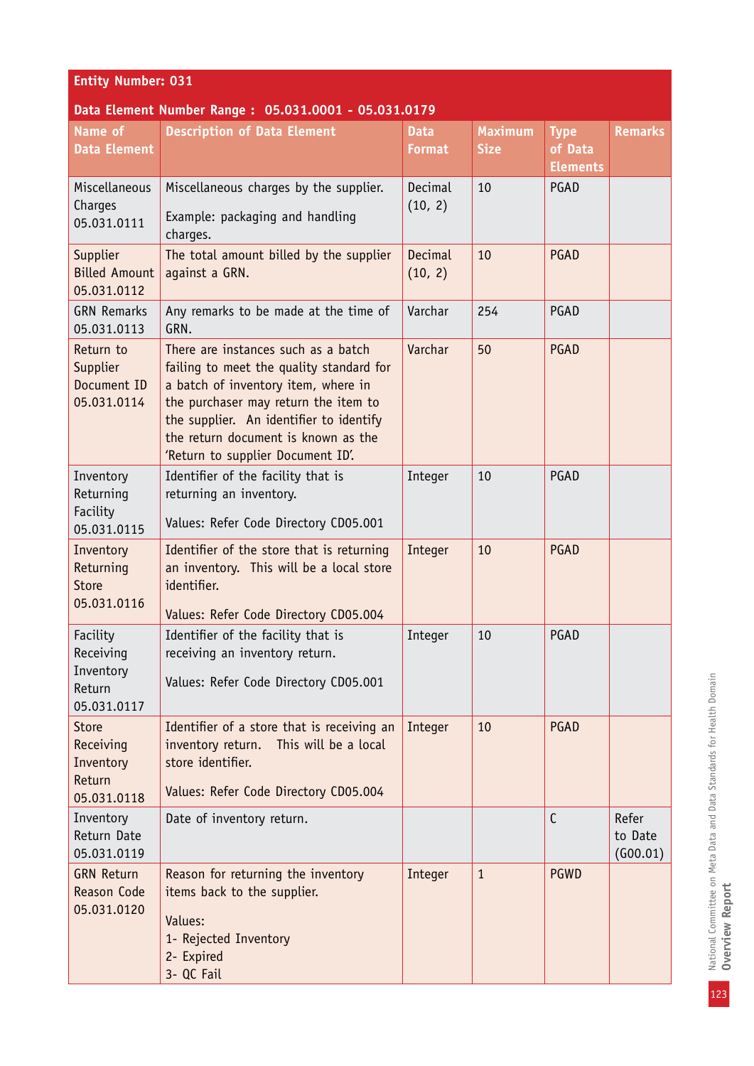**Entity Number: 031**

**Data Element Number Range : 05.031.0001 - 05.031.0179**

| Name of Data Element | Description of Data Element | Data Format | Maximum Size | Type of Data Elements | Remarks |
|---|---|---|---|---|---|
| Miscellaneous Charges 05.031.0111 | Miscellaneous charges by the supplier.<br><br>Example: packaging and handling charges. | Decimal (10, 2) | 10 | PGAD | |
| Supplier Billed Amount 05.031.0112 | The total amount billed by the supplier against a GRN. | Decimal (10, 2) | 10 | PGAD | |
| GRN Remarks 05.031.0113 | Any remarks to be made at the time of GRN. | Varchar | 254 | PGAD | |
| Return to Supplier Document ID 05.031.0114 | There are instances such as a batch failing to meet the quality standard for a batch of inventory item, where in the purchaser may return the item to the supplier. An identifier to identify the return document is known as the 'Return to supplier Document ID'. | Varchar | 50 | PGAD | |
| Inventory Returning Facility 05.031.0115 | Identifier of the facility that is returning an inventory.<br><br>Values: Refer Code Directory CD05.001 | Integer | 10 | PGAD | |
| Inventory Returning Store 05.031.0116 | Identifier of the store that is returning an inventory. This will be a local store identifier.<br><br>Values: Refer Code Directory CD05.004 | Integer | 10 | PGAD | |
| Facility Receiving Inventory Return 05.031.0117 | Identifier of the facility that is receiving an inventory return.<br><br>Values: Refer Code Directory CD05.001 | Integer | 10 | PGAD | |
| Store Receiving Inventory Return 05.031.0118 | Identifier of a store that is receiving an inventory return. This will be a local store identifier.<br><br>Values: Refer Code Directory CD05.004 | Integer | 10 | PGAD | |
| Inventory Return Date 05.031.0119 | Date of inventory return. | | | C | Refer to Date (G00.01) |
| GRN Return Reason Code 05.031.0120 | Reason for returning the inventory items back to the supplier.<br><br>Values:<br>1- Rejected Inventory<br>2- Expired<br>3- QC Fail | Integer | 1 | PGWD | |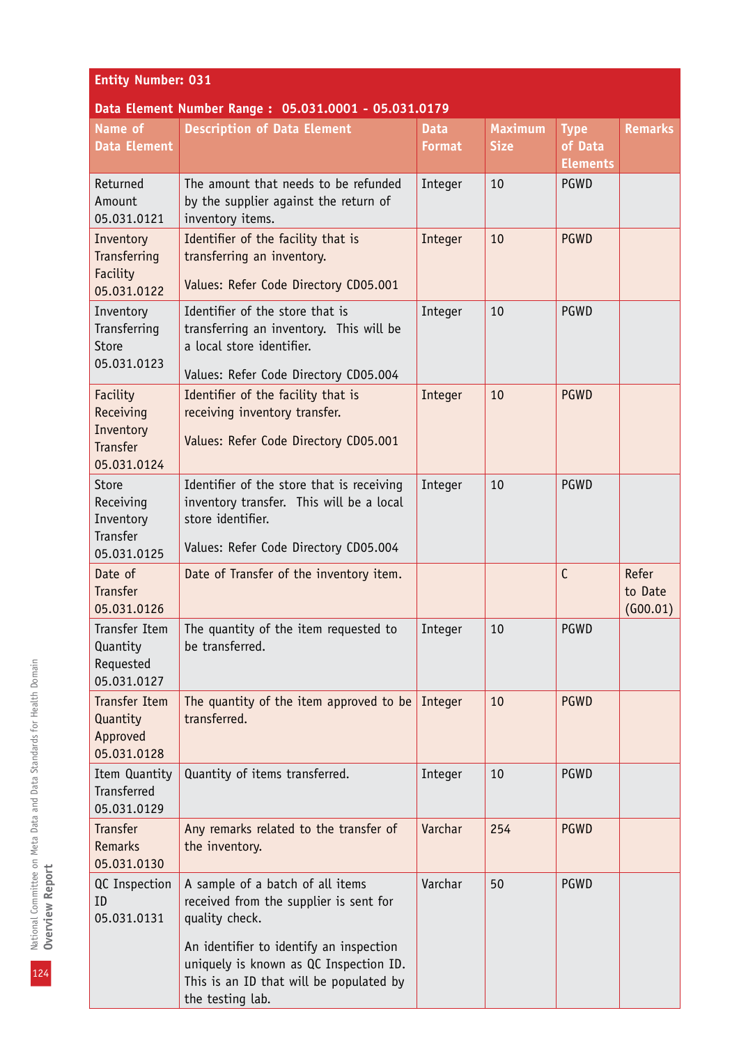**Entity Number: 031**

**Data Element Number Range : 05.031.0001 - 05.031.0179**

| Name of Data Element | Description of Data Element | Data Format | Maximum Size | Type of Data Elements | Remarks |
|---|---|---|---|---|---|
| Returned Amount 05.031.0121 | The amount that needs to be refunded by the supplier against the return of inventory items. | Integer | 10 | PGWD | |
| Inventory Transferring Facility 05.031.0122 | Identifier of the facility that is transferring an inventory.<br><br>Values: Refer Code Directory CD05.001 | Integer | 10 | PGWD | |
| Inventory Transferring Store 05.031.0123 | Identifier of the store that is transferring an inventory. This will be a local store identifier.<br><br>Values: Refer Code Directory CD05.004 | Integer | 10 | PGWD | |
| Facility Receiving Inventory Transfer 05.031.0124 | Identifier of the facility that is receiving inventory transfer.<br><br>Values: Refer Code Directory CD05.001 | Integer | 10 | PGWD | |
| Store Receiving Inventory Transfer 05.031.0125 | Identifier of the store that is receiving inventory transfer. This will be a local store identifier.<br><br>Values: Refer Code Directory CD05.004 | Integer | 10 | PGWD | |
| Date of Transfer 05.031.0126 | Date of Transfer of the inventory item. | | | C | Refer to Date (G00.01) |
| Transfer Item Quantity Requested 05.031.0127 | The quantity of the item requested to be transferred. | Integer | 10 | PGWD | |
| Transfer Item Quantity Approved 05.031.0128 | The quantity of the item approved to be transferred. | Integer | 10 | PGWD | |
| Item Quantity Transferred 05.031.0129 | Quantity of items transferred. | Integer | 10 | PGWD | |
| Transfer Remarks 05.031.0130 | Any remarks related to the transfer of the inventory. | Varchar | 254 | PGWD | |
| QC Inspection ID 05.031.0131 | A sample of a batch of all items received from the supplier is sent for quality check.<br><br>An identifier to identify an inspection uniquely is known as QC Inspection ID. This is an ID that will be populated by the testing lab. | Varchar | 50 | PGWD | |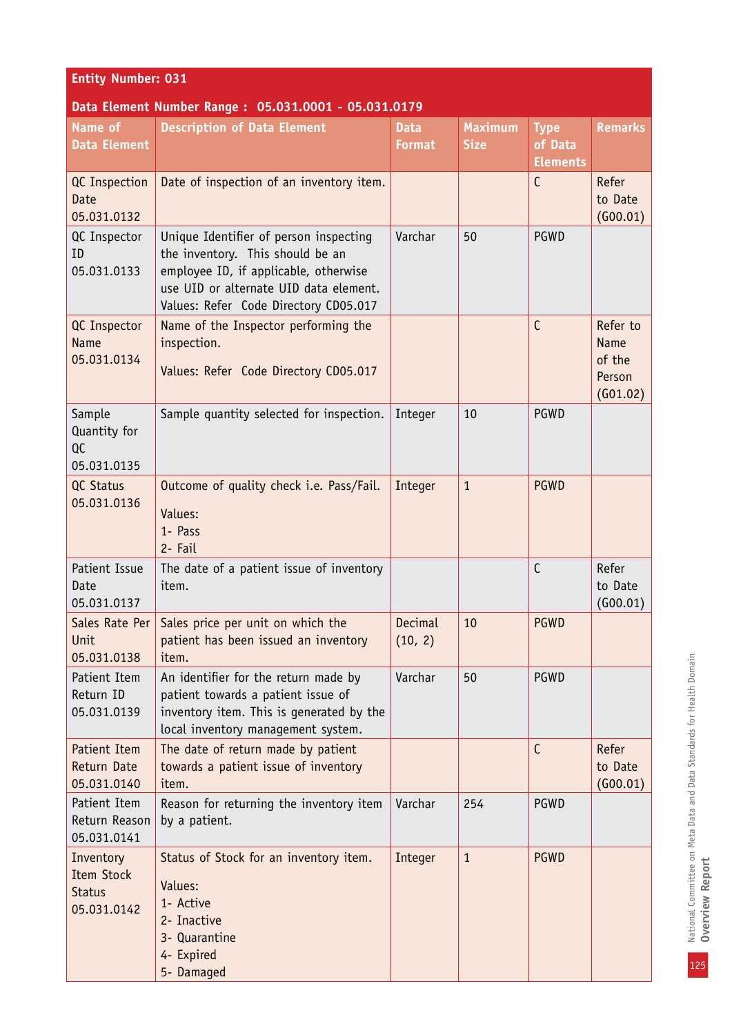**Entity Number: 031**

**Data Element Number Range : 05.031.0001 - 05.031.0179**

| Name of Data Element | Description of Data Element | Data Format | Maximum Size | Type of Data Elements | Remarks |
|---|---|---|---|---|---|
| QC Inspection Date 05.031.0132 | Date of inspection of an inventory item. | | | C | Refer to Date (G00.01) |
| QC Inspector ID 05.031.0133 | Unique Identifier of person inspecting the inventory. This should be an employee ID, if applicable, otherwise use UID or alternate UID data element. Values: Refer Code Directory CD05.017 | Varchar | 50 | PGWD | |
| QC Inspector Name 05.031.0134 | Name of the Inspector performing the inspection. Values: Refer Code Directory CD05.017 | | | C | Refer to Name of the Person (G01.02) |
| Sample Quantity for QC 05.031.0135 | Sample quantity selected for inspection. | Integer | 10 | PGWD | |
| QC Status 05.031.0136 | Outcome of quality check i.e. Pass/Fail. Values: 1- Pass 2- Fail | Integer | 1 | PGWD | |
| Patient Issue Date 05.031.0137 | The date of a patient issue of inventory item. | | | C | Refer to Date (G00.01) |
| Sales Rate Per Unit 05.031.0138 | Sales price per unit on which the patient has been issued an inventory item. | Decimal (10, 2) | 10 | PGWD | |
| Patient Item Return ID 05.031.0139 | An identifier for the return made by patient towards a patient issue of inventory item. This is generated by the local inventory management system. | Varchar | 50 | PGWD | |
| Patient Item Return Date 05.031.0140 | The date of return made by patient towards a patient issue of inventory item. | | | C | Refer to Date (G00.01) |
| Patient Item Return Reason 05.031.0141 | Reason for returning the inventory item by a patient. | Varchar | 254 | PGWD | |
| Inventory Item Stock Status 05.031.0142 | Status of Stock for an inventory item. Values: 1- Active 2- Inactive 3- Quarantine 4- Expired 5- Damaged | Integer | 1 | PGWD | |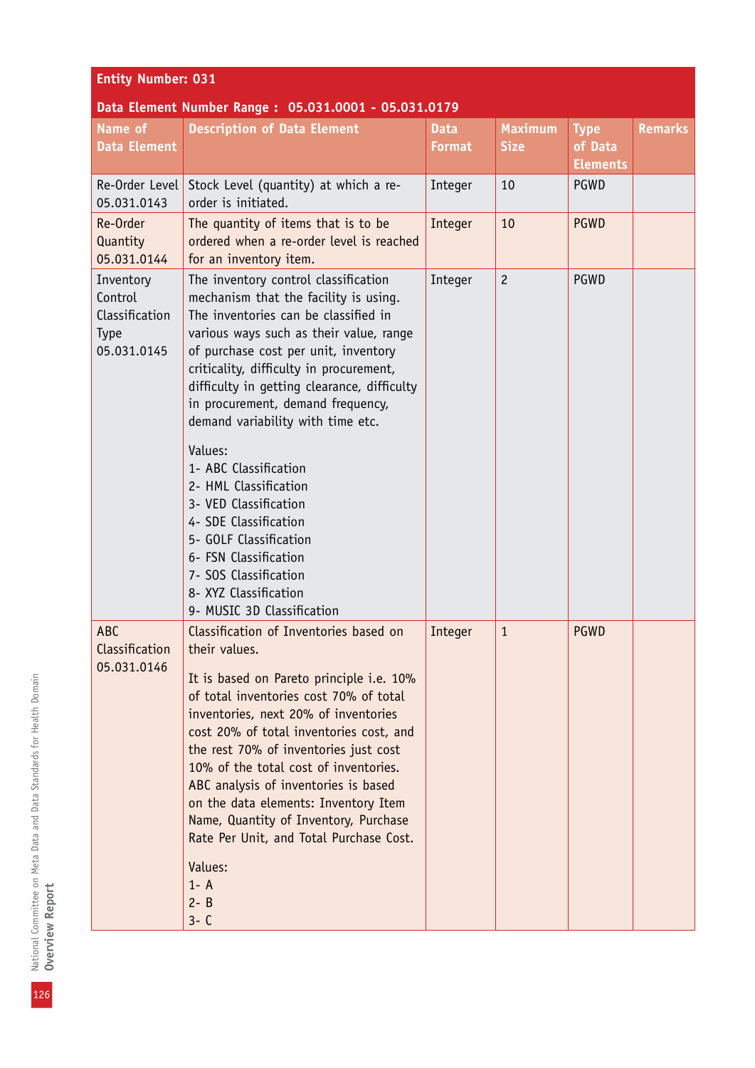**Entity Number: 031**

**Data Element Number Range : 05.031.0001 - 05.031.0179**

| Name of Data Element | Description of Data Element | Data Format | Maximum Size | Type of Data Elements | Remarks |
|---|---|---|---|---|---|
| Re-Order Level 05.031.0143 | Stock Level (quantity) at which a re-order is initiated. | Integer | 10 | PGWD | |
| Re-Order Quantity 05.031.0144 | The quantity of items that is to be ordered when a re-order level is reached for an inventory item. | Integer | 10 | PGWD | |
| Inventory Control Classification Type 05.031.0145 | The inventory control classification mechanism that the facility is using. The inventories can be classified in various ways such as their value, range of purchase cost per unit, inventory criticality, difficulty in procurement, difficulty in getting clearance, difficulty in procurement, demand frequency, demand variability with time etc.<br><br>Values:<br>1- ABC Classification<br>2- HML Classification<br>3- VED Classification<br>4- SDE Classification<br>5- GOLF Classification<br>6- FSN Classification<br>7- SOS Classification<br>8- XYZ Classification<br>9- MUSIC 3D Classification | Integer | 2 | PGWD | |
| ABC Classification 05.031.0146 | Classification of Inventories based on their values.<br><br>It is based on Pareto principle i.e. 10% of total inventories cost 70% of total inventories, next 20% of inventories cost 20% of total inventories cost, and the rest 70% of inventories just cost 10% of the total cost of inventories. ABC analysis of inventories is based on the data elements: Inventory Item Name, Quantity of Inventory, Purchase Rate Per Unit, and Total Purchase Cost.<br><br>Values:<br>1- A<br>2- B<br>3- C | Integer | 1 | PGWD | |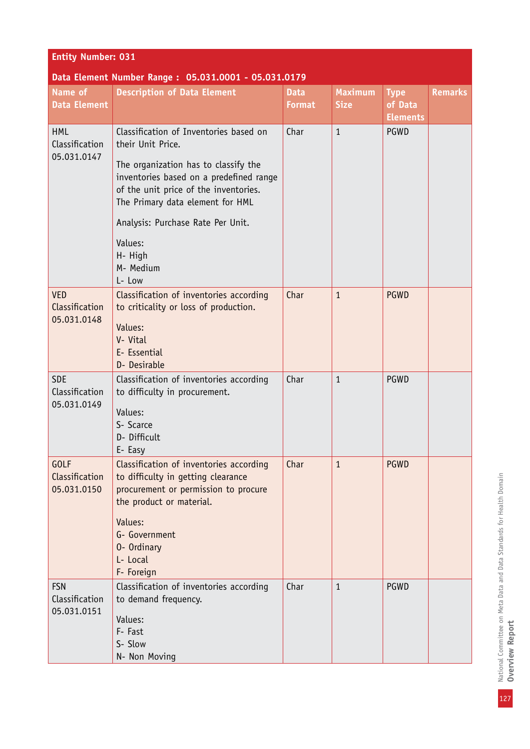**Entity Number: 031**

**Data Element Number Range : 05.031.0001 - 05.031.0179**

| Name of Data Element | Description of Data Element | Data Format | Maximum Size | Type of Data Elements | Remarks |
|---|---|---|---|---|---|
| HML Classification 05.031.0147 | Classification of Inventories based on their Unit Price.<br><br>The organization has to classify the inventories based on a predefined range of the unit price of the inventories. The Primary data element for HML<br><br>Analysis: Purchase Rate Per Unit.<br><br>Values:<br>H- High<br>M- Medium<br>L- Low | Char | 1 | PGWD | |
| VED Classification 05.031.0148 | Classification of inventories according to criticality or loss of production.<br><br>Values:<br>V- Vital<br>E- Essential<br>D- Desirable | Char | 1 | PGWD | |
| SDE Classification 05.031.0149 | Classification of inventories according to difficulty in procurement.<br><br>Values:<br>S- Scarce<br>D- Difficult<br>E- Easy | Char | 1 | PGWD | |
| GOLF Classification 05.031.0150 | Classification of inventories according to difficulty in getting clearance procurement or permission to procure the product or material.<br><br>Values:<br>G- Government<br>O- Ordinary<br>L- Local<br>F- Foreign | Char | 1 | PGWD | |
| FSN Classification 05.031.0151 | Classification of inventories according to demand frequency.<br><br>Values:<br>F- Fast<br>S- Slow<br>N- Non Moving | Char | 1 | PGWD | |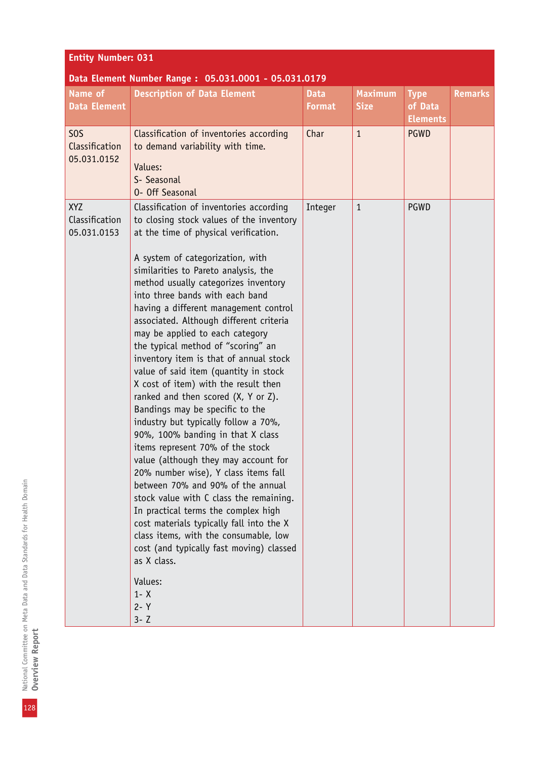**Entity Number: 031**

**Data Element Number Range : 05.031.0001 - 05.031.0179**

| Name of Data Element | Description of Data Element | Data Format | Maximum Size | Type of Data Elements | Remarks |
|---|---|---|---|---|---|
| SOS Classification 05.031.0152 | Classification of inventories according to demand variability with time.<br><br>Values:<br>S- Seasonal<br>O- Off Seasonal | Char | 1 | PGWD | |
| XYZ Classification 05.031.0153 | Classification of inventories according to closing stock values of the inventory at the time of physical verification.<br><br>A system of categorization, with similarities to Pareto analysis, the method usually categorizes inventory into three bands with each band having a different management control associated. Although different criteria may be applied to each category the typical method of "scoring" an inventory item is that of annual stock value of said item (quantity in stock X cost of item) with the result then ranked and then scored (X, Y or Z). Bandings may be specific to the industry but typically follow a 70%, 90%, 100% banding in that X class items represent 70% of the stock value (although they may account for 20% number wise), Y class items fall between 70% and 90% of the annual stock value with C class the remaining. In practical terms the complex high cost materials typically fall into the X class items, with the consumable, low cost (and typically fast moving) classed as X class.<br><br>Values:<br>1- X<br>2- Y<br>3- Z | Integer | 1 | PGWD | |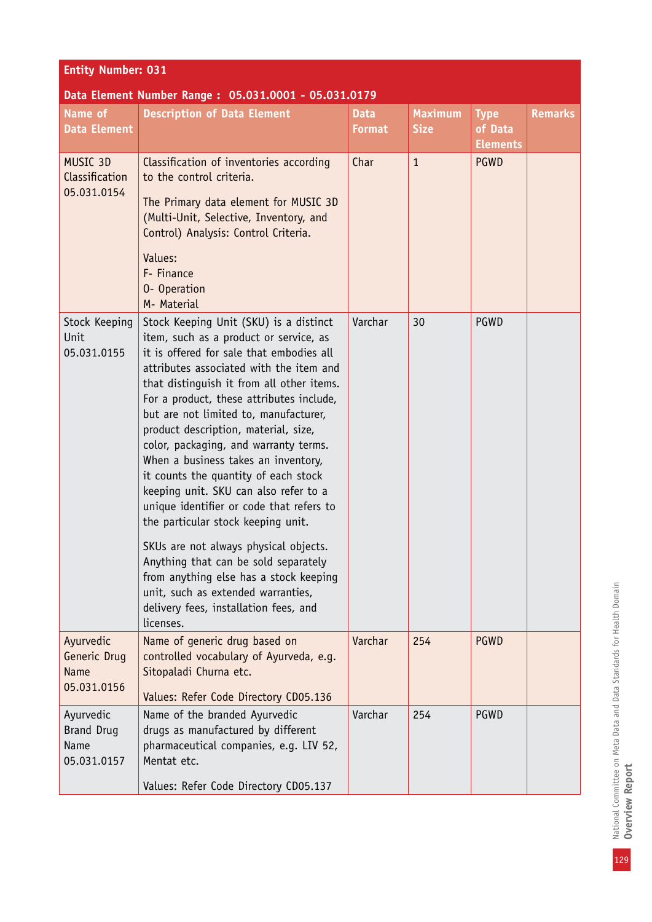**Entity Number: 031**

**Data Element Number Range : 05.031.0001 - 05.031.0179**

| Name of Data Element | Description of Data Element | Data Format | Maximum Size | Type of Data Elements | Remarks |
|---|---|---|---|---|---|
| MUSIC 3D Classification 05.031.0154 | Classification of inventories according to the control criteria. The Primary data element for MUSIC 3D (Multi-Unit, Selective, Inventory, and Control) Analysis: Control Criteria. Values: F- Finance O- Operation M- Material | Char | 1 | PGWD | |
| Stock Keeping Unit 05.031.0155 | Stock Keeping Unit (SKU) is a distinct item, such as a product or service, as it is offered for sale that embodies all attributes associated with the item and that distinguish it from all other items. For a product, these attributes include, but are not limited to, manufacturer, product description, material, size, color, packaging, and warranty terms. When a business takes an inventory, it counts the quantity of each stock keeping unit. SKU can also refer to a unique identifier or code that refers to the particular stock keeping unit. SKUs are not always physical objects. Anything that can be sold separately from anything else has a stock keeping unit, such as extended warranties, delivery fees, installation fees, and licenses. | Varchar | 30 | PGWD | |
| Ayurvedic Generic Drug Name 05.031.0156 | Name of generic drug based on controlled vocabulary of Ayurveda, e.g. Sitopaladi Churna etc. Values: Refer Code Directory CD05.136 | Varchar | 254 | PGWD | |
| Ayurvedic Brand Drug Name 05.031.0157 | Name of the branded Ayurvedic drugs as manufactured by different pharmaceutical companies, e.g. LIV 52, Mentat etc. Values: Refer Code Directory CD05.137 | Varchar | 254 | PGWD | |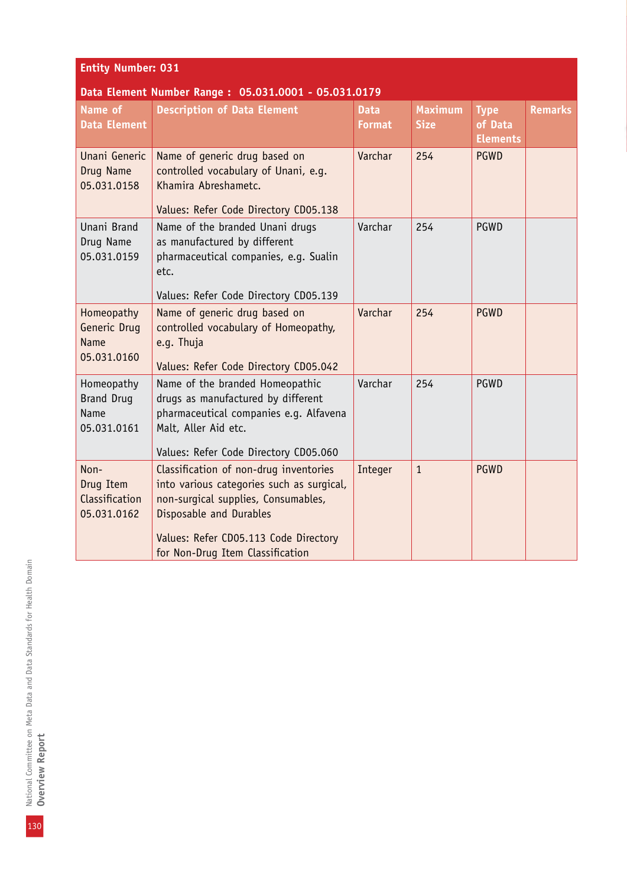**Entity Number: 031**

**Data Element Number Range : 05.031.0001 - 05.031.0179**

| Name of Data Element | Description of Data Element | Data Format | Maximum Size | Type of Data Elements | Remarks |
|---|---|---|---|---|---|
| Unani Generic Drug Name 05.031.0158 | Name of generic drug based on controlled vocabulary of Unani, e.g. Khamira Abreshametc.<br><br>Values: Refer Code Directory CD05.138 | Varchar | 254 | PGWD | |
| Unani Brand Drug Name 05.031.0159 | Name of the branded Unani drugs as manufactured by different pharmaceutical companies, e.g. Sualin etc.<br><br>Values: Refer Code Directory CD05.139 | Varchar | 254 | PGWD | |
| Homeopathy Generic Drug Name 05.031.0160 | Name of generic drug based on controlled vocabulary of Homeopathy, e.g. Thuja<br><br>Values: Refer Code Directory CD05.042 | Varchar | 254 | PGWD | |
| Homeopathy Brand Drug Name 05.031.0161 | Name of the branded Homeopathic drugs as manufactured by different pharmaceutical companies e.g. Alfavena Malt, Aller Aid etc.<br><br>Values: Refer Code Directory CD05.060 | Varchar | 254 | PGWD | |
| Non-Drug Item Classification 05.031.0162 | Classification of non-drug inventories into various categories such as surgical, non-surgical supplies, Consumables, Disposable and Durables<br><br>Values: Refer CD05.113 Code Directory for Non-Drug Item Classification | Integer | 1 | PGWD | |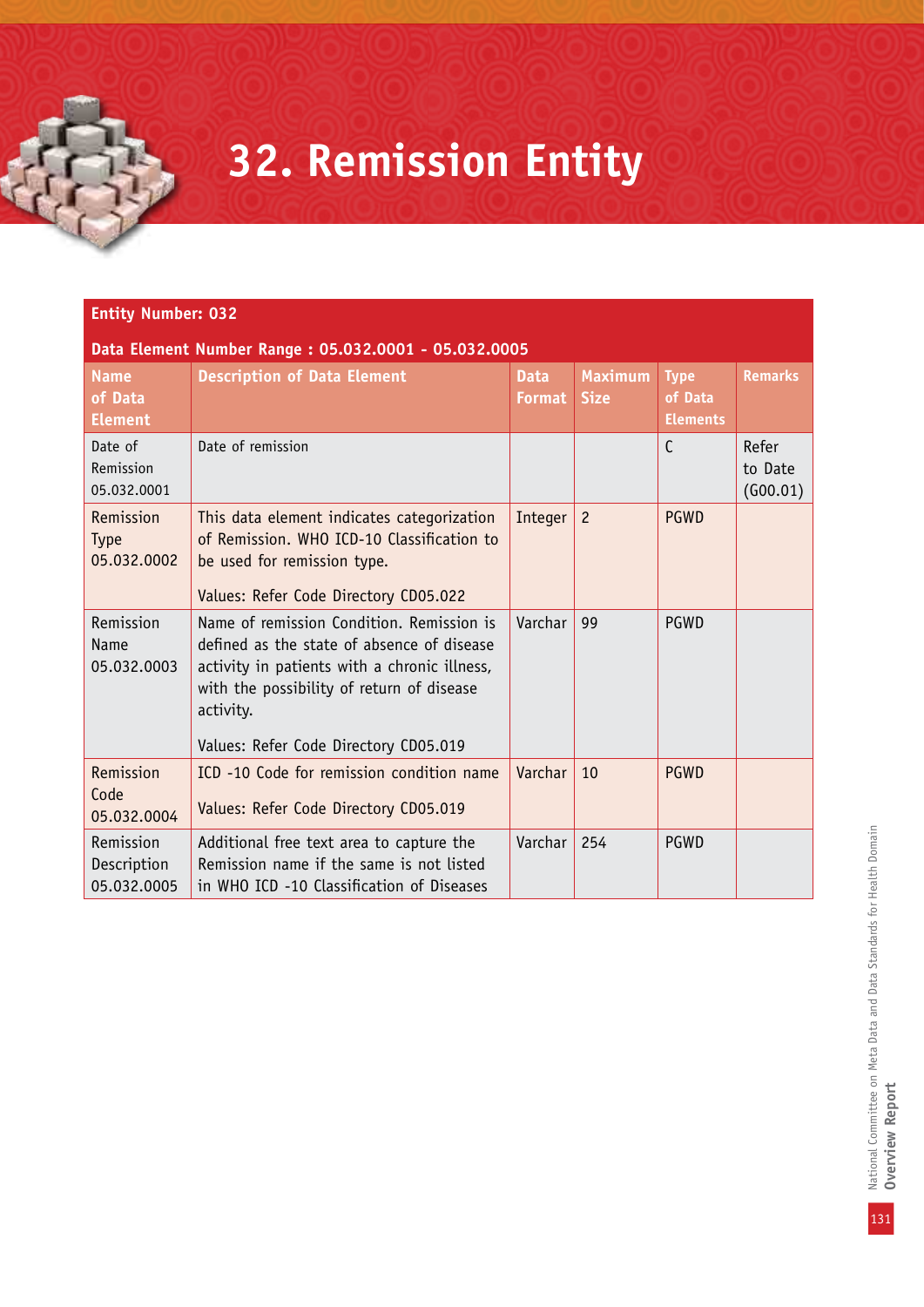# 32. Remission Entity

| Entity Number: 032 | | | | | |
|---|---|---|---|---|---|
| **Data Element Number Range : 05.032.0001 - 05.032.0005** | | | | | |
| **Name of Data Element** | **Description of Data Element** | **Data Format** | **Maximum Size** | **Type of Data Elements** | **Remarks** |
| Date of Remission 05.032.0001 | Date of remission | | | C | Refer to Date (G00.01) |
| Remission Type 05.032.0002 | This data element indicates categorization of Remission. WHO ICD-10 Classification to be used for remission type.<br><br>Values: Refer Code Directory CD05.022 | Integer | 2 | PGWD | |
| Remission Name 05.032.0003 | Name of remission Condition. Remission is defined as the state of absence of disease activity in patients with a chronic illness, with the possibility of return of disease activity.<br><br>Values: Refer Code Directory CD05.019 | Varchar | 99 | PGWD | |
| Remission Code 05.032.0004 | ICD -10 Code for remission condition name<br><br>Values: Refer Code Directory CD05.019 | Varchar | 10 | PGWD | |
| Remission Description 05.032.0005 | Additional free text area to capture the Remission name if the same is not listed in WHO ICD -10 Classification of Diseases | Varchar | 254 | PGWD | |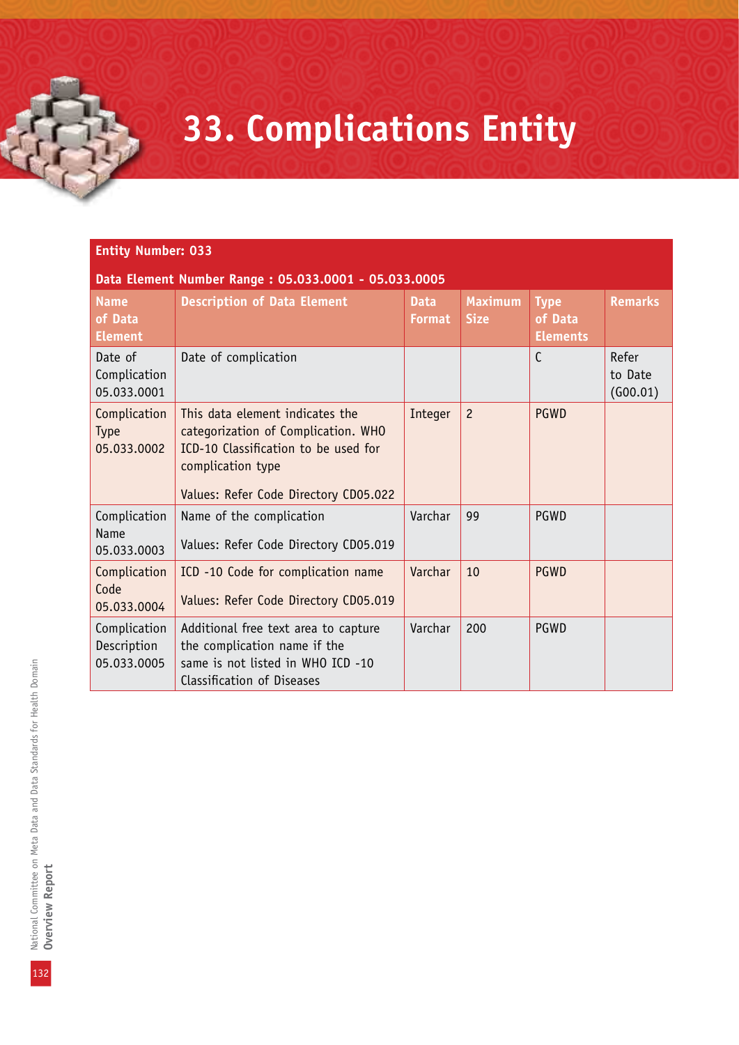# 33. Complications Entity

| Entity Number: 033 | | | | | |
|---|---|---|---|---|---|
| **Data Element Number Range : 05.033.0001 - 05.033.0005** | | | | | |
| **Name of Data Element** | **Description of Data Element** | **Data Format** | **Maximum Size** | **Type of Data Elements** | **Remarks** |
| Date of Complication 05.033.0001 | Date of complication | | | C | Refer to Date (G00.01) |
| Complication Type 05.033.0002 | This data element indicates the categorization of Complication. WHO ICD-10 Classification to be used for complication type<br><br>Values: Refer Code Directory CD05.022 | Integer | 2 | PGWD | |
| Complication Name 05.033.0003 | Name of the complication<br><br>Values: Refer Code Directory CD05.019 | Varchar | 99 | PGWD | |
| Complication Code 05.033.0004 | ICD -10 Code for complication name<br><br>Values: Refer Code Directory CD05.019 | Varchar | 10 | PGWD | |
| Complication Description 05.033.0005 | Additional free text area to capture the complication name if the same is not listed in WHO ICD -10 Classification of Diseases | Varchar | 200 | PGWD | |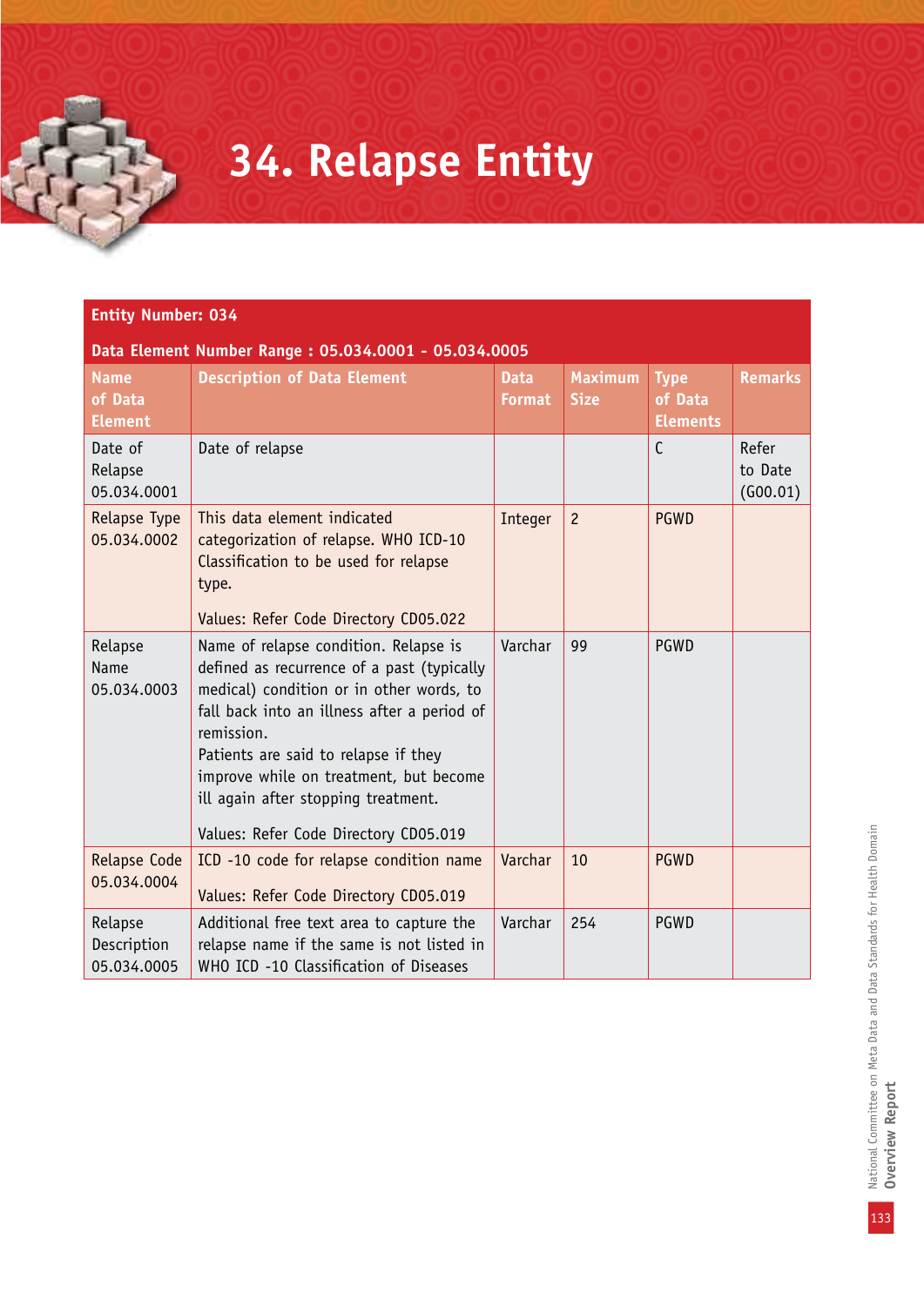# 34. Relapse Entity

| Entity Number: 034 | | | | | |
|---|---|---|---|---|---|
| **Data Element Number Range : 05.034.0001 - 05.034.0005** | | | | | |
| **Name of Data Element** | **Description of Data Element** | **Data Format** | **Maximum Size** | **Type of Data Elements** | **Remarks** |
| Date of Relapse 05.034.0001 | Date of relapse | | | C | Refer to Date (G00.01) |
| Relapse Type 05.034.0002 | This data element indicated categorization of relapse. WHO ICD-10 Classification to be used for relapse type.<br><br>Values: Refer Code Directory CD05.022 | Integer | 2 | PGWD | |
| Relapse Name 05.034.0003 | Name of relapse condition. Relapse is defined as recurrence of a past (typically medical) condition or in other words, to fall back into an illness after a period of remission.<br>Patients are said to relapse if they improve while on treatment, but become ill again after stopping treatment.<br><br>Values: Refer Code Directory CD05.019 | Varchar | 99 | PGWD | |
| Relapse Code 05.034.0004 | ICD -10 code for relapse condition name<br><br>Values: Refer Code Directory CD05.019 | Varchar | 10 | PGWD | |
| Relapse Description 05.034.0005 | Additional free text area to capture the relapse name if the same is not listed in WHO ICD -10 Classification of Diseases | Varchar | 254 | PGWD | |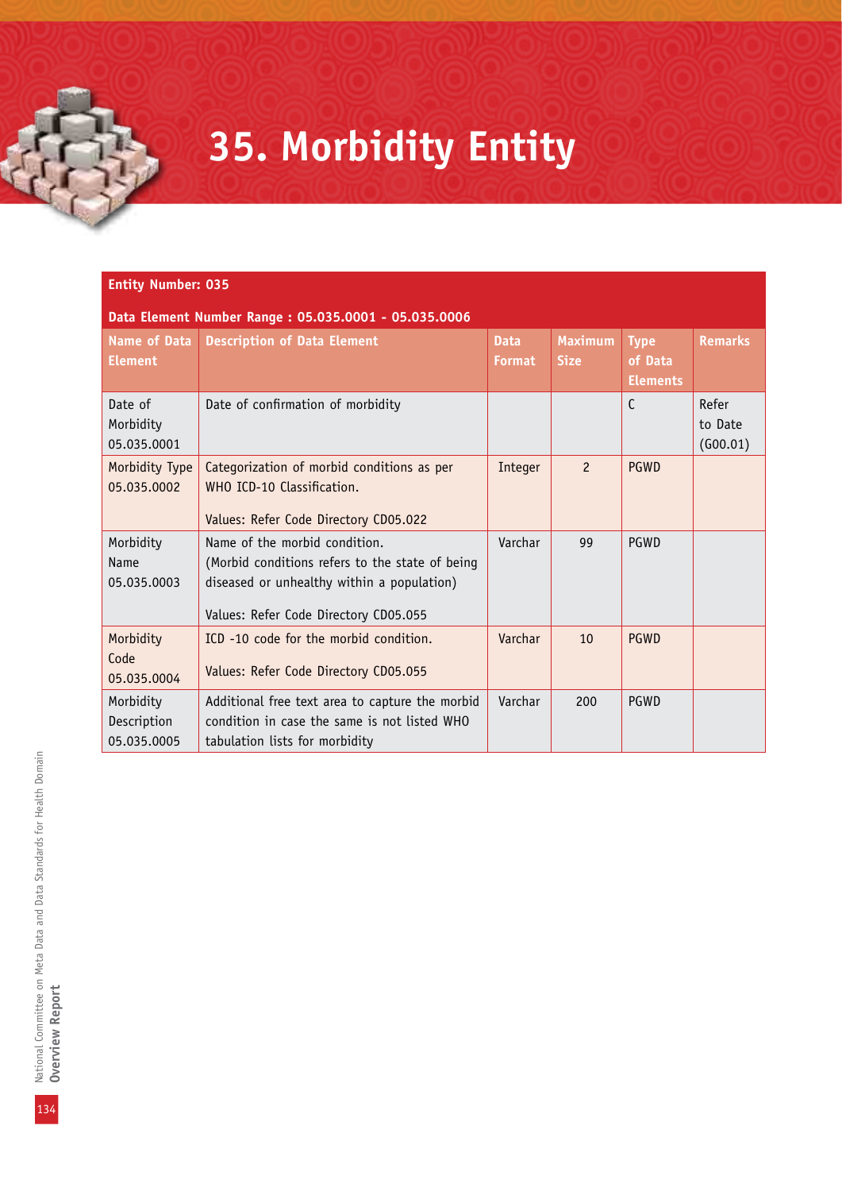# 35. Morbidity Entity

**Entity Number: 035**

**Data Element Number Range : 05.035.0001 - 05.035.0006**

| Name of Data Element | Description of Data Element | Data Format | Maximum Size | Type of Data Elements | Remarks |
|---|---|---|---|---|---|
| Date of Morbidity 05.035.0001 | Date of confirmation of morbidity | | | C | Refer to Date (G00.01) |
| Morbidity Type 05.035.0002 | Categorization of morbid conditions as per WHO ICD-10 Classification.<br><br>Values: Refer Code Directory CD05.022 | Integer | 2 | PGWD | |
| Morbidity Name 05.035.0003 | Name of the morbid condition. (Morbid conditions refers to the state of being diseased or unhealthy within a population)<br><br>Values: Refer Code Directory CD05.055 | Varchar | 99 | PGWD | |
| Morbidity Code 05.035.0004 | ICD -10 code for the morbid condition.<br><br>Values: Refer Code Directory CD05.055 | Varchar | 10 | PGWD | |
| Morbidity Description 05.035.0005 | Additional free text area to capture the morbid condition in case the same is not listed WHO tabulation lists for morbidity | Varchar | 200 | PGWD | |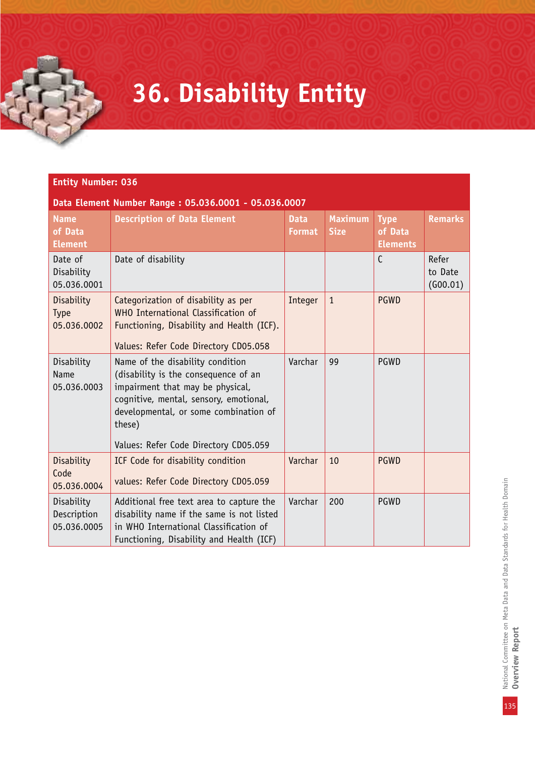# 36. Disability Entity

| Entity Number: 036 | | | | | |
|---|---|---|---|---|---|
| **Data Element Number Range : 05.036.0001 - 05.036.0007** | | | | | |
| **Name of Data Element** | **Description of Data Element** | **Data Format** | **Maximum Size** | **Type of Data Elements** | **Remarks** |
| Date of Disability 05.036.0001 | Date of disability | | | C | Refer to Date (G00.01) |
| Disability Type 05.036.0002 | Categorization of disability as per WHO International Classification of Functioning, Disability and Health (ICF).<br><br>Values: Refer Code Directory CD05.058 | Integer | 1 | PGWD | |
| Disability Name 05.036.0003 | Name of the disability condition (disability is the consequence of an impairment that may be physical, cognitive, mental, sensory, emotional, developmental, or some combination of these)<br><br>Values: Refer Code Directory CD05.059 | Varchar | 99 | PGWD | |
| Disability Code 05.036.0004 | ICF Code for disability condition<br><br>values: Refer Code Directory CD05.059 | Varchar | 10 | PGWD | |
| Disability Description 05.036.0005 | Additional free text area to capture the disability name if the same is not listed in WHO International Classification of Functioning, Disability and Health (ICF) | Varchar | 200 | PGWD | |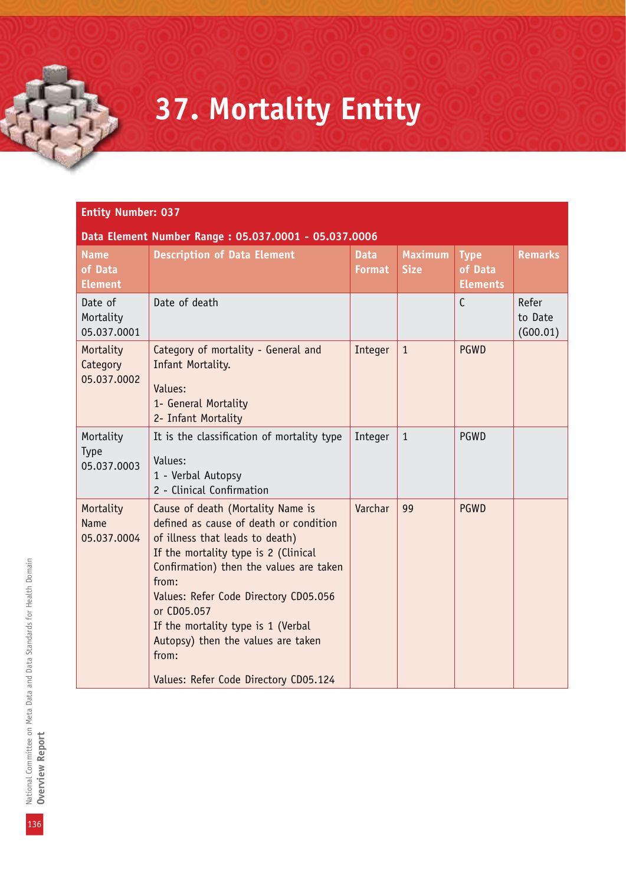# 37. Mortality Entity

**Entity Number: 037**

**Data Element Number Range : 05.037.0001 - 05.037.0006**

| Name of Data Element | Description of Data Element | Data Format | Maximum Size | Type of Data Elements | Remarks |
|---|---|---|---|---|---|
| Date of Mortality 05.037.0001 | Date of death | | | C | Refer to Date (G00.01) |
| Mortality Category 05.037.0002 | Category of mortality - General and Infant Mortality.<br><br>Values:<br>1- General Mortality<br>2- Infant Mortality | Integer | 1 | PGWD | |
| Mortality Type 05.037.0003 | It is the classification of mortality type<br><br>Values:<br>1 - Verbal Autopsy<br>2 - Clinical Confirmation | Integer | 1 | PGWD | |
| Mortality Name 05.037.0004 | Cause of death (Mortality Name is defined as cause of death or condition of illness that leads to death)<br>If the mortality type is 2 (Clinical Confirmation) then the values are taken from:<br>Values: Refer Code Directory CD05.056 or CD05.057<br>If the mortality type is 1 (Verbal Autopsy) then the values are taken from:<br><br>Values: Refer Code Directory CD05.124 | Varchar | 99 | PGWD | |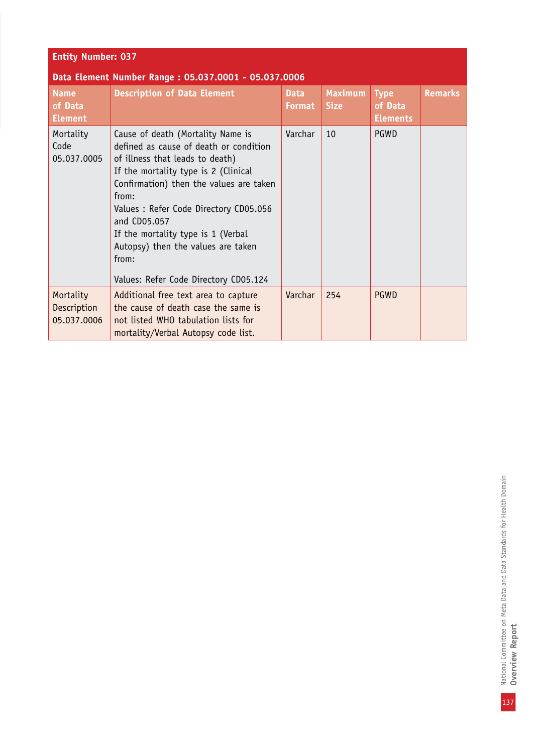**Entity Number: 037**

**Data Element Number Range : 05.037.0001 - 05.037.0006**

| Name of Data Element | Description of Data Element | Data Format | Maximum Size | Type of Data Elements | Remarks |
|---|---|---|---|---|---|
| Mortality Code 05.037.0005 | Cause of death (Mortality Name is defined as cause of death or condition of illness that leads to death) If the mortality type is 2 (Clinical Confirmation) then the values are taken from: Values : Refer Code Directory CD05.056 and CD05.057 If the mortality type is 1 (Verbal Autopsy) then the values are taken from: Values: Refer Code Directory CD05.124 | Varchar | 10 | PGWD | |
| Mortality Description 05.037.0006 | Additional free text area to capture the cause of death case the same is not listed WHO tabulation lists for mortality/Verbal Autopsy code list. | Varchar | 254 | PGWD | |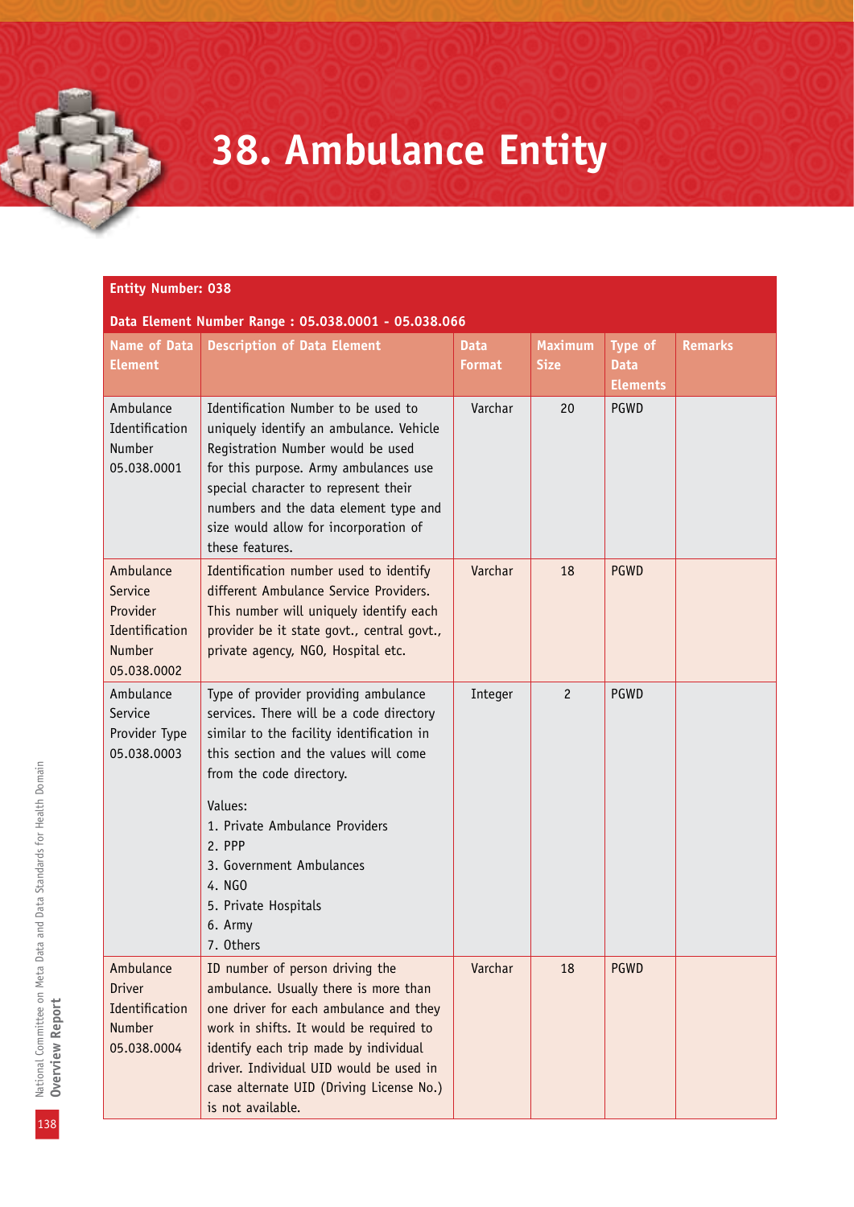# 38. Ambulance Entity

**Entity Number: 038**

**Data Element Number Range : 05.038.0001 - 05.038.066**

| Name of Data Element | Description of Data Element | Data Format | Maximum Size | Type of Data Elements | Remarks |
|---|---|---|---|---|---|
| Ambulance Identification Number 05.038.0001 | Identification Number to be used to uniquely identify an ambulance. Vehicle Registration Number would be used for this purpose. Army ambulances use special character to represent their numbers and the data element type and size would allow for incorporation of these features. | Varchar | 20 | PGWD | |
| Ambulance Service Provider Identification Number 05.038.0002 | Identification number used to identify different Ambulance Service Providers. This number will uniquely identify each provider be it state govt., central govt., private agency, NGO, Hospital etc. | Varchar | 18 | PGWD | |
| Ambulance Service Provider Type 05.038.0003 | Type of provider providing ambulance services. There will be a code directory similar to the facility identification in this section and the values will come from the code directory.<br><br>Values:<br>1. Private Ambulance Providers<br>2. PPP<br>3. Government Ambulances<br>4. NGO<br>5. Private Hospitals<br>6. Army<br>7. Others | Integer | 2 | PGWD | |
| Ambulance Driver Identification Number 05.038.0004 | ID number of person driving the ambulance. Usually there is more than one driver for each ambulance and they work in shifts. It would be required to identify each trip made by individual driver. Individual UID would be used in case alternate UID (Driving License No.) is not available. | Varchar | 18 | PGWD | |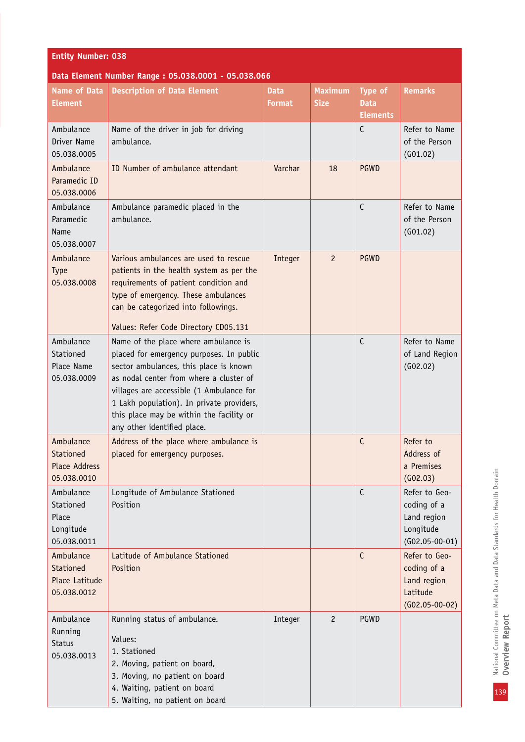**Entity Number: 038**

**Data Element Number Range : 05.038.0001 - 05.038.066**

| Name of Data Element | Description of Data Element | Data Format | Maximum Size | Type of Data Elements | Remarks |
|---|---|---|---|---|---|
| Ambulance Driver Name 05.038.0005 | Name of the driver in job for driving ambulance. | | | C | Refer to Name of the Person (G01.02) |
| Ambulance Paramedic ID 05.038.0006 | ID Number of ambulance attendant | Varchar | 18 | PGWD | |
| Ambulance Paramedic Name 05.038.0007 | Ambulance paramedic placed in the ambulance. | | | C | Refer to Name of the Person (G01.02) |
| Ambulance Type 05.038.0008 | Various ambulances are used to rescue patients in the health system as per the requirements of patient condition and type of emergency. These ambulances can be categorized into followings.<br><br>Values: Refer Code Directory CD05.131 | Integer | 2 | PGWD | |
| Ambulance Stationed Place Name 05.038.0009 | Name of the place where ambulance is placed for emergency purposes. In public sector ambulances, this place is known as nodal center from where a cluster of villages are accessible (1 Ambulance for 1 Lakh population). In private providers, this place may be within the facility or any other identified place. | | | C | Refer to Name of Land Region (G02.02) |
| Ambulance Stationed Place Address 05.038.0010 | Address of the place where ambulance is placed for emergency purposes. | | | C | Refer to Address of a Premises (G02.03) |
| Ambulance Stationed Place Longitude 05.038.0011 | Longitude of Ambulance Stationed Position | | | C | Refer to Geo-coding of a Land region Longitude (G02.05-00-01) |
| Ambulance Stationed Place Latitude 05.038.0012 | Latitude of Ambulance Stationed Position | | | C | Refer to Geo-coding of a Land region Latitude (G02.05-00-02) |
| Ambulance Running Status 05.038.0013 | Running status of ambulance.<br><br>Values:<br>1. Stationed<br>2. Moving, patient on board,<br>3. Moving, no patient on board<br>4. Waiting, patient on board<br>5. Waiting, no patient on board | Integer | 2 | PGWD | |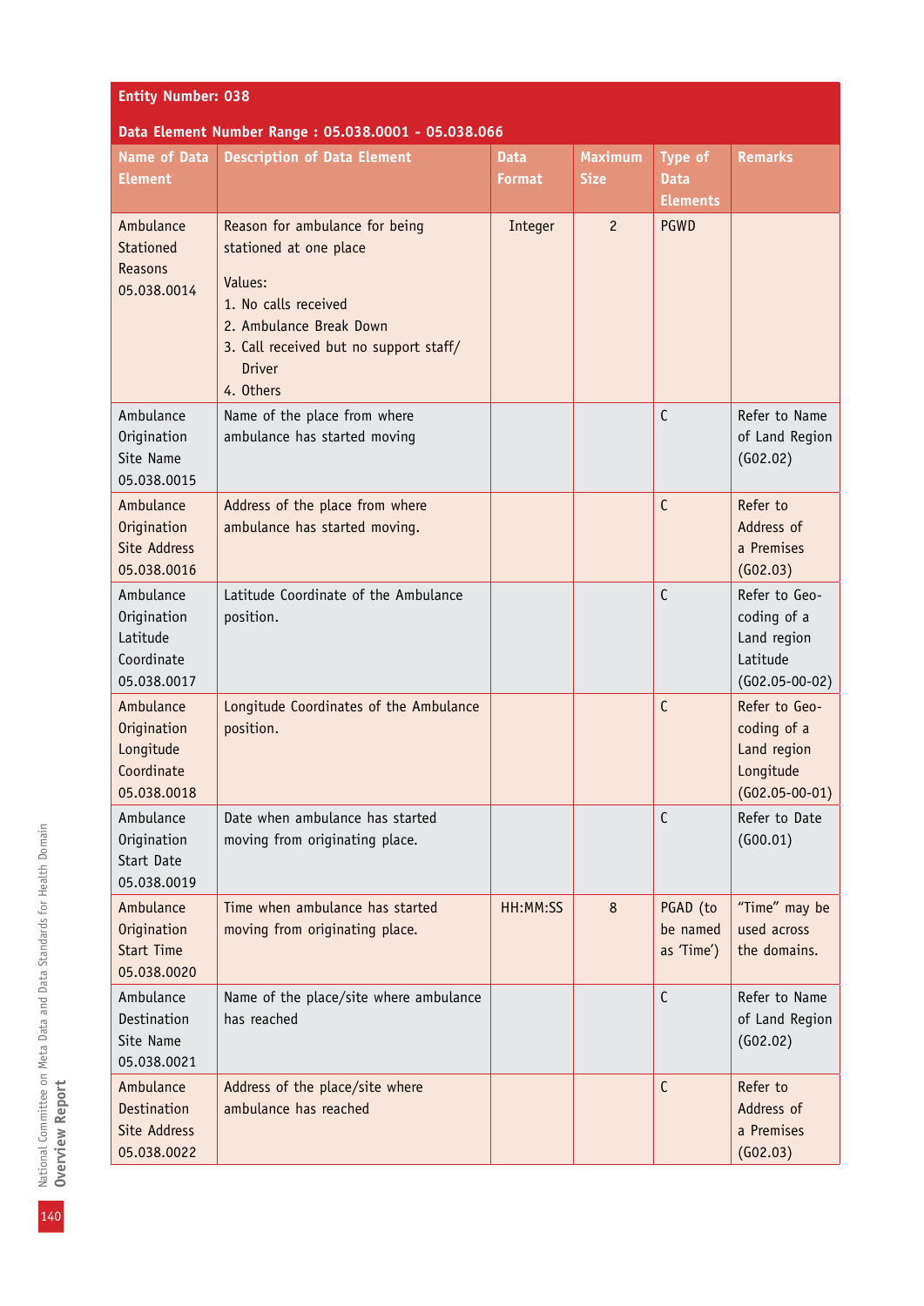**Entity Number: 038**

**Data Element Number Range : 05.038.0001 - 05.038.066**

| Name of Data Element | Description of Data Element | Data Format | Maximum Size | Type of Data Elements | Remarks |
|---|---|---|---|---|---|
| Ambulance Stationed Reasons 05.038.0014 | Reason for ambulance for being stationed at one place<br><br>Values:<br>1. No calls received<br>2. Ambulance Break Down<br>3. Call received but no support staff/ Driver<br>4. Others | Integer | 2 | PGWD | |
| Ambulance Origination Site Name 05.038.0015 | Name of the place from where ambulance has started moving | | | C | Refer to Name of Land Region (G02.02) |
| Ambulance Origination Site Address 05.038.0016 | Address of the place from where ambulance has started moving. | | | C | Refer to Address of a Premises (G02.03) |
| Ambulance Origination Latitude Coordinate 05.038.0017 | Latitude Coordinate of the Ambulance position. | | | C | Refer to Geo-coding of a Land region Latitude (G02.05-00-02) |
| Ambulance Origination Longitude Coordinate 05.038.0018 | Longitude Coordinates of the Ambulance position. | | | C | Refer to Geo-coding of a Land region Longitude (G02.05-00-01) |
| Ambulance Origination Start Date 05.038.0019 | Date when ambulance has started moving from originating place. | | | C | Refer to Date (G00.01) |
| Ambulance Origination Start Time 05.038.0020 | Time when ambulance has started moving from originating place. | HH:MM:SS | 8 | PGAD (to be named as 'Time') | "Time" may be used across the domains. |
| Ambulance Destination Site Name 05.038.0021 | Name of the place/site where ambulance has reached | | | C | Refer to Name of Land Region (G02.02) |
| Ambulance Destination Site Address 05.038.0022 | Address of the place/site where ambulance has reached | | | C | Refer to Address of a Premises (G02.03) |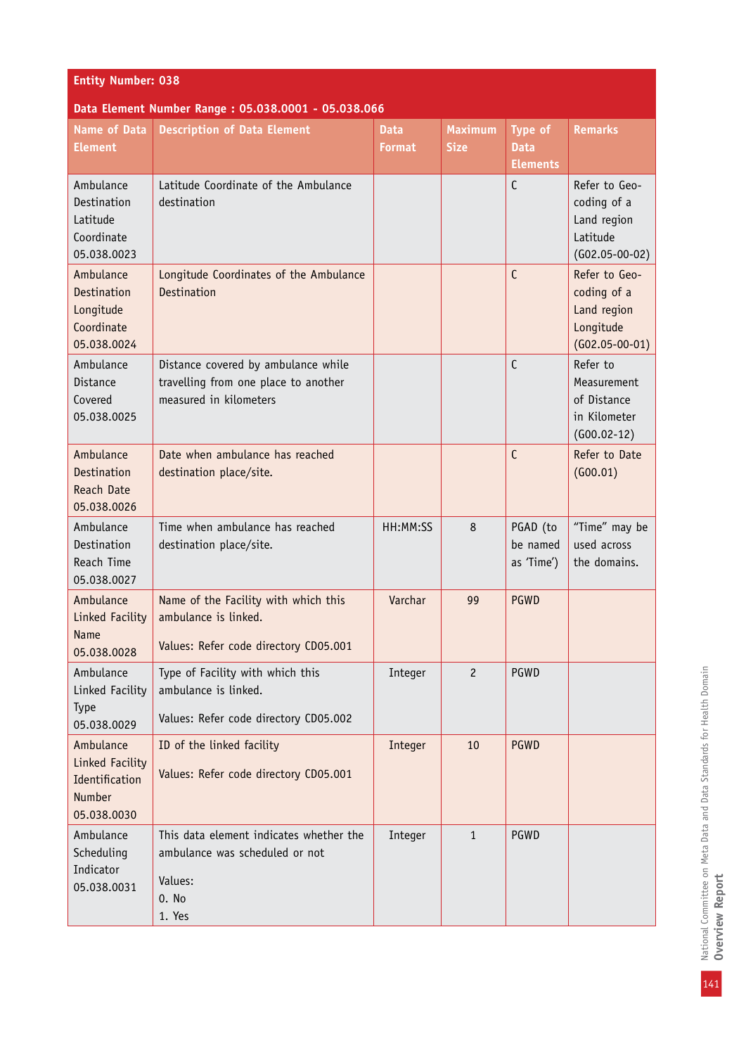**Entity Number: 038**

**Data Element Number Range : 05.038.0001 - 05.038.066**

| Name of Data Element | Description of Data Element | Data Format | Maximum Size | Type of Data Elements | Remarks |
|---|---|---|---|---|---|
| Ambulance Destination Latitude Coordinate 05.038.0023 | Latitude Coordinate of the Ambulance destination | | | C | Refer to Geo-coding of a Land region Latitude (G02.05-00-02) |
| Ambulance Destination Longitude Coordinate 05.038.0024 | Longitude Coordinates of the Ambulance Destination | | | C | Refer to Geo-coding of a Land region Longitude (G02.05-00-01) |
| Ambulance Distance Covered 05.038.0025 | Distance covered by ambulance while travelling from one place to another measured in kilometers | | | C | Refer to Measurement of Distance in Kilometer (G00.02-12) |
| Ambulance Destination Reach Date 05.038.0026 | Date when ambulance has reached destination place/site. | | | C | Refer to Date (G00.01) |
| Ambulance Destination Reach Time 05.038.0027 | Time when ambulance has reached destination place/site. | HH:MM:SS | 8 | PGAD (to be named as 'Time') | "Time" may be used across the domains. |
| Ambulance Linked Facility Name 05.038.0028 | Name of the Facility with which this ambulance is linked.<br><br>Values: Refer code directory CD05.001 | Varchar | 99 | PGWD | |
| Ambulance Linked Facility Type 05.038.0029 | Type of Facility with which this ambulance is linked.<br><br>Values: Refer code directory CD05.002 | Integer | 2 | PGWD | |
| Ambulance Linked Facility Identification Number 05.038.0030 | ID of the linked facility<br><br>Values: Refer code directory CD05.001 | Integer | 10 | PGWD | |
| Ambulance Scheduling Indicator 05.038.0031 | This data element indicates whether the ambulance was scheduled or not<br><br>Values:<br>0. No<br>1. Yes | Integer | 1 | PGWD | |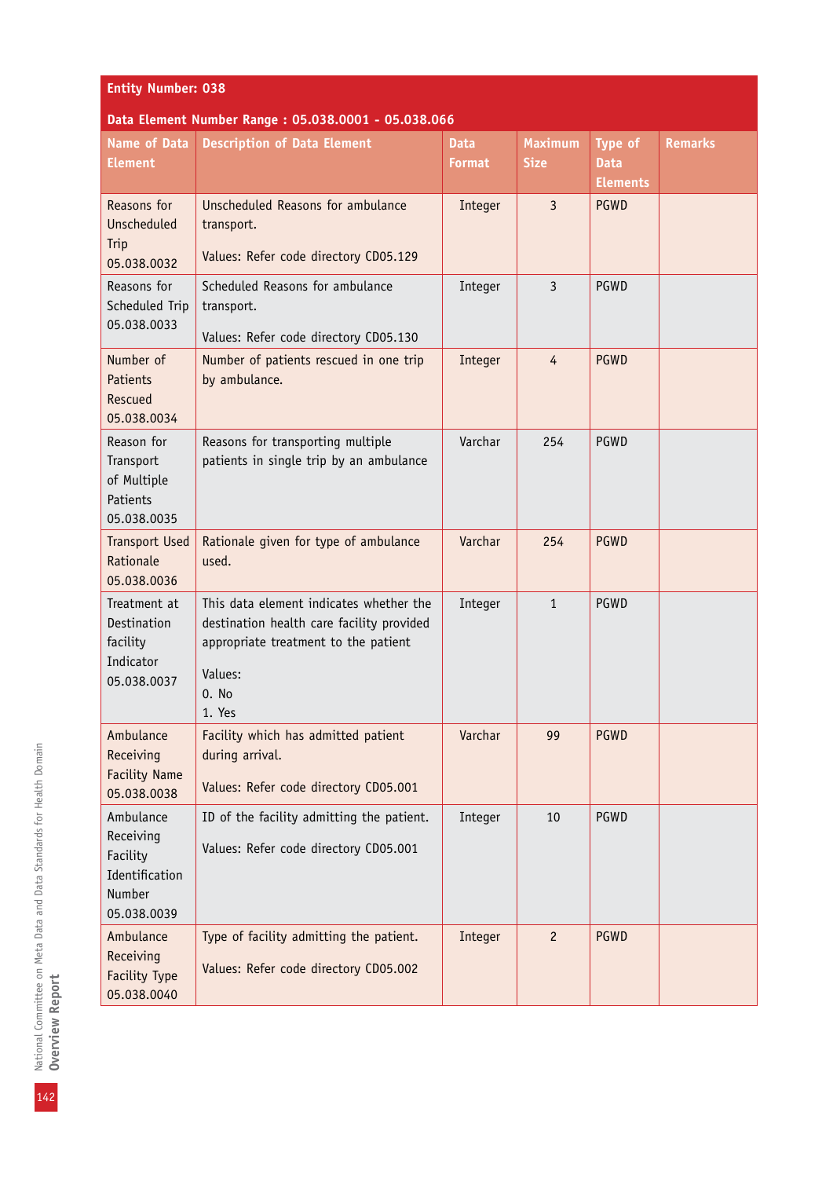**Entity Number: 038**

**Data Element Number Range : 05.038.0001 - 05.038.066**

| Name of Data Element | Description of Data Element | Data Format | Maximum Size | Type of Data Elements | Remarks |
|---|---|---|---|---|---|
| Reasons for Unscheduled Trip 05.038.0032 | Unscheduled Reasons for ambulance transport.<br><br>Values: Refer code directory CD05.129 | Integer | 3 | PGWD | |
| Reasons for Scheduled Trip 05.038.0033 | Scheduled Reasons for ambulance transport.<br><br>Values: Refer code directory CD05.130 | Integer | 3 | PGWD | |
| Number of Patients Rescued 05.038.0034 | Number of patients rescued in one trip by ambulance. | Integer | 4 | PGWD | |
| Reason for Transport of Multiple Patients 05.038.0035 | Reasons for transporting multiple patients in single trip by an ambulance | Varchar | 254 | PGWD | |
| Transport Used Rationale 05.038.0036 | Rationale given for type of ambulance used. | Varchar | 254 | PGWD | |
| Treatment at Destination facility Indicator 05.038.0037 | This data element indicates whether the destination health care facility provided appropriate treatment to the patient<br><br>Values:<br>0. No<br>1. Yes | Integer | 1 | PGWD | |
| Ambulance Receiving Facility Name 05.038.0038 | Facility which has admitted patient during arrival.<br><br>Values: Refer code directory CD05.001 | Varchar | 99 | PGWD | |
| Ambulance Receiving Facility Identification Number 05.038.0039 | ID of the facility admitting the patient.<br><br>Values: Refer code directory CD05.001 | Integer | 10 | PGWD | |
| Ambulance Receiving Facility Type 05.038.0040 | Type of facility admitting the patient.<br><br>Values: Refer code directory CD05.002 | Integer | 2 | PGWD | |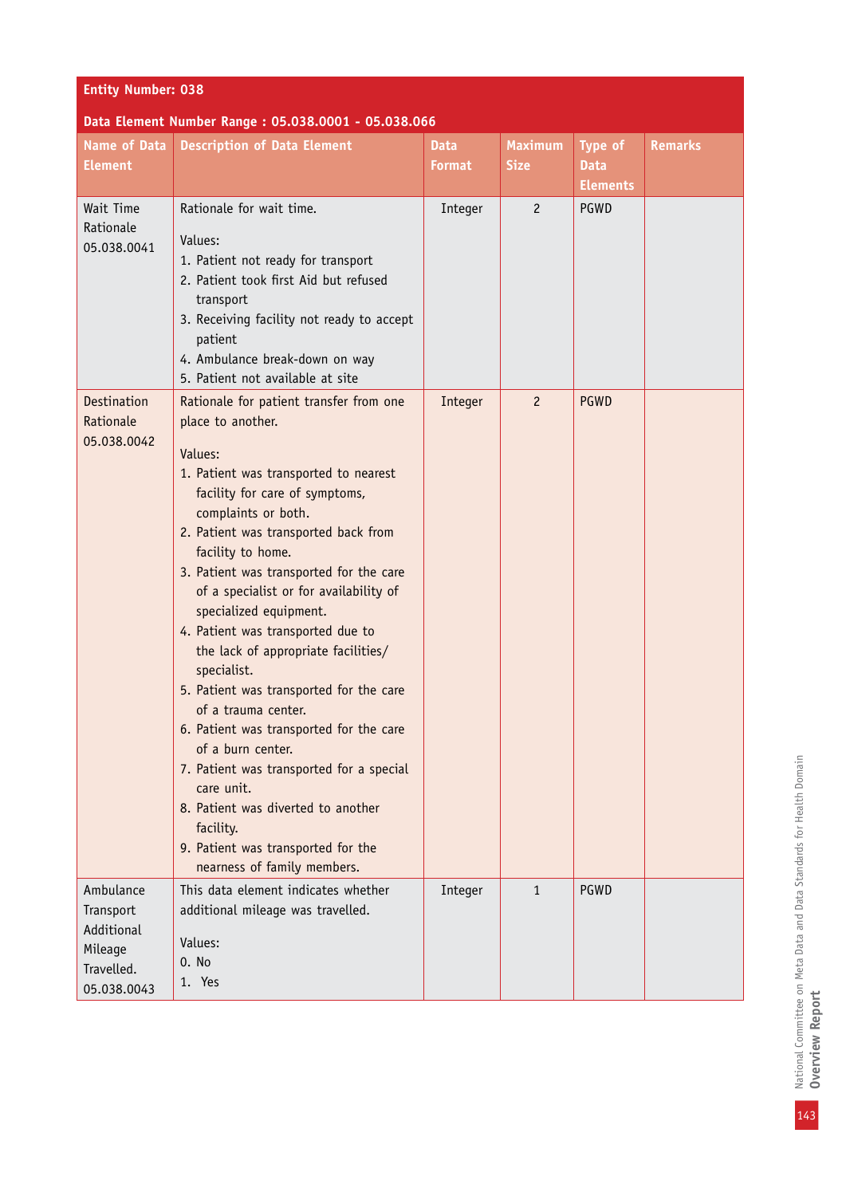| Entity Number: 038 | | | | | |
|---|---|---|---|---|---|
| **Data Element Number Range : 05.038.0001 - 05.038.066** | | | | | |
| **Name of Data Element** | **Description of Data Element** | **Data Format** | **Maximum Size** | **Type of Data Elements** | **Remarks** |
| Wait Time Rationale 05.038.0041 | Rationale for wait time.<br><br>Values:<br>1. Patient not ready for transport<br>2. Patient took first Aid but refused transport<br>3. Receiving facility not ready to accept patient<br>4. Ambulance break-down on way<br>5. Patient not available at site | Integer | 2 | PGWD | |
| Destination Rationale 05.038.0042 | Rationale for patient transfer from one place to another.<br><br>Values:<br>1. Patient was transported to nearest facility for care of symptoms, complaints or both.<br>2. Patient was transported back from facility to home.<br>3. Patient was transported for the care of a specialist or for availability of specialized equipment.<br>4. Patient was transported due to the lack of appropriate facilities/ specialist.<br>5. Patient was transported for the care of a trauma center.<br>6. Patient was transported for the care of a burn center.<br>7. Patient was transported for a special care unit.<br>8. Patient was diverted to another facility.<br>9. Patient was transported for the nearness of family members. | Integer | 2 | PGWD | |
| Ambulance Transport Additional Mileage Travelled. 05.038.0043 | This data element indicates whether additional mileage was travelled.<br><br>Values:<br>0. No<br>1. Yes | Integer | 1 | PGWD | |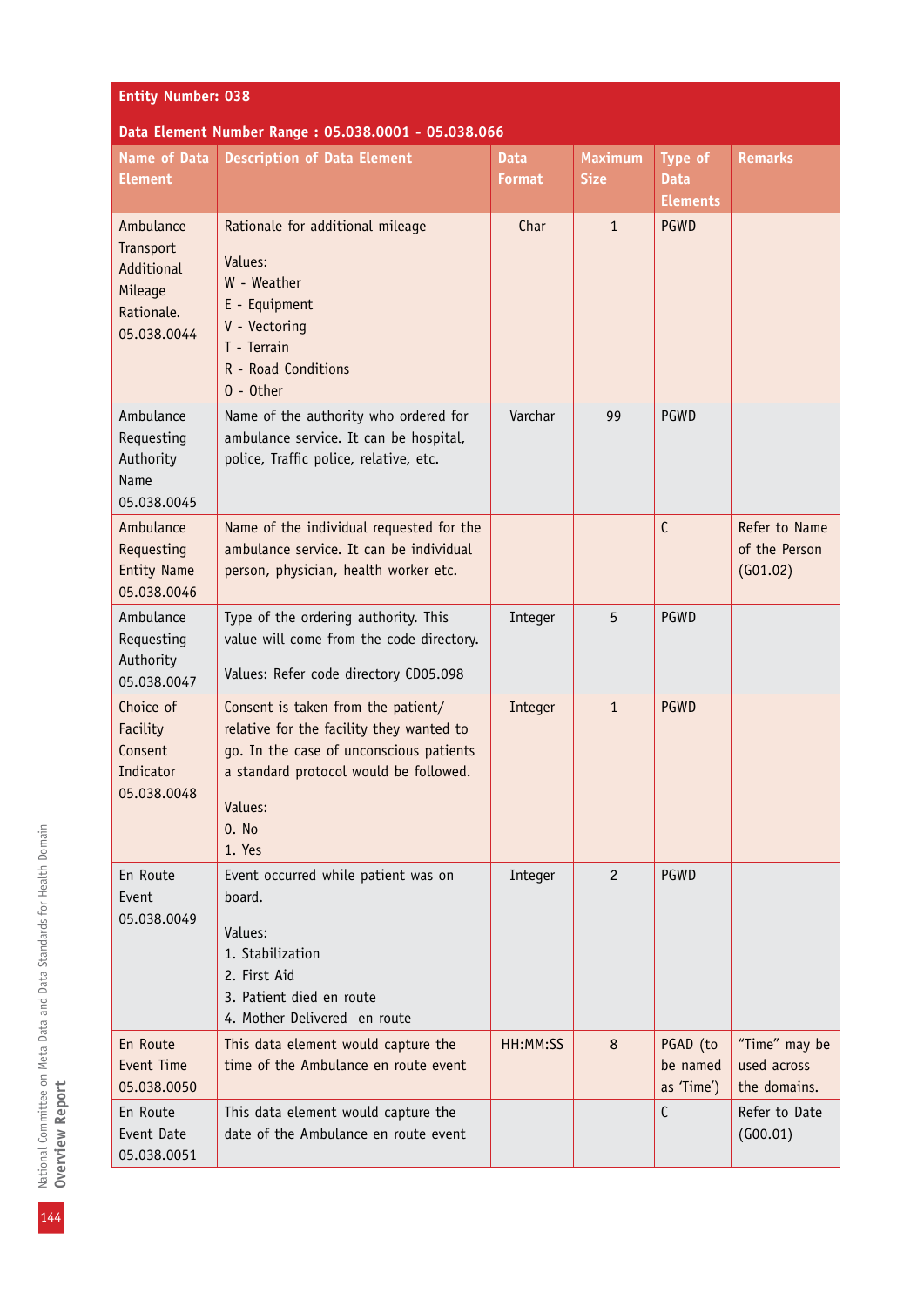**Entity Number: 038**

**Data Element Number Range : 05.038.0001 - 05.038.066**

| Name of Data Element | Description of Data Element | Data Format | Maximum Size | Type of Data Elements | Remarks |
|---|---|---|---|---|---|
| Ambulance Transport Additional Mileage Rationale. 05.038.0044 | Rationale for additional mileage<br><br>Values:<br>W - Weather<br>E - Equipment<br>V - Vectoring<br>T - Terrain<br>R - Road Conditions<br>O - Other | Char | 1 | PGWD | |
| Ambulance Requesting Authority Name 05.038.0045 | Name of the authority who ordered for ambulance service. It can be hospital, police, Traffic police, relative, etc. | Varchar | 99 | PGWD | |
| Ambulance Requesting Entity Name 05.038.0046 | Name of the individual requested for the ambulance service. It can be individual person, physician, health worker etc. | | | C | Refer to Name of the Person (G01.02) |
| Ambulance Requesting Authority 05.038.0047 | Type of the ordering authority. This value will come from the code directory.<br><br>Values: Refer code directory CD05.098 | Integer | 5 | PGWD | |
| Choice of Facility Consent Indicator 05.038.0048 | Consent is taken from the patient/ relative for the facility they wanted to go. In the case of unconscious patients a standard protocol would be followed.<br><br>Values:<br>0. No<br>1. Yes | Integer | 1 | PGWD | |
| En Route Event 05.038.0049 | Event occurred while patient was on board.<br><br>Values:<br>1. Stabilization<br>2. First Aid<br>3. Patient died en route<br>4. Mother Delivered en route | Integer | 2 | PGWD | |
| En Route Event Time 05.038.0050 | This data element would capture the time of the Ambulance en route event | HH:MM:SS | 8 | PGAD (to be named as 'Time') | "Time" may be used across the domains. |
| En Route Event Date 05.038.0051 | This data element would capture the date of the Ambulance en route event | | | C | Refer to Date (G00.01) |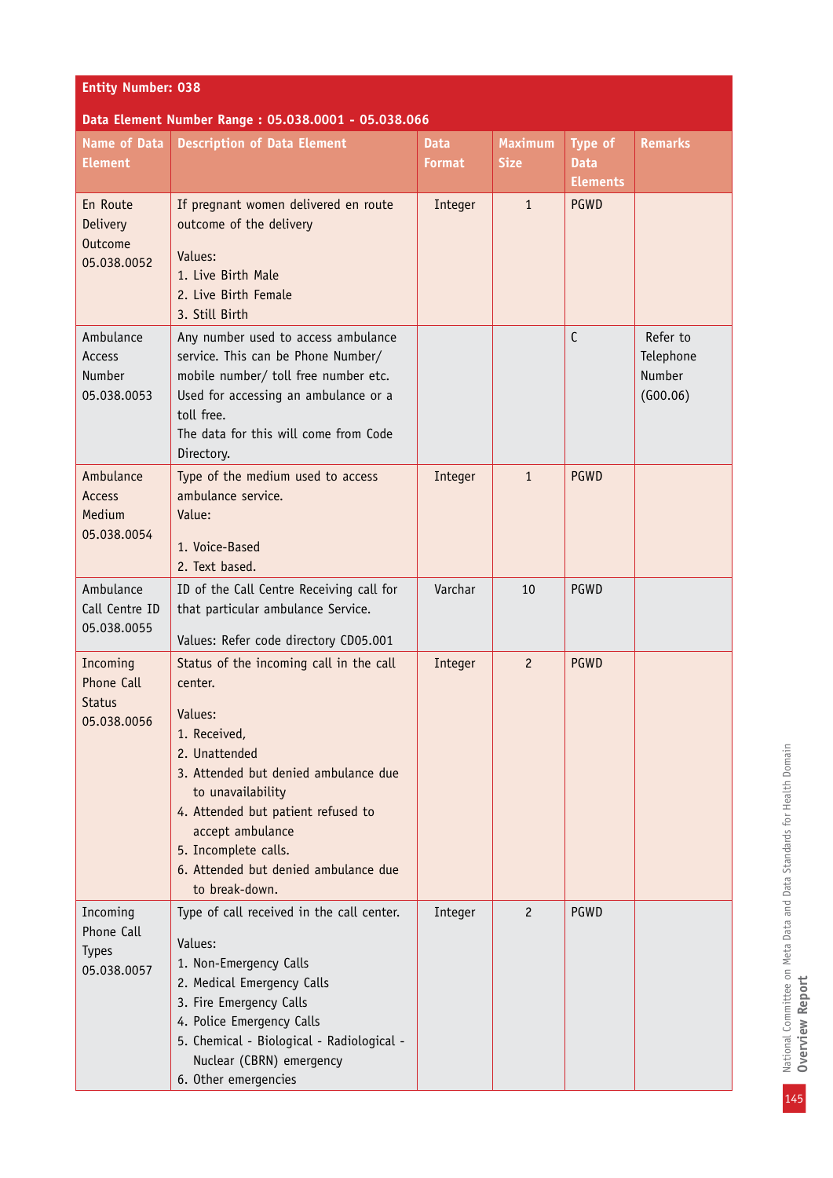**Entity Number: 038**

**Data Element Number Range : 05.038.0001 - 05.038.066**

| Name of Data Element | Description of Data Element | Data Format | Maximum Size | Type of Data Elements | Remarks |
|---|---|---|---|---|---|
| En Route Delivery Outcome 05.038.0052 | If pregnant women delivered en route outcome of the delivery<br><br>Values:<br>1. Live Birth Male<br>2. Live Birth Female<br>3. Still Birth | Integer | 1 | PGWD | |
| Ambulance Access Number 05.038.0053 | Any number used to access ambulance service. This can be Phone Number/ mobile number/ toll free number etc. Used for accessing an ambulance or a toll free.<br>The data for this will come from Code Directory. | | | C | Refer to Telephone Number (G00.06) |
| Ambulance Access Medium 05.038.0054 | Type of the medium used to access ambulance service.<br>Value:<br><br>1. Voice-Based<br>2. Text based. | Integer | 1 | PGWD | |
| Ambulance Call Centre ID 05.038.0055 | ID of the Call Centre Receiving call for that particular ambulance Service.<br><br>Values: Refer code directory CD05.001 | Varchar | 10 | PGWD | |
| Incoming Phone Call Status 05.038.0056 | Status of the incoming call in the call center.<br><br>Values:<br>1. Received,<br>2. Unattended<br>3. Attended but denied ambulance due to unavailability<br>4. Attended but patient refused to accept ambulance<br>5. Incomplete calls.<br>6. Attended but denied ambulance due to break-down. | Integer | 2 | PGWD | |
| Incoming Phone Call Types 05.038.0057 | Type of call received in the call center.<br><br>Values:<br>1. Non-Emergency Calls<br>2. Medical Emergency Calls<br>3. Fire Emergency Calls<br>4. Police Emergency Calls<br>5. Chemical - Biological - Radiological - Nuclear (CBRN) emergency<br>6. Other emergencies | Integer | 2 | PGWD | |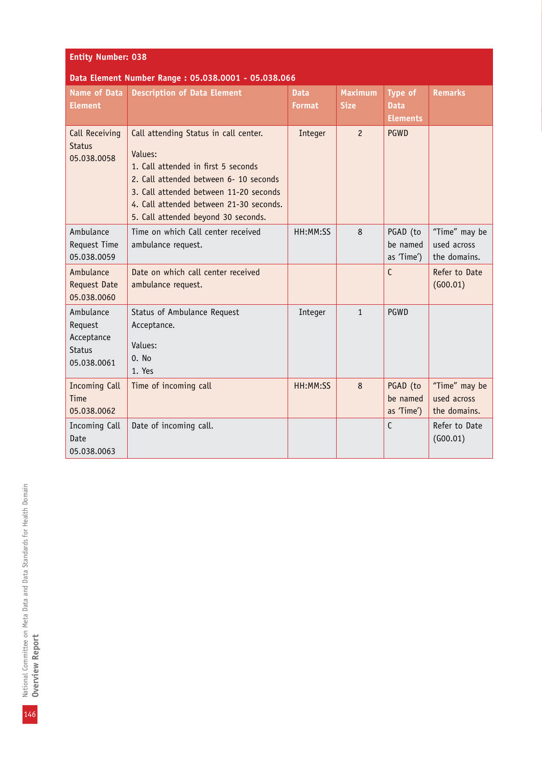**Entity Number: 038**

**Data Element Number Range : 05.038.0001 - 05.038.066**

| Name of Data Element | Description of Data Element | Data Format | Maximum Size | Type of Data Elements | Remarks |
|---|---|---|---|---|---|
| Call Receiving Status 05.038.0058 | Call attending Status in call center.<br><br>Values:<br>1. Call attended in first 5 seconds<br>2. Call attended between 6- 10 seconds<br>3. Call attended between 11-20 seconds<br>4. Call attended between 21-30 seconds.<br>5. Call attended beyond 30 seconds. | Integer | 2 | PGWD | |
| Ambulance Request Time 05.038.0059 | Time on which Call center received ambulance request. | HH:MM:SS | 8 | PGAD (to be named as 'Time') | "Time" may be used across the domains. |
| Ambulance Request Date 05.038.0060 | Date on which call center received ambulance request. | | | C | Refer to Date (G00.01) |
| Ambulance Request Acceptance Status 05.038.0061 | Status of Ambulance Request Acceptance.<br><br>Values:<br>0. No<br>1. Yes | Integer | 1 | PGWD | |
| Incoming Call Time 05.038.0062 | Time of incoming call | HH:MM:SS | 8 | PGAD (to be named as 'Time') | "Time" may be used across the domains. |
| Incoming Call Date 05.038.0063 | Date of incoming call. | | | C | Refer to Date (G00.01) |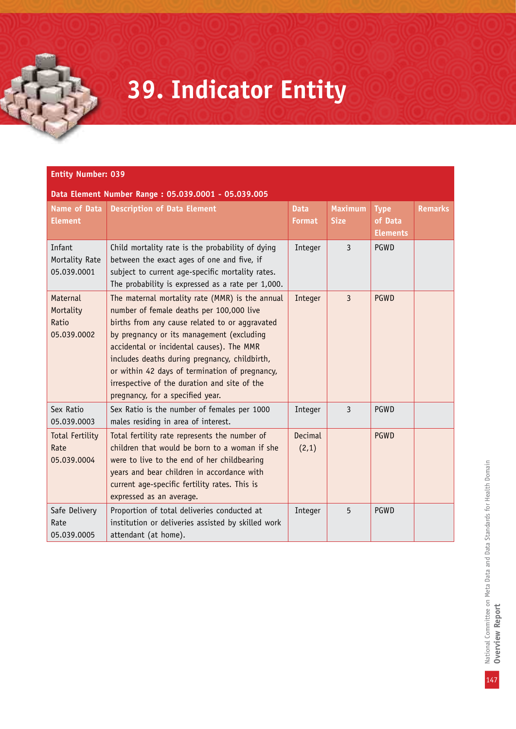# 39. Indicator Entity

| Entity Number: 039 | | | | | |
|---|---|---|---|---|---|
| **Data Element Number Range : 05.039.0001 - 05.039.005** | | | | | |
| **Name of Data Element** | **Description of Data Element** | **Data Format** | **Maximum Size** | **Type of Data Elements** | **Remarks** |
| Infant Mortality Rate 05.039.0001 | Child mortality rate is the probability of dying between the exact ages of one and five, if subject to current age-specific mortality rates. The probability is expressed as a rate per 1,000. | Integer | 3 | PGWD | |
| Maternal Mortality Ratio 05.039.0002 | The maternal mortality rate (MMR) is the annual number of female deaths per 100,000 live births from any cause related to or aggravated by pregnancy or its management (excluding accidental or incidental causes). The MMR includes deaths during pregnancy, childbirth, or within 42 days of termination of pregnancy, irrespective of the duration and site of the pregnancy, for a specified year. | Integer | 3 | PGWD | |
| Sex Ratio 05.039.0003 | Sex Ratio is the number of females per 1000 males residing in area of interest. | Integer | 3 | PGWD | |
| Total Fertility Rate 05.039.0004 | Total fertility rate represents the number of children that would be born to a woman if she were to live to the end of her childbearing years and bear children in accordance with current age-specific fertility rates. This is expressed as an average. | Decimal (2,1) | | PGWD | |
| Safe Delivery Rate 05.039.0005 | Proportion of total deliveries conducted at institution or deliveries assisted by skilled work attendant (at home). | Integer | 5 | PGWD | |